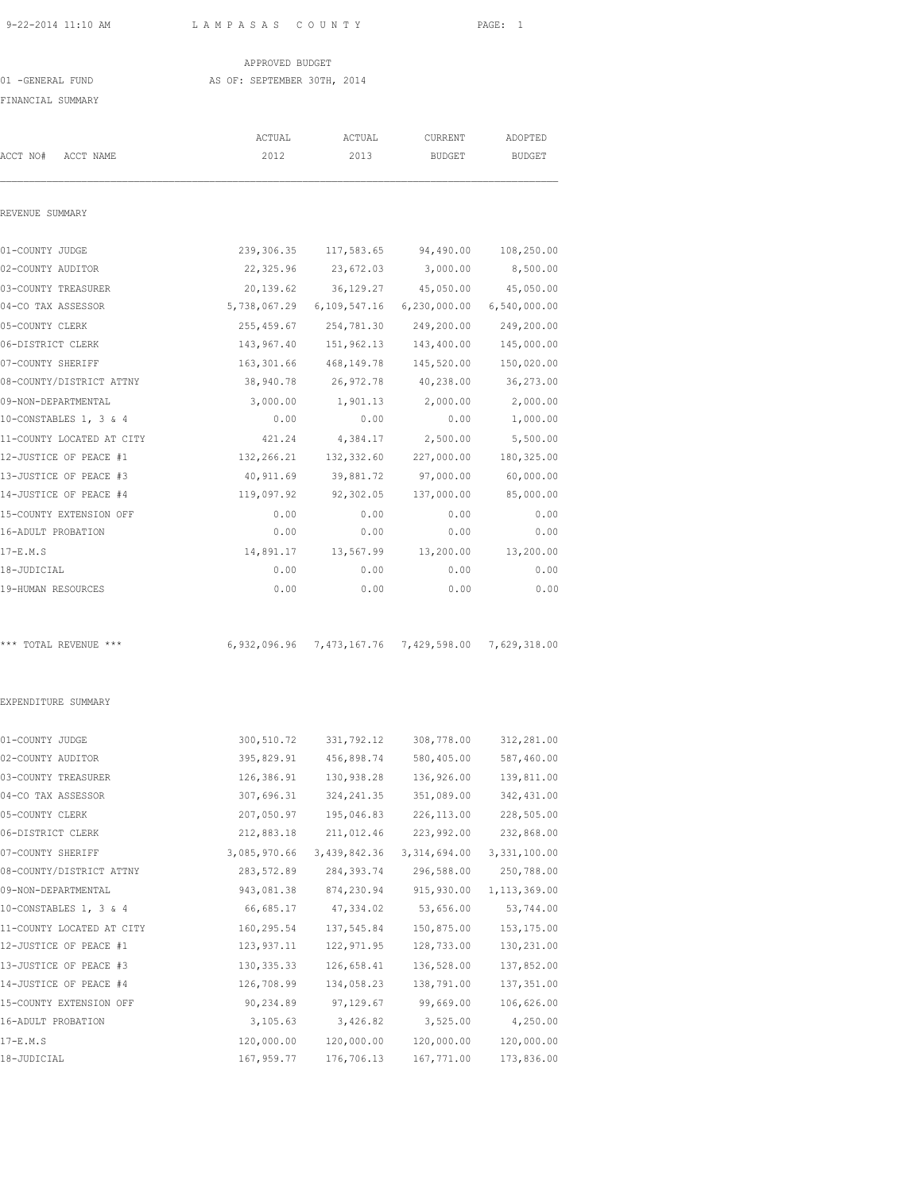LAMPASAS COUNTY

APPROVED BUDGET

01 -GENERAL FUND — AS OF: SEPTEMBER 30TH, 2014

FINANCIAL SUMMARY

| ACCT NO# ACCT NAME | ACTUAL 2012 | ACTUAL 2013 | CURRENT BUDGET | ADOPTED BUDGET |
|---|---|---|---|---|
| **REVENUE SUMMARY** | | | | |
| 01-COUNTY JUDGE | 239,306.35 | 117,583.65 | 94,490.00 | 108,250.00 |
| 02-COUNTY AUDITOR | 22,325.96 | 23,672.03 | 3,000.00 | 8,500.00 |
| 03-COUNTY TREASURER | 20,139.62 | 36,129.27 | 45,050.00 | 45,050.00 |
| 04-CO TAX ASSESSOR | 5,738,067.29 | 6,109,547.16 | 6,230,000.00 | 6,540,000.00 |
| 05-COUNTY CLERK | 255,459.67 | 254,781.30 | 249,200.00 | 249,200.00 |
| 06-DISTRICT CLERK | 143,967.40 | 151,962.13 | 143,400.00 | 145,000.00 |
| 07-COUNTY SHERIFF | 163,301.66 | 468,149.78 | 145,520.00 | 150,020.00 |
| 08-COUNTY/DISTRICT ATTNY | 38,940.78 | 26,972.78 | 40,238.00 | 36,273.00 |
| 09-NON-DEPARTMENTAL | 3,000.00 | 1,901.13 | 2,000.00 | 2,000.00 |
| 10-CONSTABLES 1, 3 & 4 | 0.00 | 0.00 | 0.00 | 1,000.00 |
| 11-COUNTY LOCATED AT CITY | 421.24 | 4,384.17 | 2,500.00 | 5,500.00 |
| 12-JUSTICE OF PEACE #1 | 132,266.21 | 132,332.60 | 227,000.00 | 180,325.00 |
| 13-JUSTICE OF PEACE #3 | 40,911.69 | 39,881.72 | 97,000.00 | 60,000.00 |
| 14-JUSTICE OF PEACE #4 | 119,097.92 | 92,302.05 | 137,000.00 | 85,000.00 |
| 15-COUNTY EXTENSION OFF | 0.00 | 0.00 | 0.00 | 0.00 |
| 16-ADULT PROBATION | 0.00 | 0.00 | 0.00 | 0.00 |
| 17-E.M.S | 14,891.17 | 13,567.99 | 13,200.00 | 13,200.00 |
| 18-JUDICIAL | 0.00 | 0.00 | 0.00 | 0.00 |
| 19-HUMAN RESOURCES | 0.00 | 0.00 | 0.00 | 0.00 |
| *** TOTAL REVENUE *** | 6,932,096.96 | 7,473,167.76 | 7,429,598.00 | 7,629,318.00 |
| **EXPENDITURE SUMMARY** | | | | |
| 01-COUNTY JUDGE | 300,510.72 | 331,792.12 | 308,778.00 | 312,281.00 |
| 02-COUNTY AUDITOR | 395,829.91 | 456,898.74 | 580,405.00 | 587,460.00 |
| 03-COUNTY TREASURER | 126,386.91 | 130,938.28 | 136,926.00 | 139,811.00 |
| 04-CO TAX ASSESSOR | 307,696.31 | 324,241.35 | 351,089.00 | 342,431.00 |
| 05-COUNTY CLERK | 207,050.97 | 195,046.83 | 226,113.00 | 228,505.00 |
| 06-DISTRICT CLERK | 212,883.18 | 211,012.46 | 223,992.00 | 232,868.00 |
| 07-COUNTY SHERIFF | 3,085,970.66 | 3,439,842.36 | 3,314,694.00 | 3,331,100.00 |
| 08-COUNTY/DISTRICT ATTNY | 283,572.89 | 284,393.74 | 296,588.00 | 250,788.00 |
| 09-NON-DEPARTMENTAL | 943,081.38 | 874,230.94 | 915,930.00 | 1,113,369.00 |
| 10-CONSTABLES 1, 3 & 4 | 66,685.17 | 47,334.02 | 53,656.00 | 53,744.00 |
| 11-COUNTY LOCATED AT CITY | 160,295.54 | 137,545.84 | 150,875.00 | 153,175.00 |
| 12-JUSTICE OF PEACE #1 | 123,937.11 | 122,971.95 | 128,733.00 | 130,231.00 |
| 13-JUSTICE OF PEACE #3 | 130,335.33 | 126,658.41 | 136,528.00 | 137,852.00 |
| 14-JUSTICE OF PEACE #4 | 126,708.99 | 134,058.23 | 138,791.00 | 137,351.00 |
| 15-COUNTY EXTENSION OFF | 90,234.89 | 97,129.67 | 99,669.00 | 106,626.00 |
| 16-ADULT PROBATION | 3,105.63 | 3,426.82 | 3,525.00 | 4,250.00 |
| 17-E.M.S | 120,000.00 | 120,000.00 | 120,000.00 | 120,000.00 |
| 18-JUDICIAL | 167,959.77 | 176,706.13 | 167,771.00 | 173,836.00 |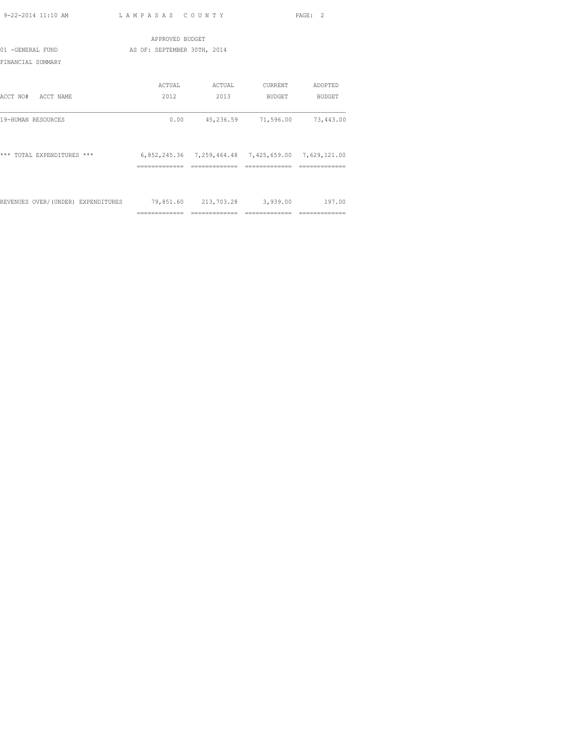APPROVED BUDGET

01 -GENERAL FUND AS OF: SEPTEMBER 30TH, 2014

FINANCIAL SUMMARY

| ACCT NO# ACCT NAME | ACTUAL 2012 | ACTUAL 2013 | CURRENT BUDGET | ADOPTED BUDGET |
|---|---|---|---|---|
| 19-HUMAN RESOURCES | 0.00 | 45,236.59 | 71,596.00 | 73,443.00 |
| *** TOTAL EXPENDITURES *** | 6,852,245.36 | 7,259,464.48 | 7,425,659.00 | 7,629,121.00 |
| REVENUES OVER/(UNDER) EXPENDITURES | 79,851.60 | 213,703.28 | 3,939.00 | 197.00 |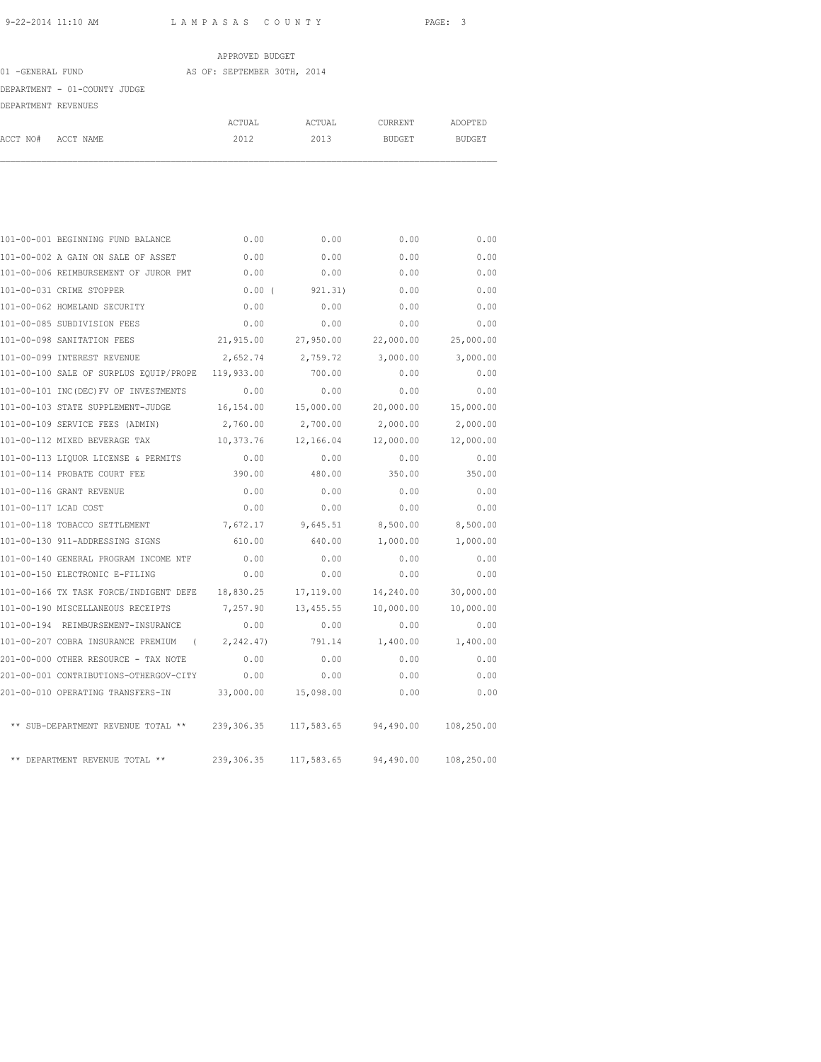APPROVED BUDGET

01 -GENERAL FUND AS OF: SEPTEMBER 30TH, 2014

DEPARTMENT - 01-COUNTY JUDGE

DEPARTMENT REVENUES

| ACCT NO# | ACCT NAME | ACTUAL 2012 | ACTUAL 2013 | CURRENT BUDGET | ADOPTED BUDGET |
|---|---|---|---|---|---|
| 101-00-001 | BEGINNING FUND BALANCE | 0.00 | 0.00 | 0.00 | 0.00 |
| 101-00-002 | A GAIN ON SALE OF ASSET | 0.00 | 0.00 | 0.00 | 0.00 |
| 101-00-006 | REIMBURSEMENT OF JUROR PMT | 0.00 | 0.00 | 0.00 | 0.00 |
| 101-00-031 | CRIME STOPPER | 0.00 | ( 921.31) | 0.00 | 0.00 |
| 101-00-062 | HOMELAND SECURITY | 0.00 | 0.00 | 0.00 | 0.00 |
| 101-00-085 | SUBDIVISION FEES | 0.00 | 0.00 | 0.00 | 0.00 |
| 101-00-098 | SANITATION FEES | 21,915.00 | 27,950.00 | 22,000.00 | 25,000.00 |
| 101-00-099 | INTEREST REVENUE | 2,652.74 | 2,759.72 | 3,000.00 | 3,000.00 |
| 101-00-100 | SALE OF SURPLUS EQUIP/PROPE | 119,933.00 | 700.00 | 0.00 | 0.00 |
| 101-00-101 | INC(DEC)FV OF INVESTMENTS | 0.00 | 0.00 | 0.00 | 0.00 |
| 101-00-103 | STATE SUPPLEMENT-JUDGE | 16,154.00 | 15,000.00 | 20,000.00 | 15,000.00 |
| 101-00-109 | SERVICE FEES (ADMIN) | 2,760.00 | 2,700.00 | 2,000.00 | 2,000.00 |
| 101-00-112 | MIXED BEVERAGE TAX | 10,373.76 | 12,166.04 | 12,000.00 | 12,000.00 |
| 101-00-113 | LIQUOR LICENSE & PERMITS | 0.00 | 0.00 | 0.00 | 0.00 |
| 101-00-114 | PROBATE COURT FEE | 390.00 | 480.00 | 350.00 | 350.00 |
| 101-00-116 | GRANT REVENUE | 0.00 | 0.00 | 0.00 | 0.00 |
| 101-00-117 | LCAD COST | 0.00 | 0.00 | 0.00 | 0.00 |
| 101-00-118 | TOBACCO SETTLEMENT | 7,672.17 | 9,645.51 | 8,500.00 | 8,500.00 |
| 101-00-130 | 911-ADDRESSING SIGNS | 610.00 | 640.00 | 1,000.00 | 1,000.00 |
| 101-00-140 | GENERAL PROGRAM INCOME NTF | 0.00 | 0.00 | 0.00 | 0.00 |
| 101-00-150 | ELECTRONIC E-FILING | 0.00 | 0.00 | 0.00 | 0.00 |
| 101-00-166 | TX TASK FORCE/INDIGENT DEFE | 18,830.25 | 17,119.00 | 14,240.00 | 30,000.00 |
| 101-00-190 | MISCELLANEOUS RECEIPTS | 7,257.90 | 13,455.55 | 10,000.00 | 10,000.00 |
| 101-00-194 | REIMBURSEMENT-INSURANCE | 0.00 | 0.00 | 0.00 | 0.00 |
| 101-00-207 | COBRA INSURANCE PREMIUM | ( 2,242.47) | 791.14 | 1,400.00 | 1,400.00 |
| 201-00-000 | OTHER RESOURCE - TAX NOTE | 0.00 | 0.00 | 0.00 | 0.00 |
| 201-00-001 | CONTRIBUTIONS-OTHERGOV-CITY | 0.00 | 0.00 | 0.00 | 0.00 |
| 201-00-010 | OPERATING TRANSFERS-IN | 33,000.00 | 15,098.00 | 0.00 | 0.00 |
| | ** SUB-DEPARTMENT REVENUE TOTAL ** | 239,306.35 | 117,583.65 | 94,490.00 | 108,250.00 |
| | ** DEPARTMENT REVENUE TOTAL ** | 239,306.35 | 117,583.65 | 94,490.00 | 108,250.00 |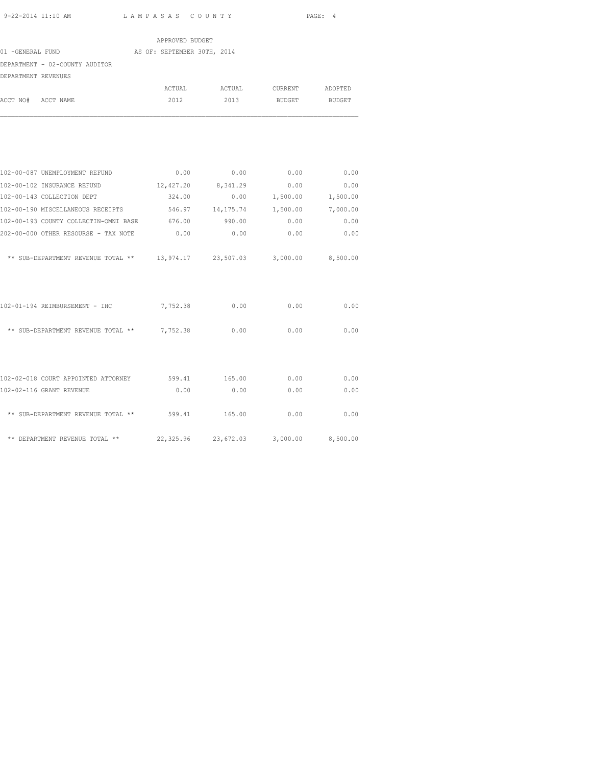APPROVED BUDGET

01 -GENERAL FUND AS OF: SEPTEMBER 30TH, 2014

DEPARTMENT - 02-COUNTY AUDITOR

DEPARTMENT REVENUES

| ACCT NO# | ACCT NAME | ACTUAL 2012 | ACTUAL 2013 | CURRENT BUDGET | ADOPTED BUDGET |
|---|---|---|---|---|---|
| 102-00-087 | UNEMPLOYMENT REFUND | 0.00 | 0.00 | 0.00 | 0.00 |
| 102-00-102 | INSURANCE REFUND | 12,427.20 | 8,341.29 | 0.00 | 0.00 |
| 102-00-143 | COLLECTION DEPT | 324.00 | 0.00 | 1,500.00 | 1,500.00 |
| 102-00-190 | MISCELLANEOUS RECEIPTS | 546.97 | 14,175.74 | 1,500.00 | 7,000.00 |
| 102-00-193 | COUNTY COLLECTIN-OMNI BASE | 676.00 | 990.00 | 0.00 | 0.00 |
| 202-00-000 | OTHER RESOURSE - TAX NOTE | 0.00 | 0.00 | 0.00 | 0.00 |
| | ** SUB-DEPARTMENT REVENUE TOTAL ** | 13,974.17 | 23,507.03 | 3,000.00 | 8,500.00 |
| 102-01-194 | REIMBURSEMENT - IHC | 7,752.38 | 0.00 | 0.00 | 0.00 |
| | ** SUB-DEPARTMENT REVENUE TOTAL ** | 7,752.38 | 0.00 | 0.00 | 0.00 |
| 102-02-018 | COURT APPOINTED ATTORNEY | 599.41 | 165.00 | 0.00 | 0.00 |
| 102-02-116 | GRANT REVENUE | 0.00 | 0.00 | 0.00 | 0.00 |
| | ** SUB-DEPARTMENT REVENUE TOTAL ** | 599.41 | 165.00 | 0.00 | 0.00 |
| | ** DEPARTMENT REVENUE TOTAL ** | 22,325.96 | 23,672.03 | 3,000.00 | 8,500.00 |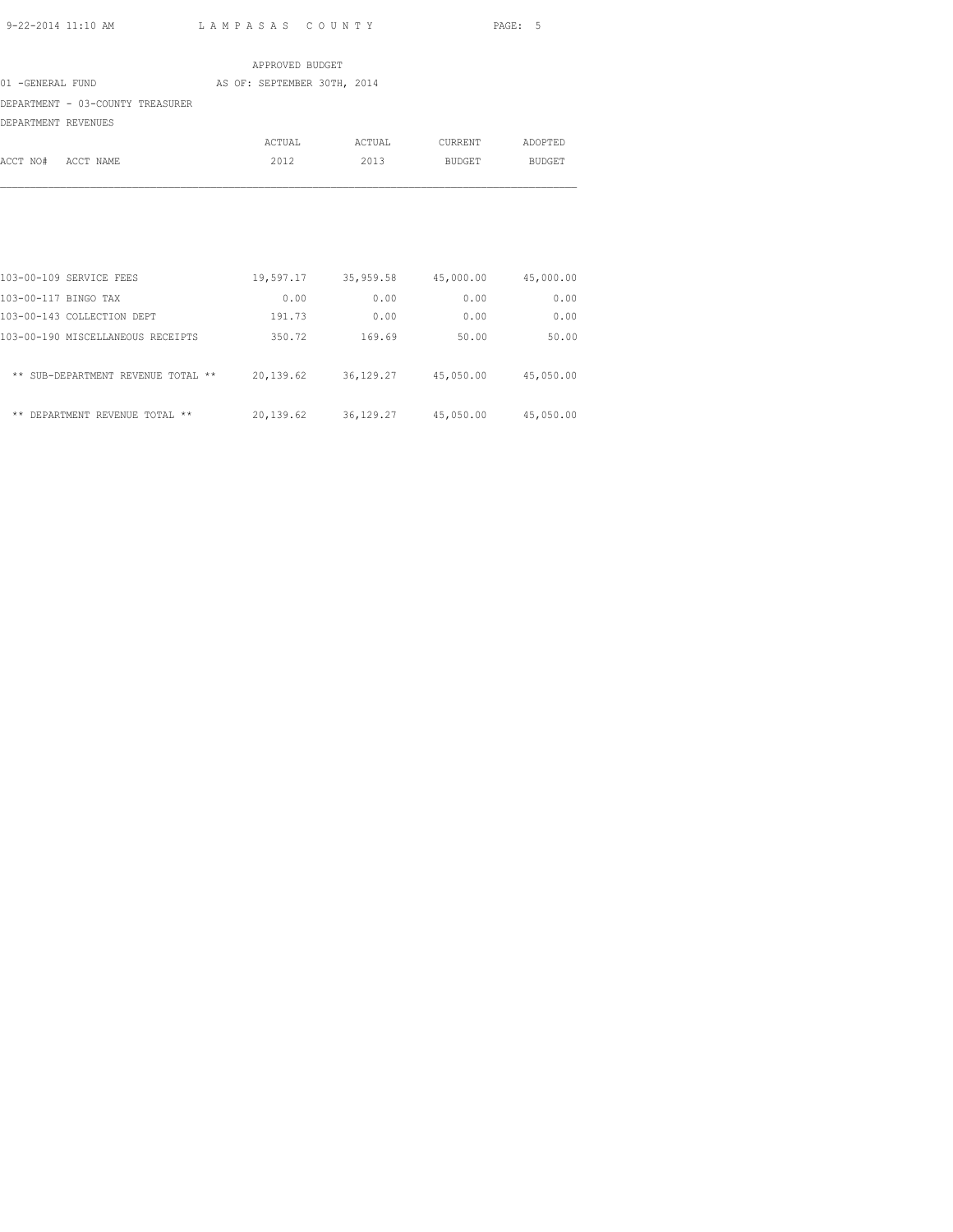APPROVED BUDGET

01 -GENERAL FUND AS OF: SEPTEMBER 30TH, 2014

DEPARTMENT - 03-COUNTY TREASURER

DEPARTMENT REVENUES

| ACCT NO# ACCT NAME | ACTUAL 2012 | ACTUAL 2013 | CURRENT BUDGET | ADOPTED BUDGET |
|---|---|---|---|---|
| 103-00-109 SERVICE FEES | 19,597.17 | 35,959.58 | 45,000.00 | 45,000.00 |
| 103-00-117 BINGO TAX | 0.00 | 0.00 | 0.00 | 0.00 |
| 103-00-143 COLLECTION DEPT | 191.73 | 0.00 | 0.00 | 0.00 |
| 103-00-190 MISCELLANEOUS RECEIPTS | 350.72 | 169.69 | 50.00 | 50.00 |
| ** SUB-DEPARTMENT REVENUE TOTAL ** | 20,139.62 | 36,129.27 | 45,050.00 | 45,050.00 |
| ** DEPARTMENT REVENUE TOTAL ** | 20,139.62 | 36,129.27 | 45,050.00 | 45,050.00 |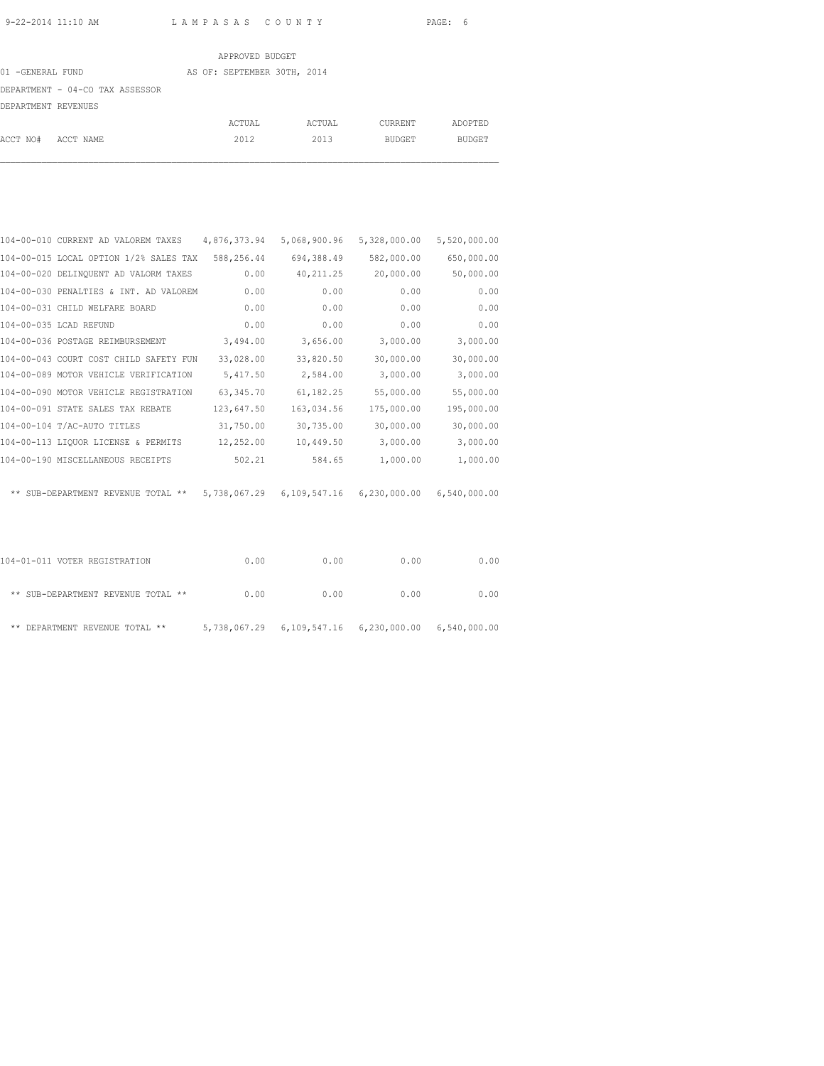APPROVED BUDGET

01 -GENERAL FUND AS OF: SEPTEMBER 30TH, 2014

DEPARTMENT - 04-CO TAX ASSESSOR

DEPARTMENT REVENUES

| ACCT NO# | ACCT NAME | ACTUAL 2012 | ACTUAL 2013 | CURRENT BUDGET | ADOPTED BUDGET |
|---|---|---|---|---|---|
| 104-00-010 | CURRENT AD VALOREM TAXES | 4,876,373.94 | 5,068,900.96 | 5,328,000.00 | 5,520,000.00 |
| 104-00-015 | LOCAL OPTION 1/2% SALES TAX | 588,256.44 | 694,388.49 | 582,000.00 | 650,000.00 |
| 104-00-020 | DELINQUENT AD VALORM TAXES | 0.00 | 40,211.25 | 20,000.00 | 50,000.00 |
| 104-00-030 | PENALTIES & INT. AD VALOREM | 0.00 | 0.00 | 0.00 | 0.00 |
| 104-00-031 | CHILD WELFARE BOARD | 0.00 | 0.00 | 0.00 | 0.00 |
| 104-00-035 | LCAD REFUND | 0.00 | 0.00 | 0.00 | 0.00 |
| 104-00-036 | POSTAGE REIMBURSEMENT | 3,494.00 | 3,656.00 | 3,000.00 | 3,000.00 |
| 104-00-043 | COURT COST CHILD SAFETY FUN | 33,028.00 | 33,820.50 | 30,000.00 | 30,000.00 |
| 104-00-089 | MOTOR VEHICLE VERIFICATION | 5,417.50 | 2,584.00 | 3,000.00 | 3,000.00 |
| 104-00-090 | MOTOR VEHICLE REGISTRATION | 63,345.70 | 61,182.25 | 55,000.00 | 55,000.00 |
| 104-00-091 | STATE SALES TAX REBATE | 123,647.50 | 163,034.56 | 175,000.00 | 195,000.00 |
| 104-00-104 | T/AC-AUTO TITLES | 31,750.00 | 30,735.00 | 30,000.00 | 30,000.00 |
| 104-00-113 | LIQUOR LICENSE & PERMITS | 12,252.00 | 10,449.50 | 3,000.00 | 3,000.00 |
| 104-00-190 | MISCELLANEOUS RECEIPTS | 502.21 | 584.65 | 1,000.00 | 1,000.00 |
| | ** SUB-DEPARTMENT REVENUE TOTAL ** | 5,738,067.29 | 6,109,547.16 | 6,230,000.00 | 6,540,000.00 |
| 104-01-011 | VOTER REGISTRATION | 0.00 | 0.00 | 0.00 | 0.00 |
| | ** SUB-DEPARTMENT REVENUE TOTAL ** | 0.00 | 0.00 | 0.00 | 0.00 |
| | ** DEPARTMENT REVENUE TOTAL ** | 5,738,067.29 | 6,109,547.16 | 6,230,000.00 | 6,540,000.00 |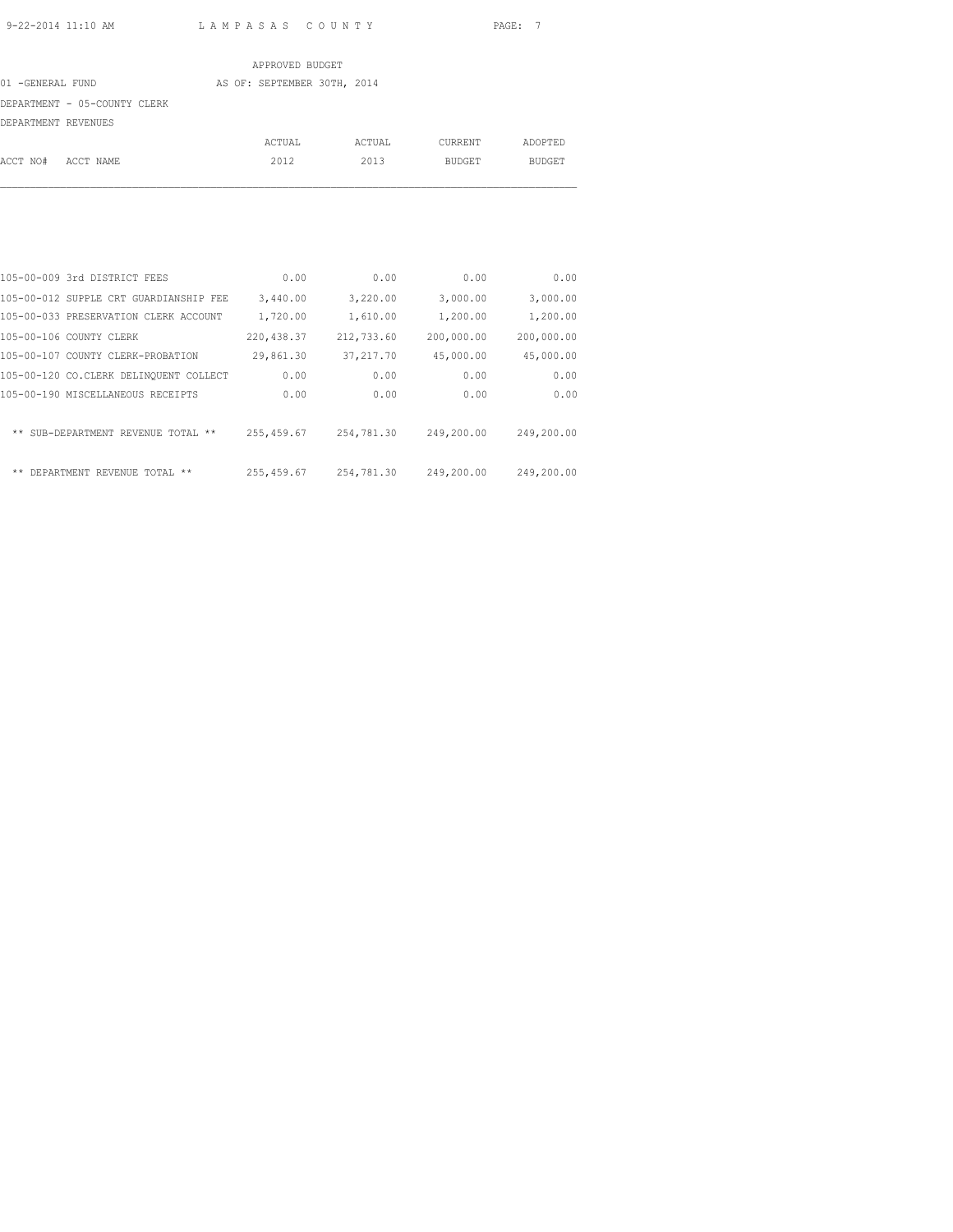APPROVED BUDGET

01 -GENERAL FUND AS OF: SEPTEMBER 30TH, 2014

DEPARTMENT - 05-COUNTY CLERK

DEPARTMENT REVENUES

| ACCT NO# | ACCT NAME | ACTUAL 2012 | ACTUAL 2013 | CURRENT BUDGET | ADOPTED BUDGET |
|---|---|---|---|---|---|
| 105-00-009 | 3rd DISTRICT FEES | 0.00 | 0.00 | 0.00 | 0.00 |
| 105-00-012 | SUPPLE CRT GUARDIANSHIP FEE | 3,440.00 | 3,220.00 | 3,000.00 | 3,000.00 |
| 105-00-033 | PRESERVATION CLERK ACCOUNT | 1,720.00 | 1,610.00 | 1,200.00 | 1,200.00 |
| 105-00-106 | COUNTY CLERK | 220,438.37 | 212,733.60 | 200,000.00 | 200,000.00 |
| 105-00-107 | COUNTY CLERK-PROBATION | 29,861.30 | 37,217.70 | 45,000.00 | 45,000.00 |
| 105-00-120 | CO.CLERK DELINQUENT COLLECT | 0.00 | 0.00 | 0.00 | 0.00 |
| 105-00-190 | MISCELLANEOUS RECEIPTS | 0.00 | 0.00 | 0.00 | 0.00 |
| | ** SUB-DEPARTMENT REVENUE TOTAL ** | 255,459.67 | 254,781.30 | 249,200.00 | 249,200.00 |
| | ** DEPARTMENT REVENUE TOTAL ** | 255,459.67 | 254,781.30 | 249,200.00 | 249,200.00 |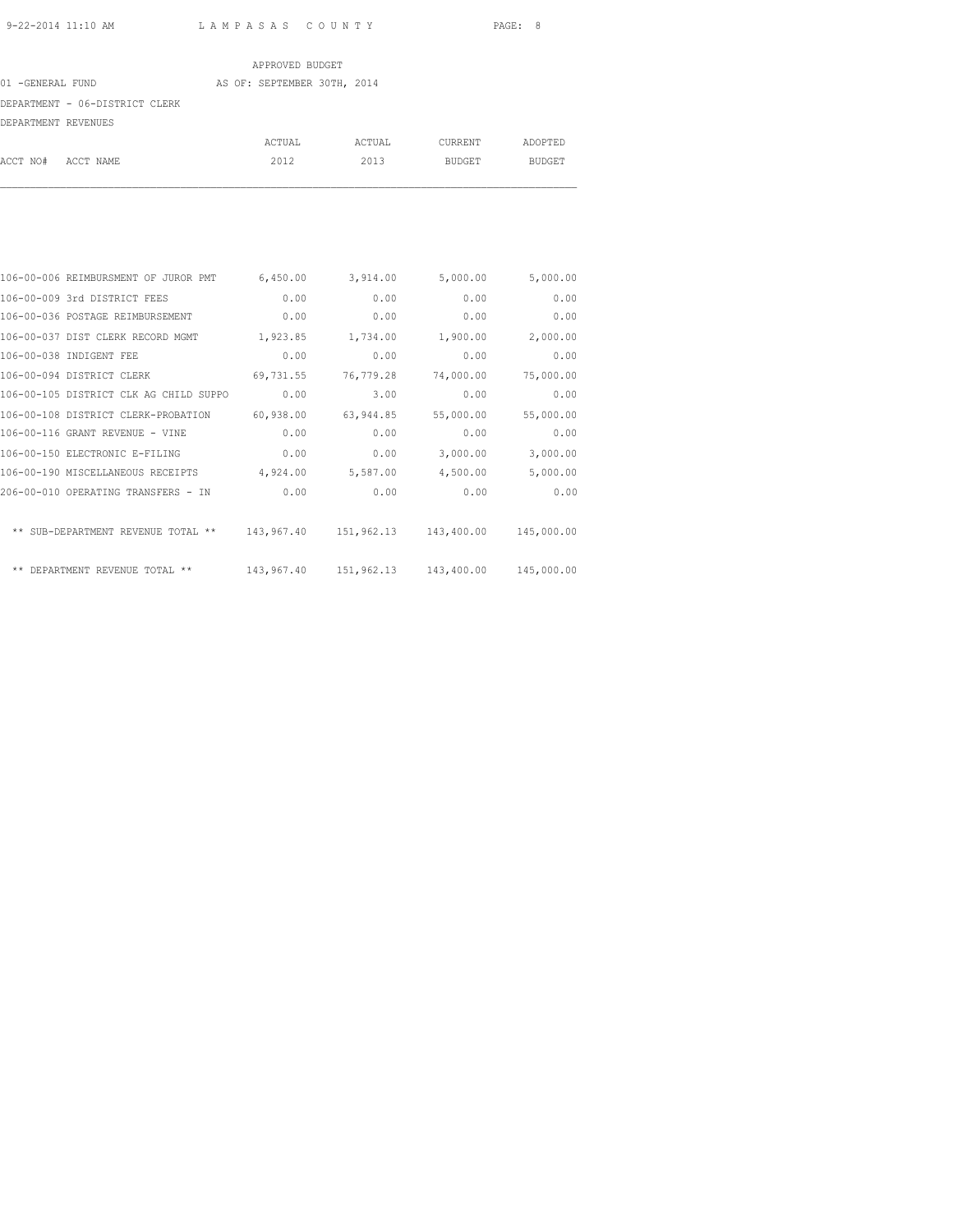APPROVED BUDGET

01 -GENERAL FUND AS OF: SEPTEMBER 30TH, 2014

DEPARTMENT - 06-DISTRICT CLERK

DEPARTMENT REVENUES

| ACCT NO# | ACCT NAME | ACTUAL 2012 | ACTUAL 2013 | CURRENT BUDGET | ADOPTED BUDGET |
|---|---|---|---|---|---|
| 106-00-006 | REIMBURSMENT OF JUROR PMT | 6,450.00 | 3,914.00 | 5,000.00 | 5,000.00 |
| 106-00-009 | 3rd DISTRICT FEES | 0.00 | 0.00 | 0.00 | 0.00 |
| 106-00-036 | POSTAGE REIMBURSEMENT | 0.00 | 0.00 | 0.00 | 0.00 |
| 106-00-037 | DIST CLERK RECORD MGMT | 1,923.85 | 1,734.00 | 1,900.00 | 2,000.00 |
| 106-00-038 | INDIGENT FEE | 0.00 | 0.00 | 0.00 | 0.00 |
| 106-00-094 | DISTRICT CLERK | 69,731.55 | 76,779.28 | 74,000.00 | 75,000.00 |
| 106-00-105 | DISTRICT CLK AG CHILD SUPPO | 0.00 | 3.00 | 0.00 | 0.00 |
| 106-00-108 | DISTRICT CLERK-PROBATION | 60,938.00 | 63,944.85 | 55,000.00 | 55,000.00 |
| 106-00-116 | GRANT REVENUE - VINE | 0.00 | 0.00 | 0.00 | 0.00 |
| 106-00-150 | ELECTRONIC E-FILING | 0.00 | 0.00 | 3,000.00 | 3,000.00 |
| 106-00-190 | MISCELLANEOUS RECEIPTS | 4,924.00 | 5,587.00 | 4,500.00 | 5,000.00 |
| 206-00-010 | OPERATING TRANSFERS - IN | 0.00 | 0.00 | 0.00 | 0.00 |
| | ** SUB-DEPARTMENT REVENUE TOTAL ** | 143,967.40 | 151,962.13 | 143,400.00 | 145,000.00 |
| | ** DEPARTMENT REVENUE TOTAL ** | 143,967.40 | 151,962.13 | 143,400.00 | 145,000.00 |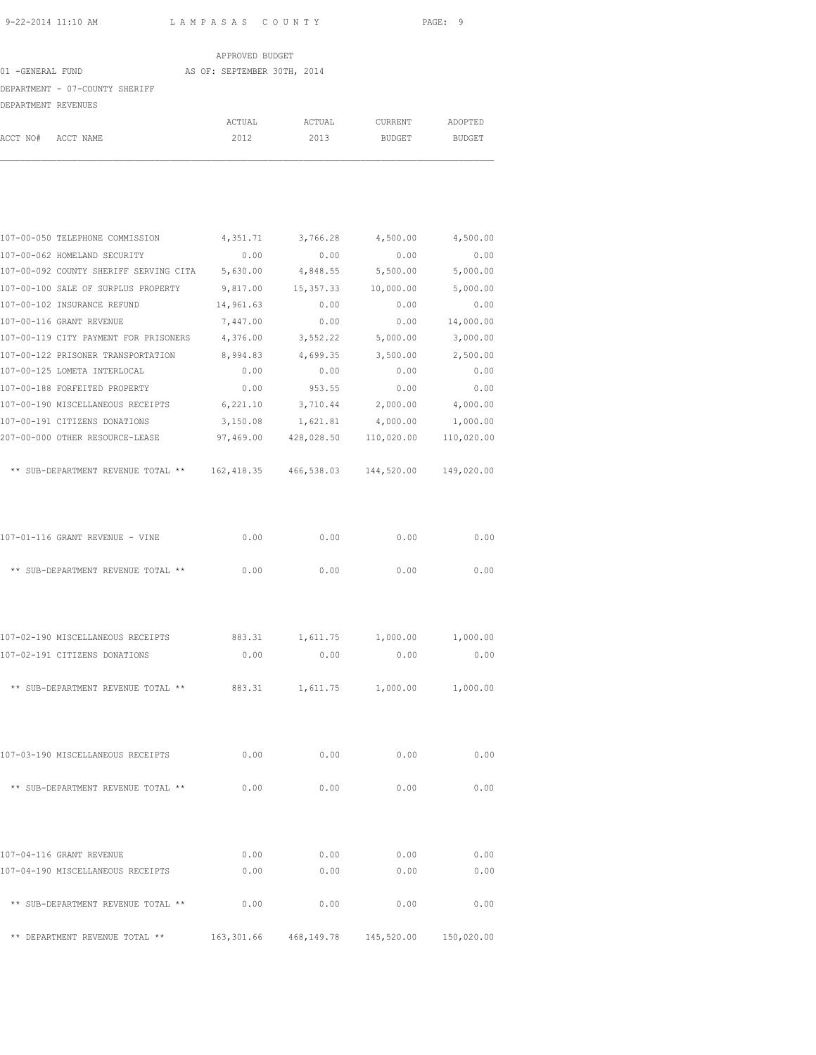APPROVED BUDGET

01 -GENERAL FUND AS OF: SEPTEMBER 30TH, 2014

DEPARTMENT - 07-COUNTY SHERIFF

DEPARTMENT REVENUES

| ACCT NO# ACCT NAME | ACTUAL 2012 | ACTUAL 2013 | CURRENT BUDGET | ADOPTED BUDGET |
|---|---|---|---|---|
| 107-00-050 TELEPHONE COMMISSION | 4,351.71 | 3,766.28 | 4,500.00 | 4,500.00 |
| 107-00-062 HOMELAND SECURITY | 0.00 | 0.00 | 0.00 | 0.00 |
| 107-00-092 COUNTY SHERIFF SERVING CITA | 5,630.00 | 4,848.55 | 5,500.00 | 5,000.00 |
| 107-00-100 SALE OF SURPLUS PROPERTY | 9,817.00 | 15,357.33 | 10,000.00 | 5,000.00 |
| 107-00-102 INSURANCE REFUND | 14,961.63 | 0.00 | 0.00 | 0.00 |
| 107-00-116 GRANT REVENUE | 7,447.00 | 0.00 | 0.00 | 14,000.00 |
| 107-00-119 CITY PAYMENT FOR PRISONERS | 4,376.00 | 3,552.22 | 5,000.00 | 3,000.00 |
| 107-00-122 PRISONER TRANSPORTATION | 8,994.83 | 4,699.35 | 3,500.00 | 2,500.00 |
| 107-00-125 LOMETA INTERLOCAL | 0.00 | 0.00 | 0.00 | 0.00 |
| 107-00-188 FORFEITED PROPERTY | 0.00 | 953.55 | 0.00 | 0.00 |
| 107-00-190 MISCELLANEOUS RECEIPTS | 6,221.10 | 3,710.44 | 2,000.00 | 4,000.00 |
| 107-00-191 CITIZENS DONATIONS | 3,150.08 | 1,621.81 | 4,000.00 | 1,000.00 |
| 207-00-000 OTHER RESOURCE-LEASE | 97,469.00 | 428,028.50 | 110,020.00 | 110,020.00 |
| ** SUB-DEPARTMENT REVENUE TOTAL ** | 162,418.35 | 466,538.03 | 144,520.00 | 149,020.00 |
| 107-01-116 GRANT REVENUE - VINE | 0.00 | 0.00 | 0.00 | 0.00 |
| ** SUB-DEPARTMENT REVENUE TOTAL ** | 0.00 | 0.00 | 0.00 | 0.00 |
| 107-02-190 MISCELLANEOUS RECEIPTS | 883.31 | 1,611.75 | 1,000.00 | 1,000.00 |
| 107-02-191 CITIZENS DONATIONS | 0.00 | 0.00 | 0.00 | 0.00 |
| ** SUB-DEPARTMENT REVENUE TOTAL ** | 883.31 | 1,611.75 | 1,000.00 | 1,000.00 |
| 107-03-190 MISCELLANEOUS RECEIPTS | 0.00 | 0.00 | 0.00 | 0.00 |
| ** SUB-DEPARTMENT REVENUE TOTAL ** | 0.00 | 0.00 | 0.00 | 0.00 |
| 107-04-116 GRANT REVENUE | 0.00 | 0.00 | 0.00 | 0.00 |
| 107-04-190 MISCELLANEOUS RECEIPTS | 0.00 | 0.00 | 0.00 | 0.00 |
| ** SUB-DEPARTMENT REVENUE TOTAL ** | 0.00 | 0.00 | 0.00 | 0.00 |
| ** DEPARTMENT REVENUE TOTAL ** | 163,301.66 | 468,149.78 | 145,520.00 | 150,020.00 |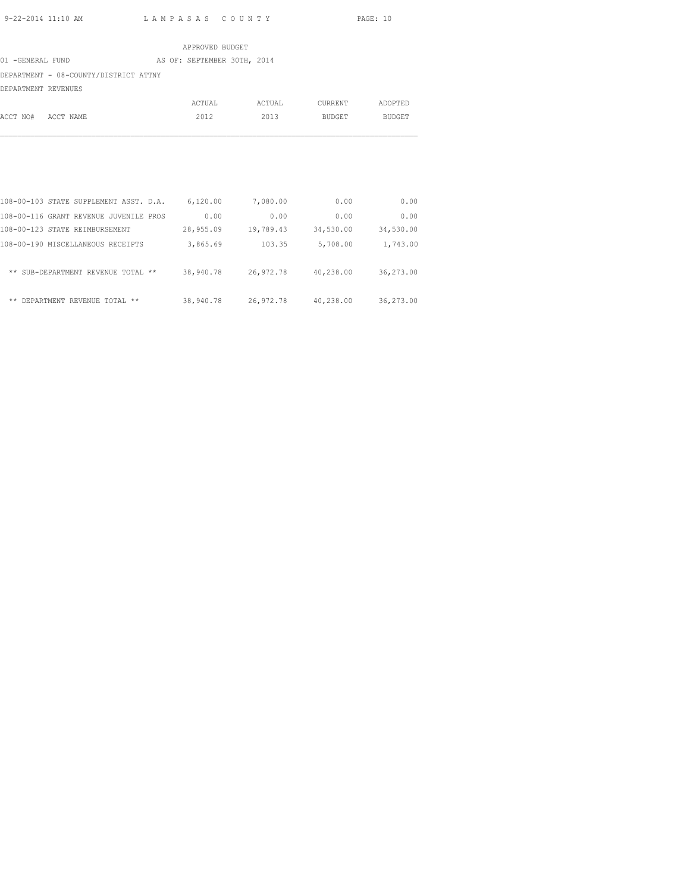APPROVED BUDGET

01 -GENERAL FUND AS OF: SEPTEMBER 30TH, 2014

DEPARTMENT - 08-COUNTY/DISTRICT ATTNY

DEPARTMENT REVENUES

| ACCT NO# ACCT NAME | ACTUAL 2012 | ACTUAL 2013 | CURRENT BUDGET | ADOPTED BUDGET |
|---|---|---|---|---|
| 108-00-103 STATE SUPPLEMENT ASST. D.A. | 6,120.00 | 7,080.00 | 0.00 | 0.00 |
| 108-00-116 GRANT REVENUE JUVENILE PROS | 0.00 | 0.00 | 0.00 | 0.00 |
| 108-00-123 STATE REIMBURSEMENT | 28,955.09 | 19,789.43 | 34,530.00 | 34,530.00 |
| 108-00-190 MISCELLANEOUS RECEIPTS | 3,865.69 | 103.35 | 5,708.00 | 1,743.00 |
| ** SUB-DEPARTMENT REVENUE TOTAL ** | 38,940.78 | 26,972.78 | 40,238.00 | 36,273.00 |
| ** DEPARTMENT REVENUE TOTAL ** | 38,940.78 | 26,972.78 | 40,238.00 | 36,273.00 |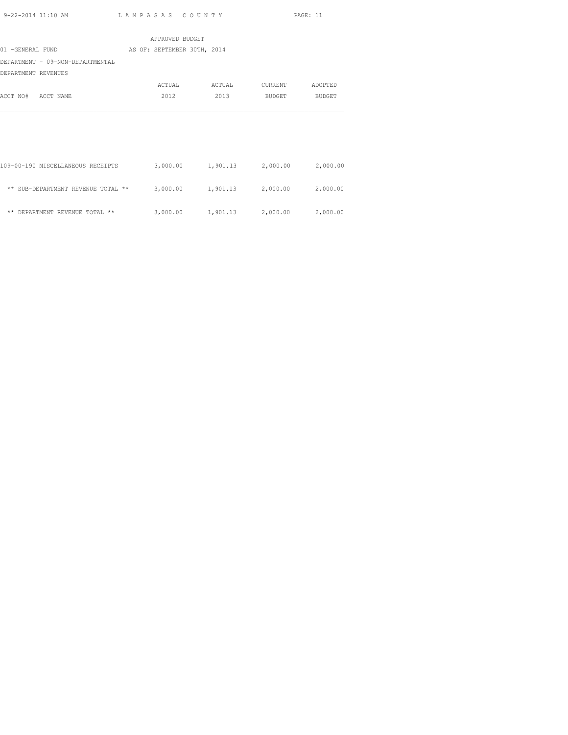APPROVED BUDGET

01 -GENERAL FUND AS OF: SEPTEMBER 30TH, 2014

DEPARTMENT - 09-NON-DEPARTMENTAL

DEPARTMENT REVENUES

| ACCT NO# ACCT NAME | ACTUAL 2012 | ACTUAL 2013 | CURRENT BUDGET | ADOPTED BUDGET |
|---|---|---|---|---|
| 109-00-190 MISCELLANEOUS RECEIPTS | 3,000.00 | 1,901.13 | 2,000.00 | 2,000.00 |
| ** SUB-DEPARTMENT REVENUE TOTAL ** | 3,000.00 | 1,901.13 | 2,000.00 | 2,000.00 |
| ** DEPARTMENT REVENUE TOTAL ** | 3,000.00 | 1,901.13 | 2,000.00 | 2,000.00 |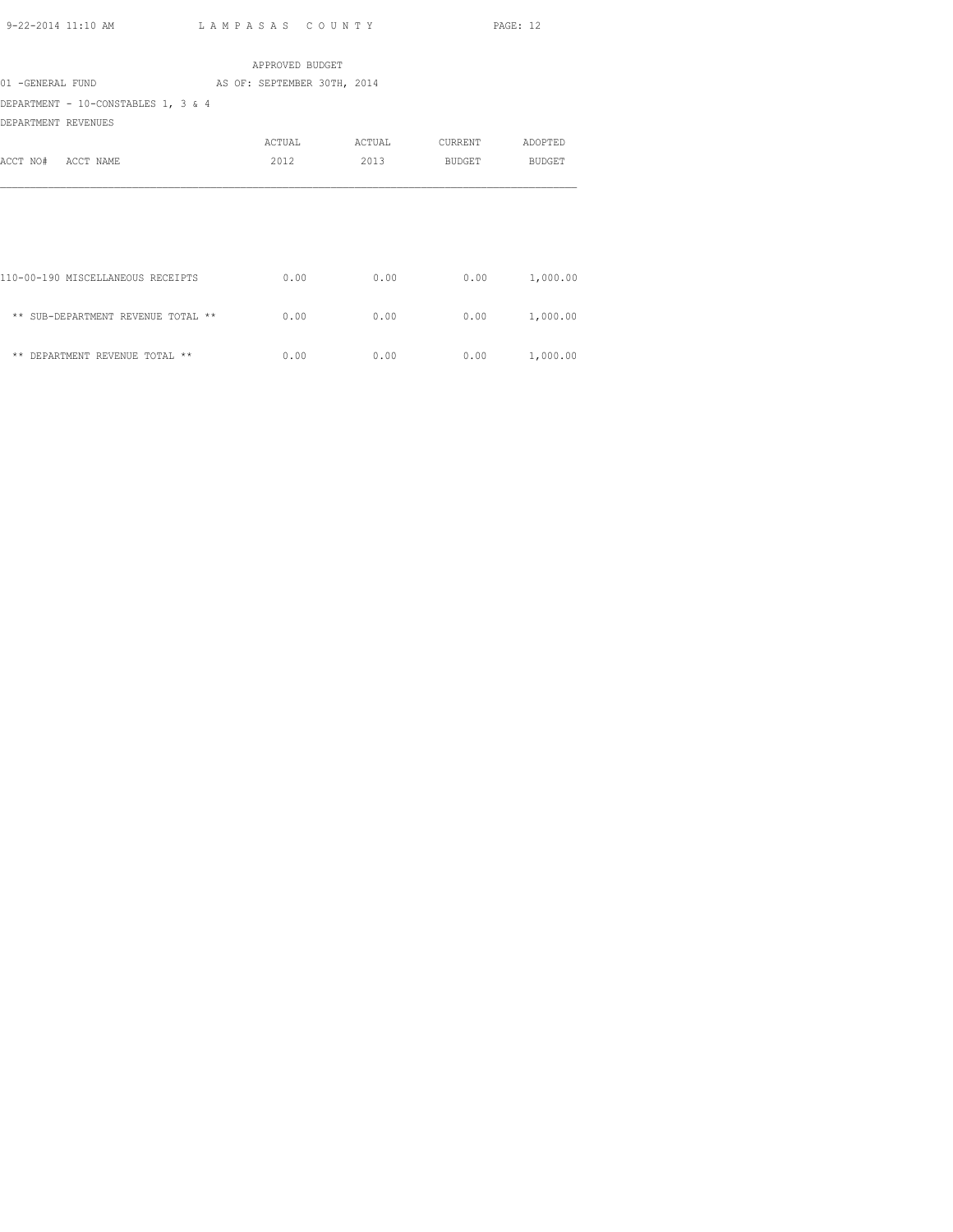APPROVED BUDGET

01 -GENERAL FUND AS OF: SEPTEMBER 30TH, 2014

DEPARTMENT - 10-CONSTABLES 1, 3 & 4

DEPARTMENT REVENUES

| ACCT NO# ACCT NAME | ACTUAL 2012 | ACTUAL 2013 | CURRENT BUDGET | ADOPTED BUDGET |
|---|---|---|---|---|
| 110-00-190 MISCELLANEOUS RECEIPTS | 0.00 | 0.00 | 0.00 | 1,000.00 |
| ** SUB-DEPARTMENT REVENUE TOTAL ** | 0.00 | 0.00 | 0.00 | 1,000.00 |
| ** DEPARTMENT REVENUE TOTAL ** | 0.00 | 0.00 | 0.00 | 1,000.00 |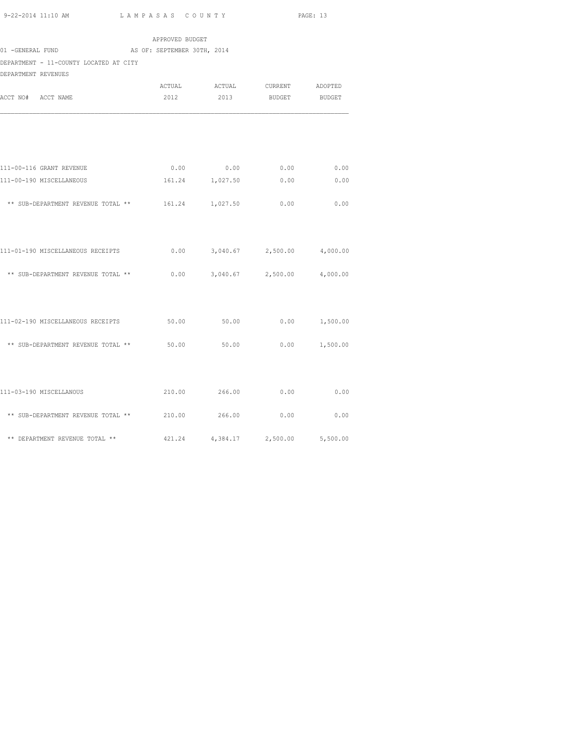APPROVED BUDGET

01 -GENERAL FUND AS OF: SEPTEMBER 30TH, 2014

DEPARTMENT - 11-COUNTY LOCATED AT CITY

DEPARTMENT REVENUES

| ACCT NO# ACCT NAME | ACTUAL 2012 | ACTUAL 2013 | CURRENT BUDGET | ADOPTED BUDGET |
|---|---|---|---|---|
| 111-00-116 GRANT REVENUE | 0.00 | 0.00 | 0.00 | 0.00 |
| 111-00-190 MISCELLANEOUS | 161.24 | 1,027.50 | 0.00 | 0.00 |
| ** SUB-DEPARTMENT REVENUE TOTAL ** | 161.24 | 1,027.50 | 0.00 | 0.00 |
| 111-01-190 MISCELLANEOUS RECEIPTS | 0.00 | 3,040.67 | 2,500.00 | 4,000.00 |
| ** SUB-DEPARTMENT REVENUE TOTAL ** | 0.00 | 3,040.67 | 2,500.00 | 4,000.00 |
| 111-02-190 MISCELLANEOUS RECEIPTS | 50.00 | 50.00 | 0.00 | 1,500.00 |
| ** SUB-DEPARTMENT REVENUE TOTAL ** | 50.00 | 50.00 | 0.00 | 1,500.00 |
| 111-03-190 MISCELLANOUS | 210.00 | 266.00 | 0.00 | 0.00 |
| ** SUB-DEPARTMENT REVENUE TOTAL ** | 210.00 | 266.00 | 0.00 | 0.00 |
| ** DEPARTMENT REVENUE TOTAL ** | 421.24 | 4,384.17 | 2,500.00 | 5,500.00 |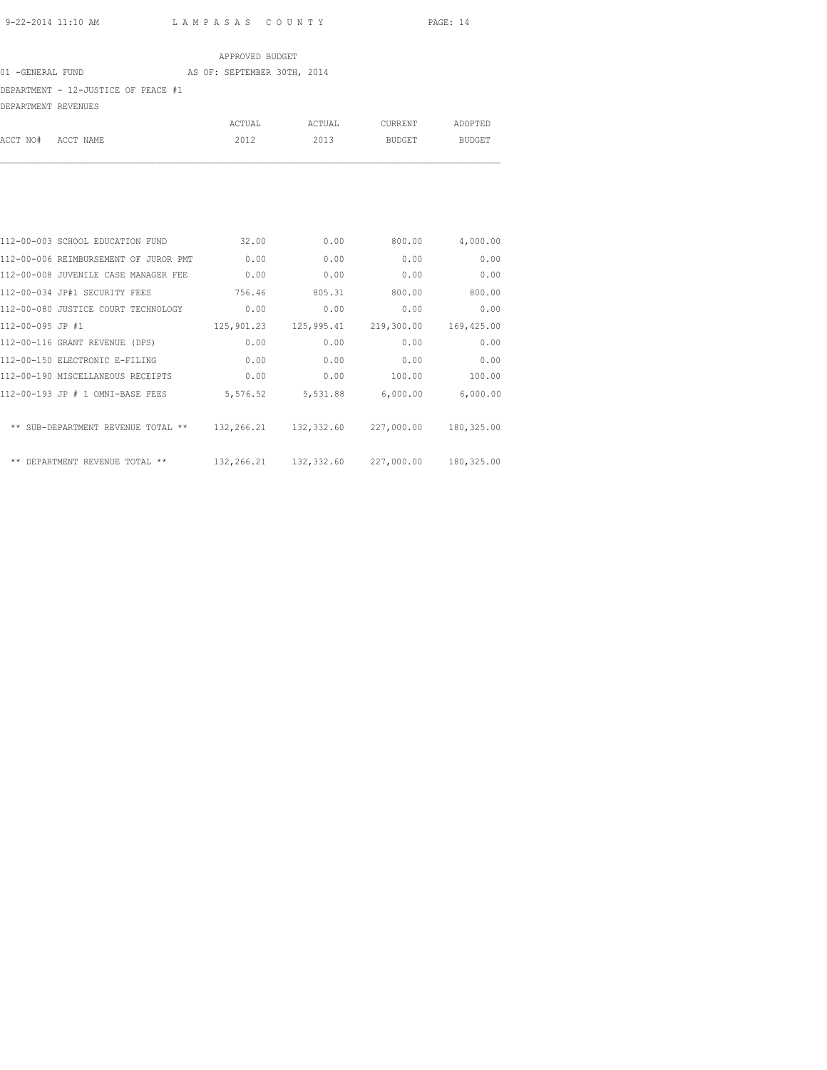APPROVED BUDGET

01 -GENERAL FUND AS OF: SEPTEMBER 30TH, 2014

DEPARTMENT - 12-JUSTICE OF PEACE #1

DEPARTMENT REVENUES

| ACCT NO# | ACCT NAME | ACTUAL 2012 | ACTUAL 2013 | CURRENT BUDGET | ADOPTED BUDGET |
|---|---|---|---|---|---|
| 112-00-003 | SCHOOL EDUCATION FUND | 32.00 | 0.00 | 800.00 | 4,000.00 |
| 112-00-006 | REIMBURSEMENT OF JUROR PMT | 0.00 | 0.00 | 0.00 | 0.00 |
| 112-00-008 | JUVENILE CASE MANAGER FEE | 0.00 | 0.00 | 0.00 | 0.00 |
| 112-00-034 | JP#1 SECURITY FEES | 756.46 | 805.31 | 800.00 | 800.00 |
| 112-00-080 | JUSTICE COURT TECHNOLOGY | 0.00 | 0.00 | 0.00 | 0.00 |
| 112-00-095 | JP #1 | 125,901.23 | 125,995.41 | 219,300.00 | 169,425.00 |
| 112-00-116 | GRANT REVENUE (DPS) | 0.00 | 0.00 | 0.00 | 0.00 |
| 112-00-150 | ELECTRONIC E-FILING | 0.00 | 0.00 | 0.00 | 0.00 |
| 112-00-190 | MISCELLANEOUS RECEIPTS | 0.00 | 0.00 | 100.00 | 100.00 |
| 112-00-193 | JP # 1 OMNI-BASE FEES | 5,576.52 | 5,531.88 | 6,000.00 | 6,000.00 |
| | ** SUB-DEPARTMENT REVENUE TOTAL ** | 132,266.21 | 132,332.60 | 227,000.00 | 180,325.00 |
| | ** DEPARTMENT REVENUE TOTAL ** | 132,266.21 | 132,332.60 | 227,000.00 | 180,325.00 |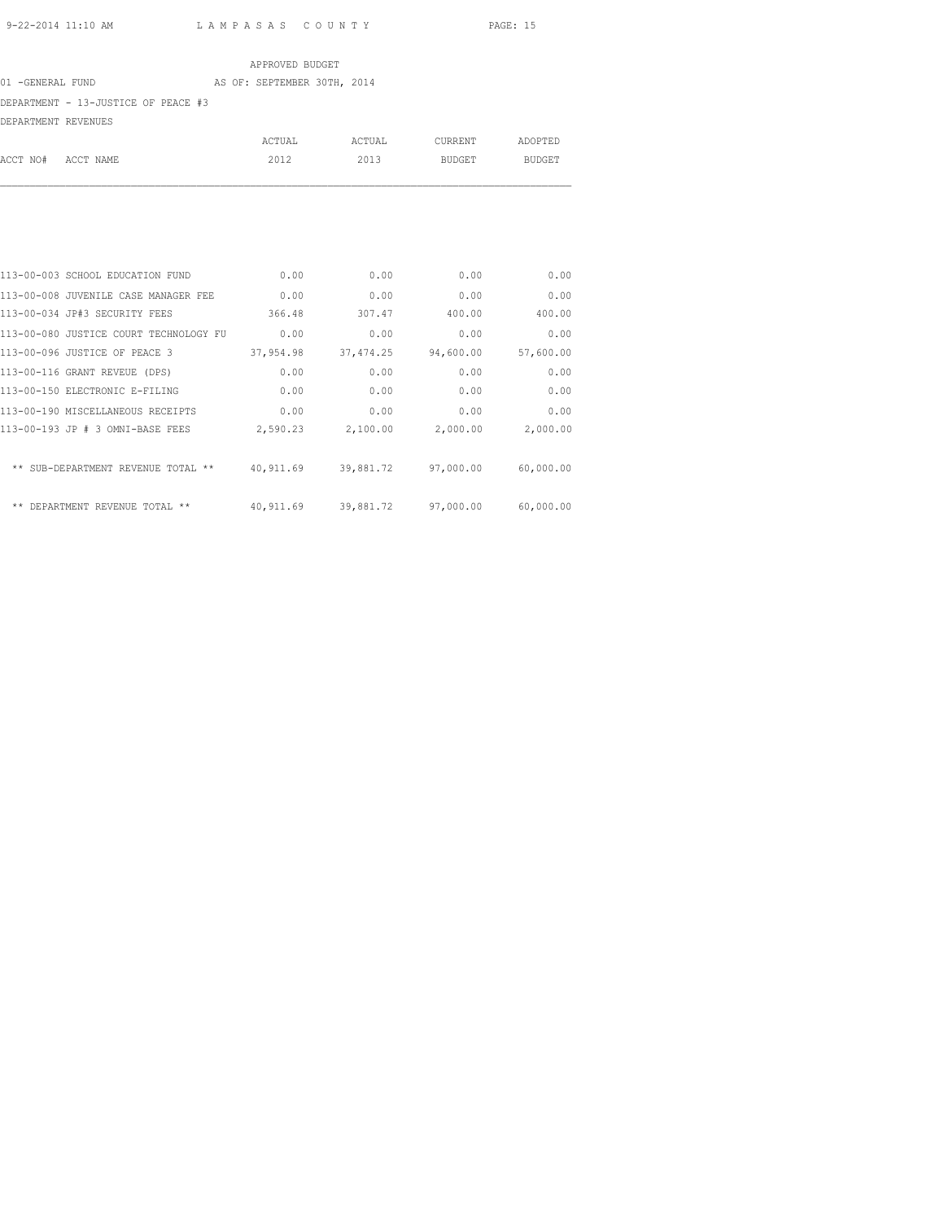APPROVED BUDGET

01 -GENERAL FUND AS OF: SEPTEMBER 30TH, 2014

DEPARTMENT - 13-JUSTICE OF PEACE #3

DEPARTMENT REVENUES

| ACCT NO# | ACCT NAME | ACTUAL 2012 | ACTUAL 2013 | CURRENT BUDGET | ADOPTED BUDGET |
|---|---|---|---|---|---|
| 113-00-003 | SCHOOL EDUCATION FUND | 0.00 | 0.00 | 0.00 | 0.00 |
| 113-00-008 | JUVENILE CASE MANAGER FEE | 0.00 | 0.00 | 0.00 | 0.00 |
| 113-00-034 | JP#3 SECURITY FEES | 366.48 | 307.47 | 400.00 | 400.00 |
| 113-00-080 | JUSTICE COURT TECHNOLOGY FU | 0.00 | 0.00 | 0.00 | 0.00 |
| 113-00-096 | JUSTICE OF PEACE 3 | 37,954.98 | 37,474.25 | 94,600.00 | 57,600.00 |
| 113-00-116 | GRANT REVEUE (DPS) | 0.00 | 0.00 | 0.00 | 0.00 |
| 113-00-150 | ELECTRONIC E-FILING | 0.00 | 0.00 | 0.00 | 0.00 |
| 113-00-190 | MISCELLANEOUS RECEIPTS | 0.00 | 0.00 | 0.00 | 0.00 |
| 113-00-193 | JP # 3 OMNI-BASE FEES | 2,590.23 | 2,100.00 | 2,000.00 | 2,000.00 |
| | ** SUB-DEPARTMENT REVENUE TOTAL ** | 40,911.69 | 39,881.72 | 97,000.00 | 60,000.00 |
| | ** DEPARTMENT REVENUE TOTAL ** | 40,911.69 | 39,881.72 | 97,000.00 | 60,000.00 |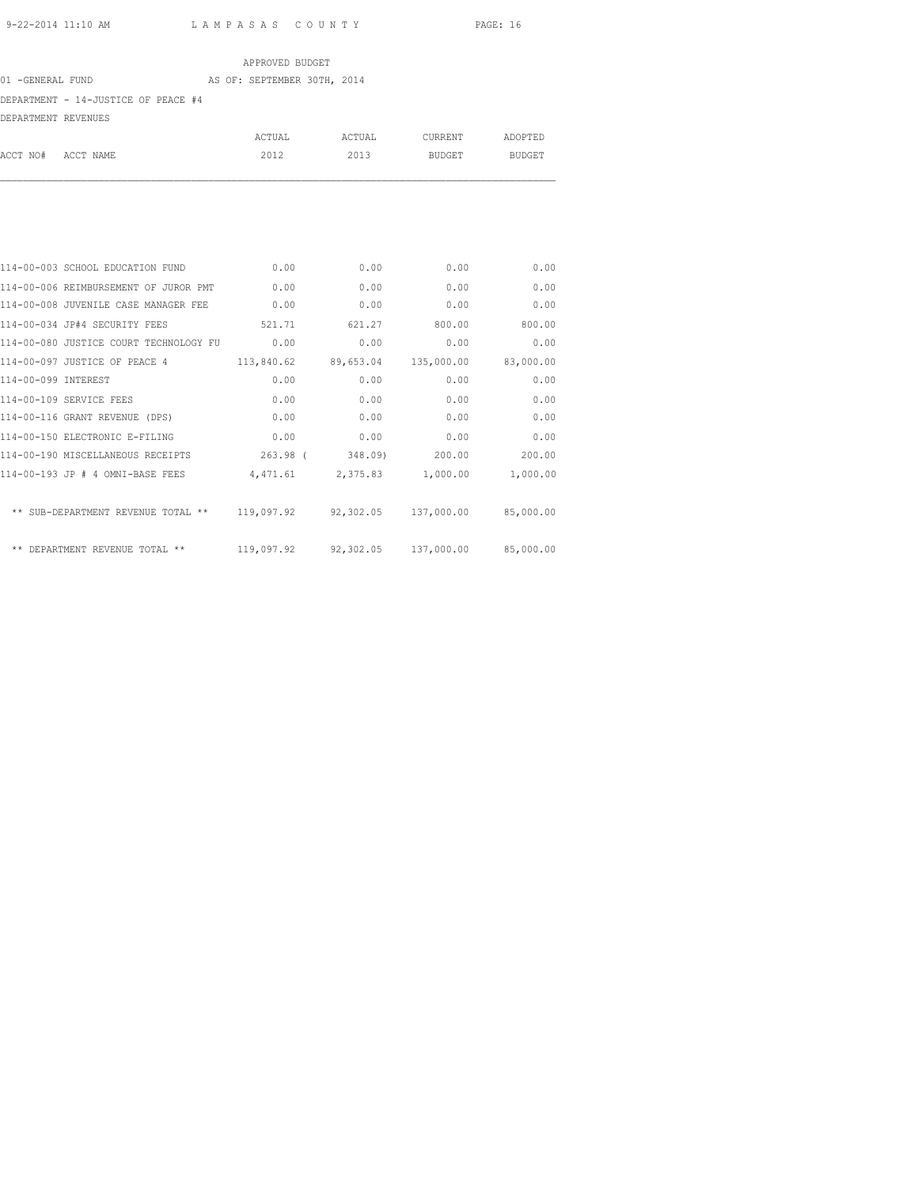APPROVED BUDGET

01 -GENERAL FUND AS OF: SEPTEMBER 30TH, 2014

DEPARTMENT - 14-JUSTICE OF PEACE #4

DEPARTMENT REVENUES

| ACCT NO# | ACCT NAME | ACTUAL 2012 | ACTUAL 2013 | CURRENT BUDGET | ADOPTED BUDGET |
|---|---|---|---|---|---|
| 114-00-003 | SCHOOL EDUCATION FUND | 0.00 | 0.00 | 0.00 | 0.00 |
| 114-00-006 | REIMBURSEMENT OF JUROR PMT | 0.00 | 0.00 | 0.00 | 0.00 |
| 114-00-008 | JUVENILE CASE MANAGER FEE | 0.00 | 0.00 | 0.00 | 0.00 |
| 114-00-034 | JP#4 SECURITY FEES | 521.71 | 621.27 | 800.00 | 800.00 |
| 114-00-080 | JUSTICE COURT TECHNOLOGY FU | 0.00 | 0.00 | 0.00 | 0.00 |
| 114-00-097 | JUSTICE OF PEACE 4 | 113,840.62 | 89,653.04 | 135,000.00 | 83,000.00 |
| 114-00-099 | INTEREST | 0.00 | 0.00 | 0.00 | 0.00 |
| 114-00-109 | SERVICE FEES | 0.00 | 0.00 | 0.00 | 0.00 |
| 114-00-116 | GRANT REVENUE (DPS) | 0.00 | 0.00 | 0.00 | 0.00 |
| 114-00-150 | ELECTRONIC E-FILING | 0.00 | 0.00 | 0.00 | 0.00 |
| 114-00-190 | MISCELLANEOUS RECEIPTS | 263.98 | ( 348.09) | 200.00 | 200.00 |
| 114-00-193 | JP # 4 OMNI-BASE FEES | 4,471.61 | 2,375.83 | 1,000.00 | 1,000.00 |
| | ** SUB-DEPARTMENT REVENUE TOTAL ** | 119,097.92 | 92,302.05 | 137,000.00 | 85,000.00 |
| | ** DEPARTMENT REVENUE TOTAL ** | 119,097.92 | 92,302.05 | 137,000.00 | 85,000.00 |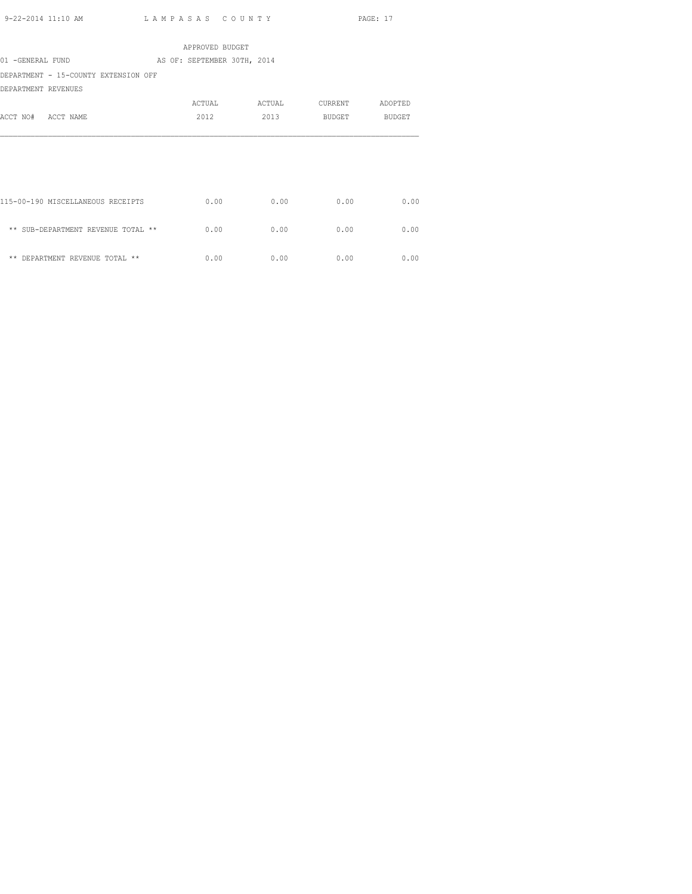APPROVED BUDGET

01 -GENERAL FUND AS OF: SEPTEMBER 30TH, 2014

DEPARTMENT - 15-COUNTY EXTENSION OFF

DEPARTMENT REVENUES

| ACCT NO# ACCT NAME | ACTUAL 2012 | ACTUAL 2013 | CURRENT BUDGET | ADOPTED BUDGET |
|---|---|---|---|---|
| 115-00-190 MISCELLANEOUS RECEIPTS | 0.00 | 0.00 | 0.00 | 0.00 |
| ** SUB-DEPARTMENT REVENUE TOTAL ** | 0.00 | 0.00 | 0.00 | 0.00 |
| ** DEPARTMENT REVENUE TOTAL ** | 0.00 | 0.00 | 0.00 | 0.00 |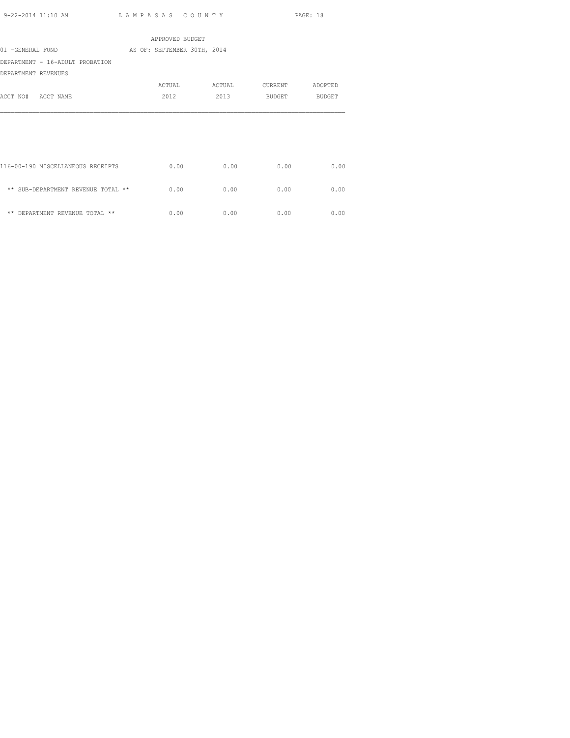APPROVED BUDGET

01 -GENERAL FUND AS OF: SEPTEMBER 30TH, 2014

DEPARTMENT - 16-ADULT PROBATION

DEPARTMENT REVENUES

| ACCT NO# ACCT NAME | ACTUAL 2012 | ACTUAL 2013 | CURRENT BUDGET | ADOPTED BUDGET |
|---|---|---|---|---|
| 116-00-190 MISCELLANEOUS RECEIPTS | 0.00 | 0.00 | 0.00 | 0.00 |
| ** SUB-DEPARTMENT REVENUE TOTAL ** | 0.00 | 0.00 | 0.00 | 0.00 |
| ** DEPARTMENT REVENUE TOTAL ** | 0.00 | 0.00 | 0.00 | 0.00 |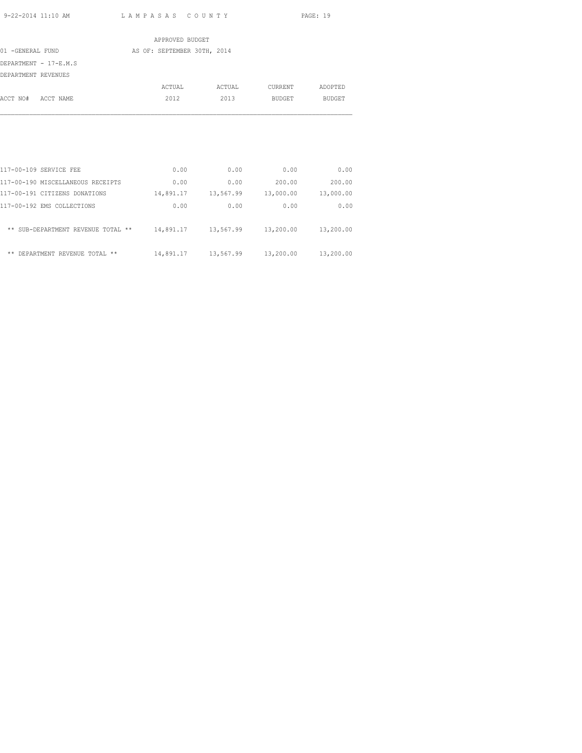LAMPASAS COUNTY

APPROVED BUDGET

01 -GENERAL FUND AS OF: SEPTEMBER 30TH, 2014

DEPARTMENT - 17-E.M.S

DEPARTMENT REVENUES

| ACCT NO# ACCT NAME | ACTUAL 2012 | ACTUAL 2013 | CURRENT BUDGET | ADOPTED BUDGET |
|---|---|---|---|---|
| 117-00-109 SERVICE FEE | 0.00 | 0.00 | 0.00 | 0.00 |
| 117-00-190 MISCELLANEOUS RECEIPTS | 0.00 | 0.00 | 200.00 | 200.00 |
| 117-00-191 CITIZENS DONATIONS | 14,891.17 | 13,567.99 | 13,000.00 | 13,000.00 |
| 117-00-192 EMS COLLECTIONS | 0.00 | 0.00 | 0.00 | 0.00 |
| ** SUB-DEPARTMENT REVENUE TOTAL ** | 14,891.17 | 13,567.99 | 13,200.00 | 13,200.00 |
| ** DEPARTMENT REVENUE TOTAL ** | 14,891.17 | 13,567.99 | 13,200.00 | 13,200.00 |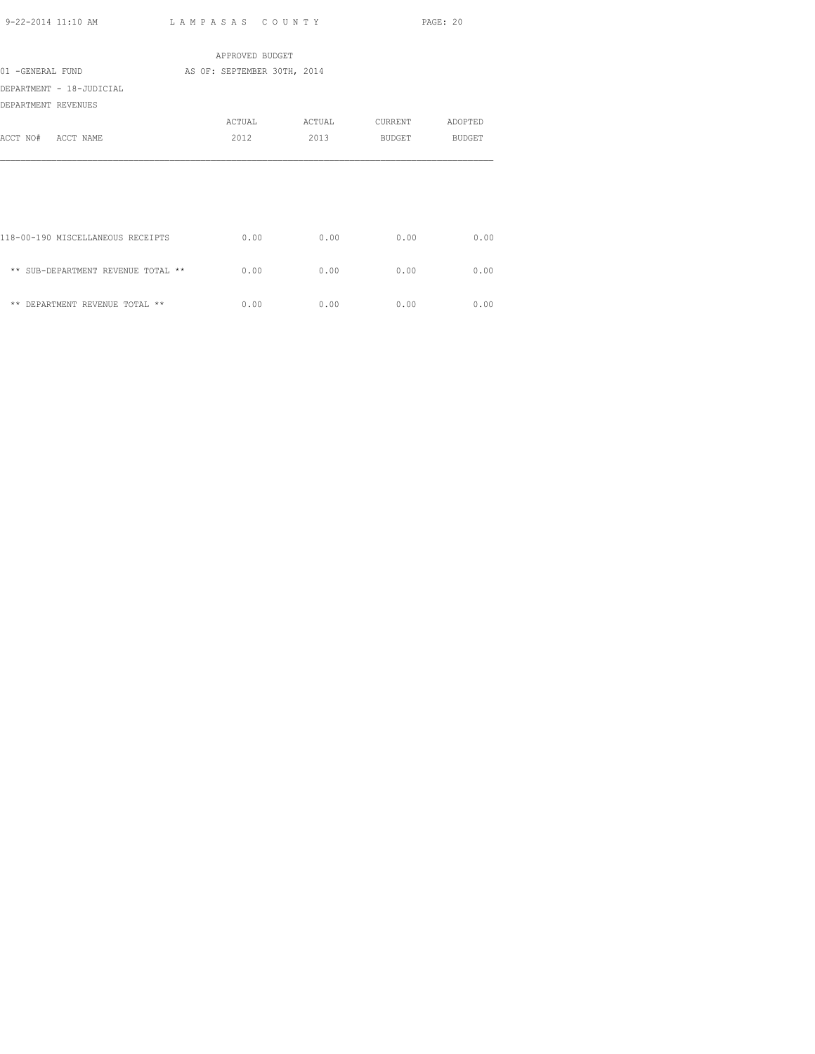APPROVED BUDGET

01 -GENERAL FUND AS OF: SEPTEMBER 30TH, 2014

DEPARTMENT - 18-JUDICIAL

DEPARTMENT REVENUES

| ACCT NO# ACCT NAME | ACTUAL 2012 | ACTUAL 2013 | CURRENT BUDGET | ADOPTED BUDGET |
|---|---|---|---|---|
| 118-00-190 MISCELLANEOUS RECEIPTS | 0.00 | 0.00 | 0.00 | 0.00 |
| ** SUB-DEPARTMENT REVENUE TOTAL ** | 0.00 | 0.00 | 0.00 | 0.00 |
| ** DEPARTMENT REVENUE TOTAL ** | 0.00 | 0.00 | 0.00 | 0.00 |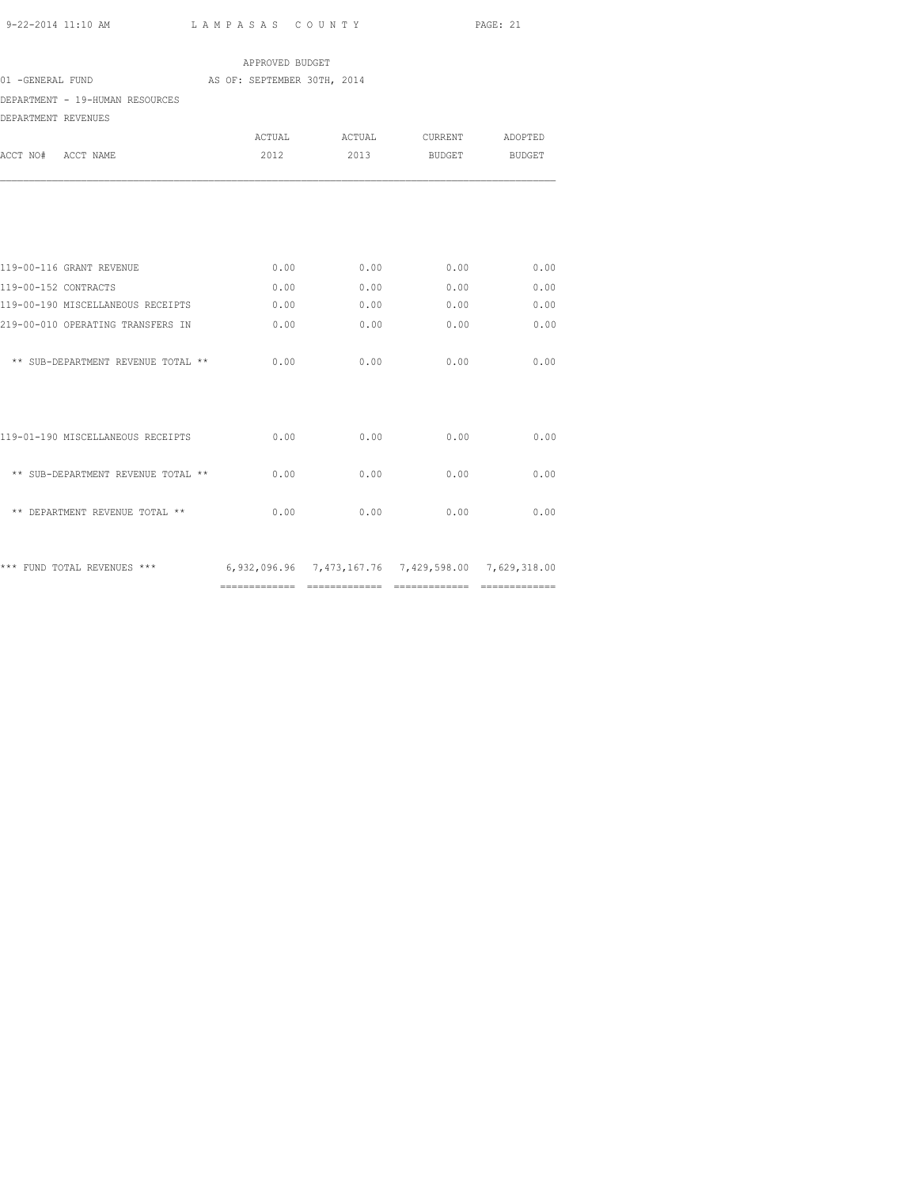LAMPASAS COUNTY

APPROVED BUDGET

01 -GENERAL FUND AS OF: SEPTEMBER 30TH, 2014

DEPARTMENT - 19-HUMAN RESOURCES

DEPARTMENT REVENUES

| ACCT NO# ACCT NAME | ACTUAL 2012 | ACTUAL 2013 | CURRENT BUDGET | ADOPTED BUDGET |
|---|---|---|---|---|
| 119-00-116 GRANT REVENUE | 0.00 | 0.00 | 0.00 | 0.00 |
| 119-00-152 CONTRACTS | 0.00 | 0.00 | 0.00 | 0.00 |
| 119-00-190 MISCELLANEOUS RECEIPTS | 0.00 | 0.00 | 0.00 | 0.00 |
| 219-00-010 OPERATING TRANSFERS IN | 0.00 | 0.00 | 0.00 | 0.00 |
| ** SUB-DEPARTMENT REVENUE TOTAL ** | 0.00 | 0.00 | 0.00 | 0.00 |
| 119-01-190 MISCELLANEOUS RECEIPTS | 0.00 | 0.00 | 0.00 | 0.00 |
| ** SUB-DEPARTMENT REVENUE TOTAL ** | 0.00 | 0.00 | 0.00 | 0.00 |
| ** DEPARTMENT REVENUE TOTAL ** | 0.00 | 0.00 | 0.00 | 0.00 |
| *** FUND TOTAL REVENUES *** | 6,932,096.96 | 7,473,167.76 | 7,429,598.00 | 7,629,318.00 |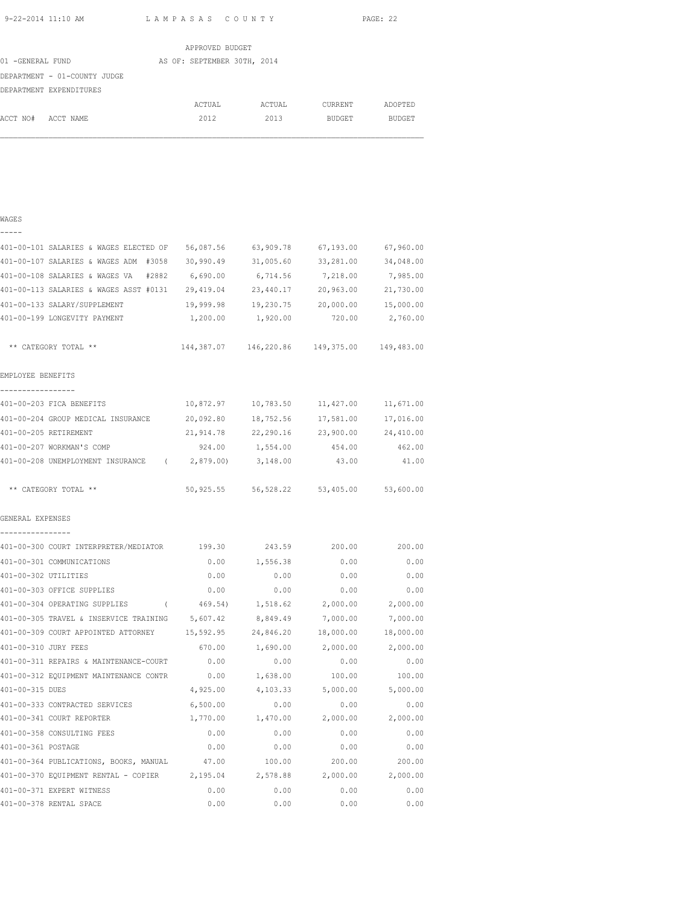APPROVED BUDGET

01 -GENERAL FUND AS OF: SEPTEMBER 30TH, 2014

DEPARTMENT - 01-COUNTY JUDGE

DEPARTMENT EXPENDITURES

| ACCT NO# ACCT NAME | ACTUAL 2012 | ACTUAL 2013 | CURRENT BUDGET | ADOPTED BUDGET |
|---|---|---|---|---|
| **WAGES** | | | | |
| 401-00-101 SALARIES & WAGES ELECTED OF | 56,087.56 | 63,909.78 | 67,193.00 | 67,960.00 |
| 401-00-107 SALARIES & WAGES ADM #3058 | 30,990.49 | 31,005.60 | 33,281.00 | 34,048.00 |
| 401-00-108 SALARIES & WAGES VA #2882 | 6,690.00 | 6,714.56 | 7,218.00 | 7,985.00 |
| 401-00-113 SALARIES & WAGES ASST #0131 | 29,419.04 | 23,440.17 | 20,963.00 | 21,730.00 |
| 401-00-133 SALARY/SUPPLEMENT | 19,999.98 | 19,230.75 | 20,000.00 | 15,000.00 |
| 401-00-199 LONGEVITY PAYMENT | 1,200.00 | 1,920.00 | 720.00 | 2,760.00 |
| ** CATEGORY TOTAL ** | 144,387.07 | 146,220.86 | 149,375.00 | 149,483.00 |
| **EMPLOYEE BENEFITS** | | | | |
| 401-00-203 FICA BENEFITS | 10,872.97 | 10,783.50 | 11,427.00 | 11,671.00 |
| 401-00-204 GROUP MEDICAL INSURANCE | 20,092.80 | 18,752.56 | 17,581.00 | 17,016.00 |
| 401-00-205 RETIREMENT | 21,914.78 | 22,290.16 | 23,900.00 | 24,410.00 |
| 401-00-207 WORKMAN'S COMP | 924.00 | 1,554.00 | 454.00 | 462.00 |
| 401-00-208 UNEMPLOYMENT INSURANCE | ( 2,879.00) | 3,148.00 | 43.00 | 41.00 |
| ** CATEGORY TOTAL ** | 50,925.55 | 56,528.22 | 53,405.00 | 53,600.00 |
| **GENERAL EXPENSES** | | | | |
| 401-00-300 COURT INTERPRETER/MEDIATOR | 199.30 | 243.59 | 200.00 | 200.00 |
| 401-00-301 COMMUNICATIONS | 0.00 | 1,556.38 | 0.00 | 0.00 |
| 401-00-302 UTILITIES | 0.00 | 0.00 | 0.00 | 0.00 |
| 401-00-303 OFFICE SUPPLIES | 0.00 | 0.00 | 0.00 | 0.00 |
| 401-00-304 OPERATING SUPPLIES | ( 469.54) | 1,518.62 | 2,000.00 | 2,000.00 |
| 401-00-305 TRAVEL & INSERVICE TRAINING | 5,607.42 | 8,849.49 | 7,000.00 | 7,000.00 |
| 401-00-309 COURT APPOINTED ATTORNEY | 15,592.95 | 24,846.20 | 18,000.00 | 18,000.00 |
| 401-00-310 JURY FEES | 670.00 | 1,690.00 | 2,000.00 | 2,000.00 |
| 401-00-311 REPAIRS & MAINTENANCE-COURT | 0.00 | 0.00 | 0.00 | 0.00 |
| 401-00-312 EQUIPMENT MAINTENANCE CONTR | 0.00 | 1,638.00 | 100.00 | 100.00 |
| 401-00-315 DUES | 4,925.00 | 4,103.33 | 5,000.00 | 5,000.00 |
| 401-00-333 CONTRACTED SERVICES | 6,500.00 | 0.00 | 0.00 | 0.00 |
| 401-00-341 COURT REPORTER | 1,770.00 | 1,470.00 | 2,000.00 | 2,000.00 |
| 401-00-358 CONSULTING FEES | 0.00 | 0.00 | 0.00 | 0.00 |
| 401-00-361 POSTAGE | 0.00 | 0.00 | 0.00 | 0.00 |
| 401-00-364 PUBLICATIONS, BOOKS, MANUAL | 47.00 | 100.00 | 200.00 | 200.00 |
| 401-00-370 EQUIPMENT RENTAL - COPIER | 2,195.04 | 2,578.88 | 2,000.00 | 2,000.00 |
| 401-00-371 EXPERT WITNESS | 0.00 | 0.00 | 0.00 | 0.00 |
| 401-00-378 RENTAL SPACE | 0.00 | 0.00 | 0.00 | 0.00 |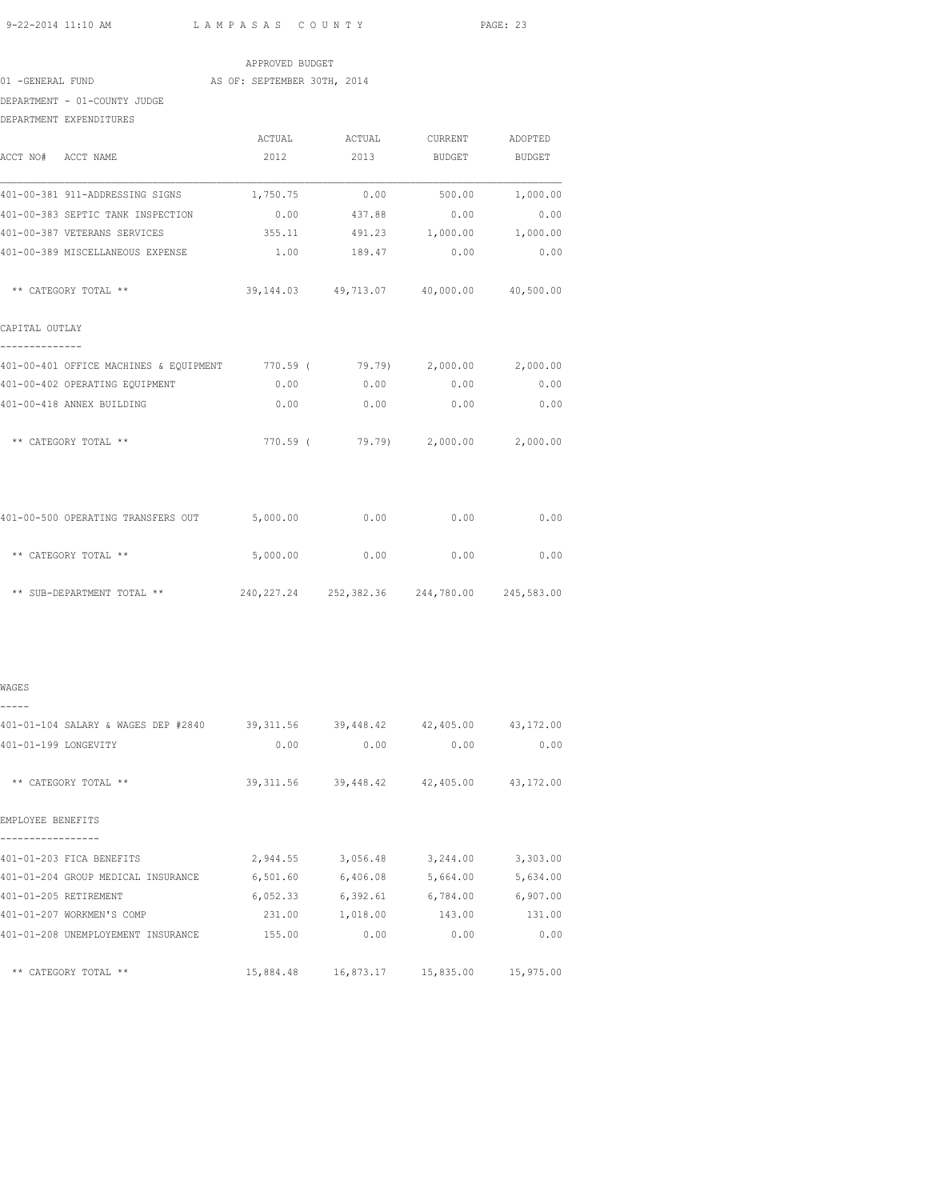APPROVED BUDGET

01 -GENERAL FUND AS OF: SEPTEMBER 30TH, 2014

DEPARTMENT - 01-COUNTY JUDGE

DEPARTMENT EXPENDITURES

| ACCT NO# ACCT NAME | ACTUAL 2012 | ACTUAL 2013 | CURRENT BUDGET | ADOPTED BUDGET |
|---|---|---|---|---|
| 401-00-381 911-ADDRESSING SIGNS | 1,750.75 | 0.00 | 500.00 | 1,000.00 |
| 401-00-383 SEPTIC TANK INSPECTION | 0.00 | 437.88 | 0.00 | 0.00 |
| 401-00-387 VETERANS SERVICES | 355.11 | 491.23 | 1,000.00 | 1,000.00 |
| 401-00-389 MISCELLANEOUS EXPENSE | 1.00 | 189.47 | 0.00 | 0.00 |
| ** CATEGORY TOTAL ** | 39,144.03 | 49,713.07 | 40,000.00 | 40,500.00 |
| **CAPITAL OUTLAY** | | | | |
| 401-00-401 OFFICE MACHINES & EQUIPMENT | 770.59 | ( 79.79) | 2,000.00 | 2,000.00 |
| 401-00-402 OPERATING EQUIPMENT | 0.00 | 0.00 | 0.00 | 0.00 |
| 401-00-418 ANNEX BUILDING | 0.00 | 0.00 | 0.00 | 0.00 |
| ** CATEGORY TOTAL ** | 770.59 | ( 79.79) | 2,000.00 | 2,000.00 |
| 401-00-500 OPERATING TRANSFERS OUT | 5,000.00 | 0.00 | 0.00 | 0.00 |
| ** CATEGORY TOTAL ** | 5,000.00 | 0.00 | 0.00 | 0.00 |
| ** SUB-DEPARTMENT TOTAL ** | 240,227.24 | 252,382.36 | 244,780.00 | 245,583.00 |
| **WAGES** | | | | |
| 401-01-104 SALARY & WAGES DEP #2840 | 39,311.56 | 39,448.42 | 42,405.00 | 43,172.00 |
| 401-01-199 LONGEVITY | 0.00 | 0.00 | 0.00 | 0.00 |
| ** CATEGORY TOTAL ** | 39,311.56 | 39,448.42 | 42,405.00 | 43,172.00 |
| **EMPLOYEE BENEFITS** | | | | |
| 401-01-203 FICA BENEFITS | 2,944.55 | 3,056.48 | 3,244.00 | 3,303.00 |
| 401-01-204 GROUP MEDICAL INSURANCE | 6,501.60 | 6,406.08 | 5,664.00 | 5,634.00 |
| 401-01-205 RETIREMENT | 6,052.33 | 6,392.61 | 6,784.00 | 6,907.00 |
| 401-01-207 WORKMEN'S COMP | 231.00 | 1,018.00 | 143.00 | 131.00 |
| 401-01-208 UNEMPLOYEMENT INSURANCE | 155.00 | 0.00 | 0.00 | 0.00 |
| ** CATEGORY TOTAL ** | 15,884.48 | 16,873.17 | 15,835.00 | 15,975.00 |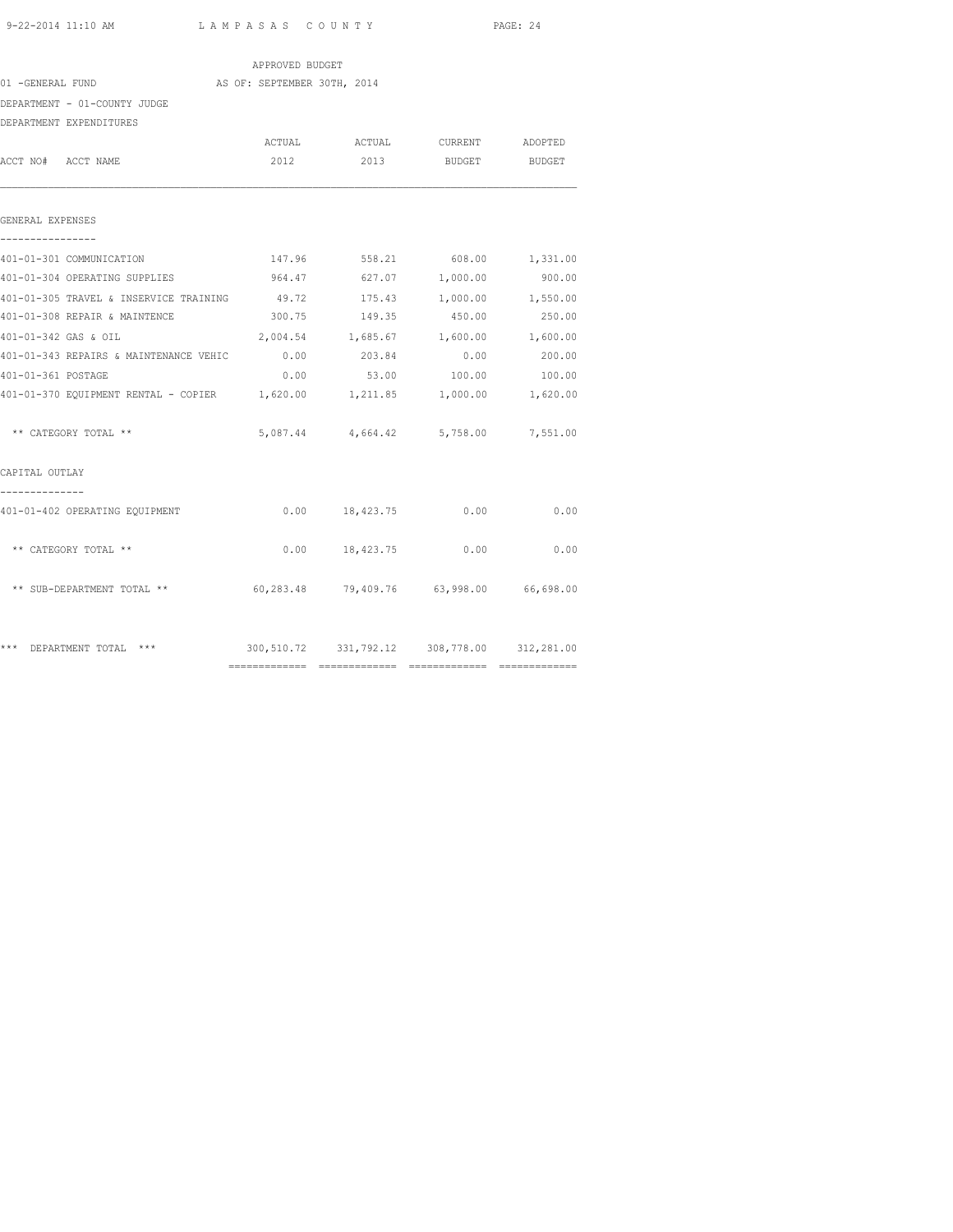APPROVED BUDGET

01 -GENERAL FUND AS OF: SEPTEMBER 30TH, 2014

DEPARTMENT - 01-COUNTY JUDGE

DEPARTMENT EXPENDITURES

| ACCT NO# ACCT NAME | ACTUAL 2012 | ACTUAL 2013 | CURRENT BUDGET | ADOPTED BUDGET |
|---|---|---|---|---|
| **GENERAL EXPENSES** | | | | |
| 401-01-301 COMMUNICATION | 147.96 | 558.21 | 608.00 | 1,331.00 |
| 401-01-304 OPERATING SUPPLIES | 964.47 | 627.07 | 1,000.00 | 900.00 |
| 401-01-305 TRAVEL & INSERVICE TRAINING | 49.72 | 175.43 | 1,000.00 | 1,550.00 |
| 401-01-308 REPAIR & MAINTENCE | 300.75 | 149.35 | 450.00 | 250.00 |
| 401-01-342 GAS & OIL | 2,004.54 | 1,685.67 | 1,600.00 | 1,600.00 |
| 401-01-343 REPAIRS & MAINTENANCE VEHIC | 0.00 | 203.84 | 0.00 | 200.00 |
| 401-01-361 POSTAGE | 0.00 | 53.00 | 100.00 | 100.00 |
| 401-01-370 EQUIPMENT RENTAL - COPIER | 1,620.00 | 1,211.85 | 1,000.00 | 1,620.00 |
| ** CATEGORY TOTAL ** | 5,087.44 | 4,664.42 | 5,758.00 | 7,551.00 |
| **CAPITAL OUTLAY** | | | | |
| 401-01-402 OPERATING EQUIPMENT | 0.00 | 18,423.75 | 0.00 | 0.00 |
| ** CATEGORY TOTAL ** | 0.00 | 18,423.75 | 0.00 | 0.00 |
| ** SUB-DEPARTMENT TOTAL ** | 60,283.48 | 79,409.76 | 63,998.00 | 66,698.00 |
| *** DEPARTMENT TOTAL *** | 300,510.72 | 331,792.12 | 308,778.00 | 312,281.00 |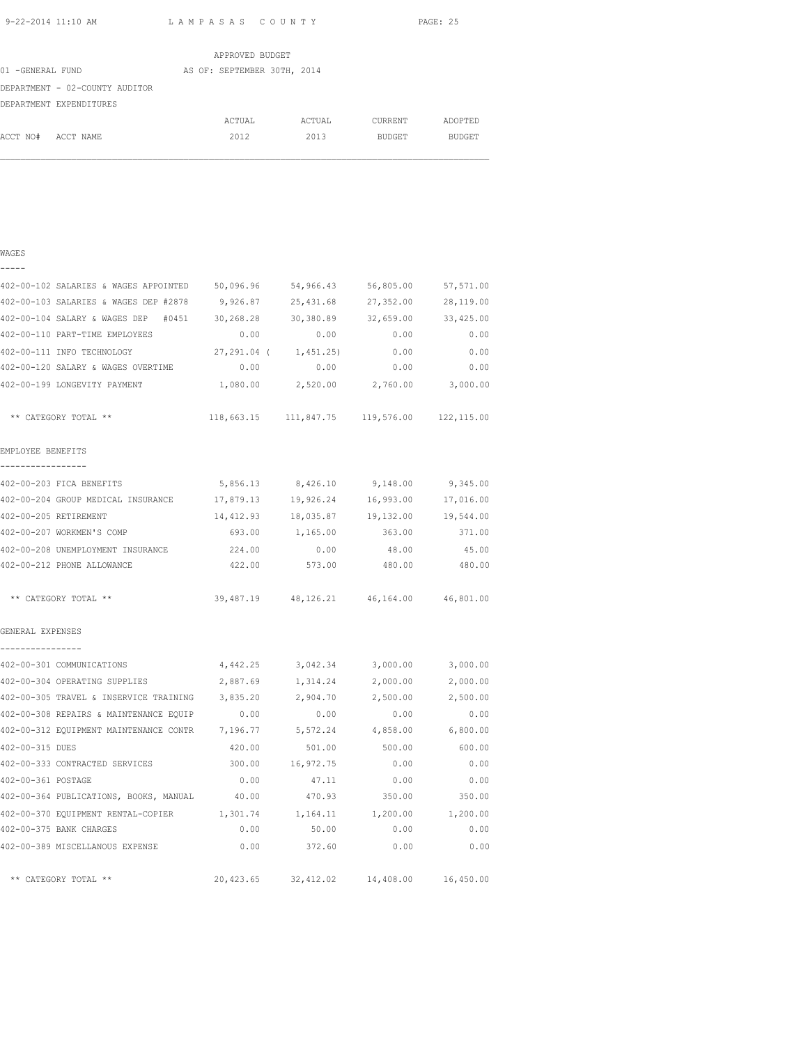LAMPASAS COUNTY

APPROVED BUDGET

01 -GENERAL FUND AS OF: SEPTEMBER 30TH, 2014

DEPARTMENT - 02-COUNTY AUDITOR

DEPARTMENT EXPENDITURES

| ACCT NO# ACCT NAME | ACTUAL 2012 | ACTUAL 2013 | CURRENT BUDGET | ADOPTED BUDGET |
|---|---|---|---|---|
| **WAGES** | | | | |
| 402-00-102 SALARIES & WAGES APPOINTED | 50,096.96 | 54,966.43 | 56,805.00 | 57,571.00 |
| 402-00-103 SALARIES & WAGES DEP #2878 | 9,926.87 | 25,431.68 | 27,352.00 | 28,119.00 |
| 402-00-104 SALARY & WAGES DEP #0451 | 30,268.28 | 30,380.89 | 32,659.00 | 33,425.00 |
| 402-00-110 PART-TIME EMPLOYEES | 0.00 | 0.00 | 0.00 | 0.00 |
| 402-00-111 INFO TECHNOLOGY | 27,291.04 | ( 1,451.25) | 0.00 | 0.00 |
| 402-00-120 SALARY & WAGES OVERTIME | 0.00 | 0.00 | 0.00 | 0.00 |
| 402-00-199 LONGEVITY PAYMENT | 1,080.00 | 2,520.00 | 2,760.00 | 3,000.00 |
| ** CATEGORY TOTAL ** | 118,663.15 | 111,847.75 | 119,576.00 | 122,115.00 |
| **EMPLOYEE BENEFITS** | | | | |
| 402-00-203 FICA BENEFITS | 5,856.13 | 8,426.10 | 9,148.00 | 9,345.00 |
| 402-00-204 GROUP MEDICAL INSURANCE | 17,879.13 | 19,926.24 | 16,993.00 | 17,016.00 |
| 402-00-205 RETIREMENT | 14,412.93 | 18,035.87 | 19,132.00 | 19,544.00 |
| 402-00-207 WORKMEN'S COMP | 693.00 | 1,165.00 | 363.00 | 371.00 |
| 402-00-208 UNEMPLOYMENT INSURANCE | 224.00 | 0.00 | 48.00 | 45.00 |
| 402-00-212 PHONE ALLOWANCE | 422.00 | 573.00 | 480.00 | 480.00 |
| ** CATEGORY TOTAL ** | 39,487.19 | 48,126.21 | 46,164.00 | 46,801.00 |
| **GENERAL EXPENSES** | | | | |
| 402-00-301 COMMUNICATIONS | 4,442.25 | 3,042.34 | 3,000.00 | 3,000.00 |
| 402-00-304 OPERATING SUPPLIES | 2,887.69 | 1,314.24 | 2,000.00 | 2,000.00 |
| 402-00-305 TRAVEL & INSERVICE TRAINING | 3,835.20 | 2,904.70 | 2,500.00 | 2,500.00 |
| 402-00-308 REPAIRS & MAINTENANCE EQUIP | 0.00 | 0.00 | 0.00 | 0.00 |
| 402-00-312 EQUIPMENT MAINTENANCE CONTR | 7,196.77 | 5,572.24 | 4,858.00 | 6,800.00 |
| 402-00-315 DUES | 420.00 | 501.00 | 500.00 | 600.00 |
| 402-00-333 CONTRACTED SERVICES | 300.00 | 16,972.75 | 0.00 | 0.00 |
| 402-00-361 POSTAGE | 0.00 | 47.11 | 0.00 | 0.00 |
| 402-00-364 PUBLICATIONS, BOOKS, MANUAL | 40.00 | 470.93 | 350.00 | 350.00 |
| 402-00-370 EQUIPMENT RENTAL-COPIER | 1,301.74 | 1,164.11 | 1,200.00 | 1,200.00 |
| 402-00-375 BANK CHARGES | 0.00 | 50.00 | 0.00 | 0.00 |
| 402-00-389 MISCELLANOUS EXPENSE | 0.00 | 372.60 | 0.00 | 0.00 |
| ** CATEGORY TOTAL ** | 20,423.65 | 32,412.02 | 14,408.00 | 16,450.00 |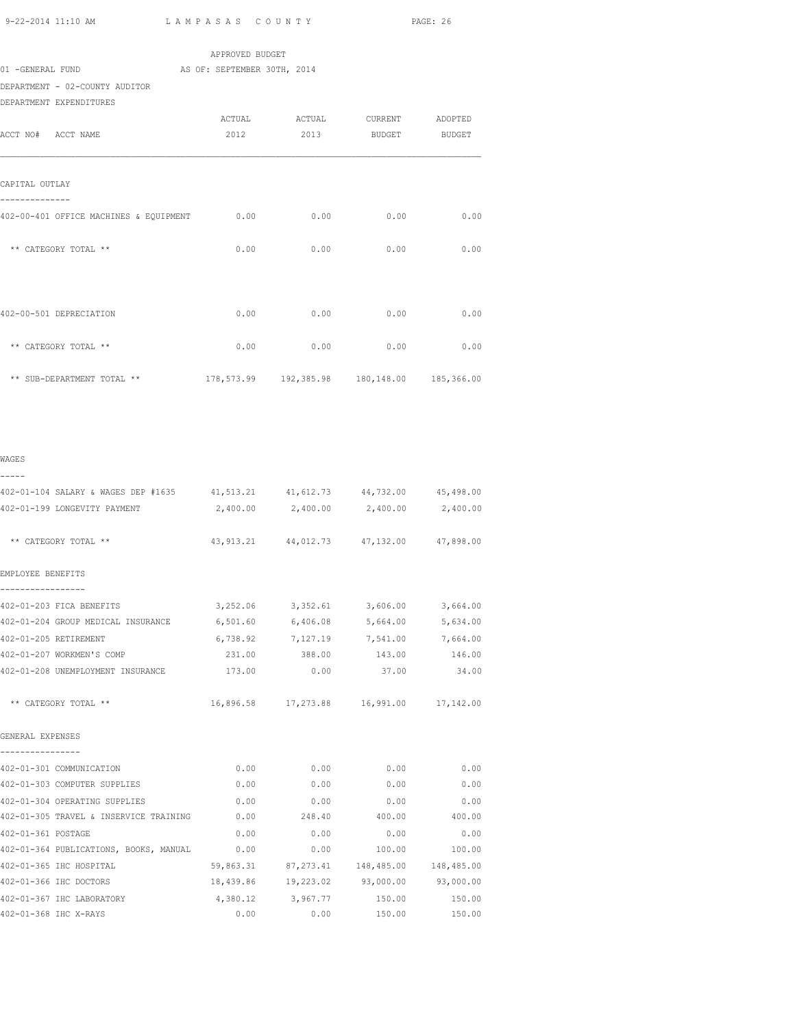LAMPASAS COUNTY

APPROVED BUDGET

01 -GENERAL FUND AS OF: SEPTEMBER 30TH, 2014

DEPARTMENT - 02-COUNTY AUDITOR

DEPARTMENT EXPENDITURES

| ACCT NO# ACCT NAME | ACTUAL 2012 | ACTUAL 2013 | CURRENT BUDGET | ADOPTED BUDGET |
|---|---|---|---|---|
| **CAPITAL OUTLAY** | | | | |
| 402-00-401 OFFICE MACHINES & EQUIPMENT | 0.00 | 0.00 | 0.00 | 0.00 |
| ** CATEGORY TOTAL ** | 0.00 | 0.00 | 0.00 | 0.00 |
| 402-00-501 DEPRECIATION | 0.00 | 0.00 | 0.00 | 0.00 |
| ** CATEGORY TOTAL ** | 0.00 | 0.00 | 0.00 | 0.00 |
| ** SUB-DEPARTMENT TOTAL ** | 178,573.99 | 192,385.98 | 180,148.00 | 185,366.00 |
| **WAGES** | | | | |
| 402-01-104 SALARY & WAGES DEP #1635 | 41,513.21 | 41,612.73 | 44,732.00 | 45,498.00 |
| 402-01-199 LONGEVITY PAYMENT | 2,400.00 | 2,400.00 | 2,400.00 | 2,400.00 |
| ** CATEGORY TOTAL ** | 43,913.21 | 44,012.73 | 47,132.00 | 47,898.00 |
| **EMPLOYEE BENEFITS** | | | | |
| 402-01-203 FICA BENEFITS | 3,252.06 | 3,352.61 | 3,606.00 | 3,664.00 |
| 402-01-204 GROUP MEDICAL INSURANCE | 6,501.60 | 6,406.08 | 5,664.00 | 5,634.00 |
| 402-01-205 RETIREMENT | 6,738.92 | 7,127.19 | 7,541.00 | 7,664.00 |
| 402-01-207 WORKMEN'S COMP | 231.00 | 388.00 | 143.00 | 146.00 |
| 402-01-208 UNEMPLOYMENT INSURANCE | 173.00 | 0.00 | 37.00 | 34.00 |
| ** CATEGORY TOTAL ** | 16,896.58 | 17,273.88 | 16,991.00 | 17,142.00 |
| **GENERAL EXPENSES** | | | | |
| 402-01-301 COMMUNICATION | 0.00 | 0.00 | 0.00 | 0.00 |
| 402-01-303 COMPUTER SUPPLIES | 0.00 | 0.00 | 0.00 | 0.00 |
| 402-01-304 OPERATING SUPPLIES | 0.00 | 0.00 | 0.00 | 0.00 |
| 402-01-305 TRAVEL & INSERVICE TRAINING | 0.00 | 248.40 | 400.00 | 400.00 |
| 402-01-361 POSTAGE | 0.00 | 0.00 | 0.00 | 0.00 |
| 402-01-364 PUBLICATIONS, BOOKS, MANUAL | 0.00 | 0.00 | 100.00 | 100.00 |
| 402-01-365 IHC HOSPITAL | 59,863.31 | 87,273.41 | 148,485.00 | 148,485.00 |
| 402-01-366 IHC DOCTORS | 18,439.86 | 19,223.02 | 93,000.00 | 93,000.00 |
| 402-01-367 IHC LABORATORY | 4,380.12 | 3,967.77 | 150.00 | 150.00 |
| 402-01-368 IHC X-RAYS | 0.00 | 0.00 | 150.00 | 150.00 |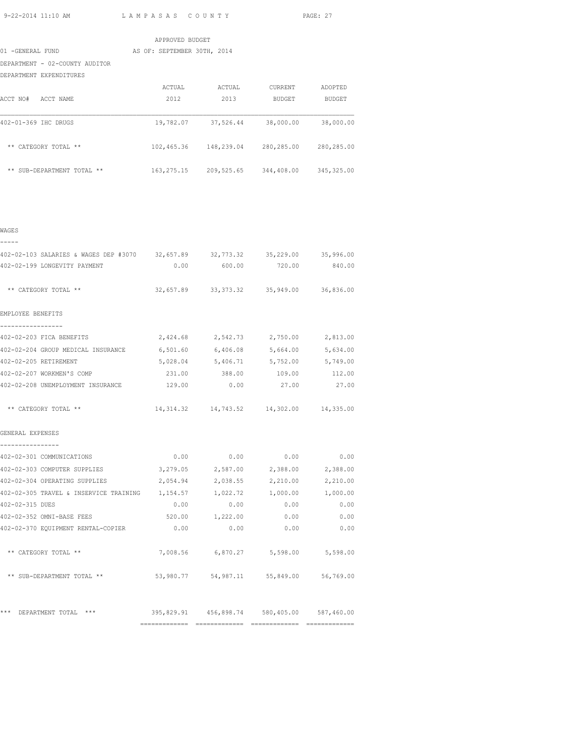APPROVED BUDGET

01 -GENERAL FUND AS OF: SEPTEMBER 30TH, 2014

DEPARTMENT - 02-COUNTY AUDITOR

DEPARTMENT EXPENDITURES

| ACCT NO# ACCT NAME | ACTUAL 2012 | ACTUAL 2013 | CURRENT BUDGET | ADOPTED BUDGET |
|---|---|---|---|---|
| 402-01-369 IHC DRUGS | 19,782.07 | 37,526.44 | 38,000.00 | 38,000.00 |
| ** CATEGORY TOTAL ** | 102,465.36 | 148,239.04 | 280,285.00 | 280,285.00 |
| ** SUB-DEPARTMENT TOTAL ** | 163,275.15 | 209,525.65 | 344,408.00 | 345,325.00 |
| **WAGES** | | | | |
| 402-02-103 SALARIES & WAGES DEP #3070 | 32,657.89 | 32,773.32 | 35,229.00 | 35,996.00 |
| 402-02-199 LONGEVITY PAYMENT | 0.00 | 600.00 | 720.00 | 840.00 |
| ** CATEGORY TOTAL ** | 32,657.89 | 33,373.32 | 35,949.00 | 36,836.00 |
| **EMPLOYEE BENEFITS** | | | | |
| 402-02-203 FICA BENEFITS | 2,424.68 | 2,542.73 | 2,750.00 | 2,813.00 |
| 402-02-204 GROUP MEDICAL INSURANCE | 6,501.60 | 6,406.08 | 5,664.00 | 5,634.00 |
| 402-02-205 RETIREMENT | 5,028.04 | 5,406.71 | 5,752.00 | 5,749.00 |
| 402-02-207 WORKMEN'S COMP | 231.00 | 388.00 | 109.00 | 112.00 |
| 402-02-208 UNEMPLOYMENT INSURANCE | 129.00 | 0.00 | 27.00 | 27.00 |
| ** CATEGORY TOTAL ** | 14,314.32 | 14,743.52 | 14,302.00 | 14,335.00 |
| **GENERAL EXPENSES** | | | | |
| 402-02-301 COMMUNICATIONS | 0.00 | 0.00 | 0.00 | 0.00 |
| 402-02-303 COMPUTER SUPPLIES | 3,279.05 | 2,587.00 | 2,388.00 | 2,388.00 |
| 402-02-304 OPERATING SUPPLIES | 2,054.94 | 2,038.55 | 2,210.00 | 2,210.00 |
| 402-02-305 TRAVEL & INSERVICE TRAINING | 1,154.57 | 1,022.72 | 1,000.00 | 1,000.00 |
| 402-02-315 DUES | 0.00 | 0.00 | 0.00 | 0.00 |
| 402-02-352 OMNI-BASE FEES | 520.00 | 1,222.00 | 0.00 | 0.00 |
| 402-02-370 EQUIPMENT RENTAL-COPIER | 0.00 | 0.00 | 0.00 | 0.00 |
| ** CATEGORY TOTAL ** | 7,008.56 | 6,870.27 | 5,598.00 | 5,598.00 |
| ** SUB-DEPARTMENT TOTAL ** | 53,980.77 | 54,987.11 | 55,849.00 | 56,769.00 |
| *** DEPARTMENT TOTAL *** | 395,829.91 | 456,898.74 | 580,405.00 | 587,460.00 |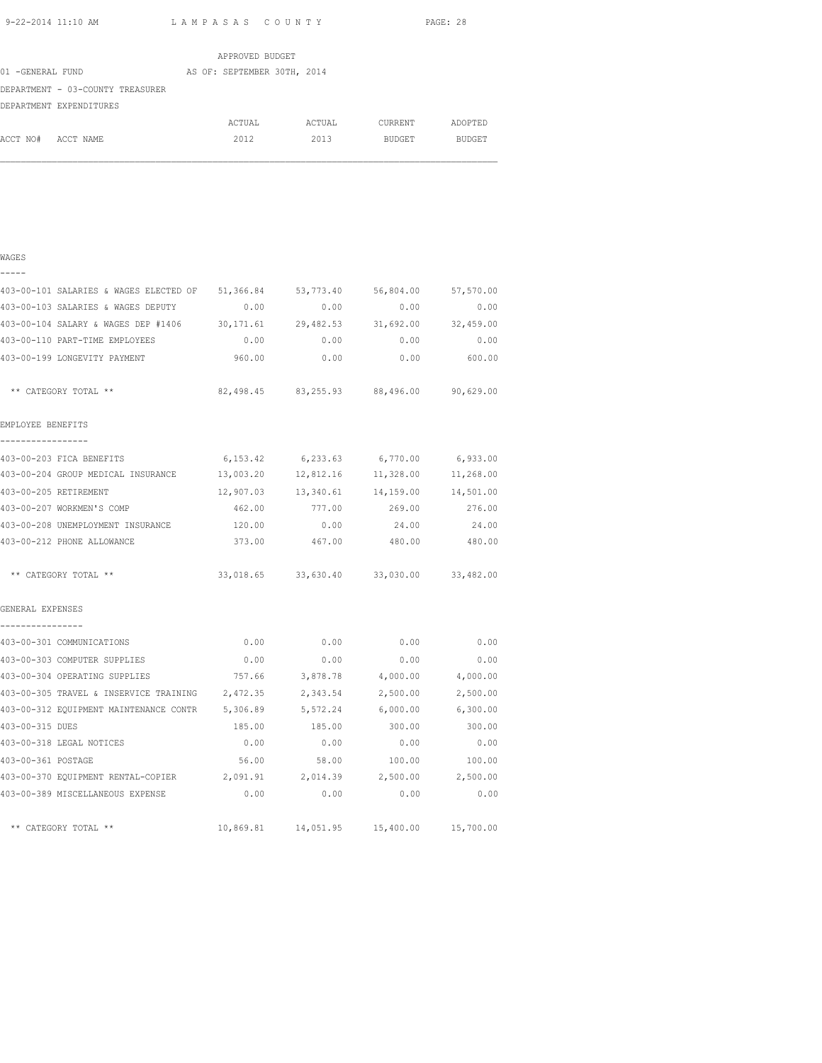APPROVED BUDGET

01 -GENERAL FUND AS OF: SEPTEMBER 30TH, 2014

DEPARTMENT - 03-COUNTY TREASURER

DEPARTMENT EXPENDITURES

| ACCT NO# | ACCT NAME | ACTUAL 2012 | ACTUAL 2013 | CURRENT BUDGET | ADOPTED BUDGET |
|---|---|---|---|---|---|
| **WAGES** | | | | | |
| 403-00-101 | SALARIES & WAGES ELECTED OF | 51,366.84 | 53,773.40 | 56,804.00 | 57,570.00 |
| 403-00-103 | SALARIES & WAGES DEPUTY | 0.00 | 0.00 | 0.00 | 0.00 |
| 403-00-104 | SALARY & WAGES DEP #1406 | 30,171.61 | 29,482.53 | 31,692.00 | 32,459.00 |
| 403-00-110 | PART-TIME EMPLOYEES | 0.00 | 0.00 | 0.00 | 0.00 |
| 403-00-199 | LONGEVITY PAYMENT | 960.00 | 0.00 | 0.00 | 600.00 |
| | ** CATEGORY TOTAL ** | 82,498.45 | 83,255.93 | 88,496.00 | 90,629.00 |
| **EMPLOYEE BENEFITS** | | | | | |
| 403-00-203 | FICA BENEFITS | 6,153.42 | 6,233.63 | 6,770.00 | 6,933.00 |
| 403-00-204 | GROUP MEDICAL INSURANCE | 13,003.20 | 12,812.16 | 11,328.00 | 11,268.00 |
| 403-00-205 | RETIREMENT | 12,907.03 | 13,340.61 | 14,159.00 | 14,501.00 |
| 403-00-207 | WORKMEN'S COMP | 462.00 | 777.00 | 269.00 | 276.00 |
| 403-00-208 | UNEMPLOYMENT INSURANCE | 120.00 | 0.00 | 24.00 | 24.00 |
| 403-00-212 | PHONE ALLOWANCE | 373.00 | 467.00 | 480.00 | 480.00 |
| | ** CATEGORY TOTAL ** | 33,018.65 | 33,630.40 | 33,030.00 | 33,482.00 |
| **GENERAL EXPENSES** | | | | | |
| 403-00-301 | COMMUNICATIONS | 0.00 | 0.00 | 0.00 | 0.00 |
| 403-00-303 | COMPUTER SUPPLIES | 0.00 | 0.00 | 0.00 | 0.00 |
| 403-00-304 | OPERATING SUPPLIES | 757.66 | 3,878.78 | 4,000.00 | 4,000.00 |
| 403-00-305 | TRAVEL & INSERVICE TRAINING | 2,472.35 | 2,343.54 | 2,500.00 | 2,500.00 |
| 403-00-312 | EQUIPMENT MAINTENANCE CONTR | 5,306.89 | 5,572.24 | 6,000.00 | 6,300.00 |
| 403-00-315 | DUES | 185.00 | 185.00 | 300.00 | 300.00 |
| 403-00-318 | LEGAL NOTICES | 0.00 | 0.00 | 0.00 | 0.00 |
| 403-00-361 | POSTAGE | 56.00 | 58.00 | 100.00 | 100.00 |
| 403-00-370 | EQUIPMENT RENTAL-COPIER | 2,091.91 | 2,014.39 | 2,500.00 | 2,500.00 |
| 403-00-389 | MISCELLANEOUS EXPENSE | 0.00 | 0.00 | 0.00 | 0.00 |
| | ** CATEGORY TOTAL ** | 10,869.81 | 14,051.95 | 15,400.00 | 15,700.00 |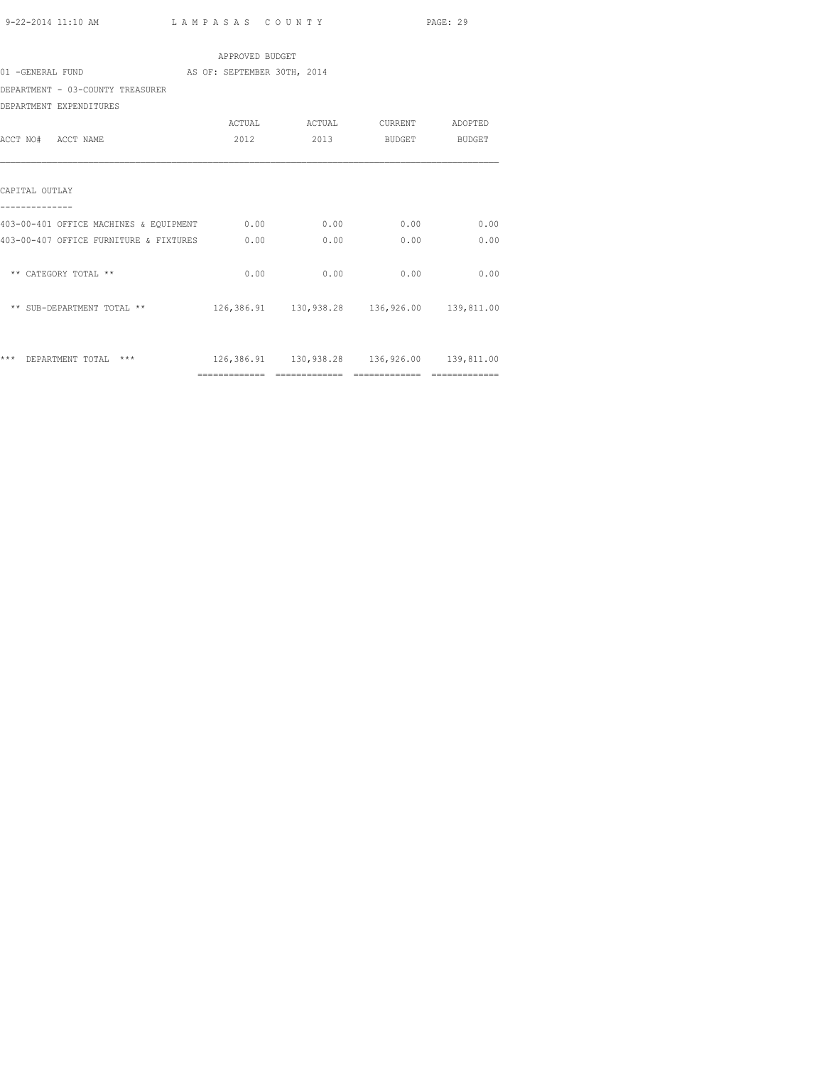APPROVED BUDGET

01 -GENERAL FUND — AS OF: SEPTEMBER 30TH, 2014

DEPARTMENT - 03-COUNTY TREASURER

DEPARTMENT EXPENDITURES

| ACCT NO# ACCT NAME | ACTUAL 2012 | ACTUAL 2013 | CURRENT BUDGET | ADOPTED BUDGET |
|---|---|---|---|---|
| **CAPITAL OUTLAY** | | | | |
| 403-00-401 OFFICE MACHINES & EQUIPMENT | 0.00 | 0.00 | 0.00 | 0.00 |
| 403-00-407 OFFICE FURNITURE & FIXTURES | 0.00 | 0.00 | 0.00 | 0.00 |
| ** CATEGORY TOTAL ** | 0.00 | 0.00 | 0.00 | 0.00 |
| ** SUB-DEPARTMENT TOTAL ** | 126,386.91 | 130,938.28 | 136,926.00 | 139,811.00 |
| *** DEPARTMENT TOTAL *** | 126,386.91 | 130,938.28 | 136,926.00 | 139,811.00 |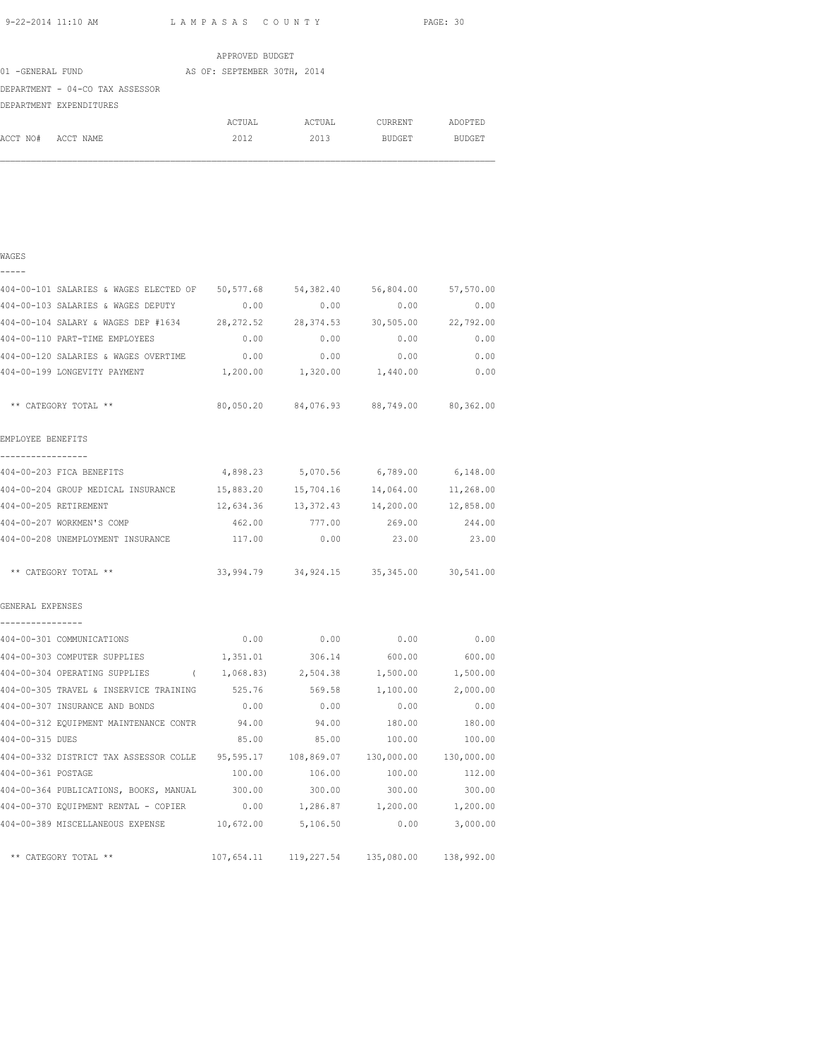APPROVED BUDGET

01 -GENERAL FUND — AS OF: SEPTEMBER 30TH, 2014

DEPARTMENT - 04-CO TAX ASSESSOR

DEPARTMENT EXPENDITURES

| ACCT NO# ACCT NAME | ACTUAL 2012 | ACTUAL 2013 | CURRENT BUDGET | ADOPTED BUDGET |
|---|---|---|---|---|
| **WAGES** | | | | |
| 404-00-101 SALARIES & WAGES ELECTED OF | 50,577.68 | 54,382.40 | 56,804.00 | 57,570.00 |
| 404-00-103 SALARIES & WAGES DEPUTY | 0.00 | 0.00 | 0.00 | 0.00 |
| 404-00-104 SALARY & WAGES DEP #1634 | 28,272.52 | 28,374.53 | 30,505.00 | 22,792.00 |
| 404-00-110 PART-TIME EMPLOYEES | 0.00 | 0.00 | 0.00 | 0.00 |
| 404-00-120 SALARIES & WAGES OVERTIME | 0.00 | 0.00 | 0.00 | 0.00 |
| 404-00-199 LONGEVITY PAYMENT | 1,200.00 | 1,320.00 | 1,440.00 | 0.00 |
| ** CATEGORY TOTAL ** | 80,050.20 | 84,076.93 | 88,749.00 | 80,362.00 |
| **EMPLOYEE BENEFITS** | | | | |
| 404-00-203 FICA BENEFITS | 4,898.23 | 5,070.56 | 6,789.00 | 6,148.00 |
| 404-00-204 GROUP MEDICAL INSURANCE | 15,883.20 | 15,704.16 | 14,064.00 | 11,268.00 |
| 404-00-205 RETIREMENT | 12,634.36 | 13,372.43 | 14,200.00 | 12,858.00 |
| 404-00-207 WORKMEN'S COMP | 462.00 | 777.00 | 269.00 | 244.00 |
| 404-00-208 UNEMPLOYMENT INSURANCE | 117.00 | 0.00 | 23.00 | 23.00 |
| ** CATEGORY TOTAL ** | 33,994.79 | 34,924.15 | 35,345.00 | 30,541.00 |
| **GENERAL EXPENSES** | | | | |
| 404-00-301 COMMUNICATIONS | 0.00 | 0.00 | 0.00 | 0.00 |
| 404-00-303 COMPUTER SUPPLIES | 1,351.01 | 306.14 | 600.00 | 600.00 |
| 404-00-304 OPERATING SUPPLIES | ( 1,068.83) | 2,504.38 | 1,500.00 | 1,500.00 |
| 404-00-305 TRAVEL & INSERVICE TRAINING | 525.76 | 569.58 | 1,100.00 | 2,000.00 |
| 404-00-307 INSURANCE AND BONDS | 0.00 | 0.00 | 0.00 | 0.00 |
| 404-00-312 EQUIPMENT MAINTENANCE CONTR | 94.00 | 94.00 | 180.00 | 180.00 |
| 404-00-315 DUES | 85.00 | 85.00 | 100.00 | 100.00 |
| 404-00-332 DISTRICT TAX ASSESSOR COLLE | 95,595.17 | 108,869.07 | 130,000.00 | 130,000.00 |
| 404-00-361 POSTAGE | 100.00 | 106.00 | 100.00 | 112.00 |
| 404-00-364 PUBLICATIONS, BOOKS, MANUAL | 300.00 | 300.00 | 300.00 | 300.00 |
| 404-00-370 EQUIPMENT RENTAL - COPIER | 0.00 | 1,286.87 | 1,200.00 | 1,200.00 |
| 404-00-389 MISCELLANEOUS EXPENSE | 10,672.00 | 5,106.50 | 0.00 | 3,000.00 |
| ** CATEGORY TOTAL ** | 107,654.11 | 119,227.54 | 135,080.00 | 138,992.00 |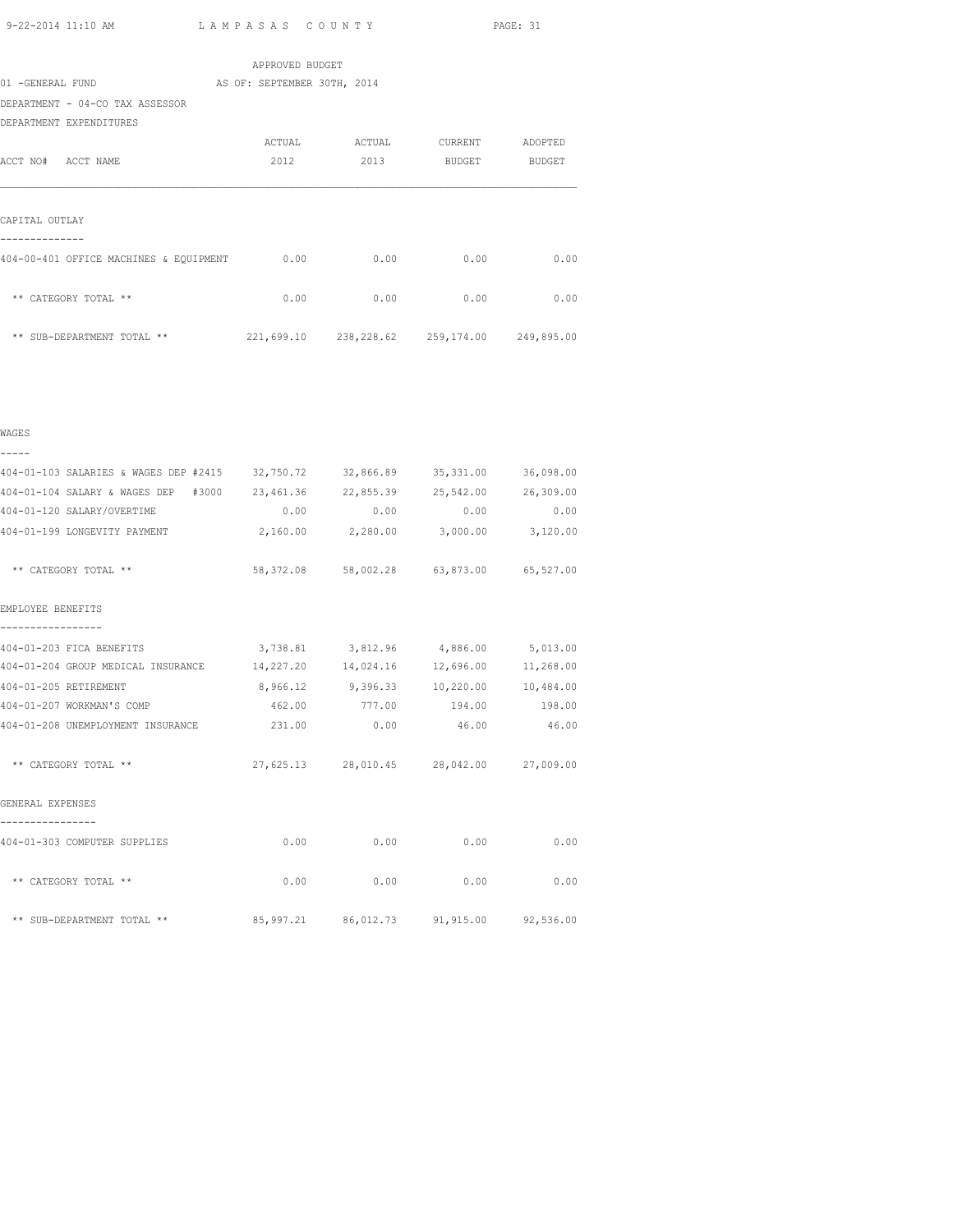APPROVED BUDGET

01 -GENERAL FUND AS OF: SEPTEMBER 30TH, 2014

DEPARTMENT - 04-CO TAX ASSESSOR

DEPARTMENT EXPENDITURES

| ACCT NO# ACCT NAME | ACTUAL 2012 | ACTUAL 2013 | CURRENT BUDGET | ADOPTED BUDGET |
|---|---|---|---|---|
| **CAPITAL OUTLAY** | | | | |
| 404-00-401 OFFICE MACHINES & EQUIPMENT | 0.00 | 0.00 | 0.00 | 0.00 |
| ** CATEGORY TOTAL ** | 0.00 | 0.00 | 0.00 | 0.00 |
| ** SUB-DEPARTMENT TOTAL ** | 221,699.10 | 238,228.62 | 259,174.00 | 249,895.00 |
| **WAGES** | | | | |
| 404-01-103 SALARIES & WAGES DEP #2415 | 32,750.72 | 32,866.89 | 35,331.00 | 36,098.00 |
| 404-01-104 SALARY & WAGES DEP #3000 | 23,461.36 | 22,855.39 | 25,542.00 | 26,309.00 |
| 404-01-120 SALARY/OVERTIME | 0.00 | 0.00 | 0.00 | 0.00 |
| 404-01-199 LONGEVITY PAYMENT | 2,160.00 | 2,280.00 | 3,000.00 | 3,120.00 |
| ** CATEGORY TOTAL ** | 58,372.08 | 58,002.28 | 63,873.00 | 65,527.00 |
| **EMPLOYEE BENEFITS** | | | | |
| 404-01-203 FICA BENEFITS | 3,738.81 | 3,812.96 | 4,886.00 | 5,013.00 |
| 404-01-204 GROUP MEDICAL INSURANCE | 14,227.20 | 14,024.16 | 12,696.00 | 11,268.00 |
| 404-01-205 RETIREMENT | 8,966.12 | 9,396.33 | 10,220.00 | 10,484.00 |
| 404-01-207 WORKMAN'S COMP | 462.00 | 777.00 | 194.00 | 198.00 |
| 404-01-208 UNEMPLOYMENT INSURANCE | 231.00 | 0.00 | 46.00 | 46.00 |
| ** CATEGORY TOTAL ** | 27,625.13 | 28,010.45 | 28,042.00 | 27,009.00 |
| **GENERAL EXPENSES** | | | | |
| 404-01-303 COMPUTER SUPPLIES | 0.00 | 0.00 | 0.00 | 0.00 |
| ** CATEGORY TOTAL ** | 0.00 | 0.00 | 0.00 | 0.00 |
| ** SUB-DEPARTMENT TOTAL ** | 85,997.21 | 86,012.73 | 91,915.00 | 92,536.00 |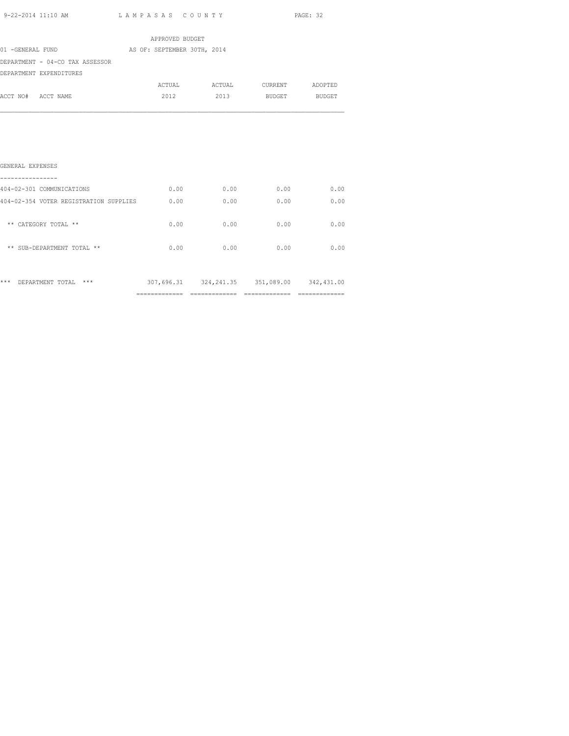LAMPASAS COUNTY

APPROVED BUDGET

01 -GENERAL FUND AS OF: SEPTEMBER 30TH, 2014

DEPARTMENT - 04-CO TAX ASSESSOR

DEPARTMENT EXPENDITURES

| ACCT NO# ACCT NAME | ACTUAL 2012 | ACTUAL 2013 | CURRENT BUDGET | ADOPTED BUDGET |
|---|---|---|---|---|
| GENERAL EXPENSES | | | | |
| 404-02-301 COMMUNICATIONS | 0.00 | 0.00 | 0.00 | 0.00 |
| 404-02-354 VOTER REGISTRATION SUPPLIES | 0.00 | 0.00 | 0.00 | 0.00 |
| ** CATEGORY TOTAL ** | 0.00 | 0.00 | 0.00 | 0.00 |
| ** SUB-DEPARTMENT TOTAL ** | 0.00 | 0.00 | 0.00 | 0.00 |
| *** DEPARTMENT TOTAL *** | 307,696.31 | 324,241.35 | 351,089.00 | 342,431.00 |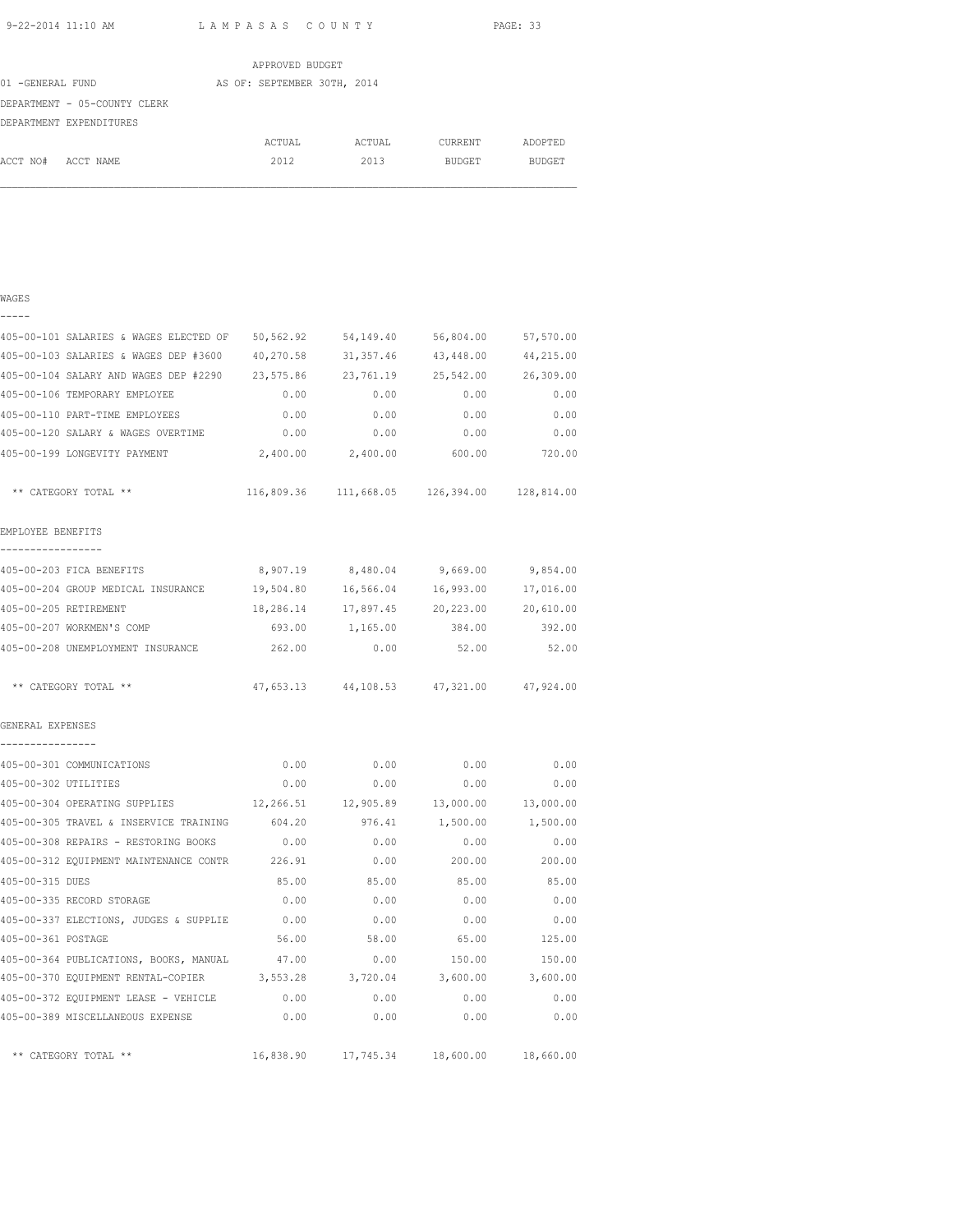9-22-2014 11:10 AM LAMPASAS COUNTY

APPROVED BUDGET

01 -GENERAL FUND AS OF: SEPTEMBER 30TH, 2014

DEPARTMENT - 05-COUNTY CLERK

DEPARTMENT EXPENDITURES

| ACCT NO# ACCT NAME | ACTUAL 2012 | ACTUAL 2013 | CURRENT BUDGET | ADOPTED BUDGET |
|---|---|---|---|---|
| **WAGES** | | | | |
| 405-00-101 SALARIES & WAGES ELECTED OF | 50,562.92 | 54,149.40 | 56,804.00 | 57,570.00 |
| 405-00-103 SALARIES & WAGES DEP #3600 | 40,270.58 | 31,357.46 | 43,448.00 | 44,215.00 |
| 405-00-104 SALARY AND WAGES DEP #2290 | 23,575.86 | 23,761.19 | 25,542.00 | 26,309.00 |
| 405-00-106 TEMPORARY EMPLOYEE | 0.00 | 0.00 | 0.00 | 0.00 |
| 405-00-110 PART-TIME EMPLOYEES | 0.00 | 0.00 | 0.00 | 0.00 |
| 405-00-120 SALARY & WAGES OVERTIME | 0.00 | 0.00 | 0.00 | 0.00 |
| 405-00-199 LONGEVITY PAYMENT | 2,400.00 | 2,400.00 | 600.00 | 720.00 |
| ** CATEGORY TOTAL ** | 116,809.36 | 111,668.05 | 126,394.00 | 128,814.00 |
| **EMPLOYEE BENEFITS** | | | | |
| 405-00-203 FICA BENEFITS | 8,907.19 | 8,480.04 | 9,669.00 | 9,854.00 |
| 405-00-204 GROUP MEDICAL INSURANCE | 19,504.80 | 16,566.04 | 16,993.00 | 17,016.00 |
| 405-00-205 RETIREMENT | 18,286.14 | 17,897.45 | 20,223.00 | 20,610.00 |
| 405-00-207 WORKMEN'S COMP | 693.00 | 1,165.00 | 384.00 | 392.00 |
| 405-00-208 UNEMPLOYMENT INSURANCE | 262.00 | 0.00 | 52.00 | 52.00 |
| ** CATEGORY TOTAL ** | 47,653.13 | 44,108.53 | 47,321.00 | 47,924.00 |
| **GENERAL EXPENSES** | | | | |
| 405-00-301 COMMUNICATIONS | 0.00 | 0.00 | 0.00 | 0.00 |
| 405-00-302 UTILITIES | 0.00 | 0.00 | 0.00 | 0.00 |
| 405-00-304 OPERATING SUPPLIES | 12,266.51 | 12,905.89 | 13,000.00 | 13,000.00 |
| 405-00-305 TRAVEL & INSERVICE TRAINING | 604.20 | 976.41 | 1,500.00 | 1,500.00 |
| 405-00-308 REPAIRS - RESTORING BOOKS | 0.00 | 0.00 | 0.00 | 0.00 |
| 405-00-312 EQUIPMENT MAINTENANCE CONTR | 226.91 | 0.00 | 200.00 | 200.00 |
| 405-00-315 DUES | 85.00 | 85.00 | 85.00 | 85.00 |
| 405-00-335 RECORD STORAGE | 0.00 | 0.00 | 0.00 | 0.00 |
| 405-00-337 ELECTIONS, JUDGES & SUPPLIE | 0.00 | 0.00 | 0.00 | 0.00 |
| 405-00-361 POSTAGE | 56.00 | 58.00 | 65.00 | 125.00 |
| 405-00-364 PUBLICATIONS, BOOKS, MANUAL | 47.00 | 0.00 | 150.00 | 150.00 |
| 405-00-370 EQUIPMENT RENTAL-COPIER | 3,553.28 | 3,720.04 | 3,600.00 | 3,600.00 |
| 405-00-372 EQUIPMENT LEASE - VEHICLE | 0.00 | 0.00 | 0.00 | 0.00 |
| 405-00-389 MISCELLANEOUS EXPENSE | 0.00 | 0.00 | 0.00 | 0.00 |
| ** CATEGORY TOTAL ** | 16,838.90 | 17,745.34 | 18,600.00 | 18,660.00 |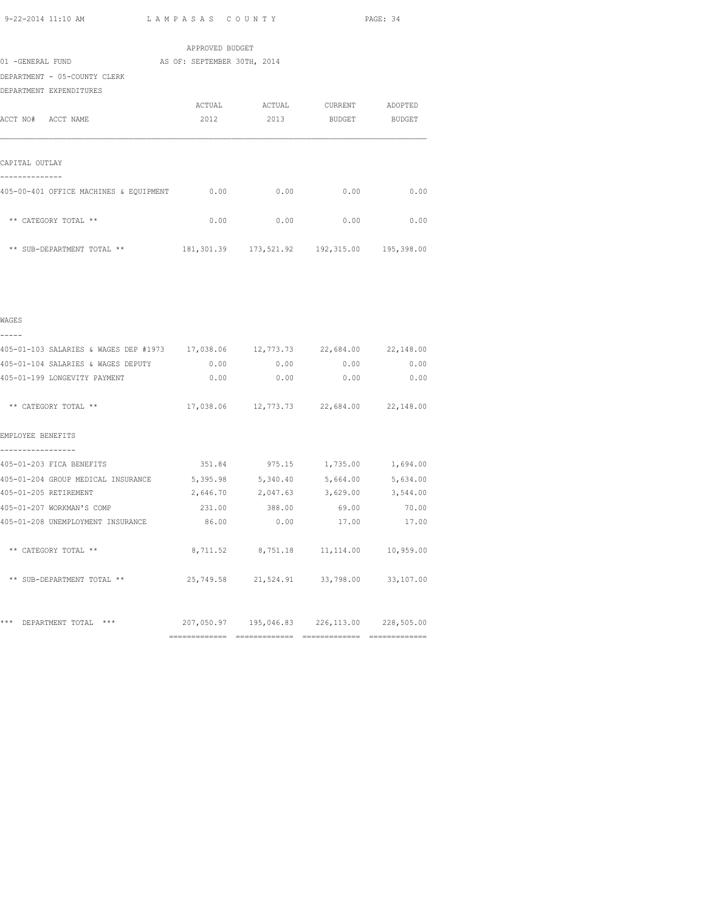APPROVED BUDGET

01 -GENERAL FUND AS OF: SEPTEMBER 30TH, 2014

DEPARTMENT - 05-COUNTY CLERK

DEPARTMENT EXPENDITURES

| ACCT NO# ACCT NAME | ACTUAL 2012 | ACTUAL 2013 | CURRENT BUDGET | ADOPTED BUDGET |
|---|---|---|---|---|
| **CAPITAL OUTLAY** | | | | |
| 405-00-401 OFFICE MACHINES & EQUIPMENT | 0.00 | 0.00 | 0.00 | 0.00 |
| ** CATEGORY TOTAL ** | 0.00 | 0.00 | 0.00 | 0.00 |
| ** SUB-DEPARTMENT TOTAL ** | 181,301.39 | 173,521.92 | 192,315.00 | 195,398.00 |
| **WAGES** | | | | |
| 405-01-103 SALARIES & WAGES DEP #1973 | 17,038.06 | 12,773.73 | 22,684.00 | 22,148.00 |
| 405-01-104 SALARIES & WAGES DEPUTY | 0.00 | 0.00 | 0.00 | 0.00 |
| 405-01-199 LONGEVITY PAYMENT | 0.00 | 0.00 | 0.00 | 0.00 |
| ** CATEGORY TOTAL ** | 17,038.06 | 12,773.73 | 22,684.00 | 22,148.00 |
| **EMPLOYEE BENEFITS** | | | | |
| 405-01-203 FICA BENEFITS | 351.84 | 975.15 | 1,735.00 | 1,694.00 |
| 405-01-204 GROUP MEDICAL INSURANCE | 5,395.98 | 5,340.40 | 5,664.00 | 5,634.00 |
| 405-01-205 RETIREMENT | 2,646.70 | 2,047.63 | 3,629.00 | 3,544.00 |
| 405-01-207 WORKMAN'S COMP | 231.00 | 388.00 | 69.00 | 70.00 |
| 405-01-208 UNEMPLOYMENT INSURANCE | 86.00 | 0.00 | 17.00 | 17.00 |
| ** CATEGORY TOTAL ** | 8,711.52 | 8,751.18 | 11,114.00 | 10,959.00 |
| ** SUB-DEPARTMENT TOTAL ** | 25,749.58 | 21,524.91 | 33,798.00 | 33,107.00 |
| *** DEPARTMENT TOTAL *** | 207,050.97 | 195,046.83 | 226,113.00 | 228,505.00 |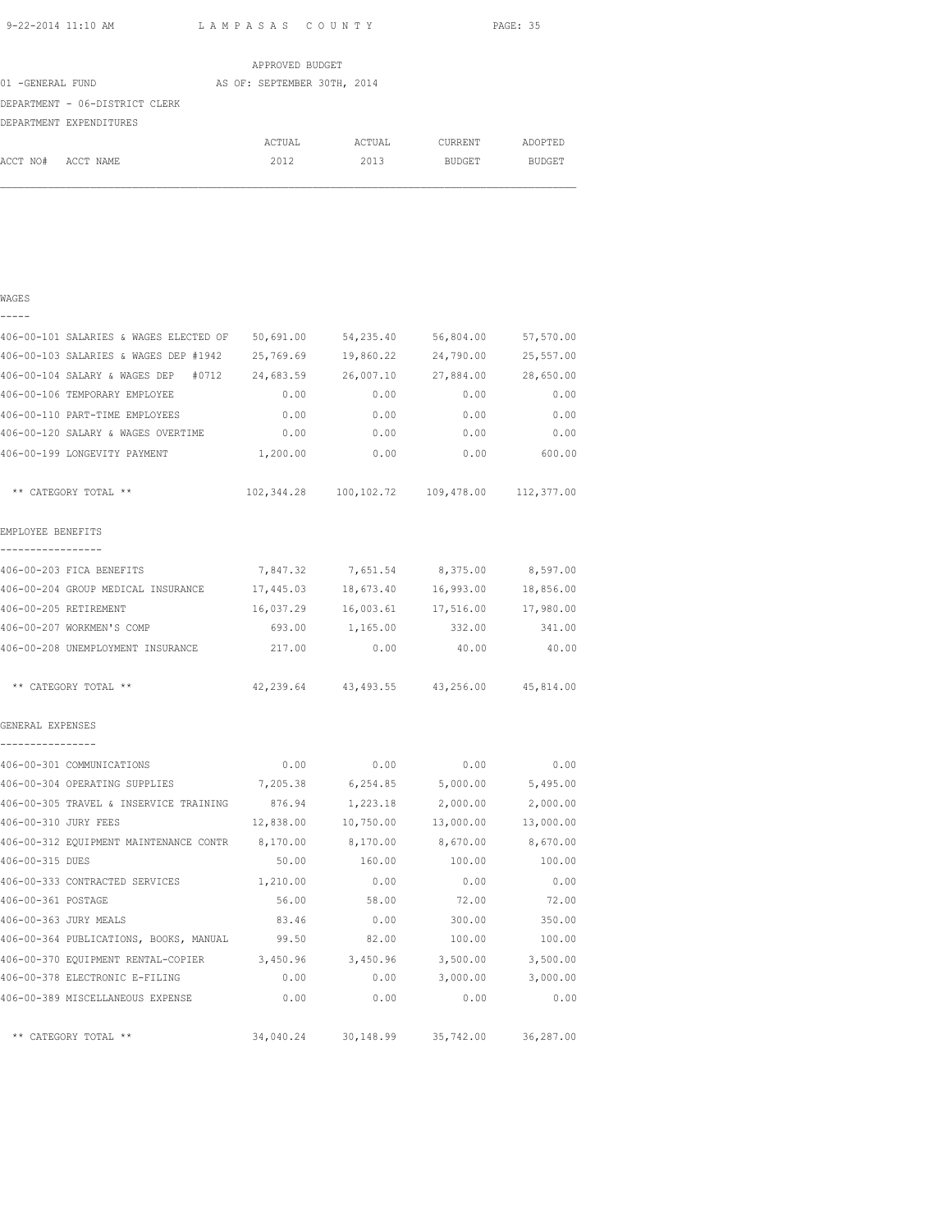LAMPASAS COUNTY

APPROVED BUDGET

01 -GENERAL FUND AS OF: SEPTEMBER 30TH, 2014

DEPARTMENT - 06-DISTRICT CLERK

DEPARTMENT EXPENDITURES

| ACCT NO# ACCT NAME | ACTUAL 2012 | ACTUAL 2013 | CURRENT BUDGET | ADOPTED BUDGET |
|---|---|---|---|---|
| **WAGES** | | | | |
| 406-00-101 SALARIES & WAGES ELECTED OF | 50,691.00 | 54,235.40 | 56,804.00 | 57,570.00 |
| 406-00-103 SALARIES & WAGES DEP #1942 | 25,769.69 | 19,860.22 | 24,790.00 | 25,557.00 |
| 406-00-104 SALARY & WAGES DEP #0712 | 24,683.59 | 26,007.10 | 27,884.00 | 28,650.00 |
| 406-00-106 TEMPORARY EMPLOYEE | 0.00 | 0.00 | 0.00 | 0.00 |
| 406-00-110 PART-TIME EMPLOYEES | 0.00 | 0.00 | 0.00 | 0.00 |
| 406-00-120 SALARY & WAGES OVERTIME | 0.00 | 0.00 | 0.00 | 0.00 |
| 406-00-199 LONGEVITY PAYMENT | 1,200.00 | 0.00 | 0.00 | 600.00 |
| ** CATEGORY TOTAL ** | 102,344.28 | 100,102.72 | 109,478.00 | 112,377.00 |
| **EMPLOYEE BENEFITS** | | | | |
| 406-00-203 FICA BENEFITS | 7,847.32 | 7,651.54 | 8,375.00 | 8,597.00 |
| 406-00-204 GROUP MEDICAL INSURANCE | 17,445.03 | 18,673.40 | 16,993.00 | 18,856.00 |
| 406-00-205 RETIREMENT | 16,037.29 | 16,003.61 | 17,516.00 | 17,980.00 |
| 406-00-207 WORKMEN'S COMP | 693.00 | 1,165.00 | 332.00 | 341.00 |
| 406-00-208 UNEMPLOYMENT INSURANCE | 217.00 | 0.00 | 40.00 | 40.00 |
| ** CATEGORY TOTAL ** | 42,239.64 | 43,493.55 | 43,256.00 | 45,814.00 |
| **GENERAL EXPENSES** | | | | |
| 406-00-301 COMMUNICATIONS | 0.00 | 0.00 | 0.00 | 0.00 |
| 406-00-304 OPERATING SUPPLIES | 7,205.38 | 6,254.85 | 5,000.00 | 5,495.00 |
| 406-00-305 TRAVEL & INSERVICE TRAINING | 876.94 | 1,223.18 | 2,000.00 | 2,000.00 |
| 406-00-310 JURY FEES | 12,838.00 | 10,750.00 | 13,000.00 | 13,000.00 |
| 406-00-312 EQUIPMENT MAINTENANCE CONTR | 8,170.00 | 8,170.00 | 8,670.00 | 8,670.00 |
| 406-00-315 DUES | 50.00 | 160.00 | 100.00 | 100.00 |
| 406-00-333 CONTRACTED SERVICES | 1,210.00 | 0.00 | 0.00 | 0.00 |
| 406-00-361 POSTAGE | 56.00 | 58.00 | 72.00 | 72.00 |
| 406-00-363 JURY MEALS | 83.46 | 0.00 | 300.00 | 350.00 |
| 406-00-364 PUBLICATIONS, BOOKS, MANUAL | 99.50 | 82.00 | 100.00 | 100.00 |
| 406-00-370 EQUIPMENT RENTAL-COPIER | 3,450.96 | 3,450.96 | 3,500.00 | 3,500.00 |
| 406-00-378 ELECTRONIC E-FILING | 0.00 | 0.00 | 3,000.00 | 3,000.00 |
| 406-00-389 MISCELLANEOUS EXPENSE | 0.00 | 0.00 | 0.00 | 0.00 |
| ** CATEGORY TOTAL ** | 34,040.24 | 30,148.99 | 35,742.00 | 36,287.00 |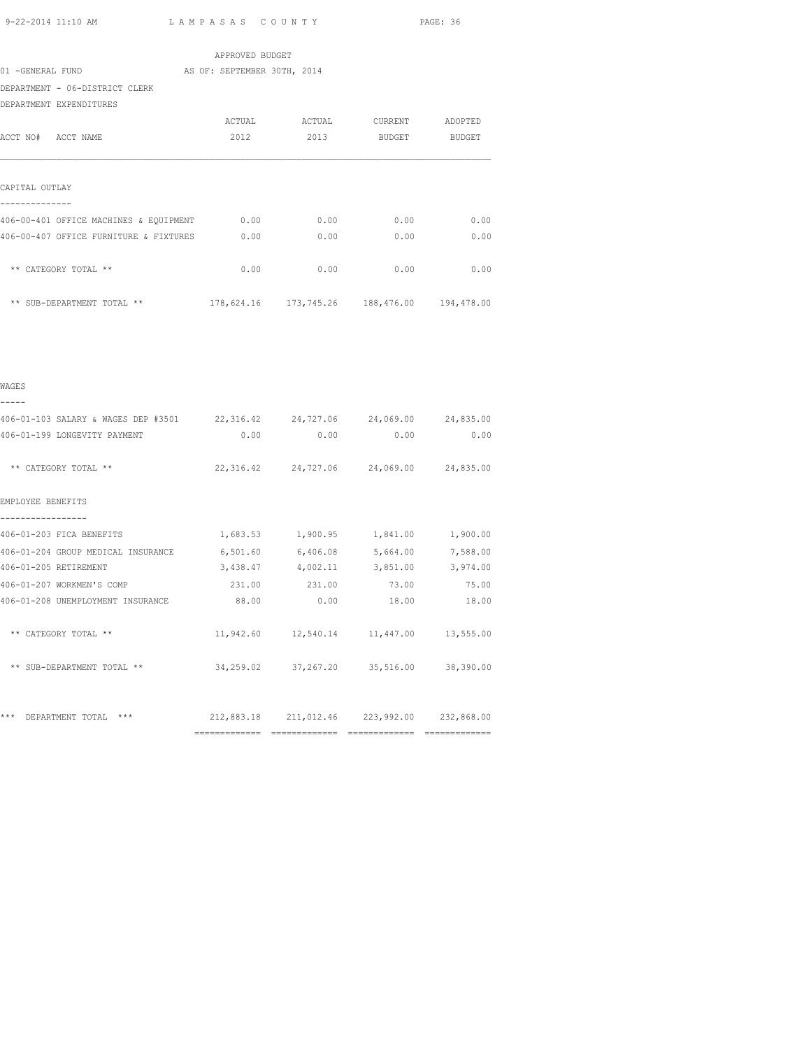APPROVED BUDGET

01 -GENERAL FUND AS OF: SEPTEMBER 30TH, 2014

DEPARTMENT - 06-DISTRICT CLERK

DEPARTMENT EXPENDITURES

| ACCT NO# ACCT NAME | ACTUAL 2012 | ACTUAL 2013 | CURRENT BUDGET | ADOPTED BUDGET |
|---|---|---|---|---|
| **CAPITAL OUTLAY** | | | | |
| 406-00-401 OFFICE MACHINES & EQUIPMENT | 0.00 | 0.00 | 0.00 | 0.00 |
| 406-00-407 OFFICE FURNITURE & FIXTURES | 0.00 | 0.00 | 0.00 | 0.00 |
| ** CATEGORY TOTAL ** | 0.00 | 0.00 | 0.00 | 0.00 |
| ** SUB-DEPARTMENT TOTAL ** | 178,624.16 | 173,745.26 | 188,476.00 | 194,478.00 |
| **WAGES** | | | | |
| 406-01-103 SALARY & WAGES DEP #3501 | 22,316.42 | 24,727.06 | 24,069.00 | 24,835.00 |
| 406-01-199 LONGEVITY PAYMENT | 0.00 | 0.00 | 0.00 | 0.00 |
| ** CATEGORY TOTAL ** | 22,316.42 | 24,727.06 | 24,069.00 | 24,835.00 |
| **EMPLOYEE BENEFITS** | | | | |
| 406-01-203 FICA BENEFITS | 1,683.53 | 1,900.95 | 1,841.00 | 1,900.00 |
| 406-01-204 GROUP MEDICAL INSURANCE | 6,501.60 | 6,406.08 | 5,664.00 | 7,588.00 |
| 406-01-205 RETIREMENT | 3,438.47 | 4,002.11 | 3,851.00 | 3,974.00 |
| 406-01-207 WORKMEN'S COMP | 231.00 | 231.00 | 73.00 | 75.00 |
| 406-01-208 UNEMPLOYMENT INSURANCE | 88.00 | 0.00 | 18.00 | 18.00 |
| ** CATEGORY TOTAL ** | 11,942.60 | 12,540.14 | 11,447.00 | 13,555.00 |
| ** SUB-DEPARTMENT TOTAL ** | 34,259.02 | 37,267.20 | 35,516.00 | 38,390.00 |
| *** DEPARTMENT TOTAL *** | 212,883.18 | 211,012.46 | 223,992.00 | 232,868.00 |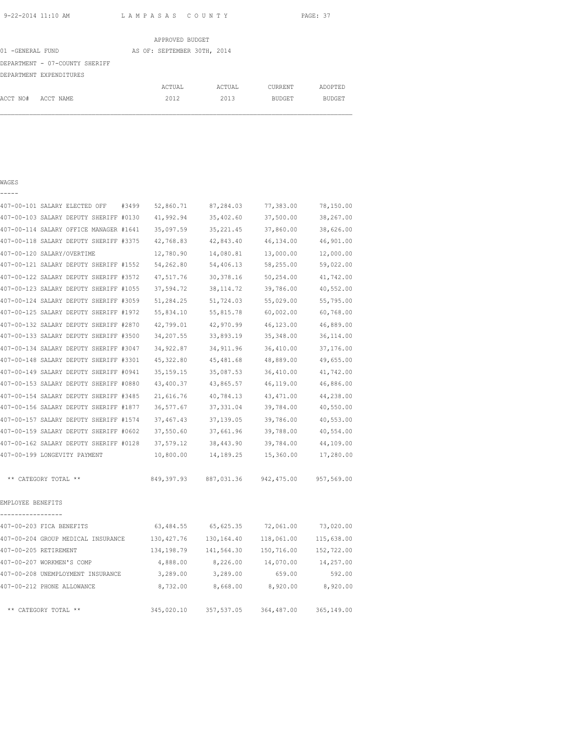APPROVED BUDGET

01 -GENERAL FUND AS OF: SEPTEMBER 30TH, 2014

DEPARTMENT - 07-COUNTY SHERIFF

DEPARTMENT EXPENDITURES

| ACCT NO# ACCT NAME | ACTUAL 2012 | ACTUAL 2013 | CURRENT BUDGET | ADOPTED BUDGET |
|---|---|---|---|---|
| **WAGES** | | | | |
| 407-00-101 SALARY ELECTED OFF #3499 | 52,860.71 | 87,284.03 | 77,383.00 | 78,150.00 |
| 407-00-103 SALARY DEPUTY SHERIFF #0130 | 41,992.94 | 35,402.60 | 37,500.00 | 38,267.00 |
| 407-00-114 SALARY OFFICE MANAGER #1641 | 35,097.59 | 35,221.45 | 37,860.00 | 38,626.00 |
| 407-00-118 SALARY DEPUTY SHERIFF #3375 | 42,768.83 | 42,843.40 | 46,134.00 | 46,901.00 |
| 407-00-120 SALARY/OVERTIME | 12,780.90 | 14,080.81 | 13,000.00 | 12,000.00 |
| 407-00-121 SALARY DEPUTY SHERIFF #1552 | 54,262.80 | 54,406.13 | 58,255.00 | 59,022.00 |
| 407-00-122 SALARY DEPUTY SHERIFF #3572 | 47,517.76 | 30,378.16 | 50,254.00 | 41,742.00 |
| 407-00-123 SALARY DEPUTY SHERIFF #1055 | 37,594.72 | 38,114.72 | 39,786.00 | 40,552.00 |
| 407-00-124 SALARY DEPUTY SHERIFF #3059 | 51,284.25 | 51,724.03 | 55,029.00 | 55,795.00 |
| 407-00-125 SALARY DEPUTY SHERIFF #1972 | 55,834.10 | 55,815.78 | 60,002.00 | 60,768.00 |
| 407-00-132 SALARY DEPUTY SHERIFF #2870 | 42,799.01 | 42,970.99 | 46,123.00 | 46,889.00 |
| 407-00-133 SALARY DEPUTY SHERIFF #3500 | 34,207.55 | 33,893.19 | 35,348.00 | 36,114.00 |
| 407-00-134 SALARY DEPUTY SHERIFF #3047 | 34,922.87 | 34,911.96 | 36,410.00 | 37,176.00 |
| 407-00-148 SALARY DEPUTY SHERIFF #3301 | 45,322.80 | 45,481.68 | 48,889.00 | 49,655.00 |
| 407-00-149 SALARY DEPUTY SHERIFF #0941 | 35,159.15 | 35,087.53 | 36,410.00 | 41,742.00 |
| 407-00-153 SALARY DEPUTY SHERIFF #0880 | 43,400.37 | 43,865.57 | 46,119.00 | 46,886.00 |
| 407-00-154 SALARY DEPUTY SHERIFF #3485 | 21,616.76 | 40,784.13 | 43,471.00 | 44,238.00 |
| 407-00-156 SALARY DEPUTY SHERIFF #1877 | 36,577.67 | 37,331.04 | 39,784.00 | 40,550.00 |
| 407-00-157 SALARY DEPUTY SHERIFF #1574 | 37,467.43 | 37,139.05 | 39,786.00 | 40,553.00 |
| 407-00-159 SALARY DEPUTY SHERIFF #0602 | 37,550.60 | 37,661.96 | 39,788.00 | 40,554.00 |
| 407-00-162 SALARY DEPUTY SHERIFF #0128 | 37,579.12 | 38,443.90 | 39,784.00 | 44,109.00 |
| 407-00-199 LONGEVITY PAYMENT | 10,800.00 | 14,189.25 | 15,360.00 | 17,280.00 |
| ** CATEGORY TOTAL ** | 849,397.93 | 887,031.36 | 942,475.00 | 957,569.00 |
| **EMPLOYEE BENEFITS** | | | | |
| 407-00-203 FICA BENEFITS | 63,484.55 | 65,625.35 | 72,061.00 | 73,020.00 |
| 407-00-204 GROUP MEDICAL INSURANCE | 130,427.76 | 130,164.40 | 118,061.00 | 115,638.00 |
| 407-00-205 RETIREMENT | 134,198.79 | 141,564.30 | 150,716.00 | 152,722.00 |
| 407-00-207 WORKMEN'S COMP | 4,888.00 | 8,226.00 | 14,070.00 | 14,257.00 |
| 407-00-208 UNEMPLOYMENT INSURANCE | 3,289.00 | 3,289.00 | 659.00 | 592.00 |
| 407-00-212 PHONE ALLOWANCE | 8,732.00 | 8,668.00 | 8,920.00 | 8,920.00 |
| ** CATEGORY TOTAL ** | 345,020.10 | 357,537.05 | 364,487.00 | 365,149.00 |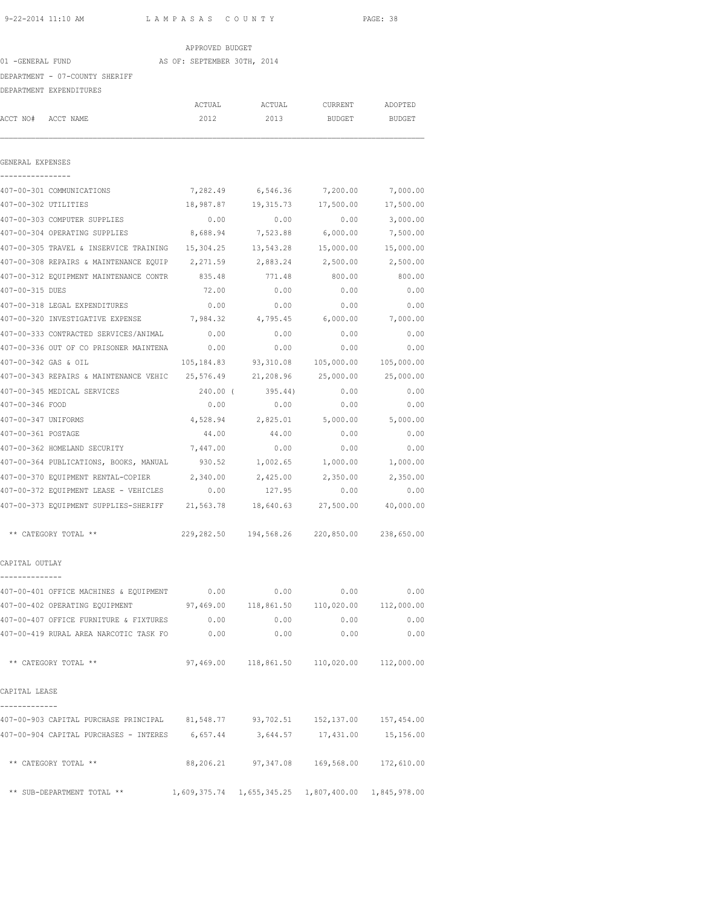LAMPASAS COUNTY

APPROVED BUDGET

01 -GENERAL FUND AS OF: SEPTEMBER 30TH, 2014

DEPARTMENT - 07-COUNTY SHERIFF

DEPARTMENT EXPENDITURES

| ACCT NO# | ACCT NAME | ACTUAL 2012 | ACTUAL 2013 | CURRENT BUDGET | ADOPTED BUDGET |
|---|---|---|---|---|---|
| **GENERAL EXPENSES** | | | | | |
| 407-00-301 | COMMUNICATIONS | 7,282.49 | 6,546.36 | 7,200.00 | 7,000.00 |
| 407-00-302 | UTILITIES | 18,987.87 | 19,315.73 | 17,500.00 | 17,500.00 |
| 407-00-303 | COMPUTER SUPPLIES | 0.00 | 0.00 | 0.00 | 3,000.00 |
| 407-00-304 | OPERATING SUPPLIES | 8,688.94 | 7,523.88 | 6,000.00 | 7,500.00 |
| 407-00-305 | TRAVEL & INSERVICE TRAINING | 15,304.25 | 13,543.28 | 15,000.00 | 15,000.00 |
| 407-00-308 | REPAIRS & MAINTENANCE EQUIP | 2,271.59 | 2,883.24 | 2,500.00 | 2,500.00 |
| 407-00-312 | EQUIPMENT MAINTENANCE CONTR | 835.48 | 771.48 | 800.00 | 800.00 |
| 407-00-315 | DUES | 72.00 | 0.00 | 0.00 | 0.00 |
| 407-00-318 | LEGAL EXPENDITURES | 0.00 | 0.00 | 0.00 | 0.00 |
| 407-00-320 | INVESTIGATIVE EXPENSE | 7,984.32 | 4,795.45 | 6,000.00 | 7,000.00 |
| 407-00-333 | CONTRACTED SERVICES/ANIMAL | 0.00 | 0.00 | 0.00 | 0.00 |
| 407-00-336 | OUT OF CO PRISONER MAINTENA | 0.00 | 0.00 | 0.00 | 0.00 |
| 407-00-342 | GAS & OIL | 105,184.83 | 93,310.08 | 105,000.00 | 105,000.00 |
| 407-00-343 | REPAIRS & MAINTENANCE VEHIC | 25,576.49 | 21,208.96 | 25,000.00 | 25,000.00 |
| 407-00-345 | MEDICAL SERVICES | 240.00 | ( 395.44) | 0.00 | 0.00 |
| 407-00-346 | FOOD | 0.00 | 0.00 | 0.00 | 0.00 |
| 407-00-347 | UNIFORMS | 4,528.94 | 2,825.01 | 5,000.00 | 5,000.00 |
| 407-00-361 | POSTAGE | 44.00 | 44.00 | 0.00 | 0.00 |
| 407-00-362 | HOMELAND SECURITY | 7,447.00 | 0.00 | 0.00 | 0.00 |
| 407-00-364 | PUBLICATIONS, BOOKS, MANUAL | 930.52 | 1,002.65 | 1,000.00 | 1,000.00 |
| 407-00-370 | EQUIPMENT RENTAL-COPIER | 2,340.00 | 2,425.00 | 2,350.00 | 2,350.00 |
| 407-00-372 | EQUIPMENT LEASE - VEHICLES | 0.00 | 127.95 | 0.00 | 0.00 |
| 407-00-373 | EQUIPMENT SUPPLIES-SHERIFF | 21,563.78 | 18,640.63 | 27,500.00 | 40,000.00 |
| | ** CATEGORY TOTAL ** | 229,282.50 | 194,568.26 | 220,850.00 | 238,650.00 |
| **CAPITAL OUTLAY** | | | | | |
| 407-00-401 | OFFICE MACHINES & EQUIPMENT | 0.00 | 0.00 | 0.00 | 0.00 |
| 407-00-402 | OPERATING EQUIPMENT | 97,469.00 | 118,861.50 | 110,020.00 | 112,000.00 |
| 407-00-407 | OFFICE FURNITURE & FIXTURES | 0.00 | 0.00 | 0.00 | 0.00 |
| 407-00-419 | RURAL AREA NARCOTIC TASK FO | 0.00 | 0.00 | 0.00 | 0.00 |
| | ** CATEGORY TOTAL ** | 97,469.00 | 118,861.50 | 110,020.00 | 112,000.00 |
| **CAPITAL LEASE** | | | | | |
| 407-00-903 | CAPITAL PURCHASE PRINCIPAL | 81,548.77 | 93,702.51 | 152,137.00 | 157,454.00 |
| 407-00-904 | CAPITAL PURCHASES - INTERES | 6,657.44 | 3,644.57 | 17,431.00 | 15,156.00 |
| | ** CATEGORY TOTAL ** | 88,206.21 | 97,347.08 | 169,568.00 | 172,610.00 |
| | ** SUB-DEPARTMENT TOTAL ** | 1,609,375.74 | 1,655,345.25 | 1,807,400.00 | 1,845,978.00 |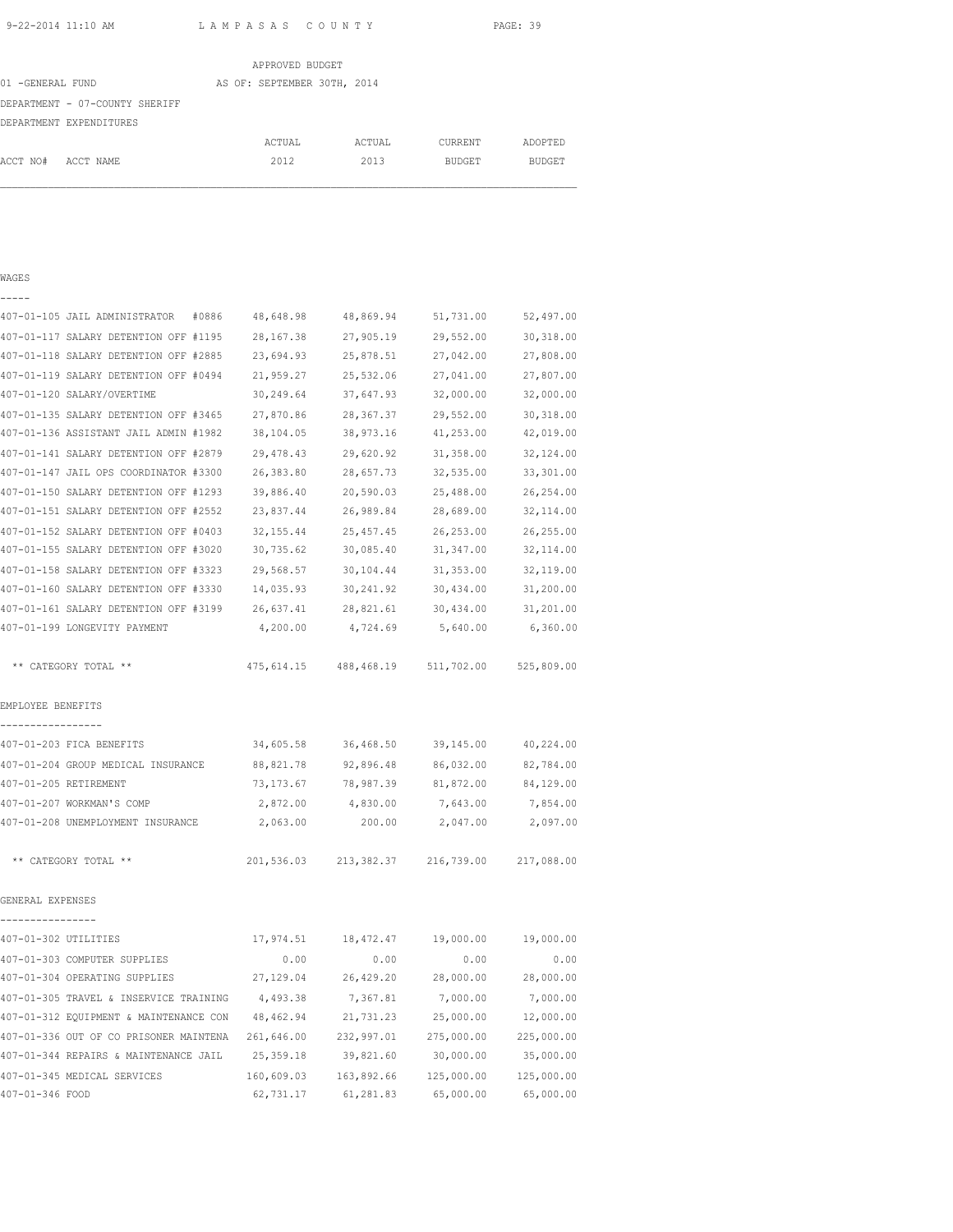APPROVED BUDGET

01 -GENERAL FUND AS OF: SEPTEMBER 30TH, 2014

DEPARTMENT - 07-COUNTY SHERIFF

DEPARTMENT EXPENDITURES

| ACCT NO# ACCT NAME | ACTUAL 2012 | ACTUAL 2013 | CURRENT BUDGET | ADOPTED BUDGET |
|---|---|---|---|---|
| **WAGES** | | | | |
| 407-01-105 JAIL ADMINISTRATOR #0886 | 48,648.98 | 48,869.94 | 51,731.00 | 52,497.00 |
| 407-01-117 SALARY DETENTION OFF #1195 | 28,167.38 | 27,905.19 | 29,552.00 | 30,318.00 |
| 407-01-118 SALARY DETENTION OFF #2885 | 23,694.93 | 25,878.51 | 27,042.00 | 27,808.00 |
| 407-01-119 SALARY DETENTION OFF #0494 | 21,959.27 | 25,532.06 | 27,041.00 | 27,807.00 |
| 407-01-120 SALARY/OVERTIME | 30,249.64 | 37,647.93 | 32,000.00 | 32,000.00 |
| 407-01-135 SALARY DETENTION OFF #3465 | 27,870.86 | 28,367.37 | 29,552.00 | 30,318.00 |
| 407-01-136 ASSISTANT JAIL ADMIN #1982 | 38,104.05 | 38,973.16 | 41,253.00 | 42,019.00 |
| 407-01-141 SALARY DETENTION OFF #2879 | 29,478.43 | 29,620.92 | 31,358.00 | 32,124.00 |
| 407-01-147 JAIL OPS COORDINATOR #3300 | 26,383.80 | 28,657.73 | 32,535.00 | 33,301.00 |
| 407-01-150 SALARY DETENTION OFF #1293 | 39,886.40 | 20,590.03 | 25,488.00 | 26,254.00 |
| 407-01-151 SALARY DETENTION OFF #2552 | 23,837.44 | 26,989.84 | 28,689.00 | 32,114.00 |
| 407-01-152 SALARY DETENTION OFF #0403 | 32,155.44 | 25,457.45 | 26,253.00 | 26,255.00 |
| 407-01-155 SALARY DETENTION OFF #3020 | 30,735.62 | 30,085.40 | 31,347.00 | 32,114.00 |
| 407-01-158 SALARY DETENTION OFF #3323 | 29,568.57 | 30,104.44 | 31,353.00 | 32,119.00 |
| 407-01-160 SALARY DETENTION OFF #3330 | 14,035.93 | 30,241.92 | 30,434.00 | 31,200.00 |
| 407-01-161 SALARY DETENTION OFF #3199 | 26,637.41 | 28,821.61 | 30,434.00 | 31,201.00 |
| 407-01-199 LONGEVITY PAYMENT | 4,200.00 | 4,724.69 | 5,640.00 | 6,360.00 |
| ** CATEGORY TOTAL ** | 475,614.15 | 488,468.19 | 511,702.00 | 525,809.00 |
| **EMPLOYEE BENEFITS** | | | | |
| 407-01-203 FICA BENEFITS | 34,605.58 | 36,468.50 | 39,145.00 | 40,224.00 |
| 407-01-204 GROUP MEDICAL INSURANCE | 88,821.78 | 92,896.48 | 86,032.00 | 82,784.00 |
| 407-01-205 RETIREMENT | 73,173.67 | 78,987.39 | 81,872.00 | 84,129.00 |
| 407-01-207 WORKMAN'S COMP | 2,872.00 | 4,830.00 | 7,643.00 | 7,854.00 |
| 407-01-208 UNEMPLOYMENT INSURANCE | 2,063.00 | 200.00 | 2,047.00 | 2,097.00 |
| ** CATEGORY TOTAL ** | 201,536.03 | 213,382.37 | 216,739.00 | 217,088.00 |
| **GENERAL EXPENSES** | | | | |
| 407-01-302 UTILITIES | 17,974.51 | 18,472.47 | 19,000.00 | 19,000.00 |
| 407-01-303 COMPUTER SUPPLIES | 0.00 | 0.00 | 0.00 | 0.00 |
| 407-01-304 OPERATING SUPPLIES | 27,129.04 | 26,429.20 | 28,000.00 | 28,000.00 |
| 407-01-305 TRAVEL & INSERVICE TRAINING | 4,493.38 | 7,367.81 | 7,000.00 | 7,000.00 |
| 407-01-312 EQUIPMENT & MAINTENANCE CON | 48,462.94 | 21,731.23 | 25,000.00 | 12,000.00 |
| 407-01-336 OUT OF CO PRISONER MAINTENA | 261,646.00 | 232,997.01 | 275,000.00 | 225,000.00 |
| 407-01-344 REPAIRS & MAINTENANCE JAIL | 25,359.18 | 39,821.60 | 30,000.00 | 35,000.00 |
| 407-01-345 MEDICAL SERVICES | 160,609.03 | 163,892.66 | 125,000.00 | 125,000.00 |
| 407-01-346 FOOD | 62,731.17 | 61,281.83 | 65,000.00 | 65,000.00 |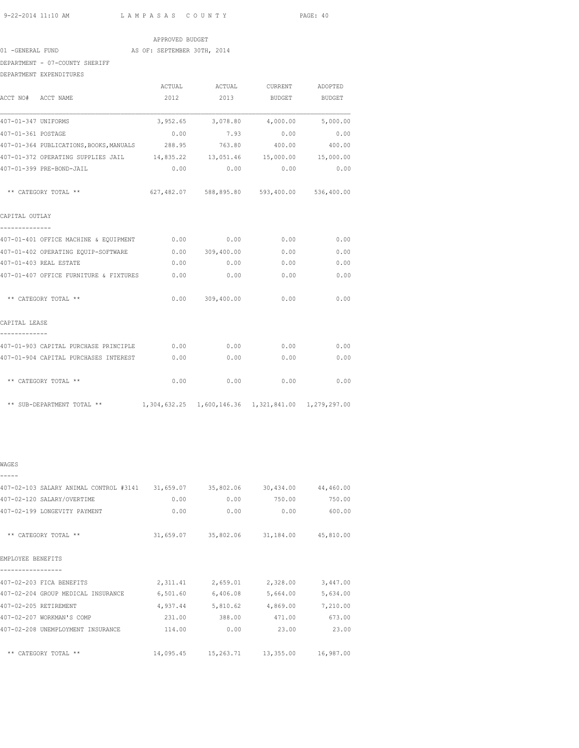APPROVED BUDGET

01 -GENERAL FUND AS OF: SEPTEMBER 30TH, 2014

DEPARTMENT - 07-COUNTY SHERIFF

DEPARTMENT EXPENDITURES

| ACCT NO# ACCT NAME | ACTUAL 2012 | ACTUAL 2013 | CURRENT BUDGET | ADOPTED BUDGET |
|---|---|---|---|---|
| 407-01-347 UNIFORMS | 3,952.65 | 3,078.80 | 4,000.00 | 5,000.00 |
| 407-01-361 POSTAGE | 0.00 | 7.93 | 0.00 | 0.00 |
| 407-01-364 PUBLICATIONS,BOOKS,MANUALS | 288.95 | 763.80 | 400.00 | 400.00 |
| 407-01-372 OPERATING SUPPLIES JAIL | 14,835.22 | 13,051.46 | 15,000.00 | 15,000.00 |
| 407-01-399 PRE-BOND-JAIL | 0.00 | 0.00 | 0.00 | 0.00 |
| ** CATEGORY TOTAL ** | 627,482.07 | 588,895.80 | 593,400.00 | 536,400.00 |
| **CAPITAL OUTLAY** | | | | |
| 407-01-401 OFFICE MACHINE & EQUIPMENT | 0.00 | 0.00 | 0.00 | 0.00 |
| 407-01-402 OPERATING EQUIP-SOFTWARE | 0.00 | 309,400.00 | 0.00 | 0.00 |
| 407-01-403 REAL ESTATE | 0.00 | 0.00 | 0.00 | 0.00 |
| 407-01-407 OFFICE FURNITURE & FIXTURES | 0.00 | 0.00 | 0.00 | 0.00 |
| ** CATEGORY TOTAL ** | 0.00 | 309,400.00 | 0.00 | 0.00 |
| **CAPITAL LEASE** | | | | |
| 407-01-903 CAPITAL PURCHASE PRINCIPLE | 0.00 | 0.00 | 0.00 | 0.00 |
| 407-01-904 CAPITAL PURCHASES INTEREST | 0.00 | 0.00 | 0.00 | 0.00 |
| ** CATEGORY TOTAL ** | 0.00 | 0.00 | 0.00 | 0.00 |
| ** SUB-DEPARTMENT TOTAL ** | 1,304,632.25 | 1,600,146.36 | 1,321,841.00 | 1,279,297.00 |
| **WAGES** | | | | |
| 407-02-103 SALARY ANIMAL CONTROL #3141 | 31,659.07 | 35,802.06 | 30,434.00 | 44,460.00 |
| 407-02-120 SALARY/OVERTIME | 0.00 | 0.00 | 750.00 | 750.00 |
| 407-02-199 LONGEVITY PAYMENT | 0.00 | 0.00 | 0.00 | 600.00 |
| ** CATEGORY TOTAL ** | 31,659.07 | 35,802.06 | 31,184.00 | 45,810.00 |
| **EMPLOYEE BENEFITS** | | | | |
| 407-02-203 FICA BENEFITS | 2,311.41 | 2,659.01 | 2,328.00 | 3,447.00 |
| 407-02-204 GROUP MEDICAL INSURANCE | 6,501.60 | 6,406.08 | 5,664.00 | 5,634.00 |
| 407-02-205 RETIREMENT | 4,937.44 | 5,810.62 | 4,869.00 | 7,210.00 |
| 407-02-207 WORKMAN'S COMP | 231.00 | 388.00 | 471.00 | 673.00 |
| 407-02-208 UNEMPLOYMENT INSURANCE | 114.00 | 0.00 | 23.00 | 23.00 |
| ** CATEGORY TOTAL ** | 14,095.45 | 15,263.71 | 13,355.00 | 16,987.00 |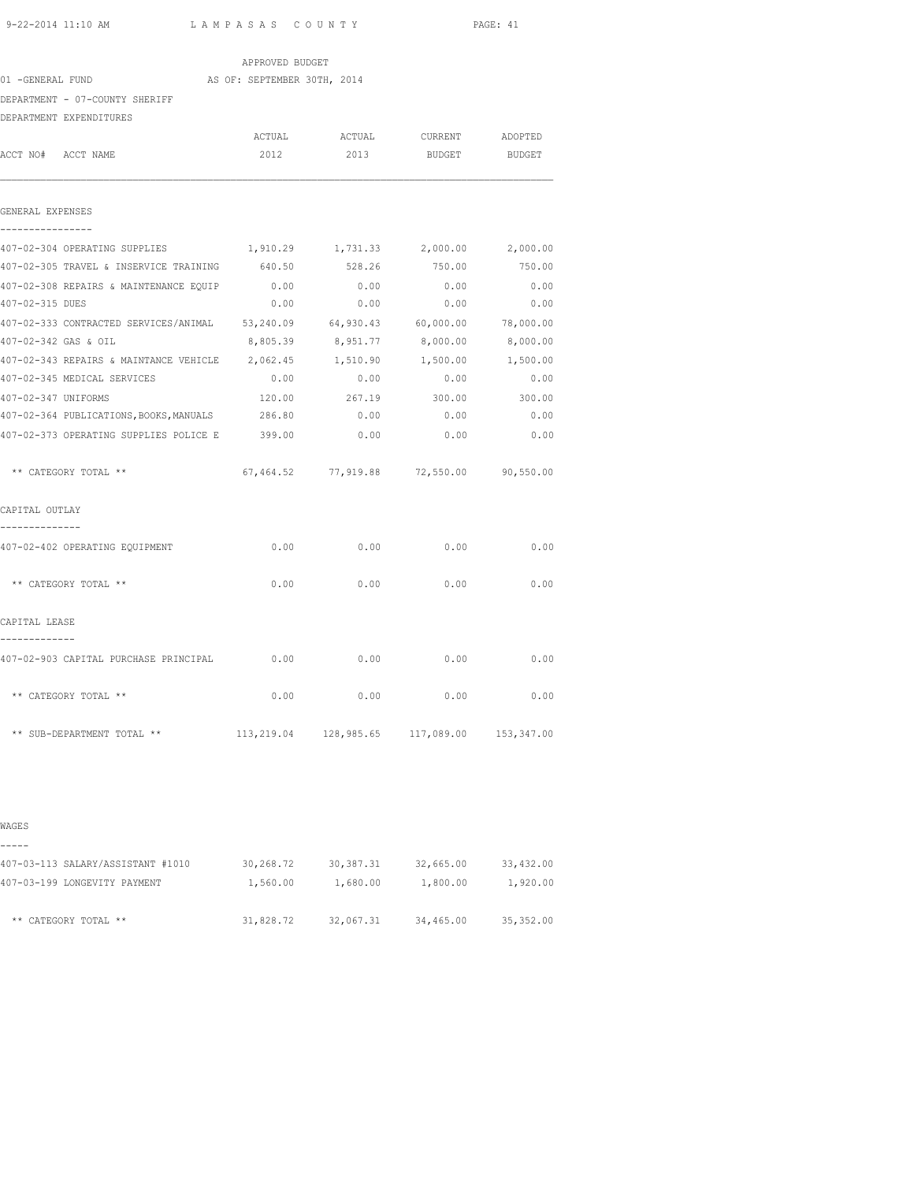APPROVED BUDGET

01 -GENERAL FUND AS OF: SEPTEMBER 30TH, 2014

DEPARTMENT - 07-COUNTY SHERIFF

DEPARTMENT EXPENDITURES

| ACCT NO# ACCT NAME | ACTUAL 2012 | ACTUAL 2013 | CURRENT BUDGET | ADOPTED BUDGET |
|---|---|---|---|---|
| **GENERAL EXPENSES** | | | | |
| 407-02-304 OPERATING SUPPLIES | 1,910.29 | 1,731.33 | 2,000.00 | 2,000.00 |
| 407-02-305 TRAVEL & INSERVICE TRAINING | 640.50 | 528.26 | 750.00 | 750.00 |
| 407-02-308 REPAIRS & MAINTENANCE EQUIP | 0.00 | 0.00 | 0.00 | 0.00 |
| 407-02-315 DUES | 0.00 | 0.00 | 0.00 | 0.00 |
| 407-02-333 CONTRACTED SERVICES/ANIMAL | 53,240.09 | 64,930.43 | 60,000.00 | 78,000.00 |
| 407-02-342 GAS & OIL | 8,805.39 | 8,951.77 | 8,000.00 | 8,000.00 |
| 407-02-343 REPAIRS & MAINTANCE VEHICLE | 2,062.45 | 1,510.90 | 1,500.00 | 1,500.00 |
| 407-02-345 MEDICAL SERVICES | 0.00 | 0.00 | 0.00 | 0.00 |
| 407-02-347 UNIFORMS | 120.00 | 267.19 | 300.00 | 300.00 |
| 407-02-364 PUBLICATIONS,BOOKS,MANUALS | 286.80 | 0.00 | 0.00 | 0.00 |
| 407-02-373 OPERATING SUPPLIES POLICE E | 399.00 | 0.00 | 0.00 | 0.00 |
| ** CATEGORY TOTAL ** | 67,464.52 | 77,919.88 | 72,550.00 | 90,550.00 |
| **CAPITAL OUTLAY** | | | | |
| 407-02-402 OPERATING EQUIPMENT | 0.00 | 0.00 | 0.00 | 0.00 |
| ** CATEGORY TOTAL ** | 0.00 | 0.00 | 0.00 | 0.00 |
| **CAPITAL LEASE** | | | | |
| 407-02-903 CAPITAL PURCHASE PRINCIPAL | 0.00 | 0.00 | 0.00 | 0.00 |
| ** CATEGORY TOTAL ** | 0.00 | 0.00 | 0.00 | 0.00 |
| ** SUB-DEPARTMENT TOTAL ** | 113,219.04 | 128,985.65 | 117,089.00 | 153,347.00 |
| **WAGES** | | | | |
| 407-03-113 SALARY/ASSISTANT #1010 | 30,268.72 | 30,387.31 | 32,665.00 | 33,432.00 |
| 407-03-199 LONGEVITY PAYMENT | 1,560.00 | 1,680.00 | 1,800.00 | 1,920.00 |
| ** CATEGORY TOTAL ** | 31,828.72 | 32,067.31 | 34,465.00 | 35,352.00 |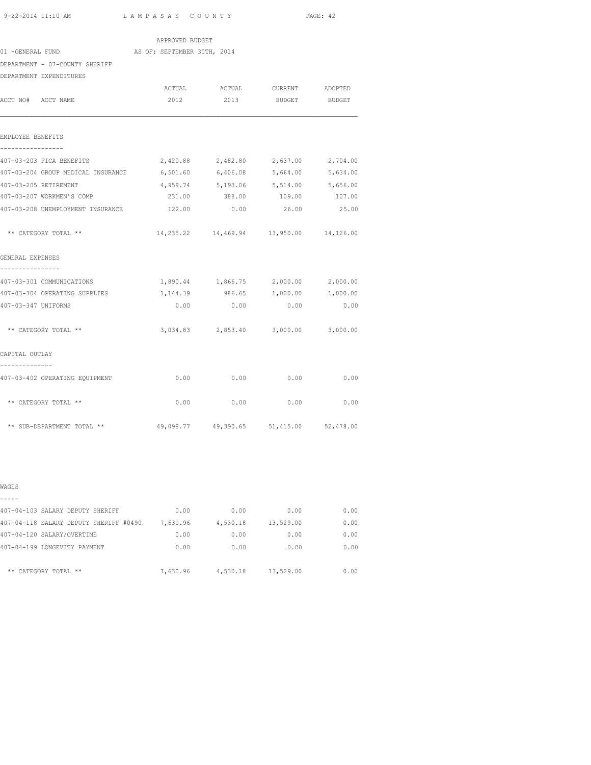APPROVED BUDGET

01 -GENERAL FUND AS OF: SEPTEMBER 30TH, 2014

DEPARTMENT - 07-COUNTY SHERIFF

DEPARTMENT EXPENDITURES

| ACCT NO# ACCT NAME | ACTUAL 2012 | ACTUAL 2013 | CURRENT BUDGET | ADOPTED BUDGET |
|---|---|---|---|---|
| **EMPLOYEE BENEFITS** | | | | |
| 407-03-203 FICA BENEFITS | 2,420.88 | 2,482.80 | 2,637.00 | 2,704.00 |
| 407-03-204 GROUP MEDICAL INSURANCE | 6,501.60 | 6,406.08 | 5,664.00 | 5,634.00 |
| 407-03-205 RETIREMENT | 4,959.74 | 5,193.06 | 5,514.00 | 5,656.00 |
| 407-03-207 WORKMEN'S COMP | 231.00 | 388.00 | 109.00 | 107.00 |
| 407-03-208 UNEMPLOYMENT INSURANCE | 122.00 | 0.00 | 26.00 | 25.00 |
| ** CATEGORY TOTAL ** | 14,235.22 | 14,469.94 | 13,950.00 | 14,126.00 |
| **GENERAL EXPENSES** | | | | |
| 407-03-301 COMMUNICATIONS | 1,890.44 | 1,866.75 | 2,000.00 | 2,000.00 |
| 407-03-304 OPERATING SUPPLIES | 1,144.39 | 986.65 | 1,000.00 | 1,000.00 |
| 407-03-347 UNIFORMS | 0.00 | 0.00 | 0.00 | 0.00 |
| ** CATEGORY TOTAL ** | 3,034.83 | 2,853.40 | 3,000.00 | 3,000.00 |
| **CAPITAL OUTLAY** | | | | |
| 407-03-402 OPERATING EQUIPMENT | 0.00 | 0.00 | 0.00 | 0.00 |
| ** CATEGORY TOTAL ** | 0.00 | 0.00 | 0.00 | 0.00 |
| ** SUB-DEPARTMENT TOTAL ** | 49,098.77 | 49,390.65 | 51,415.00 | 52,478.00 |

| ACCT NO# ACCT NAME | ACTUAL 2012 | ACTUAL 2013 | CURRENT BUDGET | ADOPTED BUDGET |
|---|---|---|---|---|
| **WAGES** | | | | |
| 407-04-103 SALARY DEPUTY SHERIFF | 0.00 | 0.00 | 0.00 | 0.00 |
| 407-04-118 SALARY DEPUTY SHERIFF #0490 | 7,630.96 | 4,530.18 | 13,529.00 | 0.00 |
| 407-04-120 SALARY/OVERTIME | 0.00 | 0.00 | 0.00 | 0.00 |
| 407-04-199 LONGEVITY PAYMENT | 0.00 | 0.00 | 0.00 | 0.00 |
| ** CATEGORY TOTAL ** | 7,630.96 | 4,530.18 | 13,529.00 | 0.00 |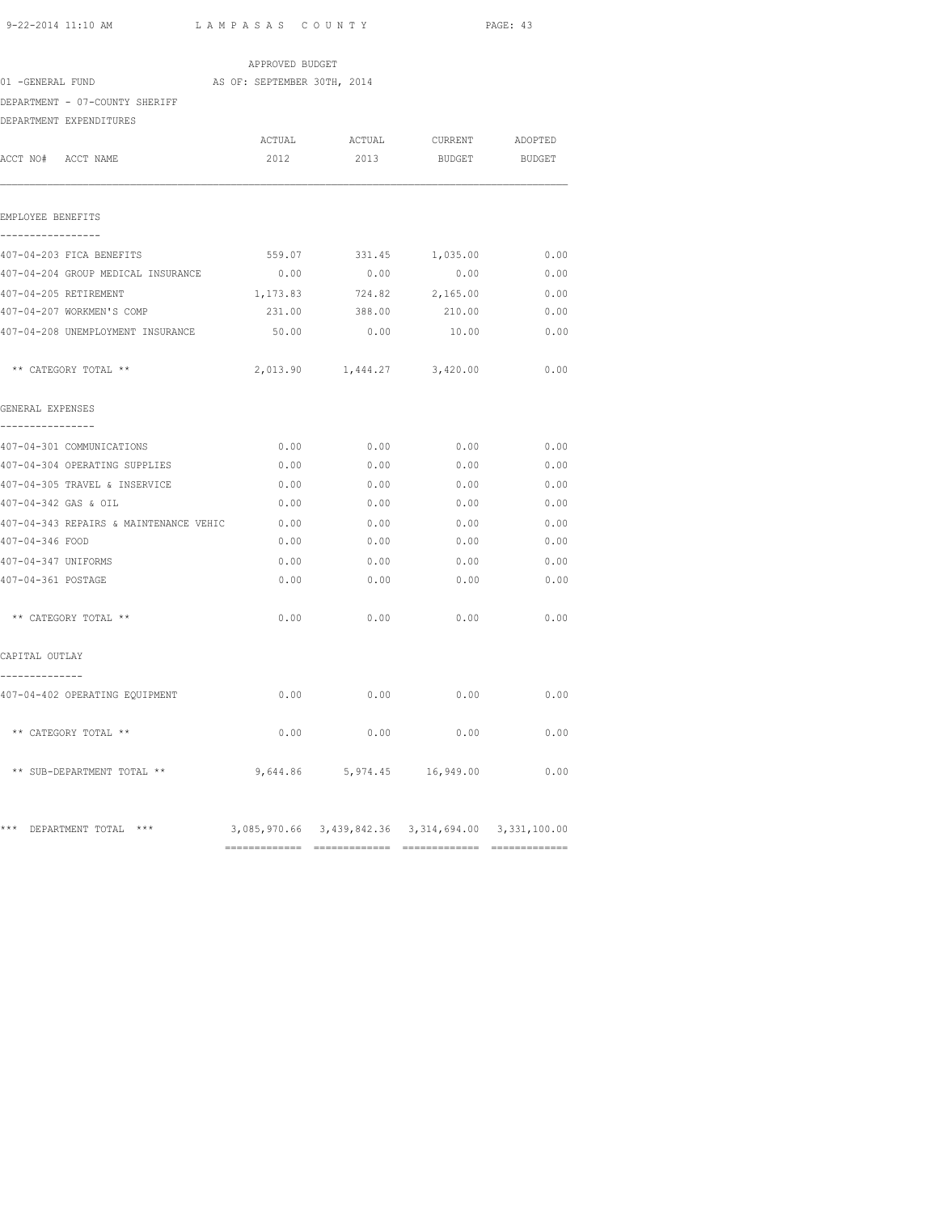APPROVED BUDGET

01 -GENERAL FUND AS OF: SEPTEMBER 30TH, 2014

DEPARTMENT - 07-COUNTY SHERIFF

DEPARTMENT EXPENDITURES

| ACCT NO# ACCT NAME | ACTUAL 2012 | ACTUAL 2013 | CURRENT BUDGET | ADOPTED BUDGET |
|---|---|---|---|---|
| **EMPLOYEE BENEFITS** | | | | |
| 407-04-203 FICA BENEFITS | 559.07 | 331.45 | 1,035.00 | 0.00 |
| 407-04-204 GROUP MEDICAL INSURANCE | 0.00 | 0.00 | 0.00 | 0.00 |
| 407-04-205 RETIREMENT | 1,173.83 | 724.82 | 2,165.00 | 0.00 |
| 407-04-207 WORKMEN'S COMP | 231.00 | 388.00 | 210.00 | 0.00 |
| 407-04-208 UNEMPLOYMENT INSURANCE | 50.00 | 0.00 | 10.00 | 0.00 |
| ** CATEGORY TOTAL ** | 2,013.90 | 1,444.27 | 3,420.00 | 0.00 |
| **GENERAL EXPENSES** | | | | |
| 407-04-301 COMMUNICATIONS | 0.00 | 0.00 | 0.00 | 0.00 |
| 407-04-304 OPERATING SUPPLIES | 0.00 | 0.00 | 0.00 | 0.00 |
| 407-04-305 TRAVEL & INSERVICE | 0.00 | 0.00 | 0.00 | 0.00 |
| 407-04-342 GAS & OIL | 0.00 | 0.00 | 0.00 | 0.00 |
| 407-04-343 REPAIRS & MAINTENANCE VEHIC | 0.00 | 0.00 | 0.00 | 0.00 |
| 407-04-346 FOOD | 0.00 | 0.00 | 0.00 | 0.00 |
| 407-04-347 UNIFORMS | 0.00 | 0.00 | 0.00 | 0.00 |
| 407-04-361 POSTAGE | 0.00 | 0.00 | 0.00 | 0.00 |
| ** CATEGORY TOTAL ** | 0.00 | 0.00 | 0.00 | 0.00 |
| **CAPITAL OUTLAY** | | | | |
| 407-04-402 OPERATING EQUIPMENT | 0.00 | 0.00 | 0.00 | 0.00 |
| ** CATEGORY TOTAL ** | 0.00 | 0.00 | 0.00 | 0.00 |
| ** SUB-DEPARTMENT TOTAL ** | 9,644.86 | 5,974.45 | 16,949.00 | 0.00 |
| *** DEPARTMENT TOTAL *** | 3,085,970.66 | 3,439,842.36 | 3,314,694.00 | 3,331,100.00 |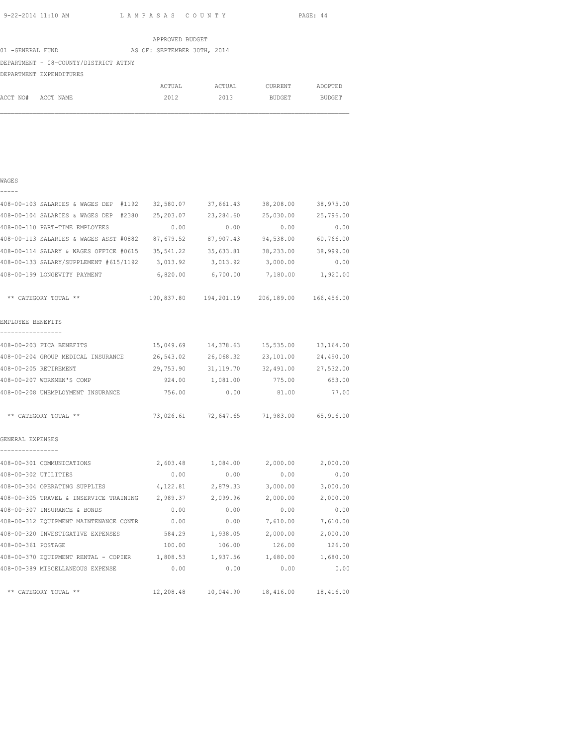APPROVED BUDGET

01 -GENERAL FUND AS OF: SEPTEMBER 30TH, 2014

DEPARTMENT - 08-COUNTY/DISTRICT ATTNY

DEPARTMENT EXPENDITURES

| ACCT NO# ACCT NAME | ACTUAL 2012 | ACTUAL 2013 | CURRENT BUDGET | ADOPTED BUDGET |
|---|---|---|---|---|
| **WAGES** | | | | |
| 408-00-103 SALARIES & WAGES DEP #1192 | 32,580.07 | 37,661.43 | 38,208.00 | 38,975.00 |
| 408-00-104 SALARIES & WAGES DEP #2380 | 25,203.07 | 23,284.60 | 25,030.00 | 25,796.00 |
| 408-00-110 PART-TIME EMPLOYEES | 0.00 | 0.00 | 0.00 | 0.00 |
| 408-00-113 SALARIES & WAGES ASST #0882 | 87,679.52 | 87,907.43 | 94,538.00 | 60,766.00 |
| 408-00-114 SALARY & WAGES OFFICE #0615 | 35,541.22 | 35,633.81 | 38,233.00 | 38,999.00 |
| 408-00-133 SALARY/SUPPLEMENT #615/1192 | 3,013.92 | 3,013.92 | 3,000.00 | 0.00 |
| 408-00-199 LONGEVITY PAYMENT | 6,820.00 | 6,700.00 | 7,180.00 | 1,920.00 |
| ** CATEGORY TOTAL ** | 190,837.80 | 194,201.19 | 206,189.00 | 166,456.00 |
| **EMPLOYEE BENEFITS** | | | | |
| 408-00-203 FICA BENEFITS | 15,049.69 | 14,378.63 | 15,535.00 | 13,164.00 |
| 408-00-204 GROUP MEDICAL INSURANCE | 26,543.02 | 26,068.32 | 23,101.00 | 24,490.00 |
| 408-00-205 RETIREMENT | 29,753.90 | 31,119.70 | 32,491.00 | 27,532.00 |
| 408-00-207 WORKMEN'S COMP | 924.00 | 1,081.00 | 775.00 | 653.00 |
| 408-00-208 UNEMPLOYMENT INSURANCE | 756.00 | 0.00 | 81.00 | 77.00 |
| ** CATEGORY TOTAL ** | 73,026.61 | 72,647.65 | 71,983.00 | 65,916.00 |
| **GENERAL EXPENSES** | | | | |
| 408-00-301 COMMUNICATIONS | 2,603.48 | 1,084.00 | 2,000.00 | 2,000.00 |
| 408-00-302 UTILITIES | 0.00 | 0.00 | 0.00 | 0.00 |
| 408-00-304 OPERATING SUPPLIES | 4,122.81 | 2,879.33 | 3,000.00 | 3,000.00 |
| 408-00-305 TRAVEL & INSERVICE TRAINING | 2,989.37 | 2,099.96 | 2,000.00 | 2,000.00 |
| 408-00-307 INSURANCE & BONDS | 0.00 | 0.00 | 0.00 | 0.00 |
| 408-00-312 EQUIPMENT MAINTENANCE CONTR | 0.00 | 0.00 | 7,610.00 | 7,610.00 |
| 408-00-320 INVESTIGATIVE EXPENSES | 584.29 | 1,938.05 | 2,000.00 | 2,000.00 |
| 408-00-361 POSTAGE | 100.00 | 106.00 | 126.00 | 126.00 |
| 408-00-370 EQUIPMENT RENTAL - COPIER | 1,808.53 | 1,937.56 | 1,680.00 | 1,680.00 |
| 408-00-389 MISCELLANEOUS EXPENSE | 0.00 | 0.00 | 0.00 | 0.00 |
| ** CATEGORY TOTAL ** | 12,208.48 | 10,044.90 | 18,416.00 | 18,416.00 |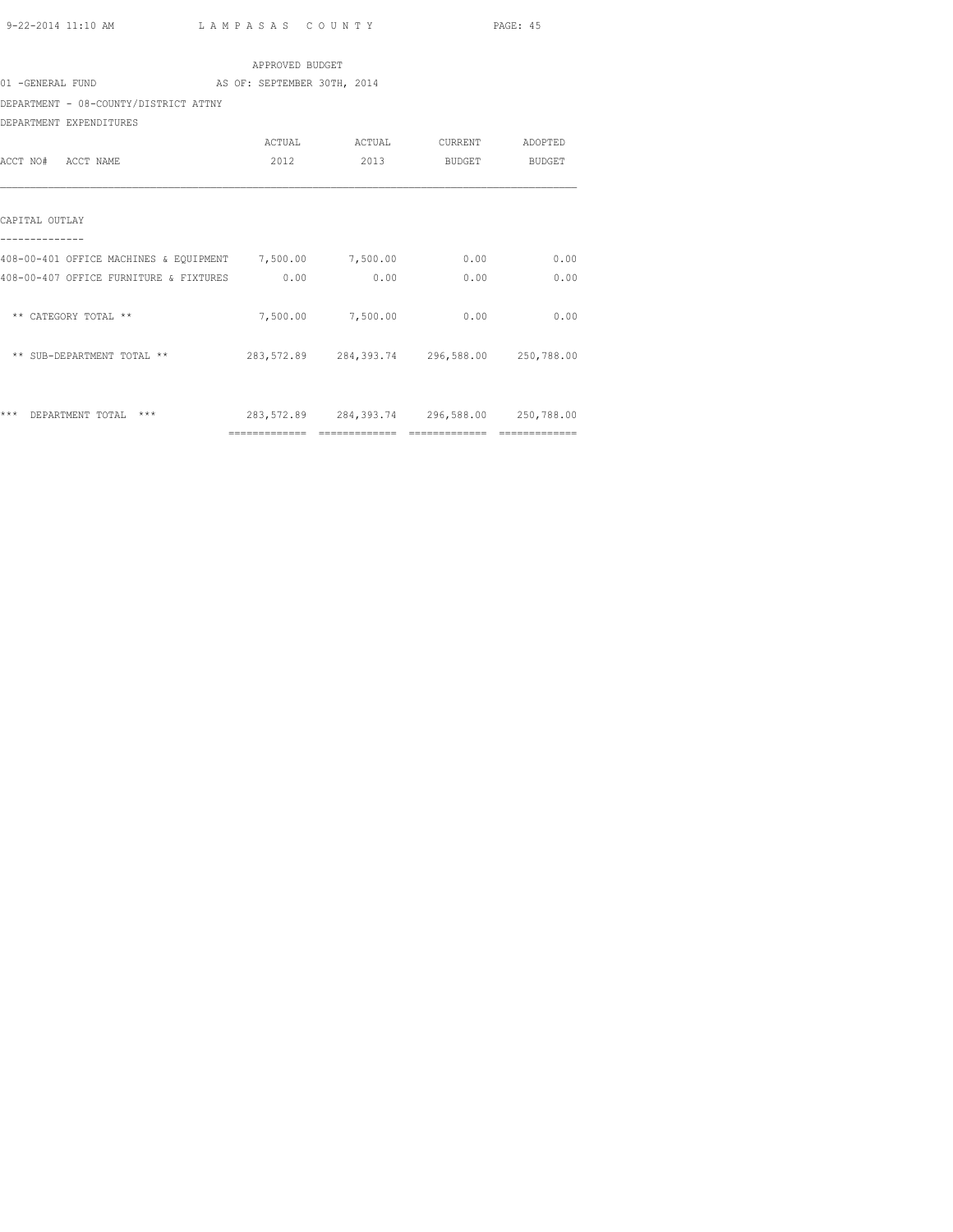APPROVED BUDGET

01 -GENERAL FUND AS OF: SEPTEMBER 30TH, 2014

DEPARTMENT - 08-COUNTY/DISTRICT ATTNY

DEPARTMENT EXPENDITURES

| ACCT NO# ACCT NAME | ACTUAL 2012 | ACTUAL 2013 | CURRENT BUDGET | ADOPTED BUDGET |
|---|---|---|---|---|
| **CAPITAL OUTLAY** | | | | |
| 408-00-401 OFFICE MACHINES & EQUIPMENT | 7,500.00 | 7,500.00 | 0.00 | 0.00 |
| 408-00-407 OFFICE FURNITURE & FIXTURES | 0.00 | 0.00 | 0.00 | 0.00 |
| ** CATEGORY TOTAL ** | 7,500.00 | 7,500.00 | 0.00 | 0.00 |
| ** SUB-DEPARTMENT TOTAL ** | 283,572.89 | 284,393.74 | 296,588.00 | 250,788.00 |
| *** DEPARTMENT TOTAL *** | 283,572.89 | 284,393.74 | 296,588.00 | 250,788.00 |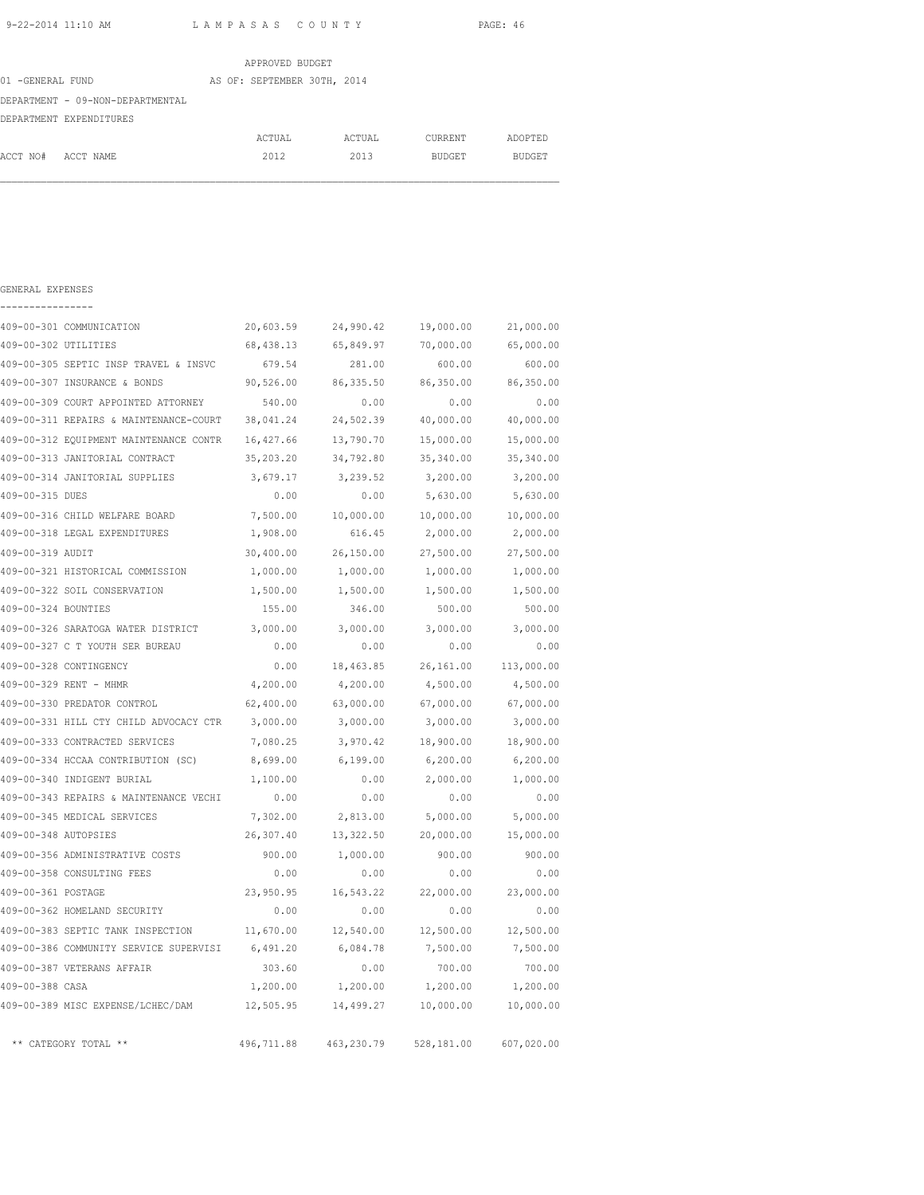APPROVED BUDGET

01 -GENERAL FUND AS OF: SEPTEMBER 30TH, 2014

DEPARTMENT - 09-NON-DEPARTMENTAL

DEPARTMENT EXPENDITURES

GENERAL EXPENSES

| ACCT NO# | ACCT NAME | ACTUAL 2012 | ACTUAL 2013 | CURRENT BUDGET | ADOPTED BUDGET |
|---|---|---|---|---|---|
| 409-00-301 | COMMUNICATION | 20,603.59 | 24,990.42 | 19,000.00 | 21,000.00 |
| 409-00-302 | UTILITIES | 68,438.13 | 65,849.97 | 70,000.00 | 65,000.00 |
| 409-00-305 | SEPTIC INSP TRAVEL & INSVC | 679.54 | 281.00 | 600.00 | 600.00 |
| 409-00-307 | INSURANCE & BONDS | 90,526.00 | 86,335.50 | 86,350.00 | 86,350.00 |
| 409-00-309 | COURT APPOINTED ATTORNEY | 540.00 | 0.00 | 0.00 | 0.00 |
| 409-00-311 | REPAIRS & MAINTENANCE-COURT | 38,041.24 | 24,502.39 | 40,000.00 | 40,000.00 |
| 409-00-312 | EQUIPMENT MAINTENANCE CONTR | 16,427.66 | 13,790.70 | 15,000.00 | 15,000.00 |
| 409-00-313 | JANITORIAL CONTRACT | 35,203.20 | 34,792.80 | 35,340.00 | 35,340.00 |
| 409-00-314 | JANITORIAL SUPPLIES | 3,679.17 | 3,239.52 | 3,200.00 | 3,200.00 |
| 409-00-315 | DUES | 0.00 | 0.00 | 5,630.00 | 5,630.00 |
| 409-00-316 | CHILD WELFARE BOARD | 7,500.00 | 10,000.00 | 10,000.00 | 10,000.00 |
| 409-00-318 | LEGAL EXPENDITURES | 1,908.00 | 616.45 | 2,000.00 | 2,000.00 |
| 409-00-319 | AUDIT | 30,400.00 | 26,150.00 | 27,500.00 | 27,500.00 |
| 409-00-321 | HISTORICAL COMMISSION | 1,000.00 | 1,000.00 | 1,000.00 | 1,000.00 |
| 409-00-322 | SOIL CONSERVATION | 1,500.00 | 1,500.00 | 1,500.00 | 1,500.00 |
| 409-00-324 | BOUNTIES | 155.00 | 346.00 | 500.00 | 500.00 |
| 409-00-326 | SARATOGA WATER DISTRICT | 3,000.00 | 3,000.00 | 3,000.00 | 3,000.00 |
| 409-00-327 | C T YOUTH SER BUREAU | 0.00 | 0.00 | 0.00 | 0.00 |
| 409-00-328 | CONTINGENCY | 0.00 | 18,463.85 | 26,161.00 | 113,000.00 |
| 409-00-329 | RENT - MHMR | 4,200.00 | 4,200.00 | 4,500.00 | 4,500.00 |
| 409-00-330 | PREDATOR CONTROL | 62,400.00 | 63,000.00 | 67,000.00 | 67,000.00 |
| 409-00-331 | HILL CTY CHILD ADVOCACY CTR | 3,000.00 | 3,000.00 | 3,000.00 | 3,000.00 |
| 409-00-333 | CONTRACTED SERVICES | 7,080.25 | 3,970.42 | 18,900.00 | 18,900.00 |
| 409-00-334 | HCCAA CONTRIBUTION (SC) | 8,699.00 | 6,199.00 | 6,200.00 | 6,200.00 |
| 409-00-340 | INDIGENT BURIAL | 1,100.00 | 0.00 | 2,000.00 | 1,000.00 |
| 409-00-343 | REPAIRS & MAINTENANCE VECHI | 0.00 | 0.00 | 0.00 | 0.00 |
| 409-00-345 | MEDICAL SERVICES | 7,302.00 | 2,813.00 | 5,000.00 | 5,000.00 |
| 409-00-348 | AUTOPSIES | 26,307.40 | 13,322.50 | 20,000.00 | 15,000.00 |
| 409-00-356 | ADMINISTRATIVE COSTS | 900.00 | 1,000.00 | 900.00 | 900.00 |
| 409-00-358 | CONSULTING FEES | 0.00 | 0.00 | 0.00 | 0.00 |
| 409-00-361 | POSTAGE | 23,950.95 | 16,543.22 | 22,000.00 | 23,000.00 |
| 409-00-362 | HOMELAND SECURITY | 0.00 | 0.00 | 0.00 | 0.00 |
| 409-00-383 | SEPTIC TANK INSPECTION | 11,670.00 | 12,540.00 | 12,500.00 | 12,500.00 |
| 409-00-386 | COMMUNITY SERVICE SUPERVISI | 6,491.20 | 6,084.78 | 7,500.00 | 7,500.00 |
| 409-00-387 | VETERANS AFFAIR | 303.60 | 0.00 | 700.00 | 700.00 |
| 409-00-388 | CASA | 1,200.00 | 1,200.00 | 1,200.00 | 1,200.00 |
| 409-00-389 | MISC EXPENSE/LCHEC/DAM | 12,505.95 | 14,499.27 | 10,000.00 | 10,000.00 |
| | ** CATEGORY TOTAL ** | 496,711.88 | 463,230.79 | 528,181.00 | 607,020.00 |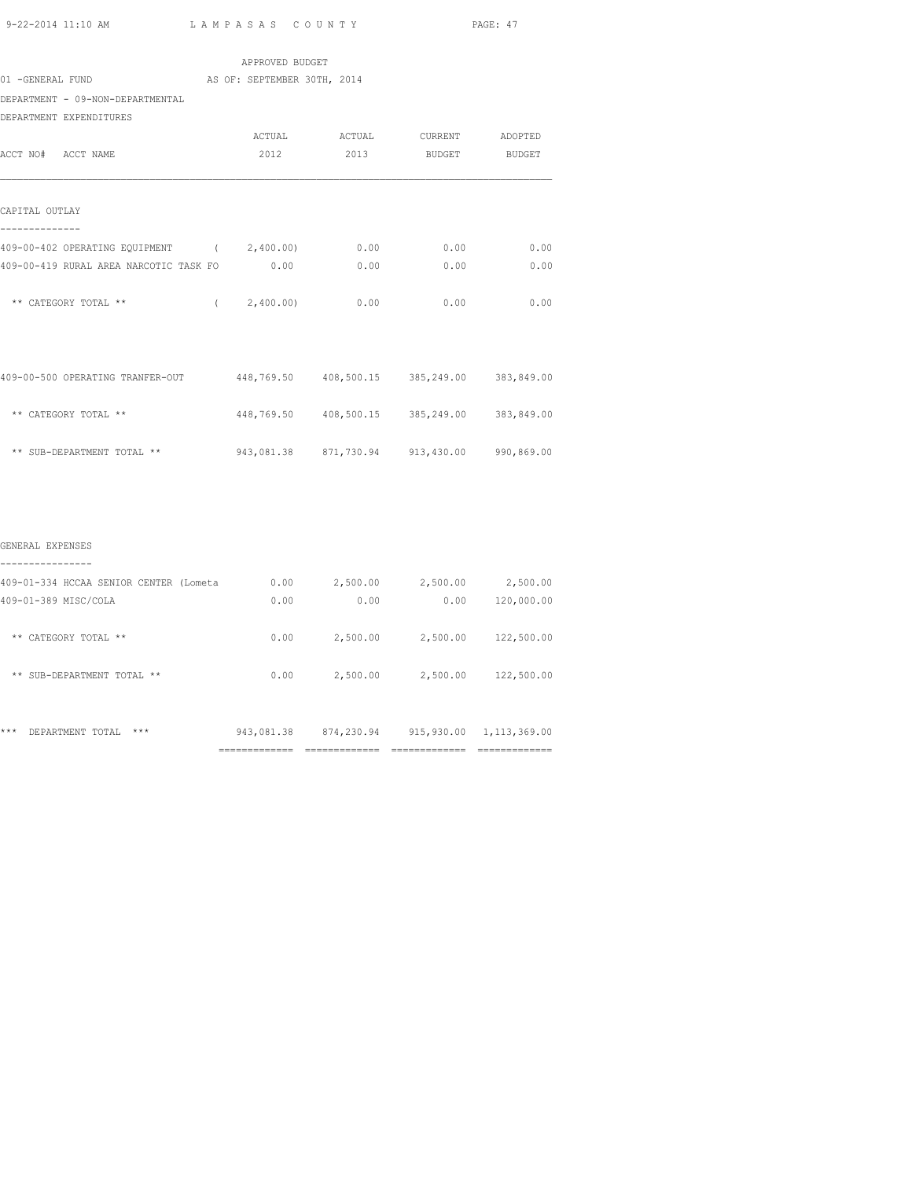APPROVED BUDGET

01 -GENERAL FUND AS OF: SEPTEMBER 30TH, 2014

DEPARTMENT - 09-NON-DEPARTMENTAL

DEPARTMENT EXPENDITURES

| ACCT NO# ACCT NAME | ACTUAL 2012 | ACTUAL 2013 | CURRENT BUDGET | ADOPTED BUDGET |
|---|---|---|---|---|
| **CAPITAL OUTLAY** | | | | |
| 409-00-402 OPERATING EQUIPMENT | ( 2,400.00) | 0.00 | 0.00 | 0.00 |
| 409-00-419 RURAL AREA NARCOTIC TASK FO | 0.00 | 0.00 | 0.00 | 0.00 |
| ** CATEGORY TOTAL ** | ( 2,400.00) | 0.00 | 0.00 | 0.00 |
| 409-00-500 OPERATING TRANFER-OUT | 448,769.50 | 408,500.15 | 385,249.00 | 383,849.00 |
| ** CATEGORY TOTAL ** | 448,769.50 | 408,500.15 | 385,249.00 | 383,849.00 |
| ** SUB-DEPARTMENT TOTAL ** | 943,081.38 | 871,730.94 | 913,430.00 | 990,869.00 |
| **GENERAL EXPENSES** | | | | |
| 409-01-334 HCCAA SENIOR CENTER (Lometa | 0.00 | 2,500.00 | 2,500.00 | 2,500.00 |
| 409-01-389 MISC/COLA | 0.00 | 0.00 | 0.00 | 120,000.00 |
| ** CATEGORY TOTAL ** | 0.00 | 2,500.00 | 2,500.00 | 122,500.00 |
| ** SUB-DEPARTMENT TOTAL ** | 0.00 | 2,500.00 | 2,500.00 | 122,500.00 |
| *** DEPARTMENT TOTAL *** | 943,081.38 | 874,230.94 | 915,930.00 | 1,113,369.00 |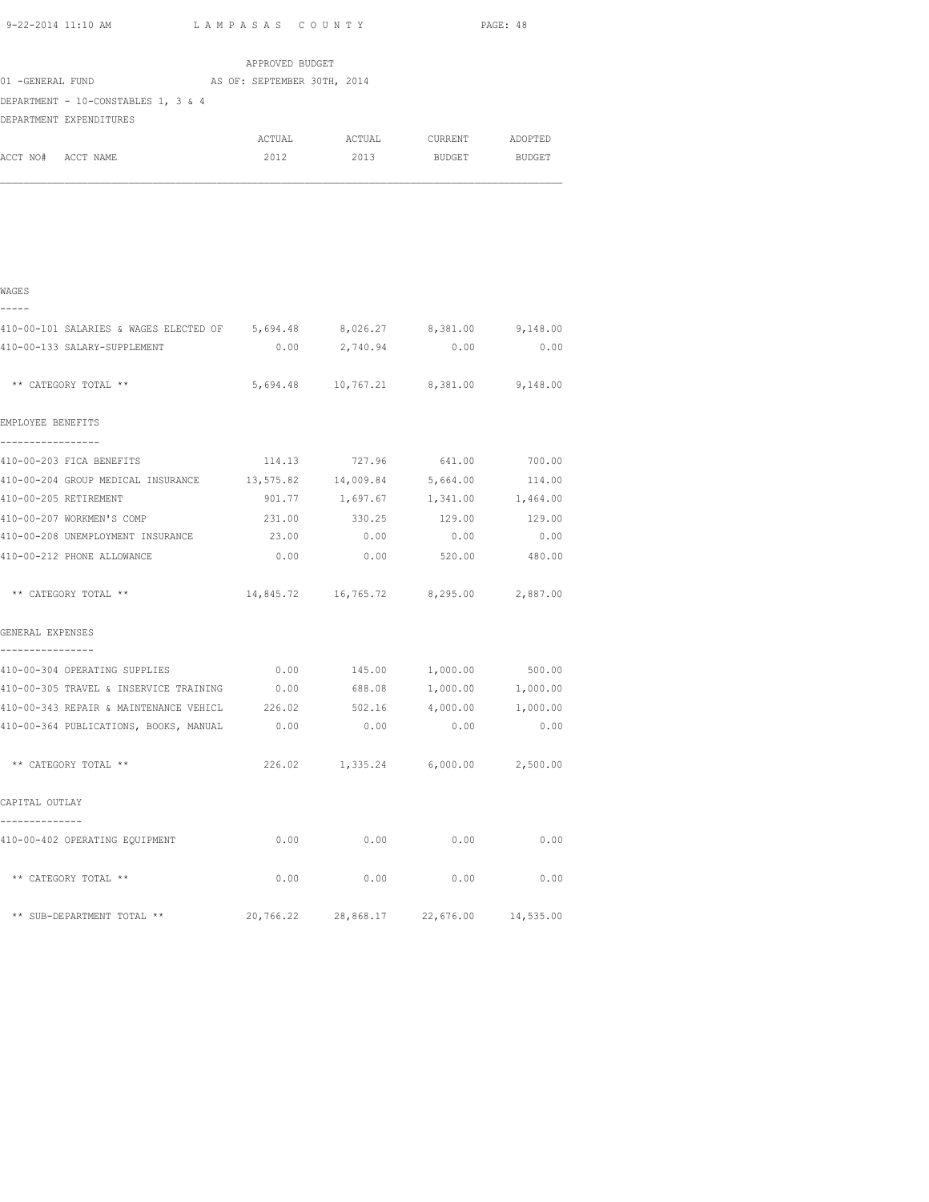APPROVED BUDGET

01 -GENERAL FUND AS OF: SEPTEMBER 30TH, 2014

DEPARTMENT - 10-CONSTABLES 1, 3 & 4

DEPARTMENT EXPENDITURES

| ACCT NO# ACCT NAME | ACTUAL 2012 | ACTUAL 2013 | CURRENT BUDGET | ADOPTED BUDGET |
|---|---|---|---|---|
| **WAGES** | | | | |
| 410-00-101 SALARIES & WAGES ELECTED OF | 5,694.48 | 8,026.27 | 8,381.00 | 9,148.00 |
| 410-00-133 SALARY-SUPPLEMENT | 0.00 | 2,740.94 | 0.00 | 0.00 |
| ** CATEGORY TOTAL ** | 5,694.48 | 10,767.21 | 8,381.00 | 9,148.00 |
| **EMPLOYEE BENEFITS** | | | | |
| 410-00-203 FICA BENEFITS | 114.13 | 727.96 | 641.00 | 700.00 |
| 410-00-204 GROUP MEDICAL INSURANCE | 13,575.82 | 14,009.84 | 5,664.00 | 114.00 |
| 410-00-205 RETIREMENT | 901.77 | 1,697.67 | 1,341.00 | 1,464.00 |
| 410-00-207 WORKMEN'S COMP | 231.00 | 330.25 | 129.00 | 129.00 |
| 410-00-208 UNEMPLOYMENT INSURANCE | 23.00 | 0.00 | 0.00 | 0.00 |
| 410-00-212 PHONE ALLOWANCE | 0.00 | 0.00 | 520.00 | 480.00 |
| ** CATEGORY TOTAL ** | 14,845.72 | 16,765.72 | 8,295.00 | 2,887.00 |
| **GENERAL EXPENSES** | | | | |
| 410-00-304 OPERATING SUPPLIES | 0.00 | 145.00 | 1,000.00 | 500.00 |
| 410-00-305 TRAVEL & INSERVICE TRAINING | 0.00 | 688.08 | 1,000.00 | 1,000.00 |
| 410-00-343 REPAIR & MAINTENANCE VEHICL | 226.02 | 502.16 | 4,000.00 | 1,000.00 |
| 410-00-364 PUBLICATIONS, BOOKS, MANUAL | 0.00 | 0.00 | 0.00 | 0.00 |
| ** CATEGORY TOTAL ** | 226.02 | 1,335.24 | 6,000.00 | 2,500.00 |
| **CAPITAL OUTLAY** | | | | |
| 410-00-402 OPERATING EQUIPMENT | 0.00 | 0.00 | 0.00 | 0.00 |
| ** CATEGORY TOTAL ** | 0.00 | 0.00 | 0.00 | 0.00 |
| ** SUB-DEPARTMENT TOTAL ** | 20,766.22 | 28,868.17 | 22,676.00 | 14,535.00 |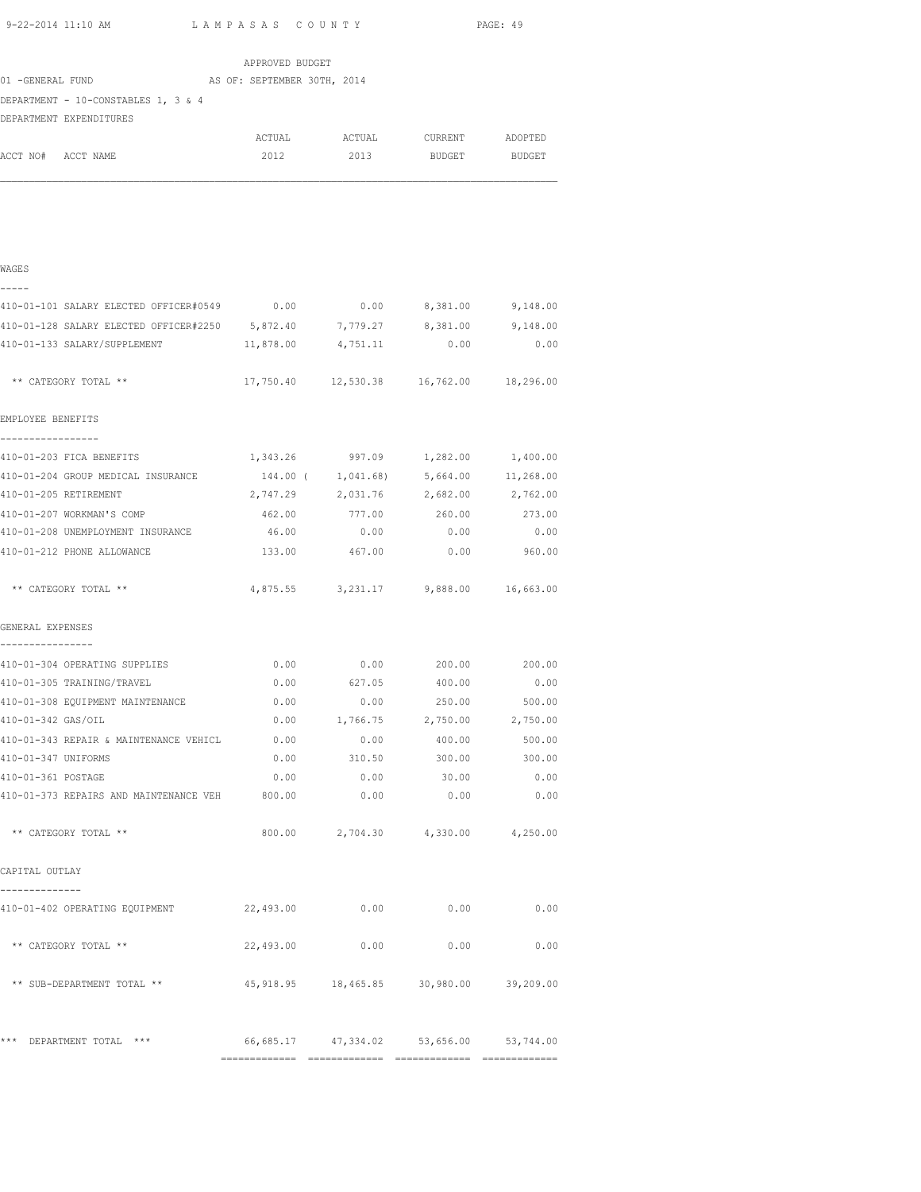LAMPASAS COUNTY

APPROVED BUDGET

01 -GENERAL FUND AS OF: SEPTEMBER 30TH, 2014

DEPARTMENT - 10-CONSTABLES 1, 3 & 4

DEPARTMENT EXPENDITURES

| ACCT NO# ACCT NAME | ACTUAL 2012 | ACTUAL 2013 | CURRENT BUDGET | ADOPTED BUDGET |
|---|---|---|---|---|
| **WAGES** | | | | |
| 410-01-101 SALARY ELECTED OFFICER#0549 | 0.00 | 0.00 | 8,381.00 | 9,148.00 |
| 410-01-128 SALARY ELECTED OFFICER#2250 | 5,872.40 | 7,779.27 | 8,381.00 | 9,148.00 |
| 410-01-133 SALARY/SUPPLEMENT | 11,878.00 | 4,751.11 | 0.00 | 0.00 |
| ** CATEGORY TOTAL ** | 17,750.40 | 12,530.38 | 16,762.00 | 18,296.00 |
| **EMPLOYEE BENEFITS** | | | | |
| 410-01-203 FICA BENEFITS | 1,343.26 | 997.09 | 1,282.00 | 1,400.00 |
| 410-01-204 GROUP MEDICAL INSURANCE | 144.00 | ( 1,041.68) | 5,664.00 | 11,268.00 |
| 410-01-205 RETIREMENT | 2,747.29 | 2,031.76 | 2,682.00 | 2,762.00 |
| 410-01-207 WORKMAN'S COMP | 462.00 | 777.00 | 260.00 | 273.00 |
| 410-01-208 UNEMPLOYMENT INSURANCE | 46.00 | 0.00 | 0.00 | 0.00 |
| 410-01-212 PHONE ALLOWANCE | 133.00 | 467.00 | 0.00 | 960.00 |
| ** CATEGORY TOTAL ** | 4,875.55 | 3,231.17 | 9,888.00 | 16,663.00 |
| **GENERAL EXPENSES** | | | | |
| 410-01-304 OPERATING SUPPLIES | 0.00 | 0.00 | 200.00 | 200.00 |
| 410-01-305 TRAINING/TRAVEL | 0.00 | 627.05 | 400.00 | 0.00 |
| 410-01-308 EQUIPMENT MAINTENANCE | 0.00 | 0.00 | 250.00 | 500.00 |
| 410-01-342 GAS/OIL | 0.00 | 1,766.75 | 2,750.00 | 2,750.00 |
| 410-01-343 REPAIR & MAINTENANCE VEHICL | 0.00 | 0.00 | 400.00 | 500.00 |
| 410-01-347 UNIFORMS | 0.00 | 310.50 | 300.00 | 300.00 |
| 410-01-361 POSTAGE | 0.00 | 0.00 | 30.00 | 0.00 |
| 410-01-373 REPAIRS AND MAINTENANCE VEH | 800.00 | 0.00 | 0.00 | 0.00 |
| ** CATEGORY TOTAL ** | 800.00 | 2,704.30 | 4,330.00 | 4,250.00 |
| **CAPITAL OUTLAY** | | | | |
| 410-01-402 OPERATING EQUIPMENT | 22,493.00 | 0.00 | 0.00 | 0.00 |
| ** CATEGORY TOTAL ** | 22,493.00 | 0.00 | 0.00 | 0.00 |
| ** SUB-DEPARTMENT TOTAL ** | 45,918.95 | 18,465.85 | 30,980.00 | 39,209.00 |
| *** DEPARTMENT TOTAL *** | 66,685.17 | 47,334.02 | 53,656.00 | 53,744.00 |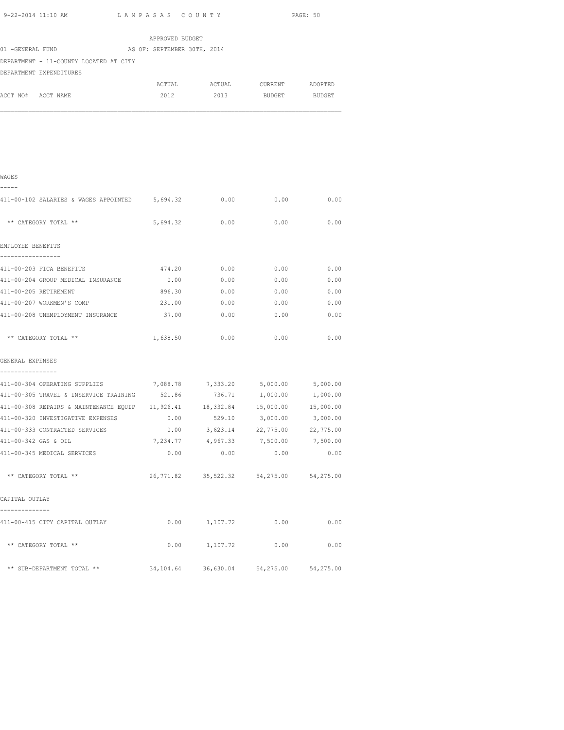APPROVED BUDGET

01 -GENERAL FUND AS OF: SEPTEMBER 30TH, 2014

DEPARTMENT - 11-COUNTY LOCATED AT CITY

DEPARTMENT EXPENDITURES

| ACCT NO# ACCT NAME | ACTUAL 2012 | ACTUAL 2013 | CURRENT BUDGET | ADOPTED BUDGET |
|---|---|---|---|---|
| **WAGES** | | | | |
| 411-00-102 SALARIES & WAGES APPOINTED | 5,694.32 | 0.00 | 0.00 | 0.00 |
| ** CATEGORY TOTAL ** | 5,694.32 | 0.00 | 0.00 | 0.00 |
| **EMPLOYEE BENEFITS** | | | | |
| 411-00-203 FICA BENEFITS | 474.20 | 0.00 | 0.00 | 0.00 |
| 411-00-204 GROUP MEDICAL INSURANCE | 0.00 | 0.00 | 0.00 | 0.00 |
| 411-00-205 RETIREMENT | 896.30 | 0.00 | 0.00 | 0.00 |
| 411-00-207 WORKMEN'S COMP | 231.00 | 0.00 | 0.00 | 0.00 |
| 411-00-208 UNEMPLOYMENT INSURANCE | 37.00 | 0.00 | 0.00 | 0.00 |
| ** CATEGORY TOTAL ** | 1,638.50 | 0.00 | 0.00 | 0.00 |
| **GENERAL EXPENSES** | | | | |
| 411-00-304 OPERATING SUPPLIES | 7,088.78 | 7,333.20 | 5,000.00 | 5,000.00 |
| 411-00-305 TRAVEL & INSERVICE TRAINING | 521.86 | 736.71 | 1,000.00 | 1,000.00 |
| 411-00-308 REPAIRS & MAINTENANCE EQUIP | 11,926.41 | 18,332.84 | 15,000.00 | 15,000.00 |
| 411-00-320 INVESTIGATIVE EXPENSES | 0.00 | 529.10 | 3,000.00 | 3,000.00 |
| 411-00-333 CONTRACTED SERVICES | 0.00 | 3,623.14 | 22,775.00 | 22,775.00 |
| 411-00-342 GAS & OIL | 7,234.77 | 4,967.33 | 7,500.00 | 7,500.00 |
| 411-00-345 MEDICAL SERVICES | 0.00 | 0.00 | 0.00 | 0.00 |
| ** CATEGORY TOTAL ** | 26,771.82 | 35,522.32 | 54,275.00 | 54,275.00 |
| **CAPITAL OUTLAY** | | | | |
| 411-00-415 CITY CAPITAL OUTLAY | 0.00 | 1,107.72 | 0.00 | 0.00 |
| ** CATEGORY TOTAL ** | 0.00 | 1,107.72 | 0.00 | 0.00 |
| ** SUB-DEPARTMENT TOTAL ** | 34,104.64 | 36,630.04 | 54,275.00 | 54,275.00 |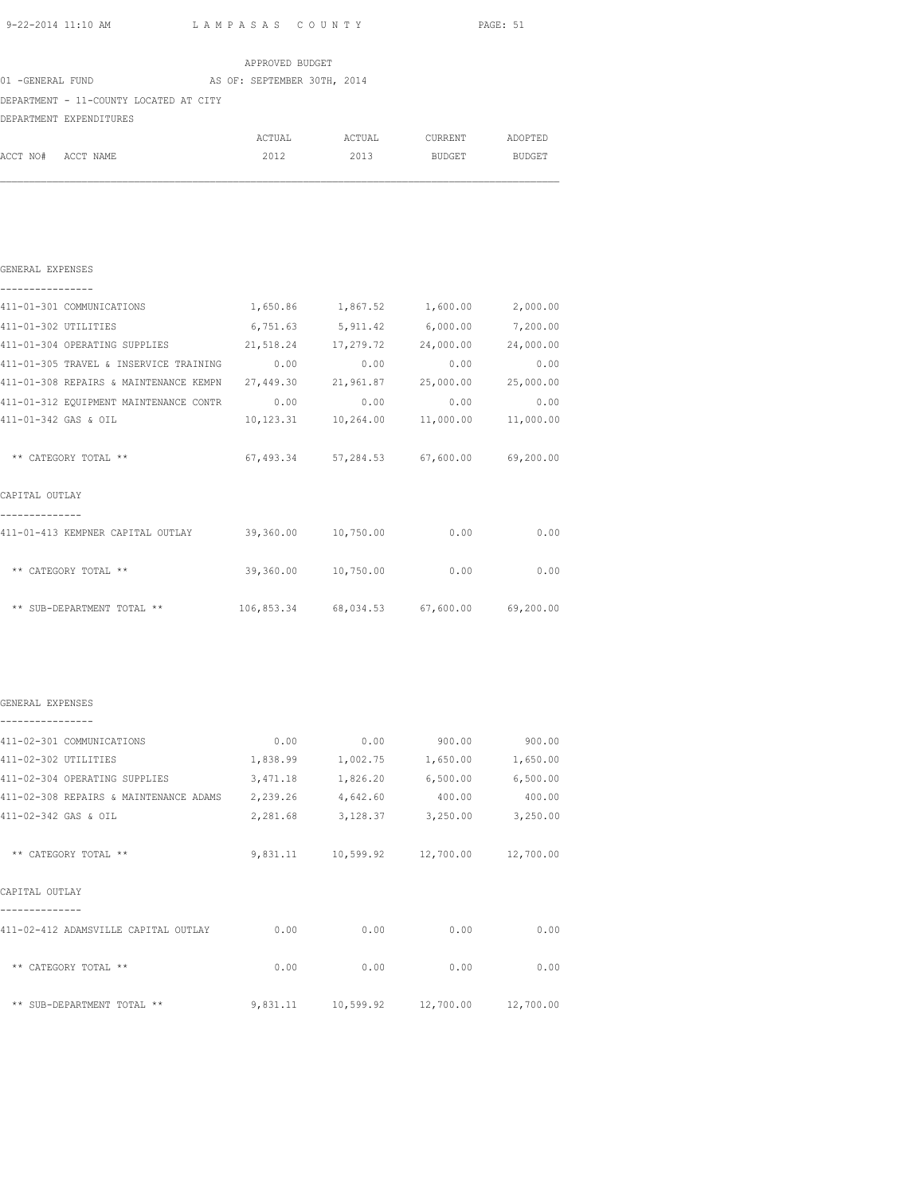APPROVED BUDGET

01 -GENERAL FUND AS OF: SEPTEMBER 30TH, 2014

DEPARTMENT - 11-COUNTY LOCATED AT CITY

DEPARTMENT EXPENDITURES

| ACCT NO# ACCT NAME | ACTUAL 2012 | ACTUAL 2013 | CURRENT BUDGET | ADOPTED BUDGET |
|---|---|---|---|---|
| **GENERAL EXPENSES** | | | | |
| 411-01-301 COMMUNICATIONS | 1,650.86 | 1,867.52 | 1,600.00 | 2,000.00 |
| 411-01-302 UTILITIES | 6,751.63 | 5,911.42 | 6,000.00 | 7,200.00 |
| 411-01-304 OPERATING SUPPLIES | 21,518.24 | 17,279.72 | 24,000.00 | 24,000.00 |
| 411-01-305 TRAVEL & INSERVICE TRAINING | 0.00 | 0.00 | 0.00 | 0.00 |
| 411-01-308 REPAIRS & MAINTENANCE KEMPN | 27,449.30 | 21,961.87 | 25,000.00 | 25,000.00 |
| 411-01-312 EQUIPMENT MAINTENANCE CONTR | 0.00 | 0.00 | 0.00 | 0.00 |
| 411-01-342 GAS & OIL | 10,123.31 | 10,264.00 | 11,000.00 | 11,000.00 |
| ** CATEGORY TOTAL ** | 67,493.34 | 57,284.53 | 67,600.00 | 69,200.00 |
| **CAPITAL OUTLAY** | | | | |
| 411-01-413 KEMPNER CAPITAL OUTLAY | 39,360.00 | 10,750.00 | 0.00 | 0.00 |
| ** CATEGORY TOTAL ** | 39,360.00 | 10,750.00 | 0.00 | 0.00 |
| ** SUB-DEPARTMENT TOTAL ** | 106,853.34 | 68,034.53 | 67,600.00 | 69,200.00 |

| ACCT NO# ACCT NAME | ACTUAL 2012 | ACTUAL 2013 | CURRENT BUDGET | ADOPTED BUDGET |
|---|---|---|---|---|
| **GENERAL EXPENSES** | | | | |
| 411-02-301 COMMUNICATIONS | 0.00 | 0.00 | 900.00 | 900.00 |
| 411-02-302 UTILITIES | 1,838.99 | 1,002.75 | 1,650.00 | 1,650.00 |
| 411-02-304 OPERATING SUPPLIES | 3,471.18 | 1,826.20 | 6,500.00 | 6,500.00 |
| 411-02-308 REPAIRS & MAINTENANCE ADAMS | 2,239.26 | 4,642.60 | 400.00 | 400.00 |
| 411-02-342 GAS & OIL | 2,281.68 | 3,128.37 | 3,250.00 | 3,250.00 |
| ** CATEGORY TOTAL ** | 9,831.11 | 10,599.92 | 12,700.00 | 12,700.00 |
| **CAPITAL OUTLAY** | | | | |
| 411-02-412 ADAMSVILLE CAPITAL OUTLAY | 0.00 | 0.00 | 0.00 | 0.00 |
| ** CATEGORY TOTAL ** | 0.00 | 0.00 | 0.00 | 0.00 |
| ** SUB-DEPARTMENT TOTAL ** | 9,831.11 | 10,599.92 | 12,700.00 | 12,700.00 |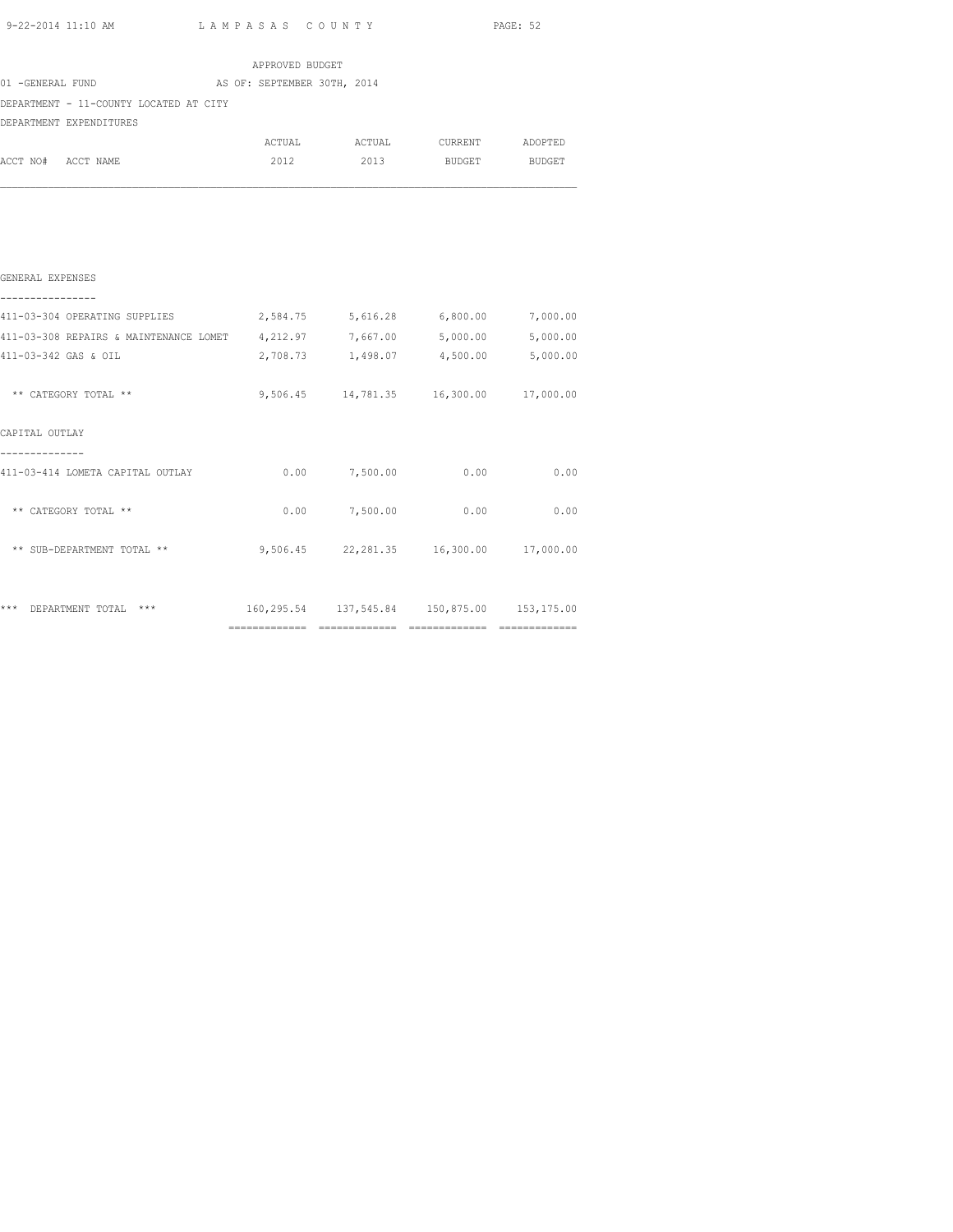APPROVED BUDGET

01 -GENERAL FUND AS OF: SEPTEMBER 30TH, 2014

DEPARTMENT - 11-COUNTY LOCATED AT CITY

DEPARTMENT EXPENDITURES

| ACCT NO# ACCT NAME | ACTUAL 2012 | ACTUAL 2013 | CURRENT BUDGET | ADOPTED BUDGET |
|---|---|---|---|---|
| **GENERAL EXPENSES** | | | | |
| 411-03-304 OPERATING SUPPLIES | 2,584.75 | 5,616.28 | 6,800.00 | 7,000.00 |
| 411-03-308 REPAIRS & MAINTENANCE LOMET | 4,212.97 | 7,667.00 | 5,000.00 | 5,000.00 |
| 411-03-342 GAS & OIL | 2,708.73 | 1,498.07 | 4,500.00 | 5,000.00 |
| ** CATEGORY TOTAL ** | 9,506.45 | 14,781.35 | 16,300.00 | 17,000.00 |
| **CAPITAL OUTLAY** | | | | |
| 411-03-414 LOMETA CAPITAL OUTLAY | 0.00 | 7,500.00 | 0.00 | 0.00 |
| ** CATEGORY TOTAL ** | 0.00 | 7,500.00 | 0.00 | 0.00 |
| ** SUB-DEPARTMENT TOTAL ** | 9,506.45 | 22,281.35 | 16,300.00 | 17,000.00 |
| *** DEPARTMENT TOTAL *** | 160,295.54 | 137,545.84 | 150,875.00 | 153,175.00 |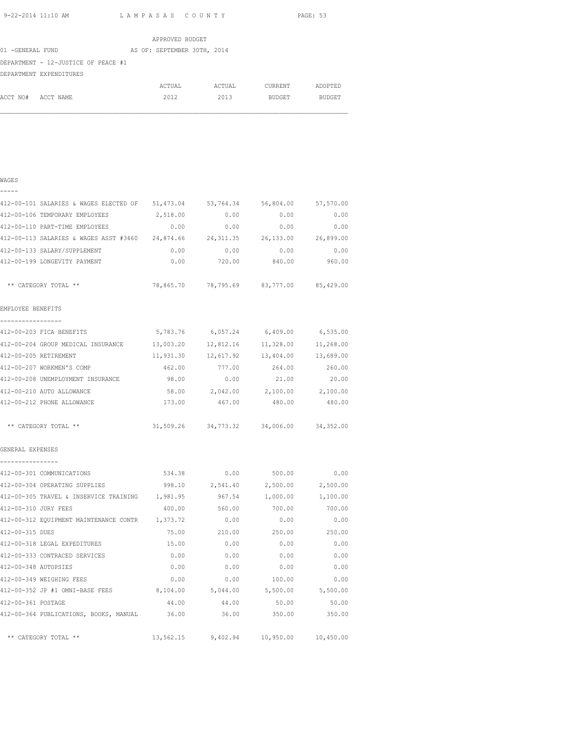APPROVED BUDGET

01 -GENERAL FUND AS OF: SEPTEMBER 30TH, 2014

DEPARTMENT - 12-JUSTICE OF PEACE #1

DEPARTMENT EXPENDITURES

| ACCT NO# ACCT NAME | ACTUAL 2012 | ACTUAL 2013 | CURRENT BUDGET | ADOPTED BUDGET |
|---|---|---|---|---|
| **WAGES** | | | | |
| 412-00-101 SALARIES & WAGES ELECTED OF | 51,473.04 | 53,764.34 | 56,804.00 | 57,570.00 |
| 412-00-106 TEMPORARY EMPLOYEES | 2,518.00 | 0.00 | 0.00 | 0.00 |
| 412-00-110 PART-TIME EMPLOYEES | 0.00 | 0.00 | 0.00 | 0.00 |
| 412-00-113 SALARIES & WAGES ASST #3460 | 24,874.66 | 24,311.35 | 26,133.00 | 26,899.00 |
| 412-00-133 SALARY/SUPPLEMENT | 0.00 | 0.00 | 0.00 | 0.00 |
| 412-00-199 LONGEVITY PAYMENT | 0.00 | 720.00 | 840.00 | 960.00 |
| ** CATEGORY TOTAL ** | 78,865.70 | 78,795.69 | 83,777.00 | 85,429.00 |
| **EMPLOYEE BENEFITS** | | | | |
| 412-00-203 FICA BENEFITS | 5,783.76 | 6,057.24 | 6,409.00 | 6,535.00 |
| 412-00-204 GROUP MEDICAL INSURANCE | 13,003.20 | 12,812.16 | 11,328.00 | 11,268.00 |
| 412-00-205 RETIREMENT | 11,931.30 | 12,617.92 | 13,404.00 | 13,689.00 |
| 412-00-207 WORKMEN'S COMP | 462.00 | 777.00 | 264.00 | 260.00 |
| 412-00-208 UNEMPLOYMENT INSURANCE | 98.00 | 0.00 | 21.00 | 20.00 |
| 412-00-210 AUTO ALLOWANCE | 58.00 | 2,042.00 | 2,100.00 | 2,100.00 |
| 412-00-212 PHONE ALLOWANCE | 173.00 | 467.00 | 480.00 | 480.00 |
| ** CATEGORY TOTAL ** | 31,509.26 | 34,773.32 | 34,006.00 | 34,352.00 |
| **GENERAL EXPENSES** | | | | |
| 412-00-301 COMMUNICATIONS | 534.38 | 0.00 | 500.00 | 0.00 |
| 412-00-304 OPERATING SUPPLIES | 998.10 | 2,541.40 | 2,500.00 | 2,500.00 |
| 412-00-305 TRAVEL & INSERVICE TRAINING | 1,981.95 | 967.54 | 1,000.00 | 1,100.00 |
| 412-00-310 JURY FEES | 400.00 | 560.00 | 700.00 | 700.00 |
| 412-00-312 EQUIPMENT MAINTENANCE CONTR | 1,373.72 | 0.00 | 0.00 | 0.00 |
| 412-00-315 DUES | 75.00 | 210.00 | 250.00 | 250.00 |
| 412-00-318 LEGAL EXPEDITURES | 15.00 | 0.00 | 0.00 | 0.00 |
| 412-00-333 CONTRACED SERVICES | 0.00 | 0.00 | 0.00 | 0.00 |
| 412-00-348 AUTOPSIES | 0.00 | 0.00 | 0.00 | 0.00 |
| 412-00-349 WEIGHING FEES | 0.00 | 0.00 | 100.00 | 0.00 |
| 412-00-352 JP #1 OMNI-BASE FEES | 8,104.00 | 5,044.00 | 5,500.00 | 5,500.00 |
| 412-00-361 POSTAGE | 44.00 | 44.00 | 50.00 | 50.00 |
| 412-00-364 PUBLICATIONS, BOOKS, MANUAL | 36.00 | 36.00 | 350.00 | 350.00 |
| ** CATEGORY TOTAL ** | 13,562.15 | 9,402.94 | 10,950.00 | 10,450.00 |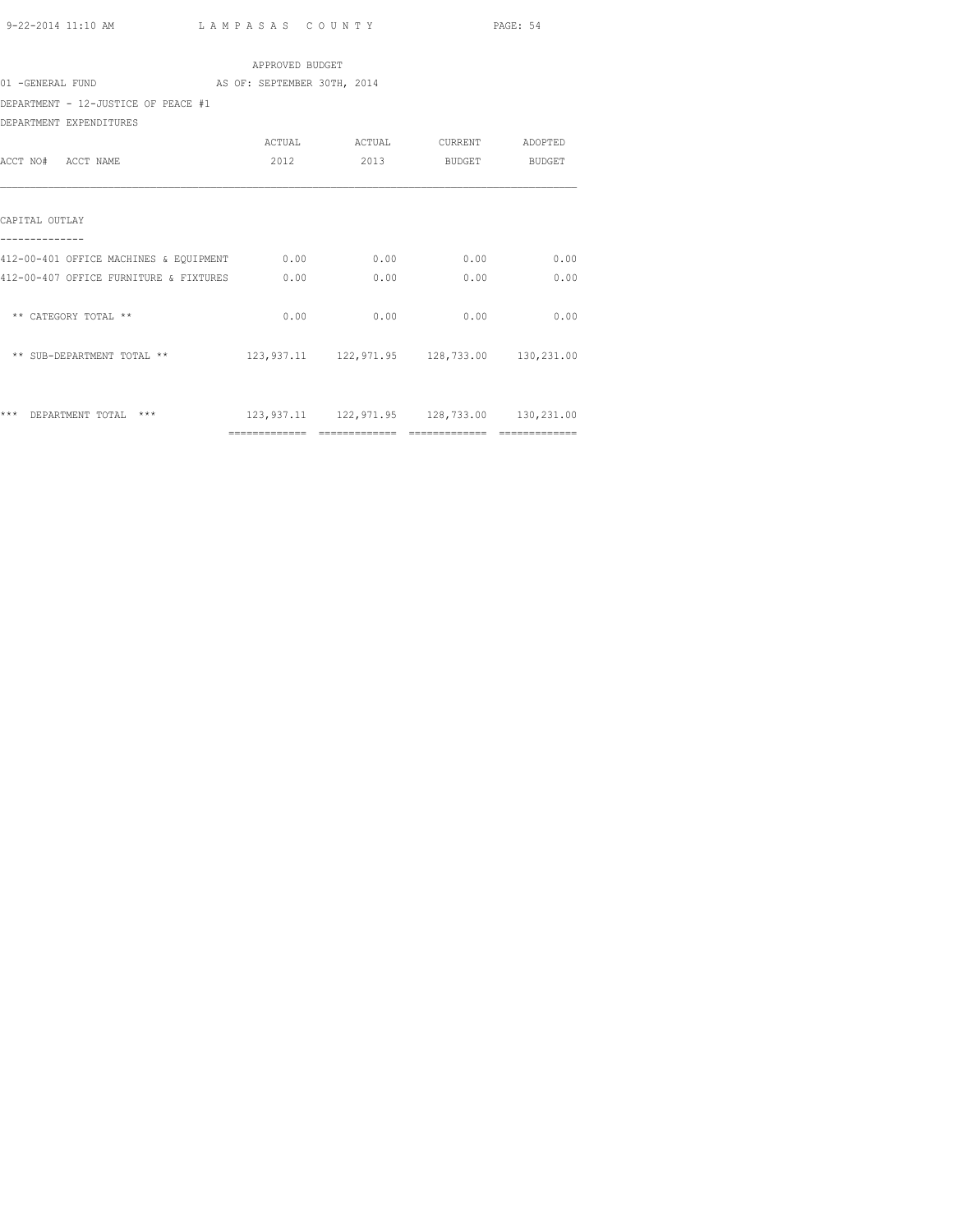APPROVED BUDGET

01 -GENERAL FUND AS OF: SEPTEMBER 30TH, 2014

DEPARTMENT - 12-JUSTICE OF PEACE #1

DEPARTMENT EXPENDITURES

| ACCT NO# ACCT NAME | ACTUAL 2012 | ACTUAL 2013 | CURRENT BUDGET | ADOPTED BUDGET |
|---|---|---|---|---|
| CAPITAL OUTLAY | | | | |
| 412-00-401 OFFICE MACHINES & EQUIPMENT | 0.00 | 0.00 | 0.00 | 0.00 |
| 412-00-407 OFFICE FURNITURE & FIXTURES | 0.00 | 0.00 | 0.00 | 0.00 |
| ** CATEGORY TOTAL ** | 0.00 | 0.00 | 0.00 | 0.00 |
| ** SUB-DEPARTMENT TOTAL ** | 123,937.11 | 122,971.95 | 128,733.00 | 130,231.00 |
| *** DEPARTMENT TOTAL *** | 123,937.11 | 122,971.95 | 128,733.00 | 130,231.00 |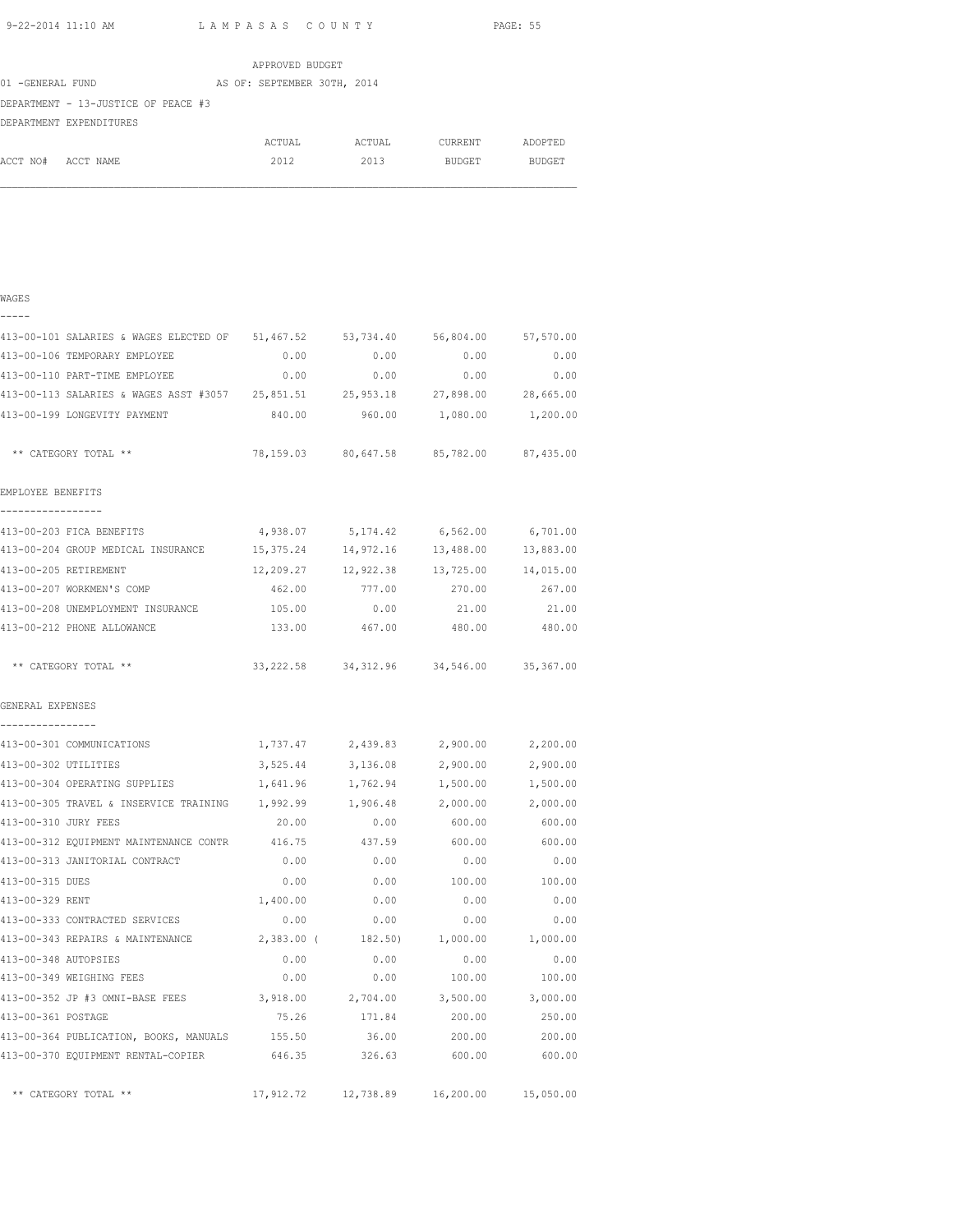APPROVED BUDGET

01 -GENERAL FUND AS OF: SEPTEMBER 30TH, 2014

DEPARTMENT - 13-JUSTICE OF PEACE #3

DEPARTMENT EXPENDITURES

| ACCT NO# ACCT NAME | ACTUAL 2012 | ACTUAL 2013 | CURRENT BUDGET | ADOPTED BUDGET |
|---|---|---|---|---|
| **WAGES** | | | | |
| 413-00-101 SALARIES & WAGES ELECTED OF | 51,467.52 | 53,734.40 | 56,804.00 | 57,570.00 |
| 413-00-106 TEMPORARY EMPLOYEE | 0.00 | 0.00 | 0.00 | 0.00 |
| 413-00-110 PART-TIME EMPLOYEE | 0.00 | 0.00 | 0.00 | 0.00 |
| 413-00-113 SALARIES & WAGES ASST #3057 | 25,851.51 | 25,953.18 | 27,898.00 | 28,665.00 |
| 413-00-199 LONGEVITY PAYMENT | 840.00 | 960.00 | 1,080.00 | 1,200.00 |
| ** CATEGORY TOTAL ** | 78,159.03 | 80,647.58 | 85,782.00 | 87,435.00 |
| **EMPLOYEE BENEFITS** | | | | |
| 413-00-203 FICA BENEFITS | 4,938.07 | 5,174.42 | 6,562.00 | 6,701.00 |
| 413-00-204 GROUP MEDICAL INSURANCE | 15,375.24 | 14,972.16 | 13,488.00 | 13,883.00 |
| 413-00-205 RETIREMENT | 12,209.27 | 12,922.38 | 13,725.00 | 14,015.00 |
| 413-00-207 WORKMEN'S COMP | 462.00 | 777.00 | 270.00 | 267.00 |
| 413-00-208 UNEMPLOYMENT INSURANCE | 105.00 | 0.00 | 21.00 | 21.00 |
| 413-00-212 PHONE ALLOWANCE | 133.00 | 467.00 | 480.00 | 480.00 |
| ** CATEGORY TOTAL ** | 33,222.58 | 34,312.96 | 34,546.00 | 35,367.00 |
| **GENERAL EXPENSES** | | | | |
| 413-00-301 COMMUNICATIONS | 1,737.47 | 2,439.83 | 2,900.00 | 2,200.00 |
| 413-00-302 UTILITIES | 3,525.44 | 3,136.08 | 2,900.00 | 2,900.00 |
| 413-00-304 OPERATING SUPPLIES | 1,641.96 | 1,762.94 | 1,500.00 | 1,500.00 |
| 413-00-305 TRAVEL & INSERVICE TRAINING | 1,992.99 | 1,906.48 | 2,000.00 | 2,000.00 |
| 413-00-310 JURY FEES | 20.00 | 0.00 | 600.00 | 600.00 |
| 413-00-312 EQUIPMENT MAINTENANCE CONTR | 416.75 | 437.59 | 600.00 | 600.00 |
| 413-00-313 JANITORIAL CONTRACT | 0.00 | 0.00 | 0.00 | 0.00 |
| 413-00-315 DUES | 0.00 | 0.00 | 100.00 | 100.00 |
| 413-00-329 RENT | 1,400.00 | 0.00 | 0.00 | 0.00 |
| 413-00-333 CONTRACTED SERVICES | 0.00 | 0.00 | 0.00 | 0.00 |
| 413-00-343 REPAIRS & MAINTENANCE | 2,383.00 | ( 182.50) | 1,000.00 | 1,000.00 |
| 413-00-348 AUTOPSIES | 0.00 | 0.00 | 0.00 | 0.00 |
| 413-00-349 WEIGHING FEES | 0.00 | 0.00 | 100.00 | 100.00 |
| 413-00-352 JP #3 OMNI-BASE FEES | 3,918.00 | 2,704.00 | 3,500.00 | 3,000.00 |
| 413-00-361 POSTAGE | 75.26 | 171.84 | 200.00 | 250.00 |
| 413-00-364 PUBLICATION, BOOKS, MANUALS | 155.50 | 36.00 | 200.00 | 200.00 |
| 413-00-370 EQUIPMENT RENTAL-COPIER | 646.35 | 326.63 | 600.00 | 600.00 |
| ** CATEGORY TOTAL ** | 17,912.72 | 12,738.89 | 16,200.00 | 15,050.00 |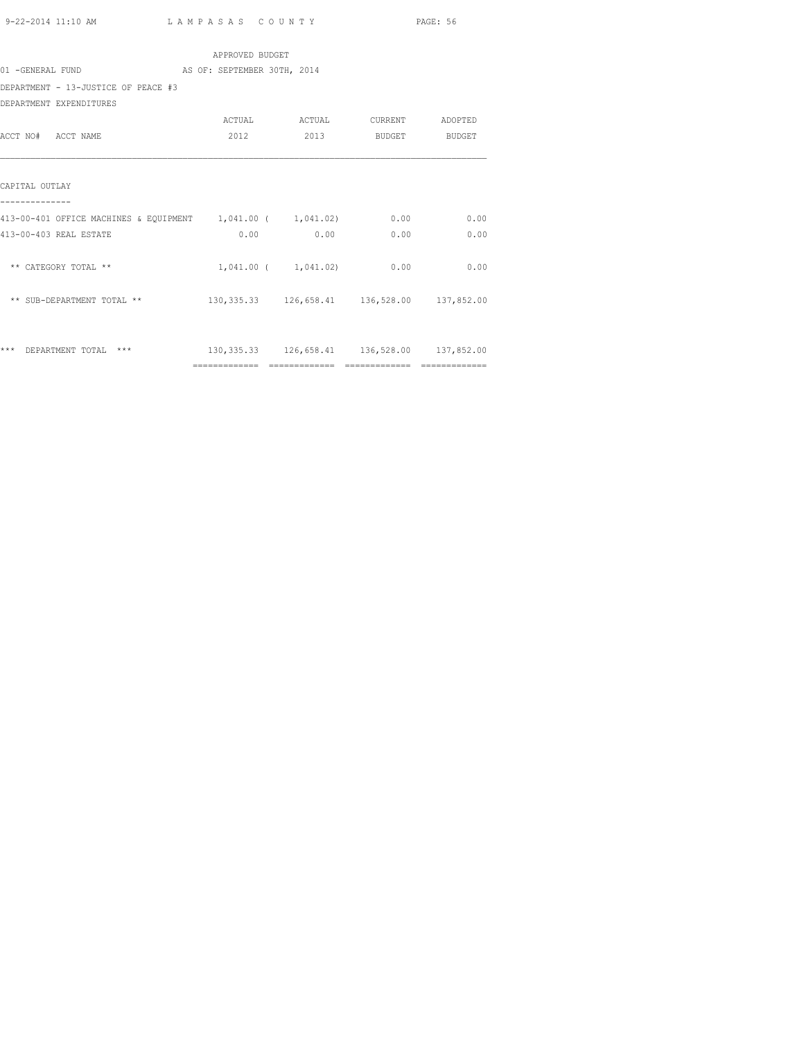APPROVED BUDGET

01 -GENERAL FUND AS OF: SEPTEMBER 30TH, 2014

DEPARTMENT - 13-JUSTICE OF PEACE #3

DEPARTMENT EXPENDITURES

| ACCT NO# ACCT NAME | ACTUAL 2012 | ACTUAL 2013 | CURRENT BUDGET | ADOPTED BUDGET |
|---|---|---|---|---|
| CAPITAL OUTLAY | | | | |
| 413-00-401 OFFICE MACHINES & EQUIPMENT | 1,041.00 | ( 1,041.02) | 0.00 | 0.00 |
| 413-00-403 REAL ESTATE | 0.00 | 0.00 | 0.00 | 0.00 |
| ** CATEGORY TOTAL ** | 1,041.00 | ( 1,041.02) | 0.00 | 0.00 |
| ** SUB-DEPARTMENT TOTAL ** | 130,335.33 | 126,658.41 | 136,528.00 | 137,852.00 |
| *** DEPARTMENT TOTAL *** | 130,335.33 | 126,658.41 | 136,528.00 | 137,852.00 |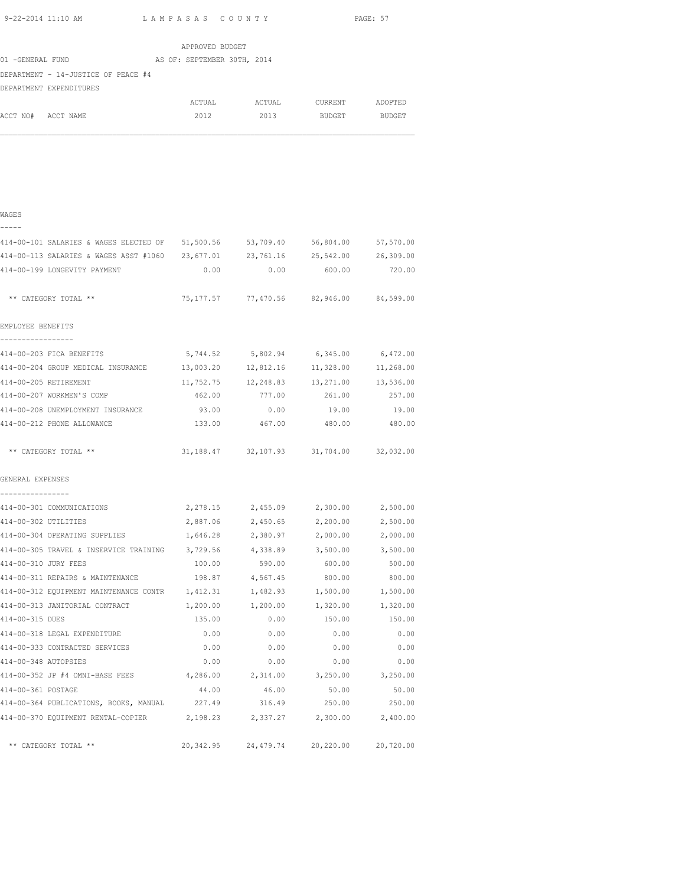APPROVED BUDGET

01 -GENERAL FUND AS OF: SEPTEMBER 30TH, 2014

DEPARTMENT - 14-JUSTICE OF PEACE #4

DEPARTMENT EXPENDITURES

| ACCT NO# ACCT NAME | ACTUAL 2012 | ACTUAL 2013 | CURRENT BUDGET | ADOPTED BUDGET |
|---|---|---|---|---|
| **WAGES** | | | | |
| 414-00-101 SALARIES & WAGES ELECTED OF | 51,500.56 | 53,709.40 | 56,804.00 | 57,570.00 |
| 414-00-113 SALARIES & WAGES ASST #1060 | 23,677.01 | 23,761.16 | 25,542.00 | 26,309.00 |
| 414-00-199 LONGEVITY PAYMENT | 0.00 | 0.00 | 600.00 | 720.00 |
| ** CATEGORY TOTAL ** | 75,177.57 | 77,470.56 | 82,946.00 | 84,599.00 |
| **EMPLOYEE BENEFITS** | | | | |
| 414-00-203 FICA BENEFITS | 5,744.52 | 5,802.94 | 6,345.00 | 6,472.00 |
| 414-00-204 GROUP MEDICAL INSURANCE | 13,003.20 | 12,812.16 | 11,328.00 | 11,268.00 |
| 414-00-205 RETIREMENT | 11,752.75 | 12,248.83 | 13,271.00 | 13,536.00 |
| 414-00-207 WORKMEN'S COMP | 462.00 | 777.00 | 261.00 | 257.00 |
| 414-00-208 UNEMPLOYMENT INSURANCE | 93.00 | 0.00 | 19.00 | 19.00 |
| 414-00-212 PHONE ALLOWANCE | 133.00 | 467.00 | 480.00 | 480.00 |
| ** CATEGORY TOTAL ** | 31,188.47 | 32,107.93 | 31,704.00 | 32,032.00 |
| **GENERAL EXPENSES** | | | | |
| 414-00-301 COMMUNICATIONS | 2,278.15 | 2,455.09 | 2,300.00 | 2,500.00 |
| 414-00-302 UTILITIES | 2,887.06 | 2,450.65 | 2,200.00 | 2,500.00 |
| 414-00-304 OPERATING SUPPLIES | 1,646.28 | 2,380.97 | 2,000.00 | 2,000.00 |
| 414-00-305 TRAVEL & INSERVICE TRAINING | 3,729.56 | 4,338.89 | 3,500.00 | 3,500.00 |
| 414-00-310 JURY FEES | 100.00 | 590.00 | 600.00 | 500.00 |
| 414-00-311 REPAIRS & MAINTENANCE | 198.87 | 4,567.45 | 800.00 | 800.00 |
| 414-00-312 EQUIPMENT MAINTENANCE CONTR | 1,412.31 | 1,482.93 | 1,500.00 | 1,500.00 |
| 414-00-313 JANITORIAL CONTRACT | 1,200.00 | 1,200.00 | 1,320.00 | 1,320.00 |
| 414-00-315 DUES | 135.00 | 0.00 | 150.00 | 150.00 |
| 414-00-318 LEGAL EXPENDITURE | 0.00 | 0.00 | 0.00 | 0.00 |
| 414-00-333 CONTRACTED SERVICES | 0.00 | 0.00 | 0.00 | 0.00 |
| 414-00-348 AUTOPSIES | 0.00 | 0.00 | 0.00 | 0.00 |
| 414-00-352 JP #4 OMNI-BASE FEES | 4,286.00 | 2,314.00 | 3,250.00 | 3,250.00 |
| 414-00-361 POSTAGE | 44.00 | 46.00 | 50.00 | 50.00 |
| 414-00-364 PUBLICATIONS, BOOKS, MANUAL | 227.49 | 316.49 | 250.00 | 250.00 |
| 414-00-370 EQUIPMENT RENTAL-COPIER | 2,198.23 | 2,337.27 | 2,300.00 | 2,400.00 |
| ** CATEGORY TOTAL ** | 20,342.95 | 24,479.74 | 20,220.00 | 20,720.00 |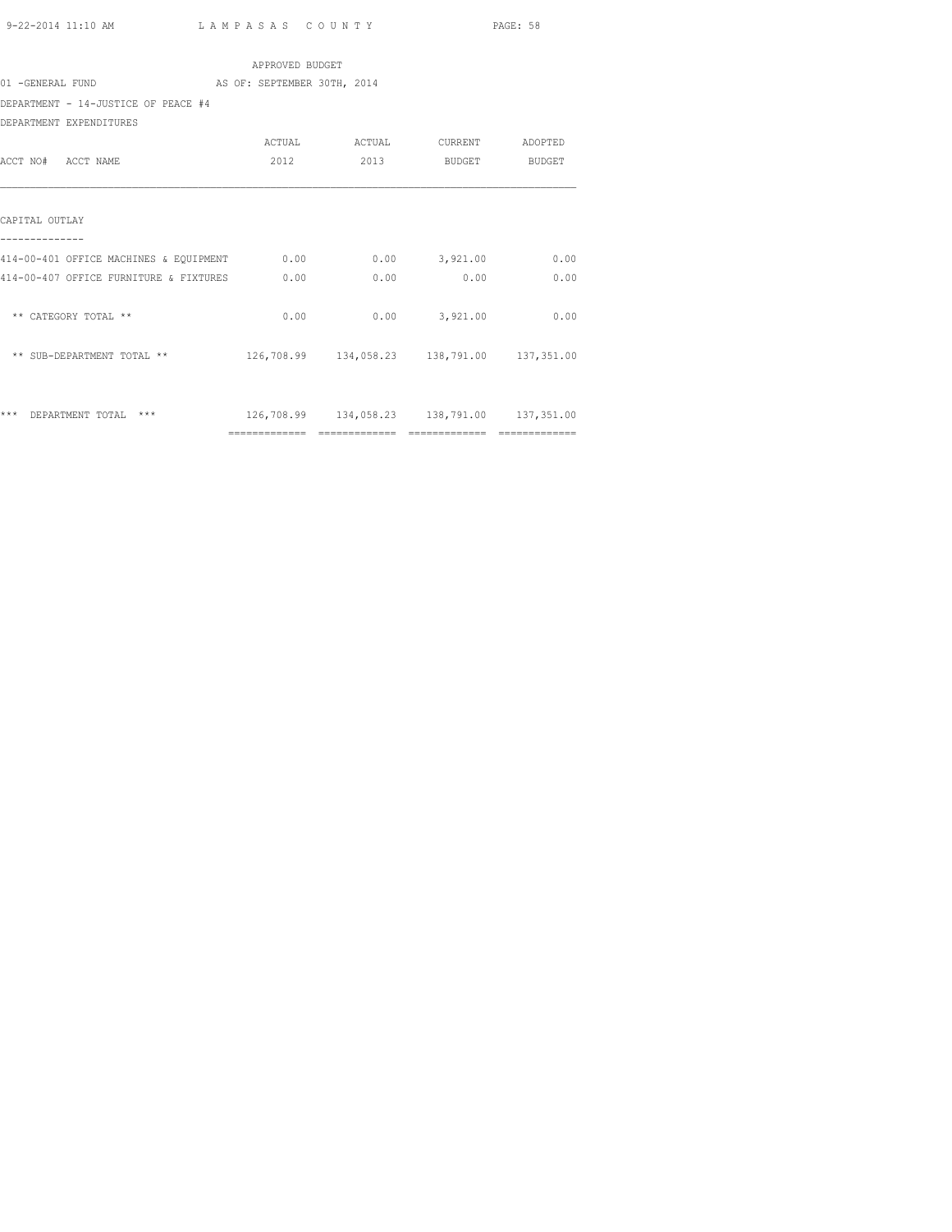APPROVED BUDGET

01 -GENERAL FUND AS OF: SEPTEMBER 30TH, 2014

DEPARTMENT - 14-JUSTICE OF PEACE #4

DEPARTMENT EXPENDITURES

| ACCT NO# ACCT NAME | ACTUAL 2012 | ACTUAL 2013 | CURRENT BUDGET | ADOPTED BUDGET |
|---|---|---|---|---|
| **CAPITAL OUTLAY** | | | | |
| 414-00-401 OFFICE MACHINES & EQUIPMENT | 0.00 | 0.00 | 3,921.00 | 0.00 |
| 414-00-407 OFFICE FURNITURE & FIXTURES | 0.00 | 0.00 | 0.00 | 0.00 |
| ** CATEGORY TOTAL ** | 0.00 | 0.00 | 3,921.00 | 0.00 |
| ** SUB-DEPARTMENT TOTAL ** | 126,708.99 | 134,058.23 | 138,791.00 | 137,351.00 |
| *** DEPARTMENT TOTAL *** | 126,708.99 | 134,058.23 | 138,791.00 | 137,351.00 |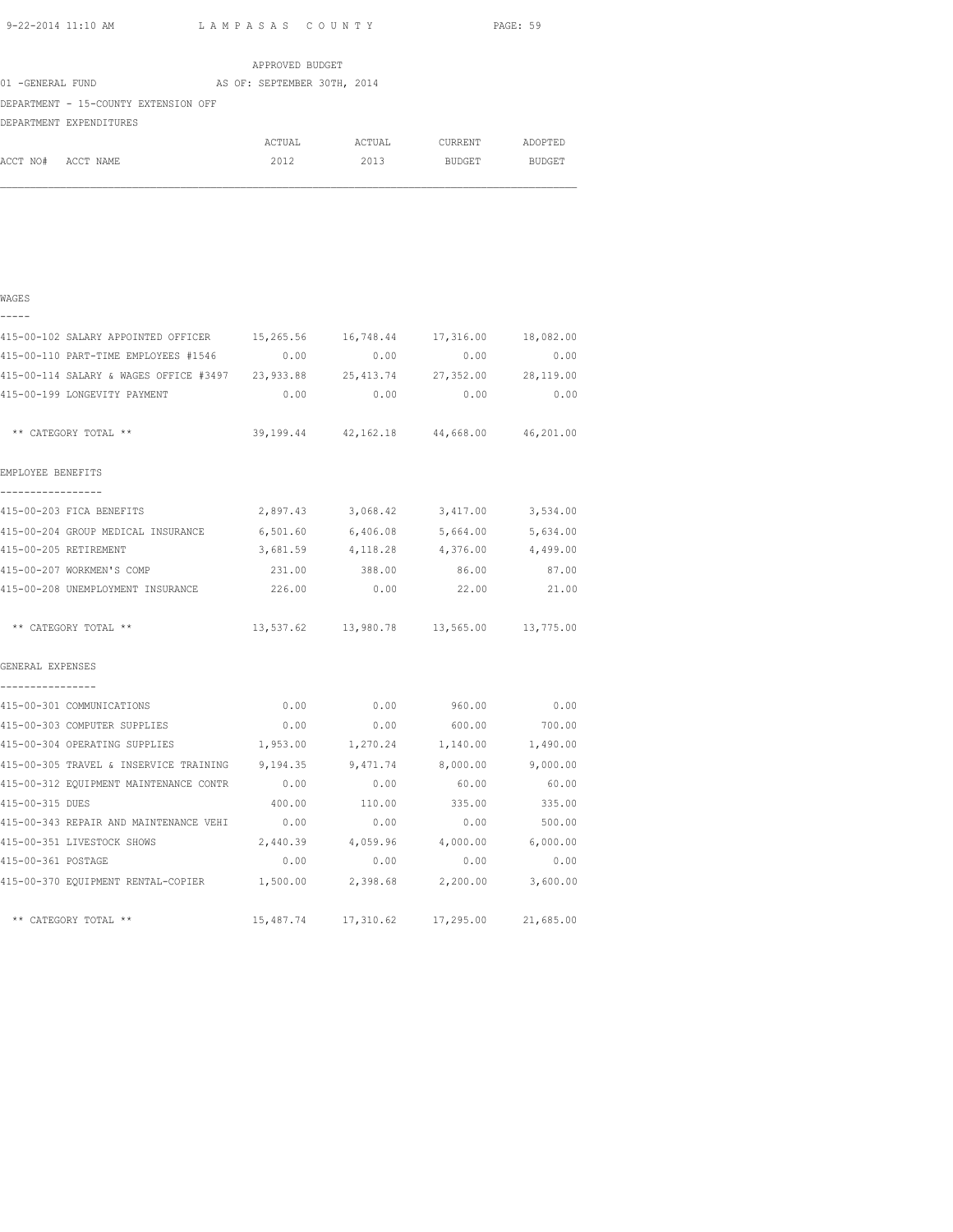APPROVED BUDGET

01 -GENERAL FUND AS OF: SEPTEMBER 30TH, 2014

DEPARTMENT - 15-COUNTY EXTENSION OFF

DEPARTMENT EXPENDITURES

| ACCT NO# ACCT NAME | ACTUAL 2012 | ACTUAL 2013 | CURRENT BUDGET | ADOPTED BUDGET |
|---|---|---|---|---|
| **WAGES** | | | | |
| 415-00-102 SALARY APPOINTED OFFICER | 15,265.56 | 16,748.44 | 17,316.00 | 18,082.00 |
| 415-00-110 PART-TIME EMPLOYEES #1546 | 0.00 | 0.00 | 0.00 | 0.00 |
| 415-00-114 SALARY & WAGES OFFICE #3497 | 23,933.88 | 25,413.74 | 27,352.00 | 28,119.00 |
| 415-00-199 LONGEVITY PAYMENT | 0.00 | 0.00 | 0.00 | 0.00 |
| ** CATEGORY TOTAL ** | 39,199.44 | 42,162.18 | 44,668.00 | 46,201.00 |
| **EMPLOYEE BENEFITS** | | | | |
| 415-00-203 FICA BENEFITS | 2,897.43 | 3,068.42 | 3,417.00 | 3,534.00 |
| 415-00-204 GROUP MEDICAL INSURANCE | 6,501.60 | 6,406.08 | 5,664.00 | 5,634.00 |
| 415-00-205 RETIREMENT | 3,681.59 | 4,118.28 | 4,376.00 | 4,499.00 |
| 415-00-207 WORKMEN'S COMP | 231.00 | 388.00 | 86.00 | 87.00 |
| 415-00-208 UNEMPLOYMENT INSURANCE | 226.00 | 0.00 | 22.00 | 21.00 |
| ** CATEGORY TOTAL ** | 13,537.62 | 13,980.78 | 13,565.00 | 13,775.00 |
| **GENERAL EXPENSES** | | | | |
| 415-00-301 COMMUNICATIONS | 0.00 | 0.00 | 960.00 | 0.00 |
| 415-00-303 COMPUTER SUPPLIES | 0.00 | 0.00 | 600.00 | 700.00 |
| 415-00-304 OPERATING SUPPLIES | 1,953.00 | 1,270.24 | 1,140.00 | 1,490.00 |
| 415-00-305 TRAVEL & INSERVICE TRAINING | 9,194.35 | 9,471.74 | 8,000.00 | 9,000.00 |
| 415-00-312 EQUIPMENT MAINTENANCE CONTR | 0.00 | 0.00 | 60.00 | 60.00 |
| 415-00-315 DUES | 400.00 | 110.00 | 335.00 | 335.00 |
| 415-00-343 REPAIR AND MAINTENANCE VEHI | 0.00 | 0.00 | 0.00 | 500.00 |
| 415-00-351 LIVESTOCK SHOWS | 2,440.39 | 4,059.96 | 4,000.00 | 6,000.00 |
| 415-00-361 POSTAGE | 0.00 | 0.00 | 0.00 | 0.00 |
| 415-00-370 EQUIPMENT RENTAL-COPIER | 1,500.00 | 2,398.68 | 2,200.00 | 3,600.00 |
| ** CATEGORY TOTAL ** | 15,487.74 | 17,310.62 | 17,295.00 | 21,685.00 |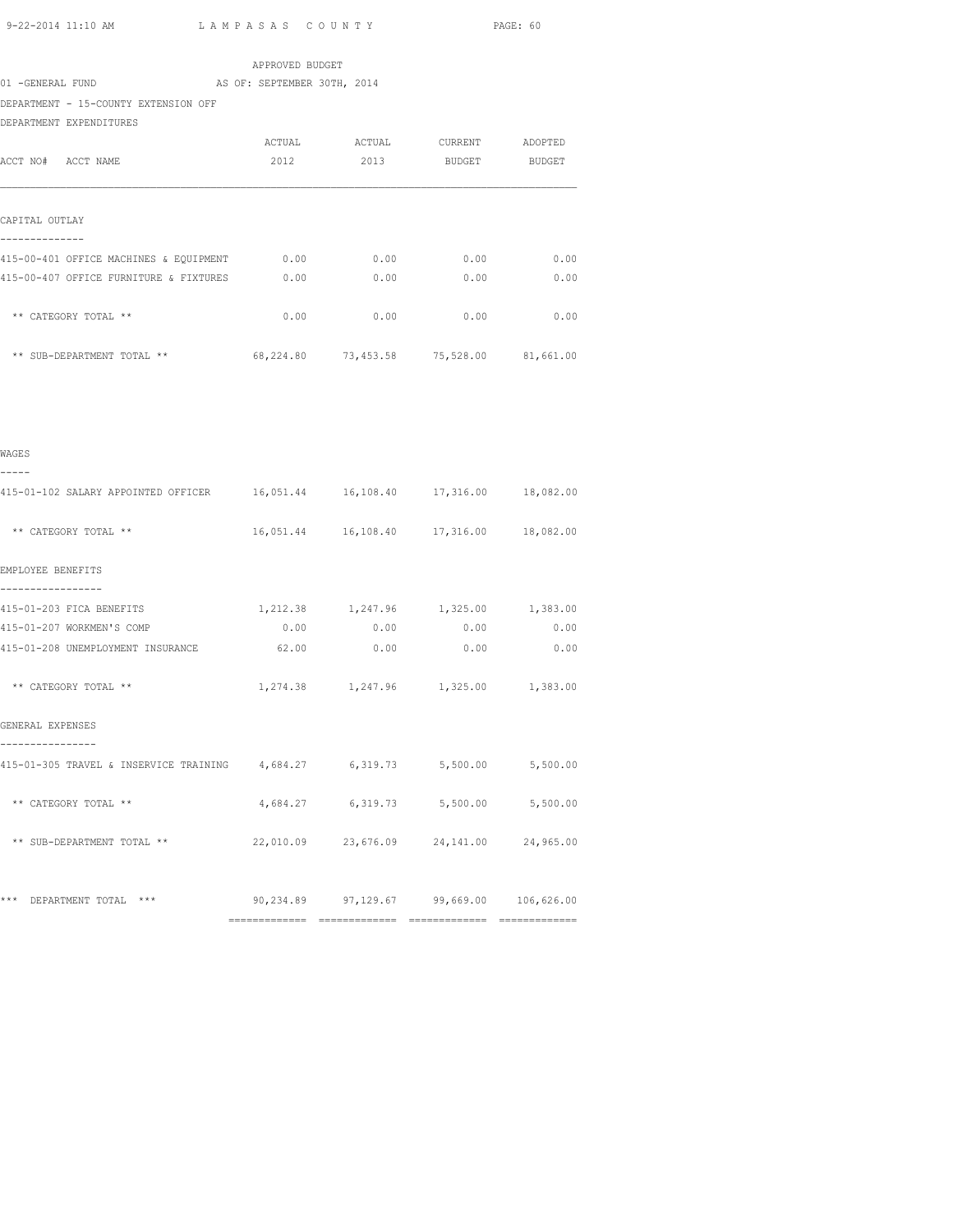APPROVED BUDGET

01 -GENERAL FUND AS OF: SEPTEMBER 30TH, 2014

DEPARTMENT - 15-COUNTY EXTENSION OFF

DEPARTMENT EXPENDITURES

| ACCT NO# ACCT NAME | ACTUAL 2012 | ACTUAL 2013 | CURRENT BUDGET | ADOPTED BUDGET |
|---|---|---|---|---|
| **CAPITAL OUTLAY** | | | | |
| 415-00-401 OFFICE MACHINES & EQUIPMENT | 0.00 | 0.00 | 0.00 | 0.00 |
| 415-00-407 OFFICE FURNITURE & FIXTURES | 0.00 | 0.00 | 0.00 | 0.00 |
| ** CATEGORY TOTAL ** | 0.00 | 0.00 | 0.00 | 0.00 |
| ** SUB-DEPARTMENT TOTAL ** | 68,224.80 | 73,453.58 | 75,528.00 | 81,661.00 |
| **WAGES** | | | | |
| 415-01-102 SALARY APPOINTED OFFICER | 16,051.44 | 16,108.40 | 17,316.00 | 18,082.00 |
| ** CATEGORY TOTAL ** | 16,051.44 | 16,108.40 | 17,316.00 | 18,082.00 |
| **EMPLOYEE BENEFITS** | | | | |
| 415-01-203 FICA BENEFITS | 1,212.38 | 1,247.96 | 1,325.00 | 1,383.00 |
| 415-01-207 WORKMEN'S COMP | 0.00 | 0.00 | 0.00 | 0.00 |
| 415-01-208 UNEMPLOYMENT INSURANCE | 62.00 | 0.00 | 0.00 | 0.00 |
| ** CATEGORY TOTAL ** | 1,274.38 | 1,247.96 | 1,325.00 | 1,383.00 |
| **GENERAL EXPENSES** | | | | |
| 415-01-305 TRAVEL & INSERVICE TRAINING | 4,684.27 | 6,319.73 | 5,500.00 | 5,500.00 |
| ** CATEGORY TOTAL ** | 4,684.27 | 6,319.73 | 5,500.00 | 5,500.00 |
| ** SUB-DEPARTMENT TOTAL ** | 22,010.09 | 23,676.09 | 24,141.00 | 24,965.00 |
| *** DEPARTMENT TOTAL *** | 90,234.89 | 97,129.67 | 99,669.00 | 106,626.00 |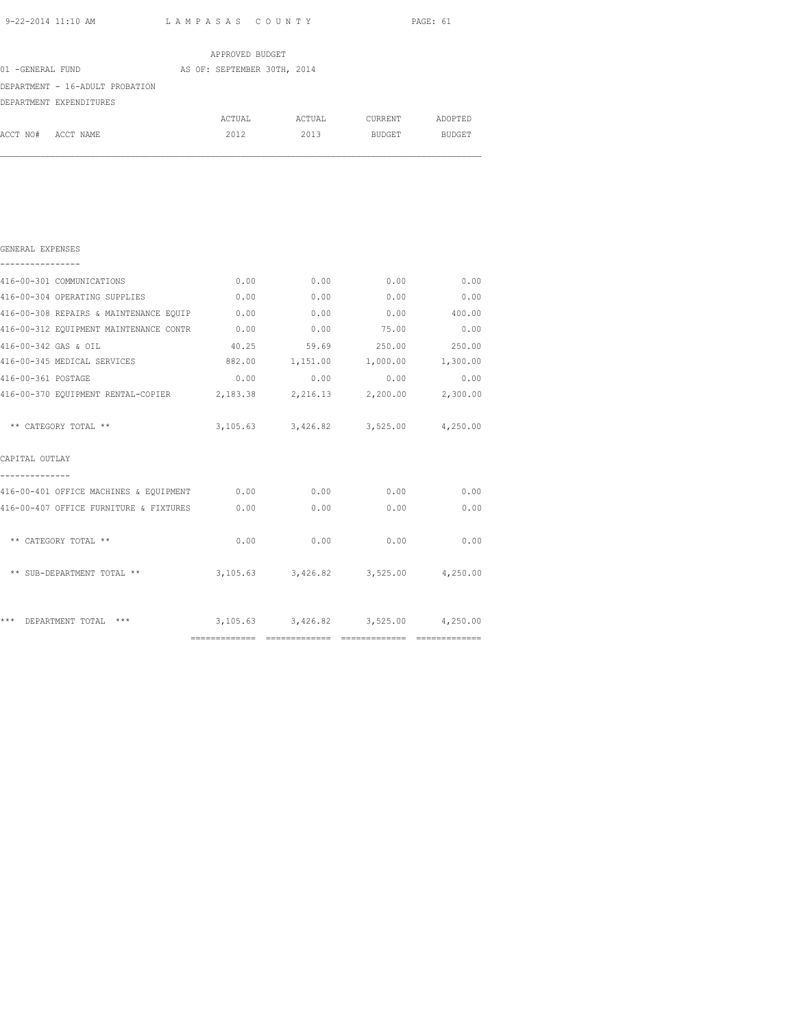LAMPASAS COUNTY

APPROVED BUDGET

01 -GENERAL FUND AS OF: SEPTEMBER 30TH, 2014

DEPARTMENT - 16-ADULT PROBATION

DEPARTMENT EXPENDITURES

| ACCT NO# ACCT NAME | ACTUAL 2012 | ACTUAL 2013 | CURRENT BUDGET | ADOPTED BUDGET |
|---|---|---|---|---|
| **GENERAL EXPENSES** | | | | |
| 416-00-301 COMMUNICATIONS | 0.00 | 0.00 | 0.00 | 0.00 |
| 416-00-304 OPERATING SUPPLIES | 0.00 | 0.00 | 0.00 | 0.00 |
| 416-00-308 REPAIRS & MAINTENANCE EQUIP | 0.00 | 0.00 | 0.00 | 400.00 |
| 416-00-312 EQUIPMENT MAINTENANCE CONTR | 0.00 | 0.00 | 75.00 | 0.00 |
| 416-00-342 GAS & OIL | 40.25 | 59.69 | 250.00 | 250.00 |
| 416-00-345 MEDICAL SERVICES | 882.00 | 1,151.00 | 1,000.00 | 1,300.00 |
| 416-00-361 POSTAGE | 0.00 | 0.00 | 0.00 | 0.00 |
| 416-00-370 EQUIPMENT RENTAL-COPIER | 2,183.38 | 2,216.13 | 2,200.00 | 2,300.00 |
| ** CATEGORY TOTAL ** | 3,105.63 | 3,426.82 | 3,525.00 | 4,250.00 |
| **CAPITAL OUTLAY** | | | | |
| 416-00-401 OFFICE MACHINES & EQUIPMENT | 0.00 | 0.00 | 0.00 | 0.00 |
| 416-00-407 OFFICE FURNITURE & FIXTURES | 0.00 | 0.00 | 0.00 | 0.00 |
| ** CATEGORY TOTAL ** | 0.00 | 0.00 | 0.00 | 0.00 |
| ** SUB-DEPARTMENT TOTAL ** | 3,105.63 | 3,426.82 | 3,525.00 | 4,250.00 |
| *** DEPARTMENT TOTAL *** | 3,105.63 | 3,426.82 | 3,525.00 | 4,250.00 |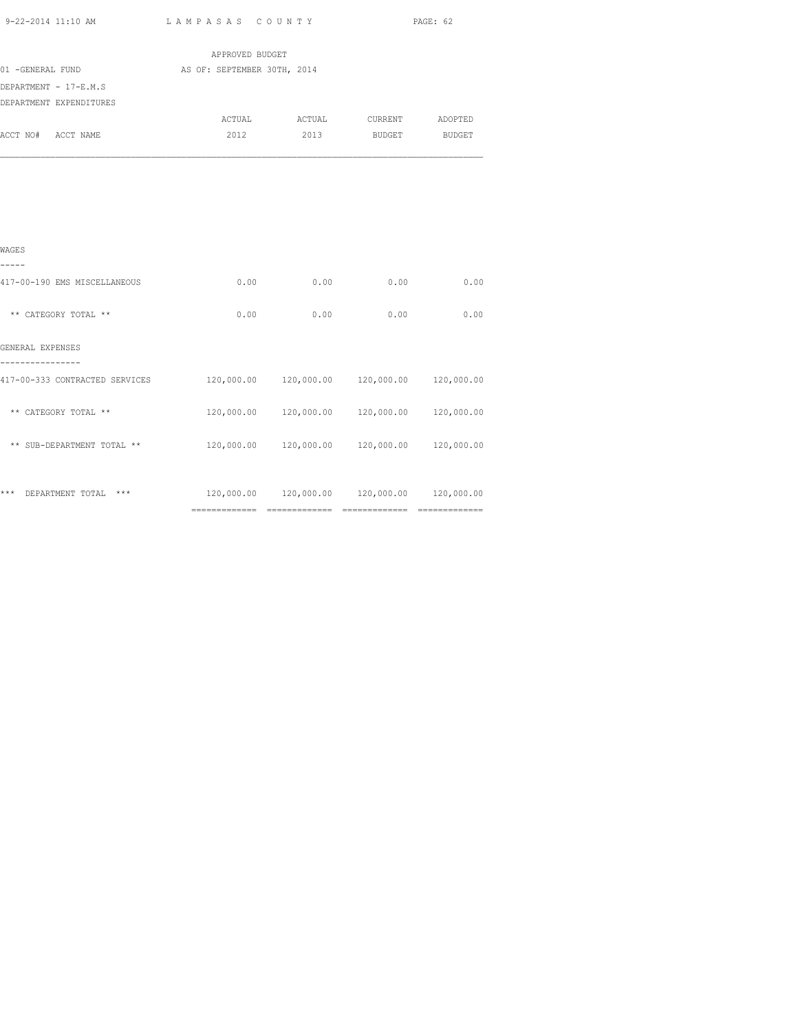APPROVED BUDGET

01 -GENERAL FUND AS OF: SEPTEMBER 30TH, 2014

DEPARTMENT - 17-E.M.S

DEPARTMENT EXPENDITURES

| ACCT NO# ACCT NAME | ACTUAL 2012 | ACTUAL 2013 | CURRENT BUDGET | ADOPTED BUDGET |
|---|---|---|---|---|
| **WAGES** | | | | |
| 417-00-190 EMS MISCELLANEOUS | 0.00 | 0.00 | 0.00 | 0.00 |
| ** CATEGORY TOTAL ** | 0.00 | 0.00 | 0.00 | 0.00 |
| **GENERAL EXPENSES** | | | | |
| 417-00-333 CONTRACTED SERVICES | 120,000.00 | 120,000.00 | 120,000.00 | 120,000.00 |
| ** CATEGORY TOTAL ** | 120,000.00 | 120,000.00 | 120,000.00 | 120,000.00 |
| ** SUB-DEPARTMENT TOTAL ** | 120,000.00 | 120,000.00 | 120,000.00 | 120,000.00 |
| *** DEPARTMENT TOTAL *** | 120,000.00 | 120,000.00 | 120,000.00 | 120,000.00 |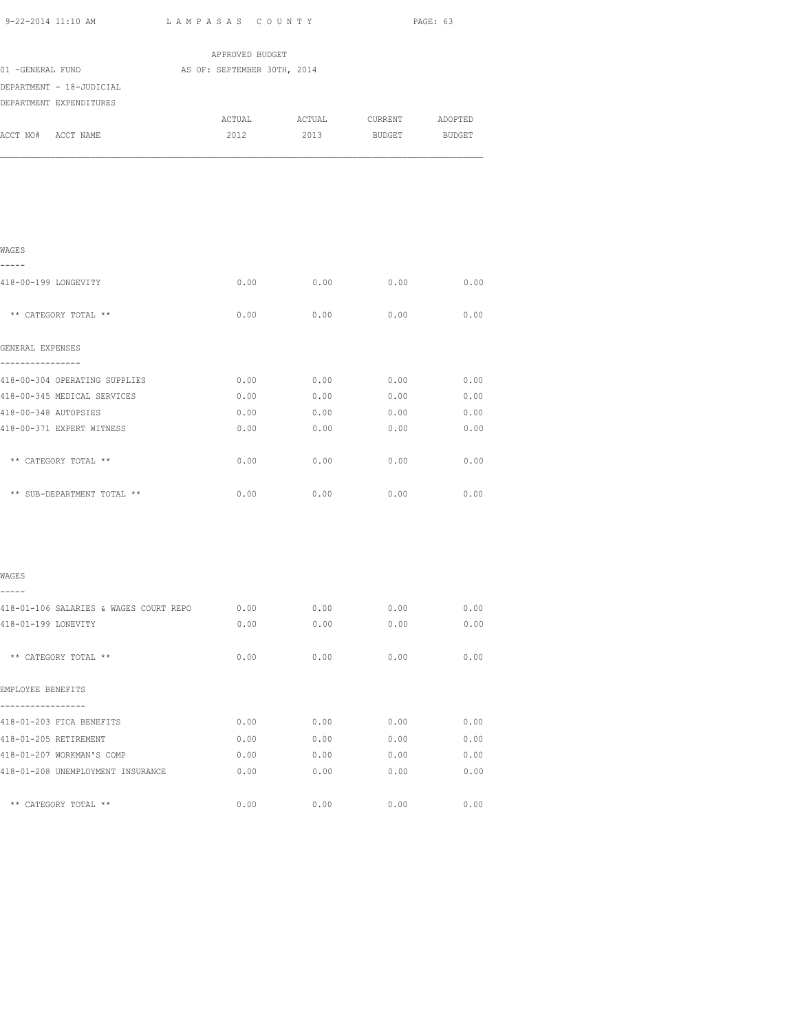APPROVED BUDGET

01 -GENERAL FUND AS OF: SEPTEMBER 30TH, 2014

DEPARTMENT - 18-JUDICIAL

DEPARTMENT EXPENDITURES

| ACCT NO# ACCT NAME | ACTUAL 2012 | ACTUAL 2013 | CURRENT BUDGET | ADOPTED BUDGET |
|---|---|---|---|---|
| **WAGES** | | | | |
| 418-00-199 LONGEVITY | 0.00 | 0.00 | 0.00 | 0.00 |
| ** CATEGORY TOTAL ** | 0.00 | 0.00 | 0.00 | 0.00 |
| **GENERAL EXPENSES** | | | | |
| 418-00-304 OPERATING SUPPLIES | 0.00 | 0.00 | 0.00 | 0.00 |
| 418-00-345 MEDICAL SERVICES | 0.00 | 0.00 | 0.00 | 0.00 |
| 418-00-348 AUTOPSIES | 0.00 | 0.00 | 0.00 | 0.00 |
| 418-00-371 EXPERT WITNESS | 0.00 | 0.00 | 0.00 | 0.00 |
| ** CATEGORY TOTAL ** | 0.00 | 0.00 | 0.00 | 0.00 |
| ** SUB-DEPARTMENT TOTAL ** | 0.00 | 0.00 | 0.00 | 0.00 |
| **WAGES** | | | | |
| 418-01-106 SALARIES & WAGES COURT REPO | 0.00 | 0.00 | 0.00 | 0.00 |
| 418-01-199 LONEVITY | 0.00 | 0.00 | 0.00 | 0.00 |
| ** CATEGORY TOTAL ** | 0.00 | 0.00 | 0.00 | 0.00 |
| **EMPLOYEE BENEFITS** | | | | |
| 418-01-203 FICA BENEFITS | 0.00 | 0.00 | 0.00 | 0.00 |
| 418-01-205 RETIREMENT | 0.00 | 0.00 | 0.00 | 0.00 |
| 418-01-207 WORKMAN'S COMP | 0.00 | 0.00 | 0.00 | 0.00 |
| 418-01-208 UNEMPLOYMENT INSURANCE | 0.00 | 0.00 | 0.00 | 0.00 |
| ** CATEGORY TOTAL ** | 0.00 | 0.00 | 0.00 | 0.00 |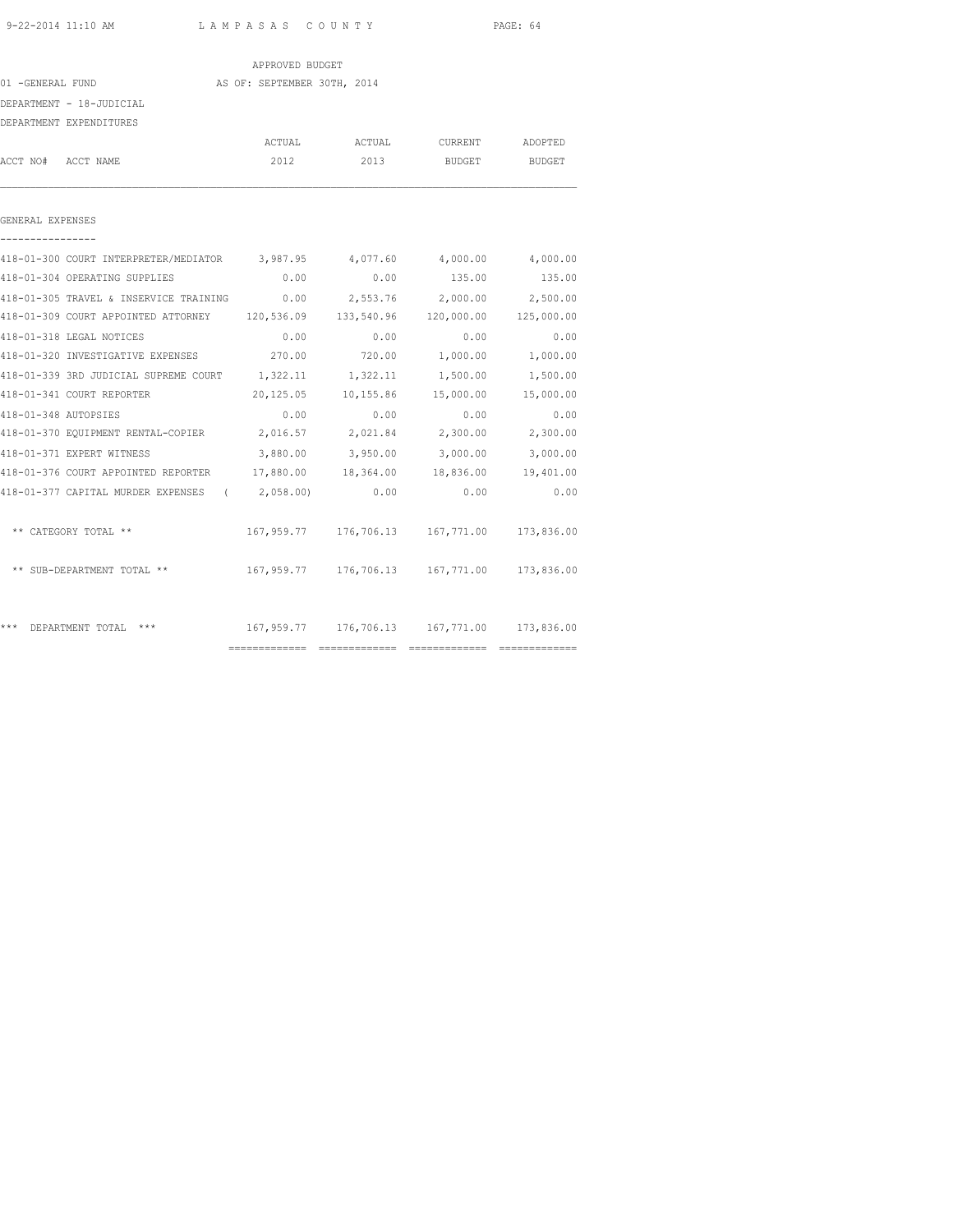APPROVED BUDGET

01 -GENERAL FUND AS OF: SEPTEMBER 30TH, 2014

DEPARTMENT - 18-JUDICIAL

DEPARTMENT EXPENDITURES

| ACCT NO# ACCT NAME | ACTUAL 2012 | ACTUAL 2013 | CURRENT BUDGET | ADOPTED BUDGET |
|---|---|---|---|---|
| **GENERAL EXPENSES** | | | | |
| 418-01-300 COURT INTERPRETER/MEDIATOR | 3,987.95 | 4,077.60 | 4,000.00 | 4,000.00 |
| 418-01-304 OPERATING SUPPLIES | 0.00 | 0.00 | 135.00 | 135.00 |
| 418-01-305 TRAVEL & INSERVICE TRAINING | 0.00 | 2,553.76 | 2,000.00 | 2,500.00 |
| 418-01-309 COURT APPOINTED ATTORNEY | 120,536.09 | 133,540.96 | 120,000.00 | 125,000.00 |
| 418-01-318 LEGAL NOTICES | 0.00 | 0.00 | 0.00 | 0.00 |
| 418-01-320 INVESTIGATIVE EXPENSES | 270.00 | 720.00 | 1,000.00 | 1,000.00 |
| 418-01-339 3RD JUDICIAL SUPREME COURT | 1,322.11 | 1,322.11 | 1,500.00 | 1,500.00 |
| 418-01-341 COURT REPORTER | 20,125.05 | 10,155.86 | 15,000.00 | 15,000.00 |
| 418-01-348 AUTOPSIES | 0.00 | 0.00 | 0.00 | 0.00 |
| 418-01-370 EQUIPMENT RENTAL-COPIER | 2,016.57 | 2,021.84 | 2,300.00 | 2,300.00 |
| 418-01-371 EXPERT WITNESS | 3,880.00 | 3,950.00 | 3,000.00 | 3,000.00 |
| 418-01-376 COURT APPOINTED REPORTER | 17,880.00 | 18,364.00 | 18,836.00 | 19,401.00 |
| 418-01-377 CAPITAL MURDER EXPENSES | ( 2,058.00) | 0.00 | 0.00 | 0.00 |
| ** CATEGORY TOTAL ** | 167,959.77 | 176,706.13 | 167,771.00 | 173,836.00 |
| ** SUB-DEPARTMENT TOTAL ** | 167,959.77 | 176,706.13 | 167,771.00 | 173,836.00 |
| *** DEPARTMENT TOTAL *** | 167,959.77 | 176,706.13 | 167,771.00 | 173,836.00 |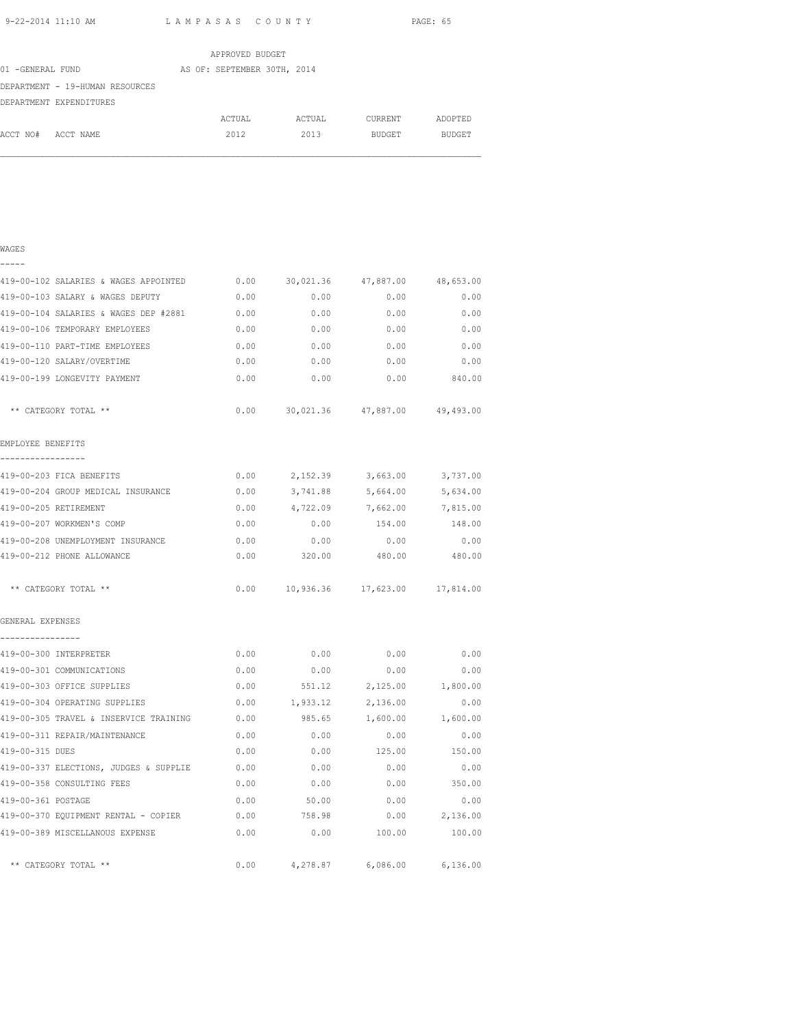APPROVED BUDGET

01 -GENERAL FUND AS OF: SEPTEMBER 30TH, 2014

DEPARTMENT - 19-HUMAN RESOURCES

DEPARTMENT EXPENDITURES

| ACCT NO# ACCT NAME | ACTUAL 2012 | ACTUAL 2013 | CURRENT BUDGET | ADOPTED BUDGET |
|---|---|---|---|---|
| **WAGES** | | | | |
| 419-00-102 SALARIES & WAGES APPOINTED | 0.00 | 30,021.36 | 47,887.00 | 48,653.00 |
| 419-00-103 SALARY & WAGES DEPUTY | 0.00 | 0.00 | 0.00 | 0.00 |
| 419-00-104 SALARIES & WAGES DEP #2881 | 0.00 | 0.00 | 0.00 | 0.00 |
| 419-00-106 TEMPORARY EMPLOYEES | 0.00 | 0.00 | 0.00 | 0.00 |
| 419-00-110 PART-TIME EMPLOYEES | 0.00 | 0.00 | 0.00 | 0.00 |
| 419-00-120 SALARY/OVERTIME | 0.00 | 0.00 | 0.00 | 0.00 |
| 419-00-199 LONGEVITY PAYMENT | 0.00 | 0.00 | 0.00 | 840.00 |
| ** CATEGORY TOTAL ** | 0.00 | 30,021.36 | 47,887.00 | 49,493.00 |
| **EMPLOYEE BENEFITS** | | | | |
| 419-00-203 FICA BENEFITS | 0.00 | 2,152.39 | 3,663.00 | 3,737.00 |
| 419-00-204 GROUP MEDICAL INSURANCE | 0.00 | 3,741.88 | 5,664.00 | 5,634.00 |
| 419-00-205 RETIREMENT | 0.00 | 4,722.09 | 7,662.00 | 7,815.00 |
| 419-00-207 WORKMEN'S COMP | 0.00 | 0.00 | 154.00 | 148.00 |
| 419-00-208 UNEMPLOYMENT INSURANCE | 0.00 | 0.00 | 0.00 | 0.00 |
| 419-00-212 PHONE ALLOWANCE | 0.00 | 320.00 | 480.00 | 480.00 |
| ** CATEGORY TOTAL ** | 0.00 | 10,936.36 | 17,623.00 | 17,814.00 |
| **GENERAL EXPENSES** | | | | |
| 419-00-300 INTERPRETER | 0.00 | 0.00 | 0.00 | 0.00 |
| 419-00-301 COMMUNICATIONS | 0.00 | 0.00 | 0.00 | 0.00 |
| 419-00-303 OFFICE SUPPLIES | 0.00 | 551.12 | 2,125.00 | 1,800.00 |
| 419-00-304 OPERATING SUPPLIES | 0.00 | 1,933.12 | 2,136.00 | 0.00 |
| 419-00-305 TRAVEL & INSERVICE TRAINING | 0.00 | 985.65 | 1,600.00 | 1,600.00 |
| 419-00-311 REPAIR/MAINTENANCE | 0.00 | 0.00 | 0.00 | 0.00 |
| 419-00-315 DUES | 0.00 | 0.00 | 125.00 | 150.00 |
| 419-00-337 ELECTIONS, JUDGES & SUPPLIE | 0.00 | 0.00 | 0.00 | 0.00 |
| 419-00-358 CONSULTING FEES | 0.00 | 0.00 | 0.00 | 350.00 |
| 419-00-361 POSTAGE | 0.00 | 50.00 | 0.00 | 0.00 |
| 419-00-370 EQUIPMENT RENTAL - COPIER | 0.00 | 758.98 | 0.00 | 2,136.00 |
| 419-00-389 MISCELLANOUS EXPENSE | 0.00 | 0.00 | 100.00 | 100.00 |
| ** CATEGORY TOTAL ** | 0.00 | 4,278.87 | 6,086.00 | 6,136.00 |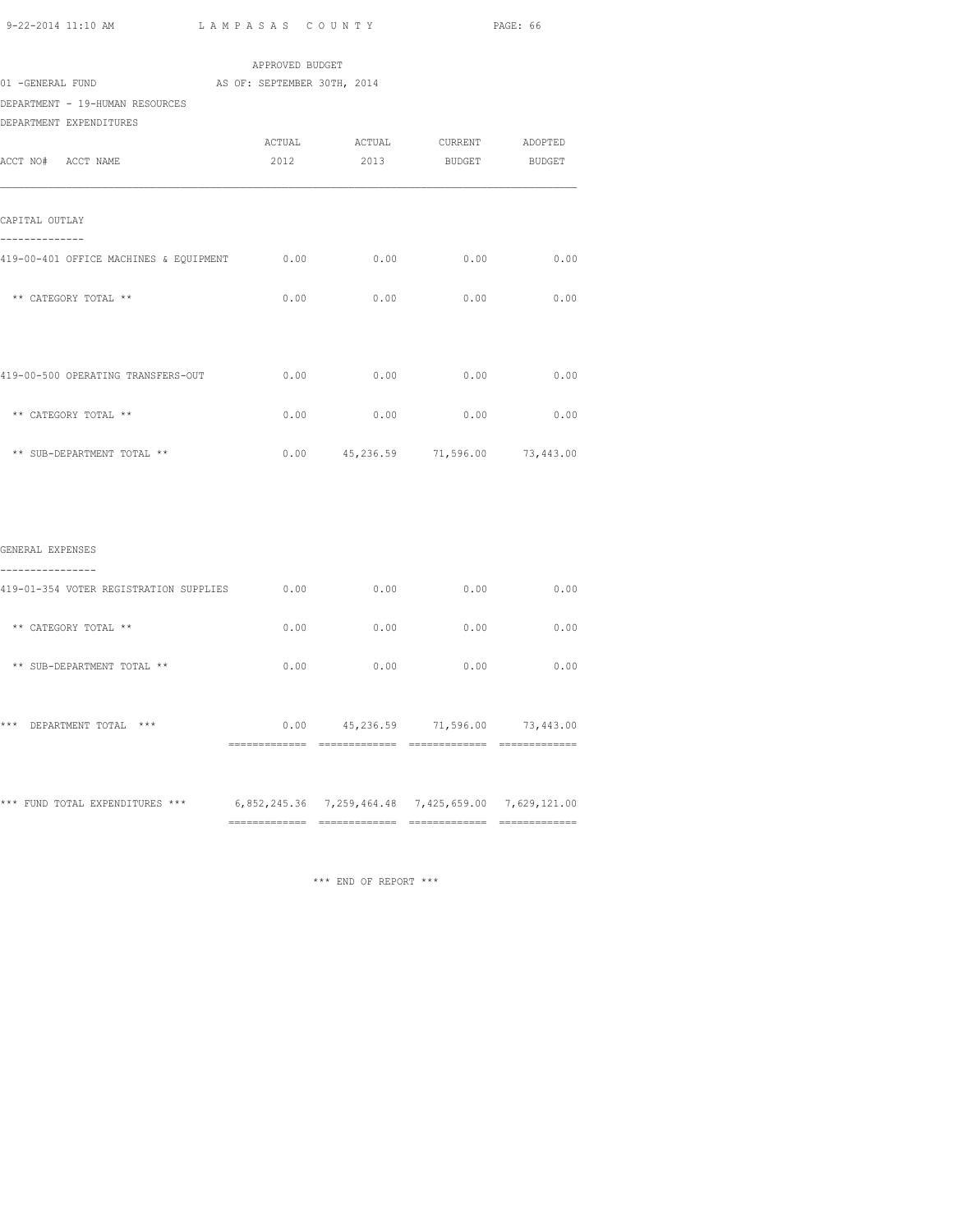APPROVED BUDGET

01 -GENERAL FUND AS OF: SEPTEMBER 30TH, 2014

DEPARTMENT - 19-HUMAN RESOURCES

DEPARTMENT EXPENDITURES

| ACCT NO# ACCT NAME | ACTUAL 2012 | ACTUAL 2013 | CURRENT BUDGET | ADOPTED BUDGET |
|---|---|---|---|---|
| **CAPITAL OUTLAY** | | | | |
| 419-00-401 OFFICE MACHINES & EQUIPMENT | 0.00 | 0.00 | 0.00 | 0.00 |
| ** CATEGORY TOTAL ** | 0.00 | 0.00 | 0.00 | 0.00 |
| 419-00-500 OPERATING TRANSFERS-OUT | 0.00 | 0.00 | 0.00 | 0.00 |
| ** CATEGORY TOTAL ** | 0.00 | 0.00 | 0.00 | 0.00 |
| ** SUB-DEPARTMENT TOTAL ** | 0.00 | 45,236.59 | 71,596.00 | 73,443.00 |
| **GENERAL EXPENSES** | | | | |
| 419-01-354 VOTER REGISTRATION SUPPLIES | 0.00 | 0.00 | 0.00 | 0.00 |
| ** CATEGORY TOTAL ** | 0.00 | 0.00 | 0.00 | 0.00 |
| ** SUB-DEPARTMENT TOTAL ** | 0.00 | 0.00 | 0.00 | 0.00 |
| *** DEPARTMENT TOTAL *** | 0.00 | 45,236.59 | 71,596.00 | 73,443.00 |
| *** FUND TOTAL EXPENDITURES *** | 6,852,245.36 | 7,259,464.48 | 7,425,659.00 | 7,629,121.00 |

*** END OF REPORT ***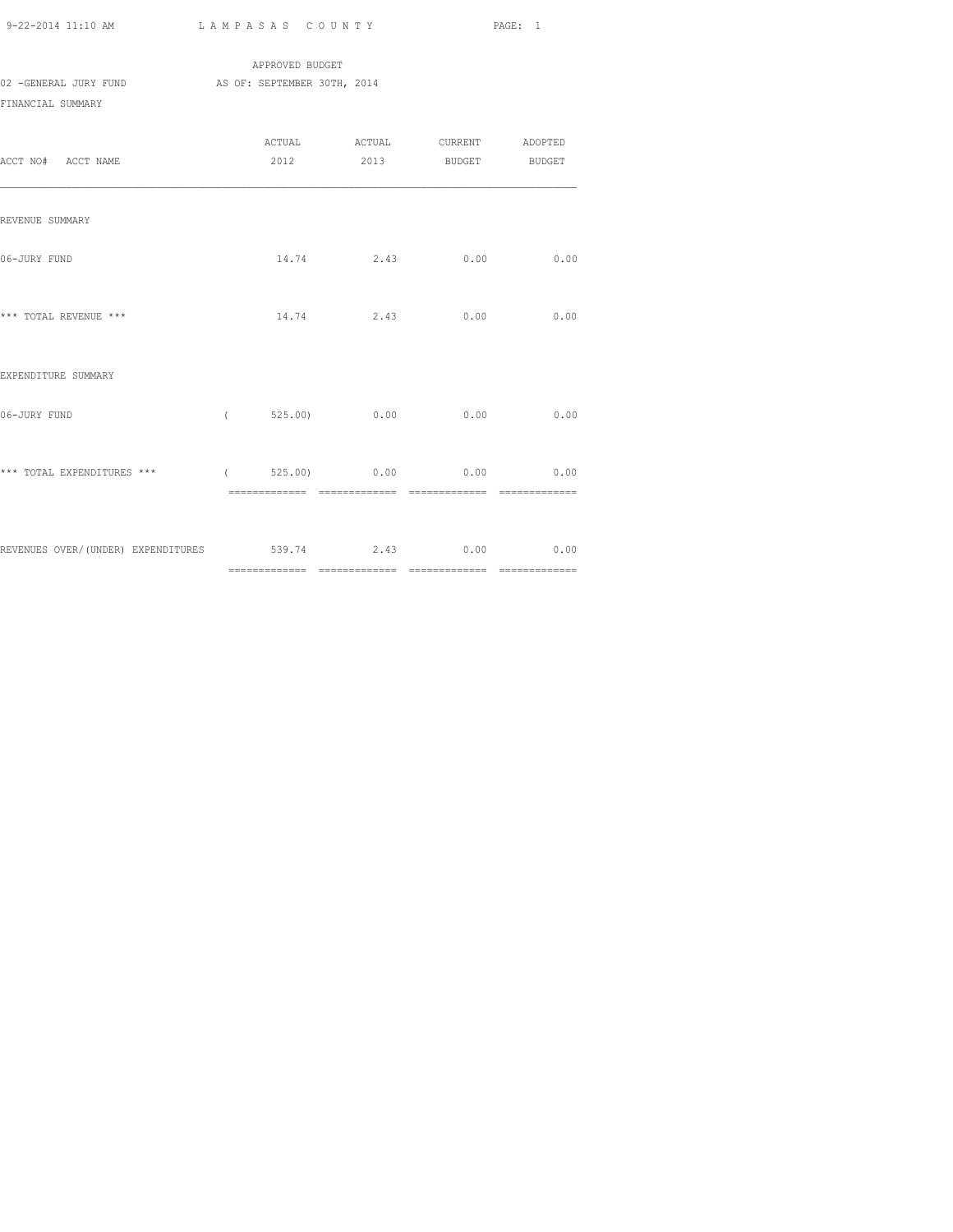APPROVED BUDGET

02 -GENERAL JURY FUND AS OF: SEPTEMBER 30TH, 2014

FINANCIAL SUMMARY

| ACCT NO# ACCT NAME | ACTUAL 2012 | ACTUAL 2013 | CURRENT BUDGET | ADOPTED BUDGET |
|---|---|---|---|---|
| REVENUE SUMMARY | | | | |
| 06-JURY FUND | 14.74 | 2.43 | 0.00 | 0.00 |
| *** TOTAL REVENUE *** | 14.74 | 2.43 | 0.00 | 0.00 |
| EXPENDITURE SUMMARY | | | | |
| 06-JURY FUND | ( 525.00) | 0.00 | 0.00 | 0.00 |
| *** TOTAL EXPENDITURES *** | ( 525.00) | 0.00 | 0.00 | 0.00 |
| REVENUES OVER/(UNDER) EXPENDITURES | 539.74 | 2.43 | 0.00 | 0.00 |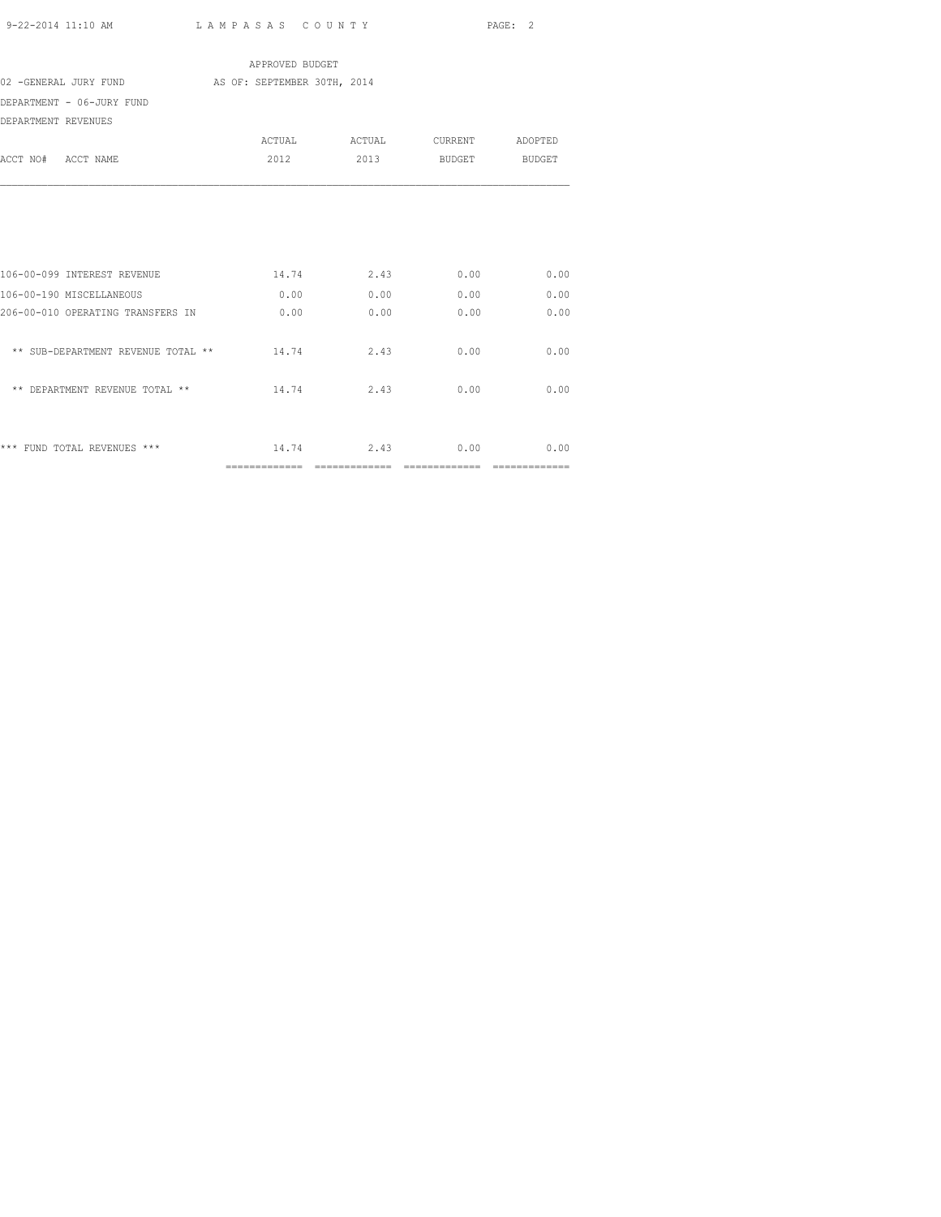APPROVED BUDGET

02 -GENERAL JURY FUND AS OF: SEPTEMBER 30TH, 2014

DEPARTMENT - 06-JURY FUND

DEPARTMENT REVENUES

| ACCT NO# ACCT NAME | ACTUAL 2012 | ACTUAL 2013 | CURRENT BUDGET | ADOPTED BUDGET |
|---|---|---|---|---|
| 106-00-099 INTEREST REVENUE | 14.74 | 2.43 | 0.00 | 0.00 |
| 106-00-190 MISCELLANEOUS | 0.00 | 0.00 | 0.00 | 0.00 |
| 206-00-010 OPERATING TRANSFERS IN | 0.00 | 0.00 | 0.00 | 0.00 |
| ** SUB-DEPARTMENT REVENUE TOTAL ** | 14.74 | 2.43 | 0.00 | 0.00 |
| ** DEPARTMENT REVENUE TOTAL ** | 14.74 | 2.43 | 0.00 | 0.00 |
| *** FUND TOTAL REVENUES *** | 14.74 | 2.43 | 0.00 | 0.00 |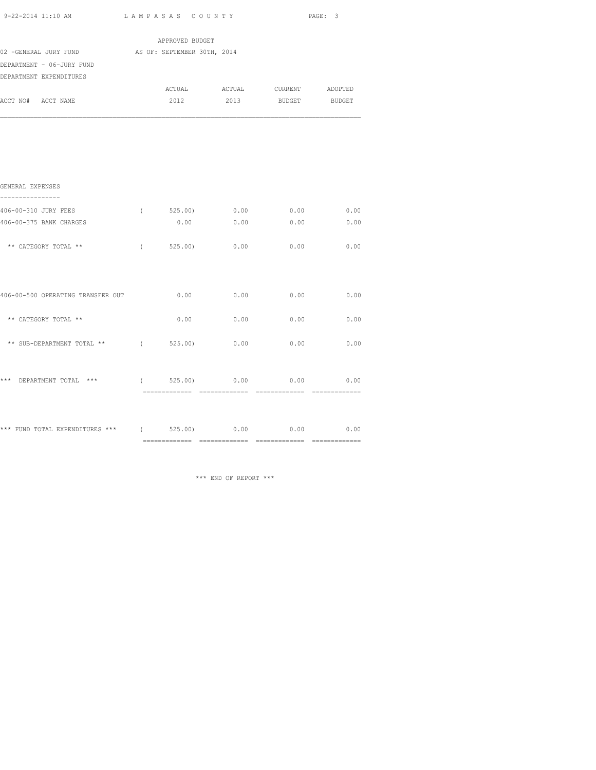APPROVED BUDGET

02 -GENERAL JURY FUND AS OF: SEPTEMBER 30TH, 2014

DEPARTMENT - 06-JURY FUND

DEPARTMENT EXPENDITURES

| ACCT NO# ACCT NAME | ACTUAL 2012 | ACTUAL 2013 | CURRENT BUDGET | ADOPTED BUDGET |
|---|---|---|---|---|
| **GENERAL EXPENSES** | | | | |
| 406-00-310 JURY FEES | ( 525.00) | 0.00 | 0.00 | 0.00 |
| 406-00-375 BANK CHARGES | 0.00 | 0.00 | 0.00 | 0.00 |
| ** CATEGORY TOTAL ** | ( 525.00) | 0.00 | 0.00 | 0.00 |
| 406-00-500 OPERATING TRANSFER OUT | 0.00 | 0.00 | 0.00 | 0.00 |
| ** CATEGORY TOTAL ** | 0.00 | 0.00 | 0.00 | 0.00 |
| ** SUB-DEPARTMENT TOTAL ** | ( 525.00) | 0.00 | 0.00 | 0.00 |
| *** DEPARTMENT TOTAL *** | ( 525.00) | 0.00 | 0.00 | 0.00 |
| *** FUND TOTAL EXPENDITURES *** | ( 525.00) | 0.00 | 0.00 | 0.00 |

*** END OF REPORT ***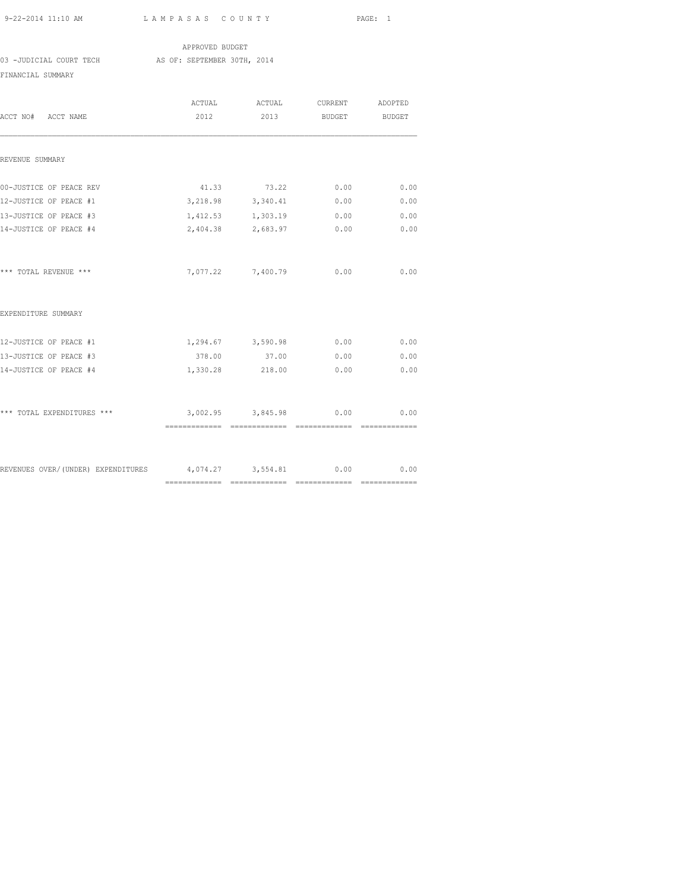LAMPASAS COUNTY

APPROVED BUDGET

03 -JUDICIAL COURT TECH AS OF: SEPTEMBER 30TH, 2014

FINANCIAL SUMMARY

| ACCT NO# ACCT NAME | ACTUAL 2012 | ACTUAL 2013 | CURRENT BUDGET | ADOPTED BUDGET |
|---|---|---|---|---|
| REVENUE SUMMARY | | | | |
| 00-JUSTICE OF PEACE REV | 41.33 | 73.22 | 0.00 | 0.00 |
| 12-JUSTICE OF PEACE #1 | 3,218.98 | 3,340.41 | 0.00 | 0.00 |
| 13-JUSTICE OF PEACE #3 | 1,412.53 | 1,303.19 | 0.00 | 0.00 |
| 14-JUSTICE OF PEACE #4 | 2,404.38 | 2,683.97 | 0.00 | 0.00 |
| *** TOTAL REVENUE *** | 7,077.22 | 7,400.79 | 0.00 | 0.00 |
| EXPENDITURE SUMMARY | | | | |
| 12-JUSTICE OF PEACE #1 | 1,294.67 | 3,590.98 | 0.00 | 0.00 |
| 13-JUSTICE OF PEACE #3 | 378.00 | 37.00 | 0.00 | 0.00 |
| 14-JUSTICE OF PEACE #4 | 1,330.28 | 218.00 | 0.00 | 0.00 |
| *** TOTAL EXPENDITURES *** | 3,002.95 | 3,845.98 | 0.00 | 0.00 |
| REVENUES OVER/(UNDER) EXPENDITURES | 4,074.27 | 3,554.81 | 0.00 | 0.00 |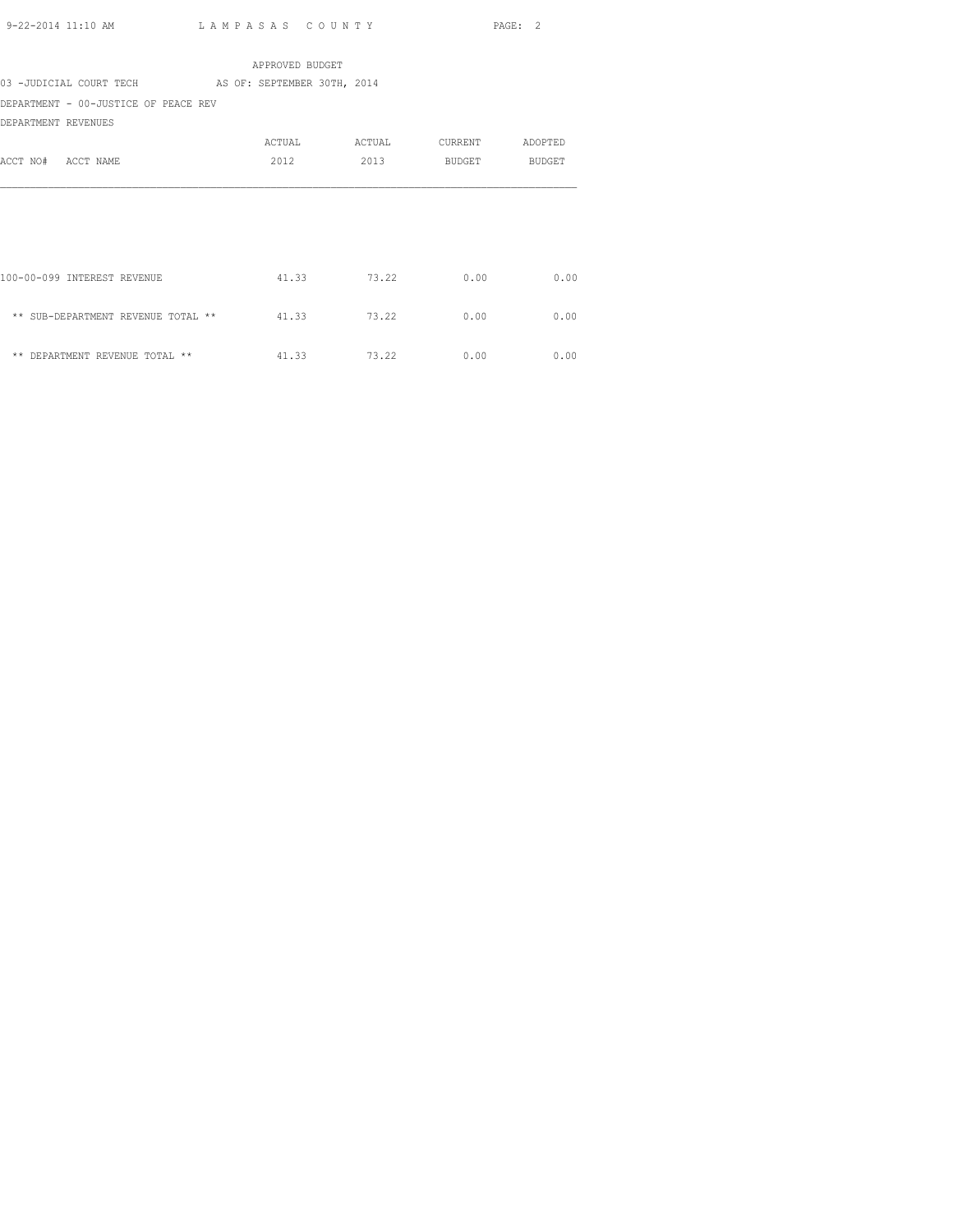APPROVED BUDGET

03 -JUDICIAL COURT TECH AS OF: SEPTEMBER 30TH, 2014

DEPARTMENT - 00-JUSTICE OF PEACE REV

DEPARTMENT REVENUES

| ACCT NO# ACCT NAME | ACTUAL 2012 | ACTUAL 2013 | CURRENT BUDGET | ADOPTED BUDGET |
|---|---|---|---|---|
| 100-00-099 INTEREST REVENUE | 41.33 | 73.22 | 0.00 | 0.00 |
| ** SUB-DEPARTMENT REVENUE TOTAL ** | 41.33 | 73.22 | 0.00 | 0.00 |
| ** DEPARTMENT REVENUE TOTAL ** | 41.33 | 73.22 | 0.00 | 0.00 |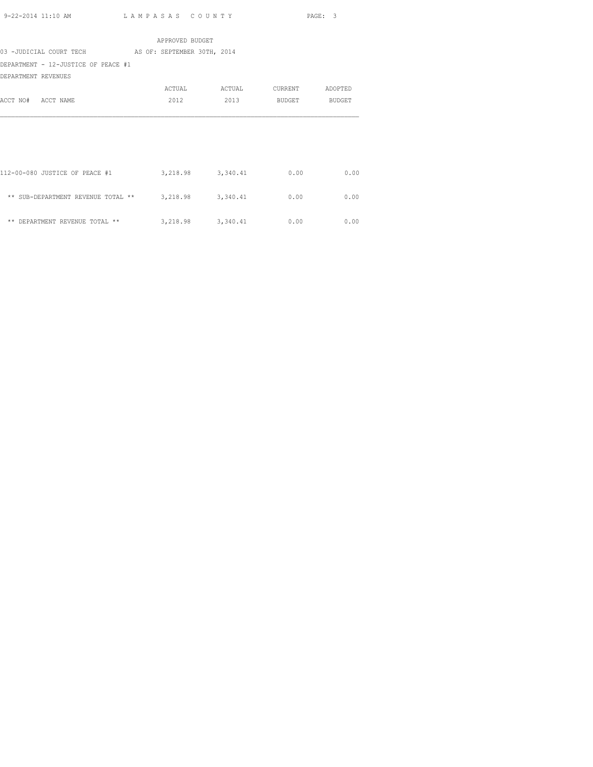APPROVED BUDGET

03 -JUDICIAL COURT TECH AS OF: SEPTEMBER 30TH, 2014

DEPARTMENT - 12-JUSTICE OF PEACE #1

DEPARTMENT REVENUES

| ACCT NO# ACCT NAME | ACTUAL 2012 | ACTUAL 2013 | CURRENT BUDGET | ADOPTED BUDGET |
|---|---|---|---|---|
| 112-00-080 JUSTICE OF PEACE #1 | 3,218.98 | 3,340.41 | 0.00 | 0.00 |
| ** SUB-DEPARTMENT REVENUE TOTAL ** | 3,218.98 | 3,340.41 | 0.00 | 0.00 |
| ** DEPARTMENT REVENUE TOTAL ** | 3,218.98 | 3,340.41 | 0.00 | 0.00 |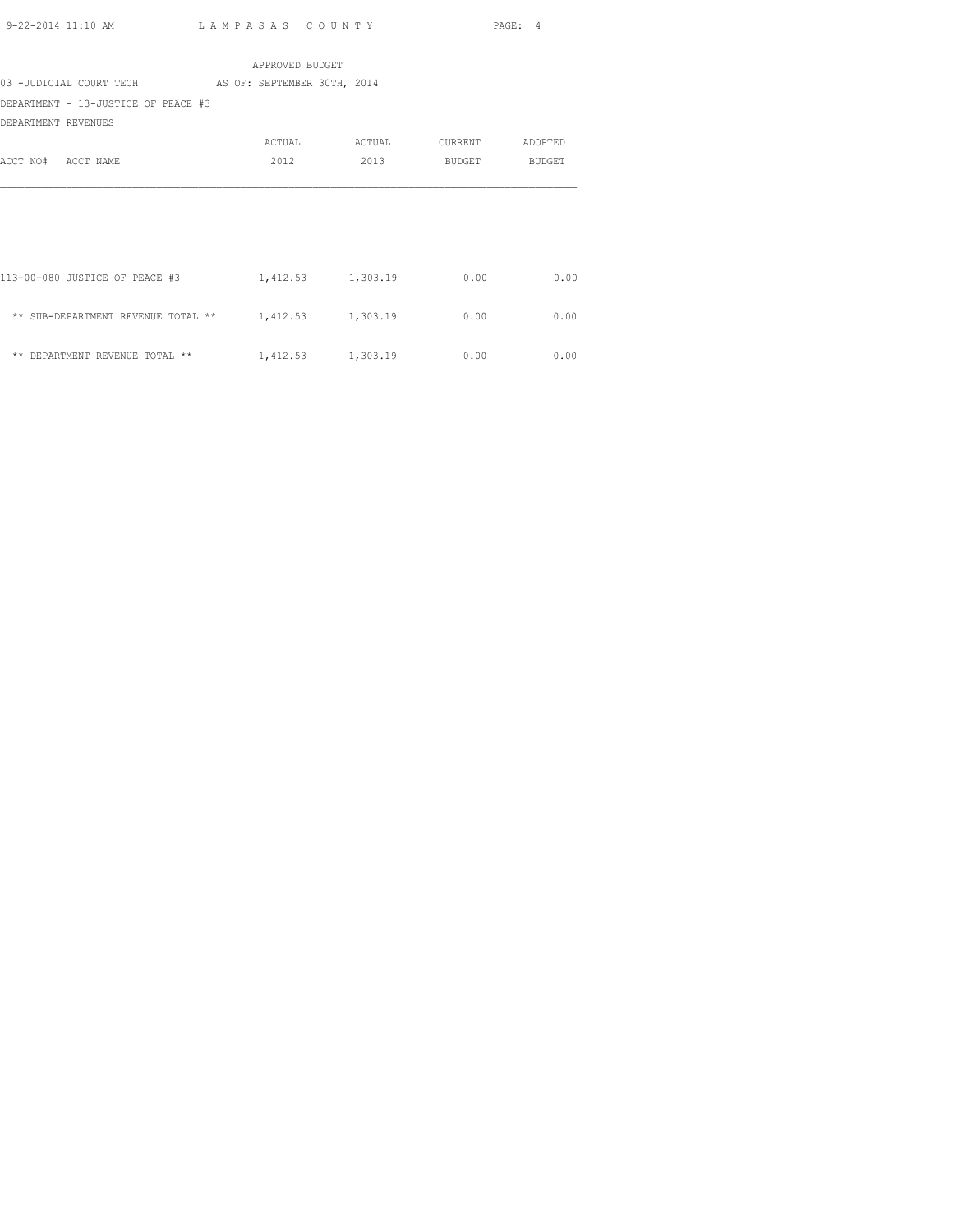APPROVED BUDGET

03 -JUDICIAL COURT TECH AS OF: SEPTEMBER 30TH, 2014

DEPARTMENT - 13-JUSTICE OF PEACE #3

DEPARTMENT REVENUES

| ACCT NO# ACCT NAME | ACTUAL 2012 | ACTUAL 2013 | CURRENT BUDGET | ADOPTED BUDGET |
|---|---|---|---|---|
| 113-00-080 JUSTICE OF PEACE #3 | 1,412.53 | 1,303.19 | 0.00 | 0.00 |
| ** SUB-DEPARTMENT REVENUE TOTAL ** | 1,412.53 | 1,303.19 | 0.00 | 0.00 |
| ** DEPARTMENT REVENUE TOTAL ** | 1,412.53 | 1,303.19 | 0.00 | 0.00 |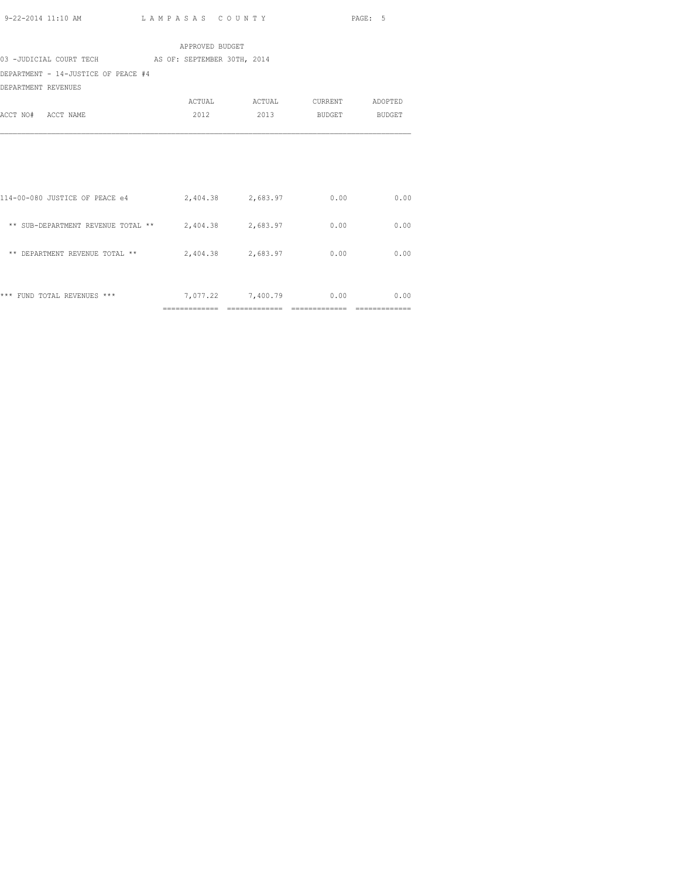APPROVED BUDGET

03 -JUDICIAL COURT TECH AS OF: SEPTEMBER 30TH, 2014

DEPARTMENT - 14-JUSTICE OF PEACE #4

DEPARTMENT REVENUES

| ACCT NO# ACCT NAME | ACTUAL 2012 | ACTUAL 2013 | CURRENT BUDGET | ADOPTED BUDGET |
|---|---|---|---|---|
| 114-00-080 JUSTICE OF PEACE e4 | 2,404.38 | 2,683.97 | 0.00 | 0.00 |
| ** SUB-DEPARTMENT REVENUE TOTAL ** | 2,404.38 | 2,683.97 | 0.00 | 0.00 |
| ** DEPARTMENT REVENUE TOTAL ** | 2,404.38 | 2,683.97 | 0.00 | 0.00 |
| *** FUND TOTAL REVENUES *** | 7,077.22 | 7,400.79 | 0.00 | 0.00 |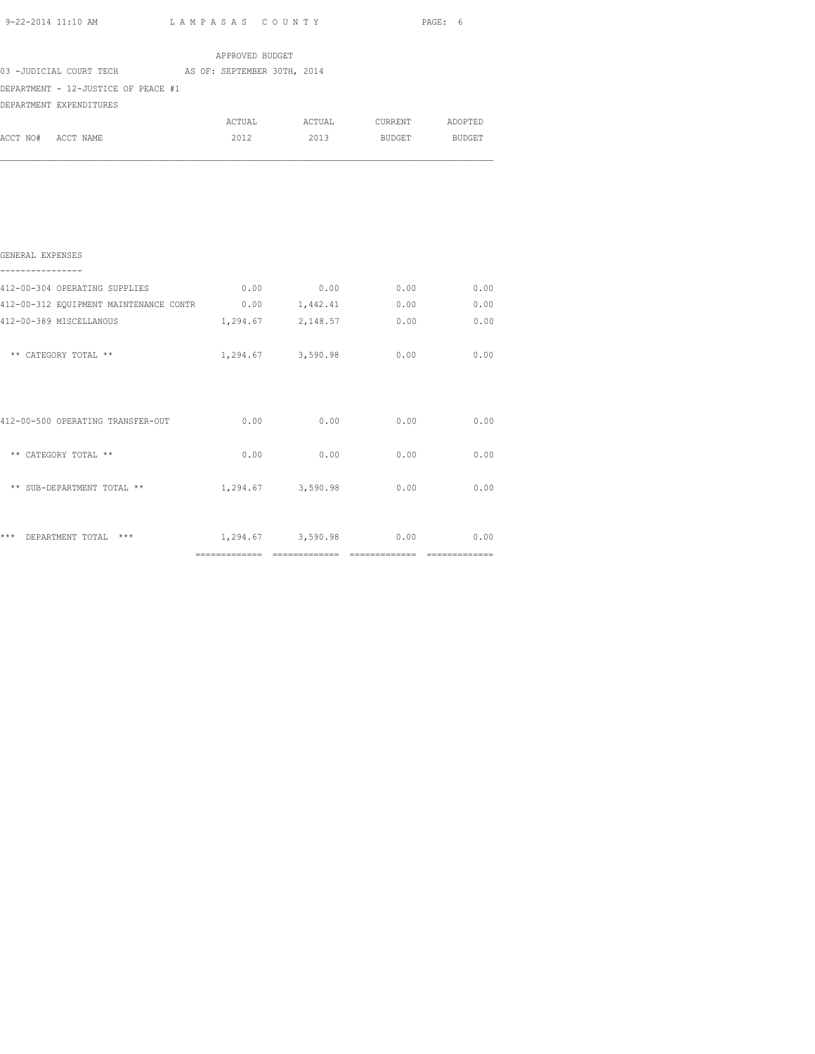APPROVED BUDGET

03 -JUDICIAL COURT TECH AS OF: SEPTEMBER 30TH, 2014

DEPARTMENT - 12-JUSTICE OF PEACE #1

DEPARTMENT EXPENDITURES

| ACCT NO# ACCT NAME | ACTUAL 2012 | ACTUAL 2013 | CURRENT BUDGET | ADOPTED BUDGET |
|---|---|---|---|---|
| **GENERAL EXPENSES** | | | | |
| 412-00-304 OPERATING SUPPLIES | 0.00 | 0.00 | 0.00 | 0.00 |
| 412-00-312 EQUIPMENT MAINTENANCE CONTR | 0.00 | 1,442.41 | 0.00 | 0.00 |
| 412-00-389 MISCELLANOUS | 1,294.67 | 2,148.57 | 0.00 | 0.00 |
| ** CATEGORY TOTAL ** | 1,294.67 | 3,590.98 | 0.00 | 0.00 |
| 412-00-500 OPERATING TRANSFER-OUT | 0.00 | 0.00 | 0.00 | 0.00 |
| ** CATEGORY TOTAL ** | 0.00 | 0.00 | 0.00 | 0.00 |
| ** SUB-DEPARTMENT TOTAL ** | 1,294.67 | 3,590.98 | 0.00 | 0.00 |
| *** DEPARTMENT TOTAL *** | 1,294.67 | 3,590.98 | 0.00 | 0.00 |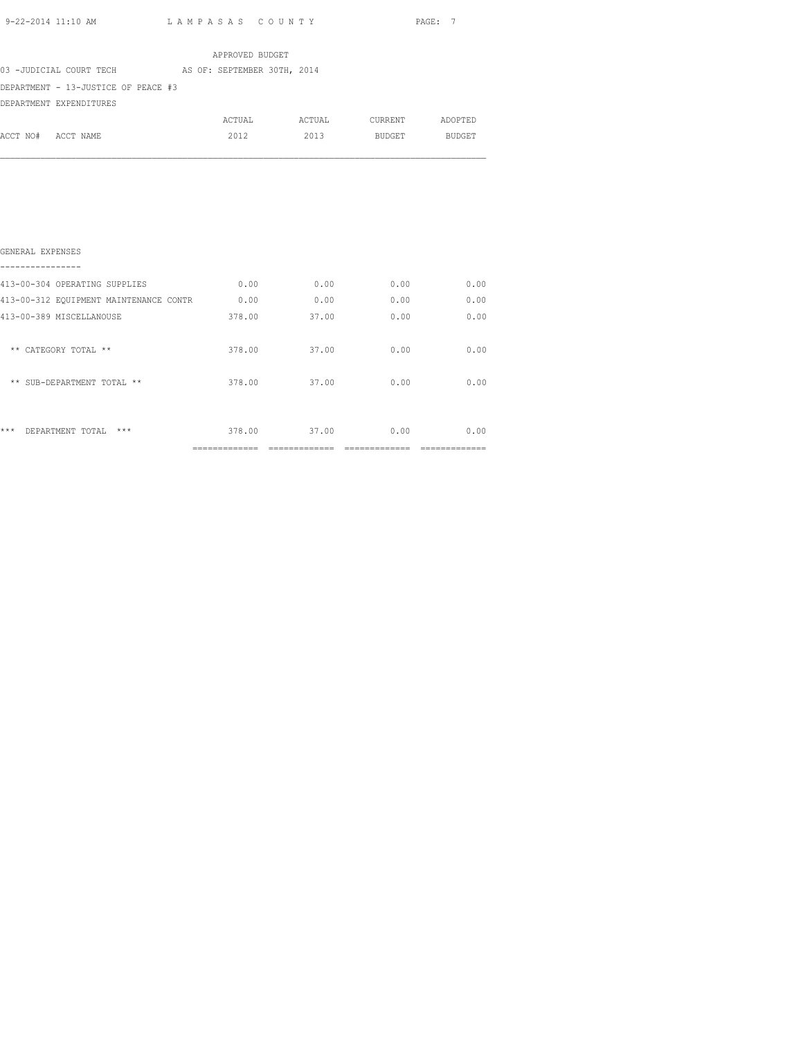APPROVED BUDGET

03 -JUDICIAL COURT TECH AS OF: SEPTEMBER 30TH, 2014

DEPARTMENT - 13-JUSTICE OF PEACE #3

DEPARTMENT EXPENDITURES

| ACCT NO# ACCT NAME | ACTUAL 2012 | ACTUAL 2013 | CURRENT BUDGET | ADOPTED BUDGET |
|---|---|---|---|---|
| **GENERAL EXPENSES** | | | | |
| 413-00-304 OPERATING SUPPLIES | 0.00 | 0.00 | 0.00 | 0.00 |
| 413-00-312 EQUIPMENT MAINTENANCE CONTR | 0.00 | 0.00 | 0.00 | 0.00 |
| 413-00-389 MISCELLANOUSE | 378.00 | 37.00 | 0.00 | 0.00 |
| ** CATEGORY TOTAL ** | 378.00 | 37.00 | 0.00 | 0.00 |
| ** SUB-DEPARTMENT TOTAL ** | 378.00 | 37.00 | 0.00 | 0.00 |
| *** DEPARTMENT TOTAL *** | 378.00 | 37.00 | 0.00 | 0.00 |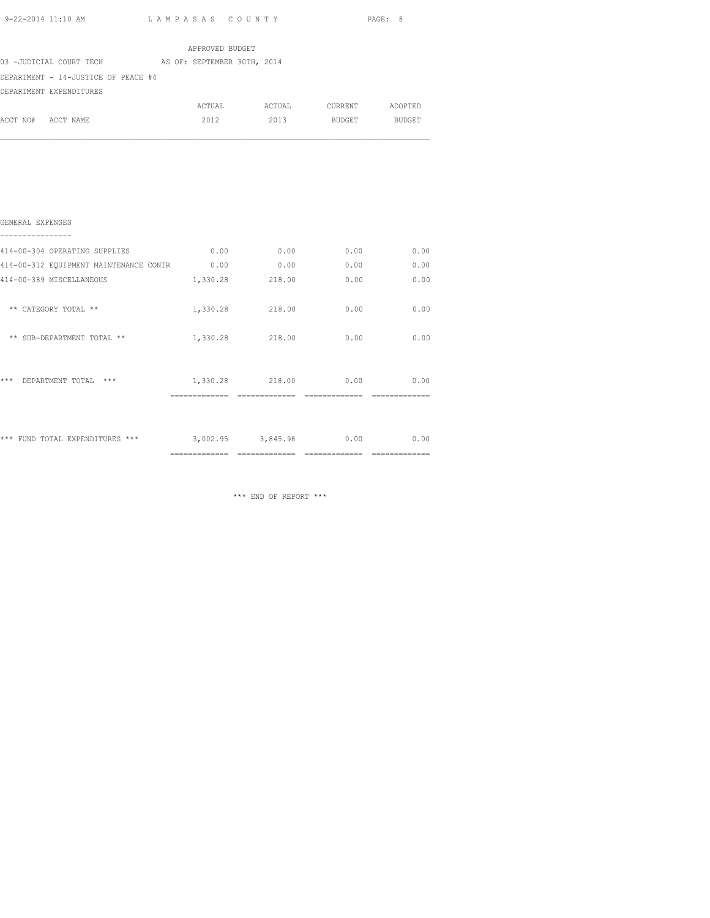APPROVED BUDGET

03 -JUDICIAL COURT TECH AS OF: SEPTEMBER 30TH, 2014

DEPARTMENT - 14-JUSTICE OF PEACE #4

DEPARTMENT EXPENDITURES

| ACCT NO# ACCT NAME | ACTUAL 2012 | ACTUAL 2013 | CURRENT BUDGET | ADOPTED BUDGET |
|---|---|---|---|---|
| **GENERAL EXPENSES** | | | | |
| 414-00-304 OPERATING SUPPLIES | 0.00 | 0.00 | 0.00 | 0.00 |
| 414-00-312 EQUIPMENT MAINTENANCE CONTR | 0.00 | 0.00 | 0.00 | 0.00 |
| 414-00-389 MISCELLANEOUS | 1,330.28 | 218.00 | 0.00 | 0.00 |
| ** CATEGORY TOTAL ** | 1,330.28 | 218.00 | 0.00 | 0.00 |
| ** SUB-DEPARTMENT TOTAL ** | 1,330.28 | 218.00 | 0.00 | 0.00 |
| *** DEPARTMENT TOTAL *** | 1,330.28 | 218.00 | 0.00 | 0.00 |
| *** FUND TOTAL EXPENDITURES *** | 3,002.95 | 3,845.98 | 0.00 | 0.00 |

*** END OF REPORT ***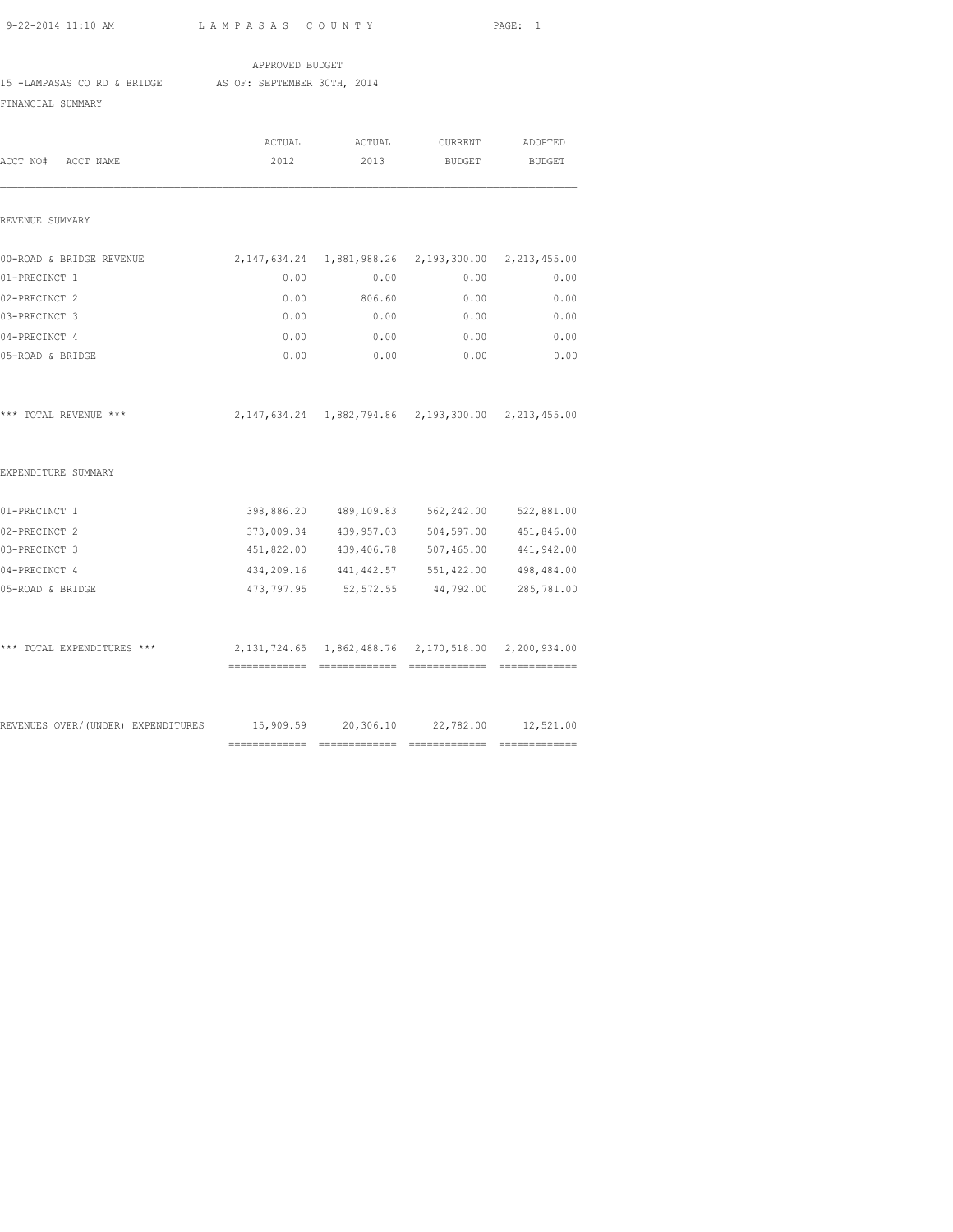APPROVED BUDGET

15 -LAMPASAS CO RD & BRIDGE AS OF: SEPTEMBER 30TH, 2014

FINANCIAL SUMMARY

| ACCT NO# ACCT NAME | ACTUAL 2012 | ACTUAL 2013 | CURRENT BUDGET | ADOPTED BUDGET |
|---|---|---|---|---|
| **REVENUE SUMMARY** | | | | |
| 00-ROAD & BRIDGE REVENUE | 2,147,634.24 | 1,881,988.26 | 2,193,300.00 | 2,213,455.00 |
| 01-PRECINCT 1 | 0.00 | 0.00 | 0.00 | 0.00 |
| 02-PRECINCT 2 | 0.00 | 806.60 | 0.00 | 0.00 |
| 03-PRECINCT 3 | 0.00 | 0.00 | 0.00 | 0.00 |
| 04-PRECINCT 4 | 0.00 | 0.00 | 0.00 | 0.00 |
| 05-ROAD & BRIDGE | 0.00 | 0.00 | 0.00 | 0.00 |
| *** TOTAL REVENUE *** | 2,147,634.24 | 1,882,794.86 | 2,193,300.00 | 2,213,455.00 |
| **EXPENDITURE SUMMARY** | | | | |
| 01-PRECINCT 1 | 398,886.20 | 489,109.83 | 562,242.00 | 522,881.00 |
| 02-PRECINCT 2 | 373,009.34 | 439,957.03 | 504,597.00 | 451,846.00 |
| 03-PRECINCT 3 | 451,822.00 | 439,406.78 | 507,465.00 | 441,942.00 |
| 04-PRECINCT 4 | 434,209.16 | 441,442.57 | 551,422.00 | 498,484.00 |
| 05-ROAD & BRIDGE | 473,797.95 | 52,572.55 | 44,792.00 | 285,781.00 |
| *** TOTAL EXPENDITURES *** | 2,131,724.65 | 1,862,488.76 | 2,170,518.00 | 2,200,934.00 |
| REVENUES OVER/(UNDER) EXPENDITURES | 15,909.59 | 20,306.10 | 22,782.00 | 12,521.00 |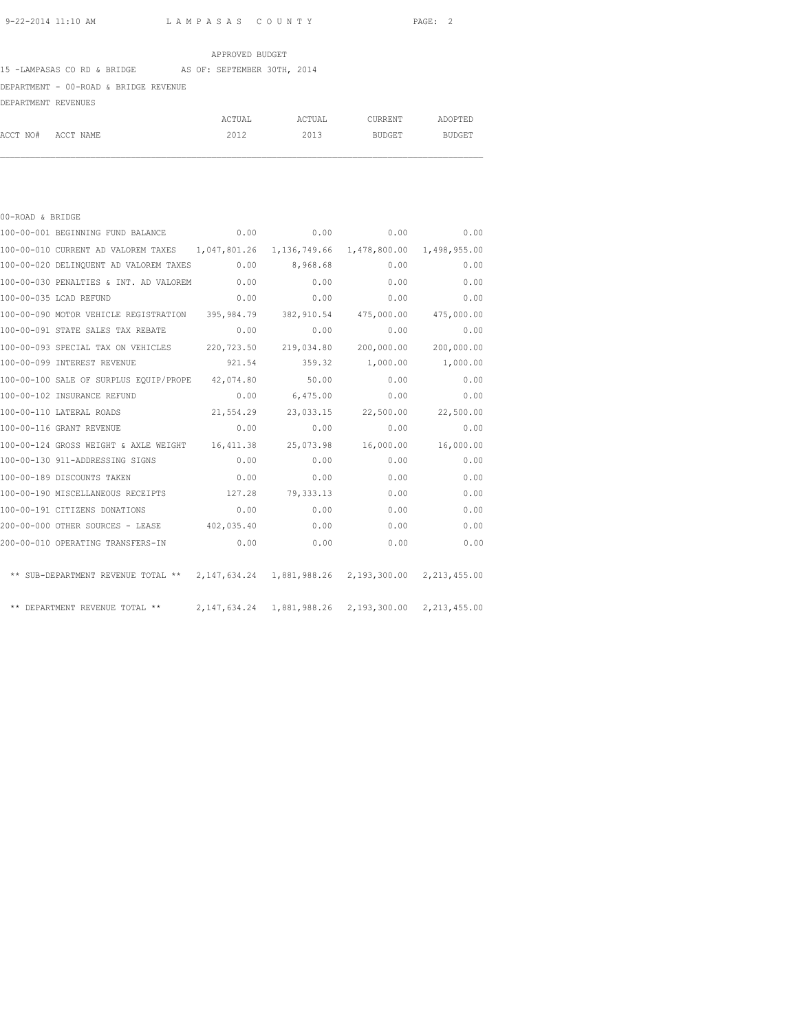APPROVED BUDGET

15 -LAMPASAS CO RD & BRIDGE AS OF: SEPTEMBER 30TH, 2014

DEPARTMENT - 00-ROAD & BRIDGE REVENUE

DEPARTMENT REVENUES

| ACCT NO# ACCT NAME | ACTUAL 2012 | ACTUAL 2013 | CURRENT BUDGET | ADOPTED BUDGET |
|---|---|---|---|---|
| 00-ROAD & BRIDGE | | | | |
| 100-00-001 BEGINNING FUND BALANCE | 0.00 | 0.00 | 0.00 | 0.00 |
| 100-00-010 CURRENT AD VALOREM TAXES | 1,047,801.26 | 1,136,749.66 | 1,478,800.00 | 1,498,955.00 |
| 100-00-020 DELINQUENT AD VALOREM TAXES | 0.00 | 8,968.68 | 0.00 | 0.00 |
| 100-00-030 PENALTIES & INT. AD VALOREM | 0.00 | 0.00 | 0.00 | 0.00 |
| 100-00-035 LCAD REFUND | 0.00 | 0.00 | 0.00 | 0.00 |
| 100-00-090 MOTOR VEHICLE REGISTRATION | 395,984.79 | 382,910.54 | 475,000.00 | 475,000.00 |
| 100-00-091 STATE SALES TAX REBATE | 0.00 | 0.00 | 0.00 | 0.00 |
| 100-00-093 SPECIAL TAX ON VEHICLES | 220,723.50 | 219,034.80 | 200,000.00 | 200,000.00 |
| 100-00-099 INTEREST REVENUE | 921.54 | 359.32 | 1,000.00 | 1,000.00 |
| 100-00-100 SALE OF SURPLUS EQUIP/PROPE | 42,074.80 | 50.00 | 0.00 | 0.00 |
| 100-00-102 INSURANCE REFUND | 0.00 | 6,475.00 | 0.00 | 0.00 |
| 100-00-110 LATERAL ROADS | 21,554.29 | 23,033.15 | 22,500.00 | 22,500.00 |
| 100-00-116 GRANT REVENUE | 0.00 | 0.00 | 0.00 | 0.00 |
| 100-00-124 GROSS WEIGHT & AXLE WEIGHT | 16,411.38 | 25,073.98 | 16,000.00 | 16,000.00 |
| 100-00-130 911-ADDRESSING SIGNS | 0.00 | 0.00 | 0.00 | 0.00 |
| 100-00-189 DISCOUNTS TAKEN | 0.00 | 0.00 | 0.00 | 0.00 |
| 100-00-190 MISCELLANEOUS RECEIPTS | 127.28 | 79,333.13 | 0.00 | 0.00 |
| 100-00-191 CITIZENS DONATIONS | 0.00 | 0.00 | 0.00 | 0.00 |
| 200-00-000 OTHER SOURCES - LEASE | 402,035.40 | 0.00 | 0.00 | 0.00 |
| 200-00-010 OPERATING TRANSFERS-IN | 0.00 | 0.00 | 0.00 | 0.00 |
| ** SUB-DEPARTMENT REVENUE TOTAL ** | 2,147,634.24 | 1,881,988.26 | 2,193,300.00 | 2,213,455.00 |
| ** DEPARTMENT REVENUE TOTAL ** | 2,147,634.24 | 1,881,988.26 | 2,193,300.00 | 2,213,455.00 |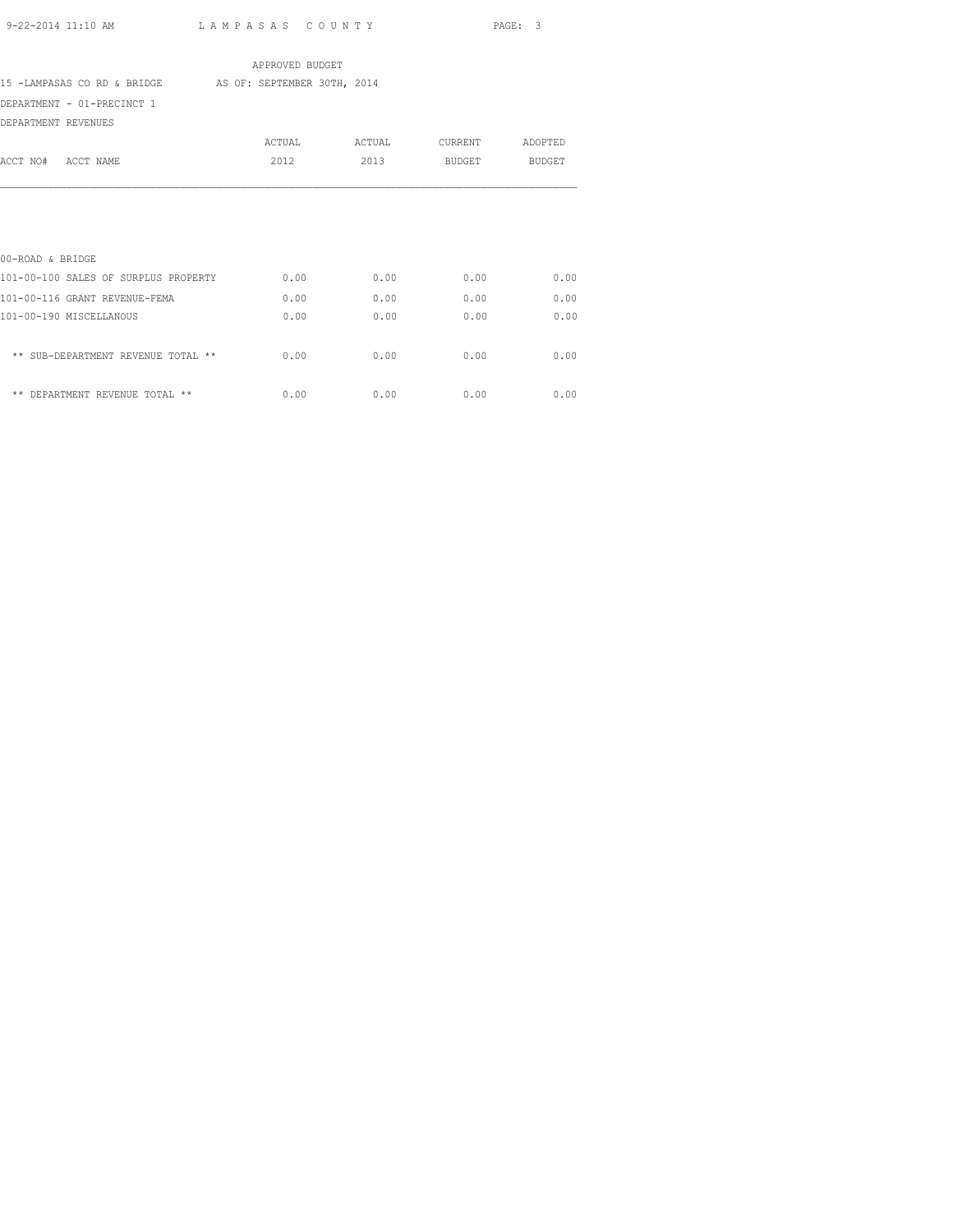APPROVED BUDGET

15 -LAMPASAS CO RD & BRIDGE AS OF: SEPTEMBER 30TH, 2014

DEPARTMENT - 01-PRECINCT 1

DEPARTMENT REVENUES

| ACCT NO# ACCT NAME | ACTUAL 2012 | ACTUAL 2013 | CURRENT BUDGET | ADOPTED BUDGET |
|---|---|---|---|---|
| 00-ROAD & BRIDGE | | | | |
| 101-00-100 SALES OF SURPLUS PROPERTY | 0.00 | 0.00 | 0.00 | 0.00 |
| 101-00-116 GRANT REVENUE-FEMA | 0.00 | 0.00 | 0.00 | 0.00 |
| 101-00-190 MISCELLANOUS | 0.00 | 0.00 | 0.00 | 0.00 |
| ** SUB-DEPARTMENT REVENUE TOTAL ** | 0.00 | 0.00 | 0.00 | 0.00 |
| ** DEPARTMENT REVENUE TOTAL ** | 0.00 | 0.00 | 0.00 | 0.00 |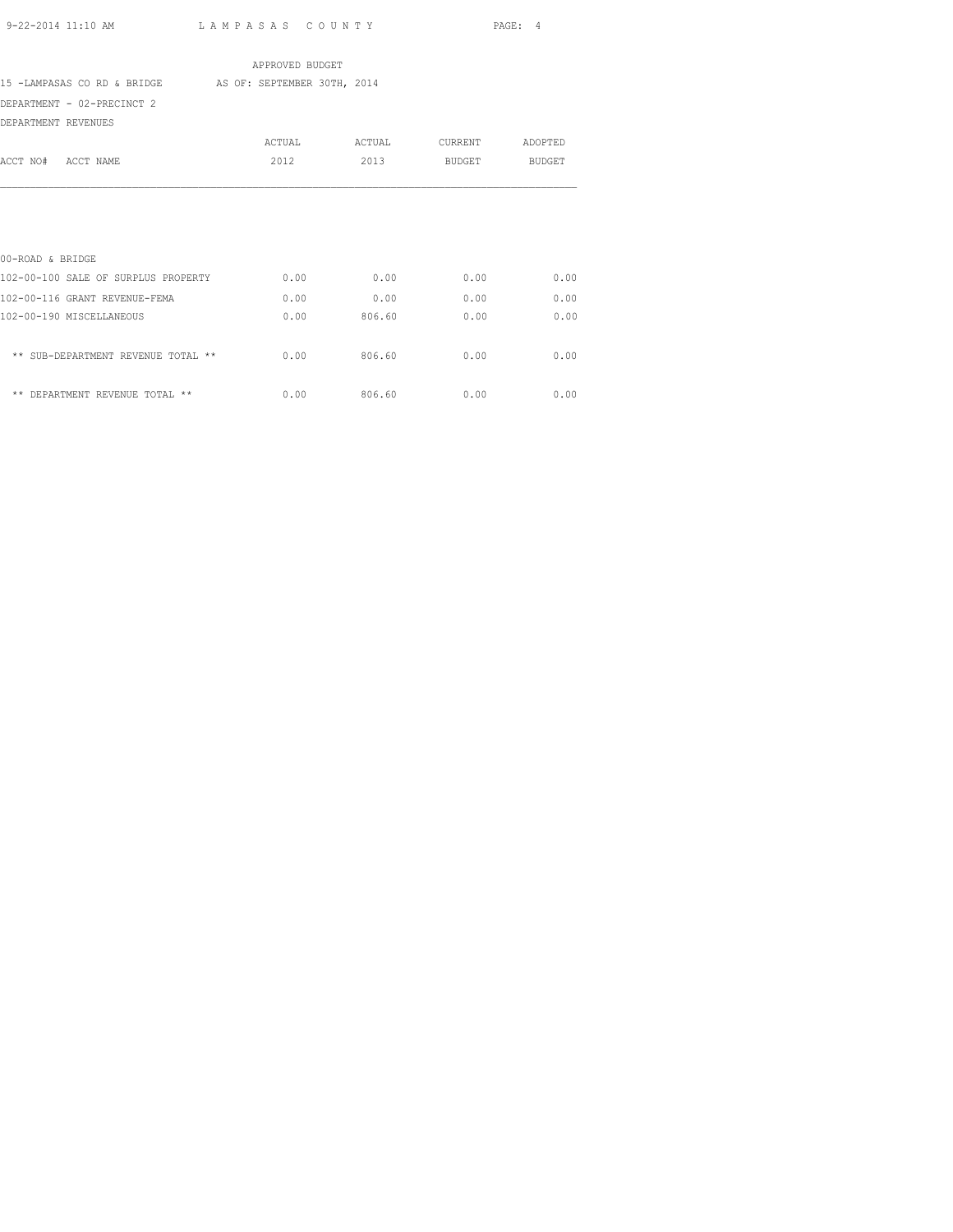APPROVED BUDGET

15 -LAMPASAS CO RD & BRIDGE AS OF: SEPTEMBER 30TH, 2014

DEPARTMENT - 02-PRECINCT 2

DEPARTMENT REVENUES

| ACCT NO# ACCT NAME | ACTUAL 2012 | ACTUAL 2013 | CURRENT BUDGET | ADOPTED BUDGET |
|---|---|---|---|---|
| 00-ROAD & BRIDGE | | | | |
| 102-00-100 SALE OF SURPLUS PROPERTY | 0.00 | 0.00 | 0.00 | 0.00 |
| 102-00-116 GRANT REVENUE-FEMA | 0.00 | 0.00 | 0.00 | 0.00 |
| 102-00-190 MISCELLANEOUS | 0.00 | 806.60 | 0.00 | 0.00 |
| ** SUB-DEPARTMENT REVENUE TOTAL ** | 0.00 | 806.60 | 0.00 | 0.00 |
| ** DEPARTMENT REVENUE TOTAL ** | 0.00 | 806.60 | 0.00 | 0.00 |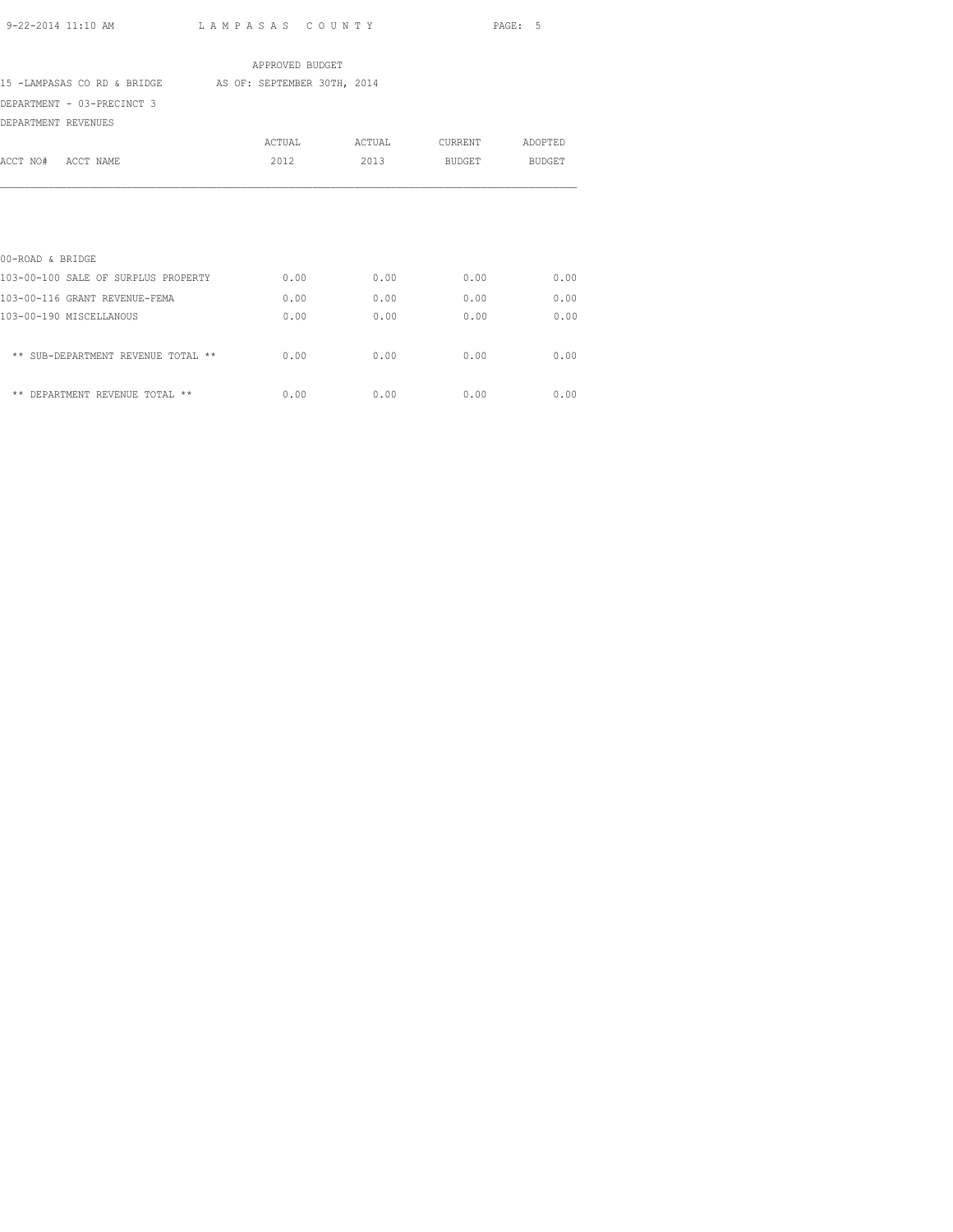APPROVED BUDGET

15 -LAMPASAS CO RD & BRIDGE AS OF: SEPTEMBER 30TH, 2014

DEPARTMENT - 03-PRECINCT 3

DEPARTMENT REVENUES

| ACCT NO# ACCT NAME | ACTUAL 2012 | ACTUAL 2013 | CURRENT BUDGET | ADOPTED BUDGET |
|---|---|---|---|---|
| 00-ROAD & BRIDGE | | | | |
| 103-00-100 SALE OF SURPLUS PROPERTY | 0.00 | 0.00 | 0.00 | 0.00 |
| 103-00-116 GRANT REVENUE-FEMA | 0.00 | 0.00 | 0.00 | 0.00 |
| 103-00-190 MISCELLANOUS | 0.00 | 0.00 | 0.00 | 0.00 |
| ** SUB-DEPARTMENT REVENUE TOTAL ** | 0.00 | 0.00 | 0.00 | 0.00 |
| ** DEPARTMENT REVENUE TOTAL ** | 0.00 | 0.00 | 0.00 | 0.00 |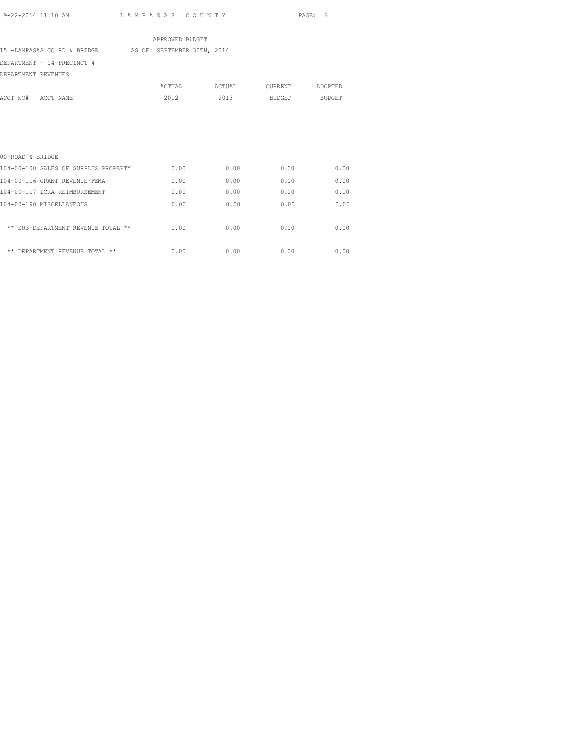APPROVED BUDGET

15 -LAMPASAS CO RD & BRIDGE AS OF: SEPTEMBER 30TH, 2014

DEPARTMENT - 04-PRECINCT 4

DEPARTMENT REVENUES

| ACCT NO# ACCT NAME | ACTUAL 2012 | ACTUAL 2013 | CURRENT BUDGET | ADOPTED BUDGET |
|---|---|---|---|---|
| 00-ROAD & BRIDGE | | | | |
| 104-00-100 SALES OF SURPLUS PROPERTY | 0.00 | 0.00 | 0.00 | 0.00 |
| 104-00-116 GRANT REVENUE-FEMA | 0.00 | 0.00 | 0.00 | 0.00 |
| 104-00-117 LCRA REIMBURSEMENT | 0.00 | 0.00 | 0.00 | 0.00 |
| 104-00-190 MISCELLANEOUS | 0.00 | 0.00 | 0.00 | 0.00 |
| ** SUB-DEPARTMENT REVENUE TOTAL ** | 0.00 | 0.00 | 0.00 | 0.00 |
| ** DEPARTMENT REVENUE TOTAL ** | 0.00 | 0.00 | 0.00 | 0.00 |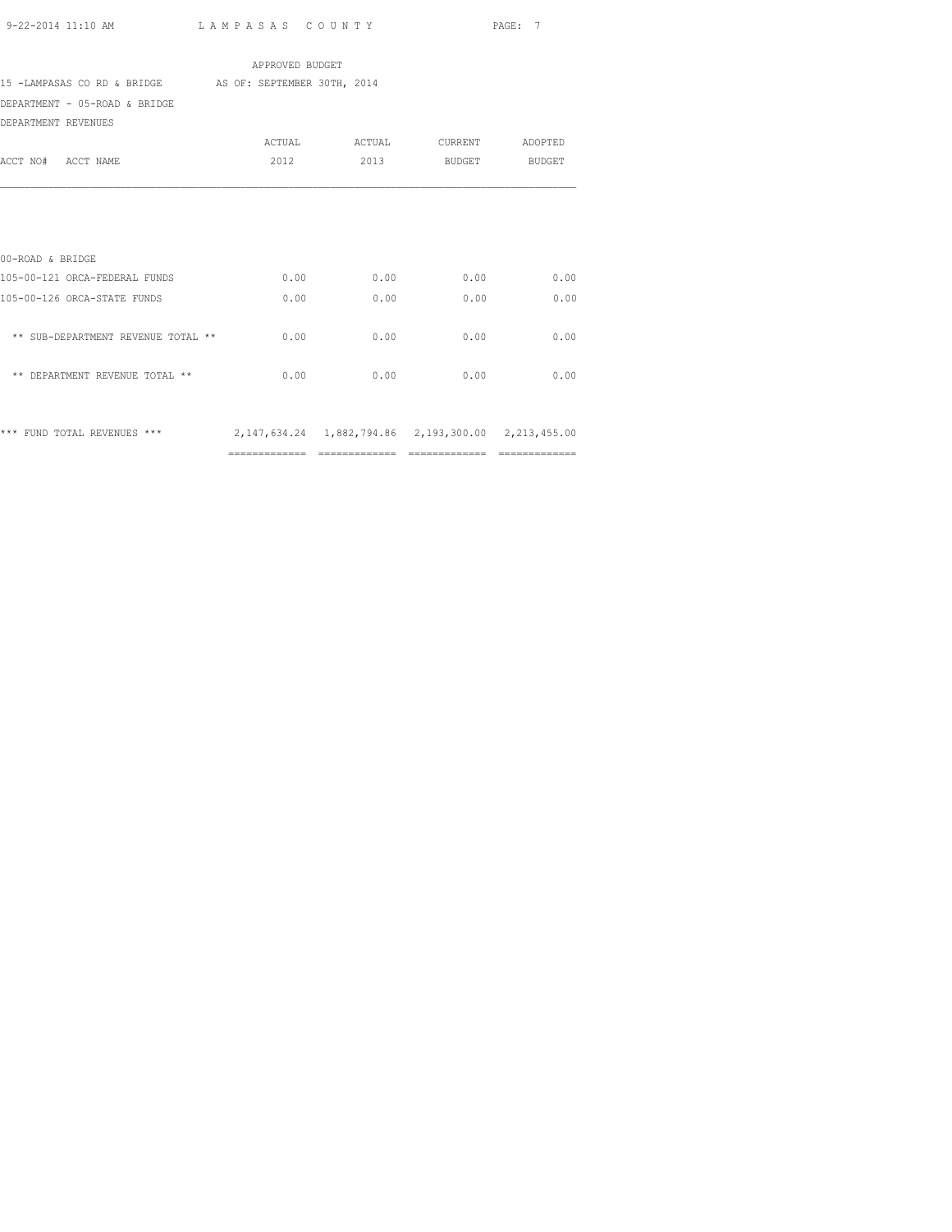APPROVED BUDGET

15 -LAMPASAS CO RD & BRIDGE AS OF: SEPTEMBER 30TH, 2014

DEPARTMENT - 05-ROAD & BRIDGE

DEPARTMENT REVENUES

| ACCT NO# ACCT NAME | ACTUAL 2012 | ACTUAL 2013 | CURRENT BUDGET | ADOPTED BUDGET |
|---|---|---|---|---|
| 00-ROAD & BRIDGE | | | | |
| 105-00-121 ORCA-FEDERAL FUNDS | 0.00 | 0.00 | 0.00 | 0.00 |
| 105-00-126 ORCA-STATE FUNDS | 0.00 | 0.00 | 0.00 | 0.00 |
| ** SUB-DEPARTMENT REVENUE TOTAL ** | 0.00 | 0.00 | 0.00 | 0.00 |
| ** DEPARTMENT REVENUE TOTAL ** | 0.00 | 0.00 | 0.00 | 0.00 |
| *** FUND TOTAL REVENUES *** | 2,147,634.24 | 1,882,794.86 | 2,193,300.00 | 2,213,455.00 |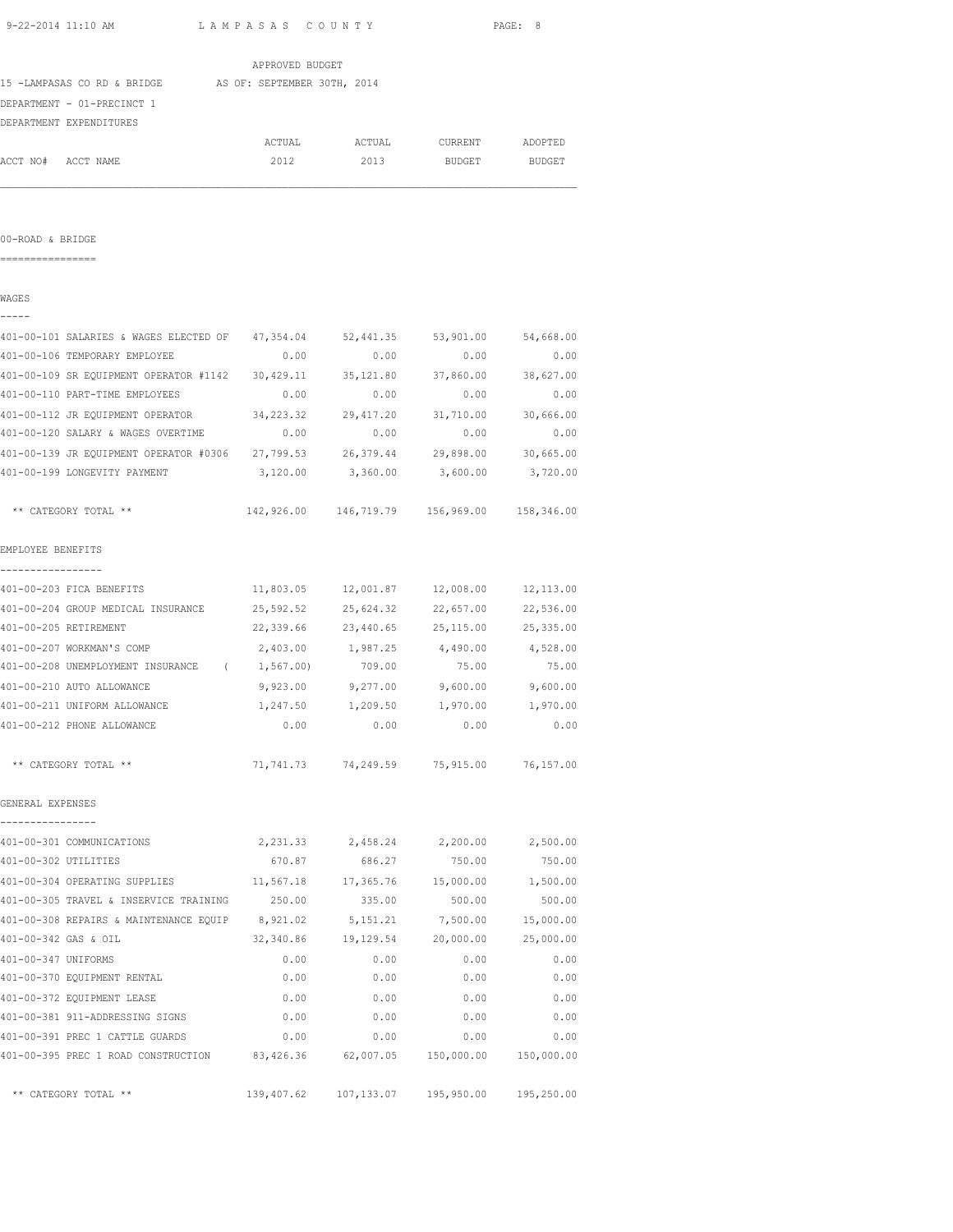APPROVED BUDGET

15 -LAMPASAS CO RD & BRIDGE AS OF: SEPTEMBER 30TH, 2014

DEPARTMENT - 01-PRECINCT 1

DEPARTMENT EXPENDITURES

| ACCT NO# ACCT NAME | ACTUAL 2012 | ACTUAL 2013 | CURRENT BUDGET | ADOPTED BUDGET |
|---|---|---|---|---|
| **00-ROAD & BRIDGE** | | | | |
| **WAGES** | | | | |
| 401-00-101 SALARIES & WAGES ELECTED OF | 47,354.04 | 52,441.35 | 53,901.00 | 54,668.00 |
| 401-00-106 TEMPORARY EMPLOYEE | 0.00 | 0.00 | 0.00 | 0.00 |
| 401-00-109 SR EQUIPMENT OPERATOR #1142 | 30,429.11 | 35,121.80 | 37,860.00 | 38,627.00 |
| 401-00-110 PART-TIME EMPLOYEES | 0.00 | 0.00 | 0.00 | 0.00 |
| 401-00-112 JR EQUIPMENT OPERATOR | 34,223.32 | 29,417.20 | 31,710.00 | 30,666.00 |
| 401-00-120 SALARY & WAGES OVERTIME | 0.00 | 0.00 | 0.00 | 0.00 |
| 401-00-139 JR EQUIPMENT OPERATOR #0306 | 27,799.53 | 26,379.44 | 29,898.00 | 30,665.00 |
| 401-00-199 LONGEVITY PAYMENT | 3,120.00 | 3,360.00 | 3,600.00 | 3,720.00 |
| ** CATEGORY TOTAL ** | 142,926.00 | 146,719.79 | 156,969.00 | 158,346.00 |
| **EMPLOYEE BENEFITS** | | | | |
| 401-00-203 FICA BENEFITS | 11,803.05 | 12,001.87 | 12,008.00 | 12,113.00 |
| 401-00-204 GROUP MEDICAL INSURANCE | 25,592.52 | 25,624.32 | 22,657.00 | 22,536.00 |
| 401-00-205 RETIREMENT | 22,339.66 | 23,440.65 | 25,115.00 | 25,335.00 |
| 401-00-207 WORKMAN'S COMP | 2,403.00 | 1,987.25 | 4,490.00 | 4,528.00 |
| 401-00-208 UNEMPLOYMENT INSURANCE | ( 1,567.00) | 709.00 | 75.00 | 75.00 |
| 401-00-210 AUTO ALLOWANCE | 9,923.00 | 9,277.00 | 9,600.00 | 9,600.00 |
| 401-00-211 UNIFORM ALLOWANCE | 1,247.50 | 1,209.50 | 1,970.00 | 1,970.00 |
| 401-00-212 PHONE ALLOWANCE | 0.00 | 0.00 | 0.00 | 0.00 |
| ** CATEGORY TOTAL ** | 71,741.73 | 74,249.59 | 75,915.00 | 76,157.00 |
| **GENERAL EXPENSES** | | | | |
| 401-00-301 COMMUNICATIONS | 2,231.33 | 2,458.24 | 2,200.00 | 2,500.00 |
| 401-00-302 UTILITIES | 670.87 | 686.27 | 750.00 | 750.00 |
| 401-00-304 OPERATING SUPPLIES | 11,567.18 | 17,365.76 | 15,000.00 | 1,500.00 |
| 401-00-305 TRAVEL & INSERVICE TRAINING | 250.00 | 335.00 | 500.00 | 500.00 |
| 401-00-308 REPAIRS & MAINTENANCE EQUIP | 8,921.02 | 5,151.21 | 7,500.00 | 15,000.00 |
| 401-00-342 GAS & OIL | 32,340.86 | 19,129.54 | 20,000.00 | 25,000.00 |
| 401-00-347 UNIFORMS | 0.00 | 0.00 | 0.00 | 0.00 |
| 401-00-370 EQUIPMENT RENTAL | 0.00 | 0.00 | 0.00 | 0.00 |
| 401-00-372 EQUIPMENT LEASE | 0.00 | 0.00 | 0.00 | 0.00 |
| 401-00-381 911-ADDRESSING SIGNS | 0.00 | 0.00 | 0.00 | 0.00 |
| 401-00-391 PREC 1 CATTLE GUARDS | 0.00 | 0.00 | 0.00 | 0.00 |
| 401-00-395 PREC 1 ROAD CONSTRUCTION | 83,426.36 | 62,007.05 | 150,000.00 | 150,000.00 |
| ** CATEGORY TOTAL ** | 139,407.62 | 107,133.07 | 195,950.00 | 195,250.00 |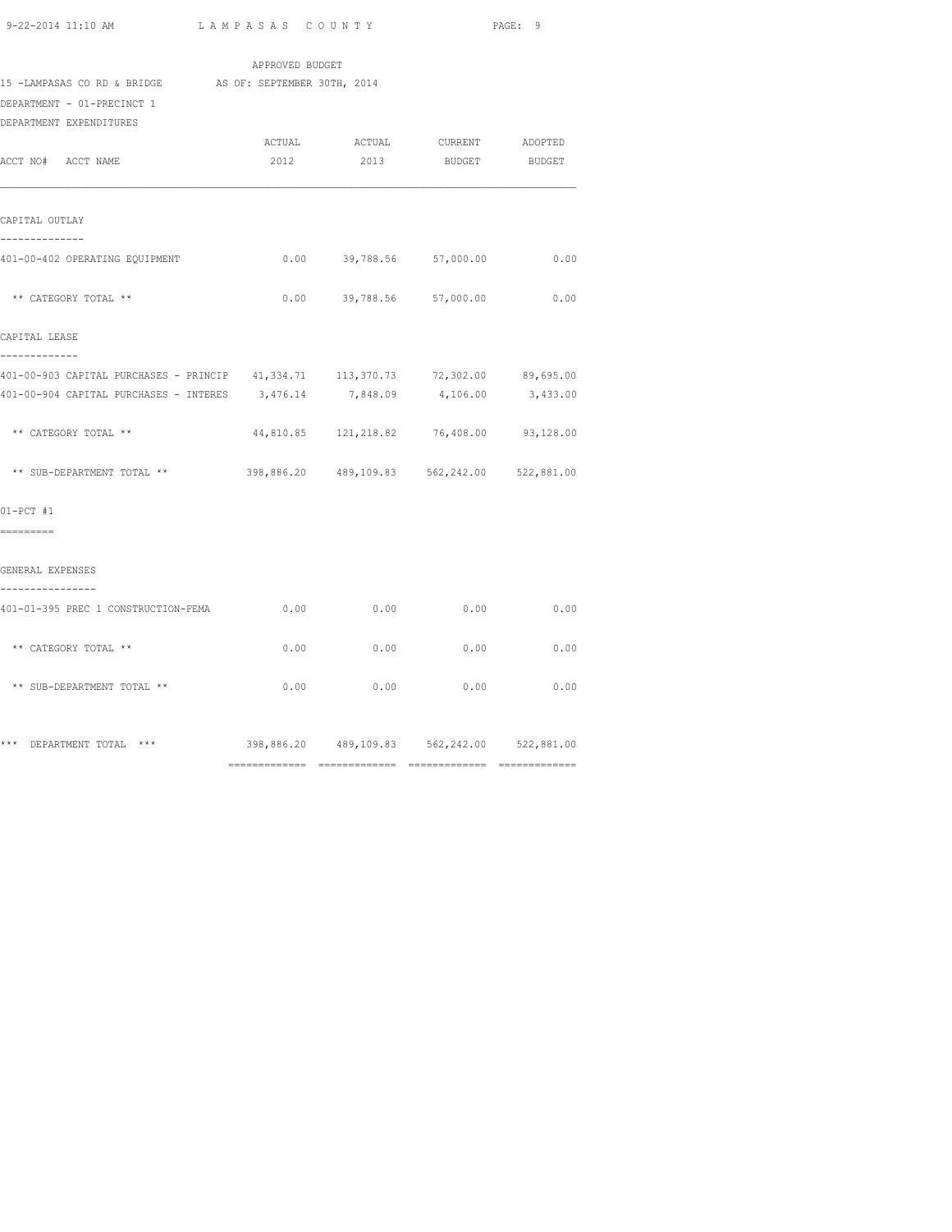APPROVED BUDGET

15 -LAMPASAS CO RD & BRIDGE AS OF: SEPTEMBER 30TH, 2014

DEPARTMENT - 01-PRECINCT 1

DEPARTMENT EXPENDITURES

| ACCT NO# ACCT NAME | ACTUAL 2012 | ACTUAL 2013 | CURRENT BUDGET | ADOPTED BUDGET |
|---|---|---|---|---|
| **CAPITAL OUTLAY** | | | | |
| 401-00-402 OPERATING EQUIPMENT | 0.00 | 39,788.56 | 57,000.00 | 0.00 |
| ** CATEGORY TOTAL ** | 0.00 | 39,788.56 | 57,000.00 | 0.00 |
| **CAPITAL LEASE** | | | | |
| 401-00-903 CAPITAL PURCHASES - PRINCIP | 41,334.71 | 113,370.73 | 72,302.00 | 89,695.00 |
| 401-00-904 CAPITAL PURCHASES - INTERES | 3,476.14 | 7,848.09 | 4,106.00 | 3,433.00 |
| ** CATEGORY TOTAL ** | 44,810.85 | 121,218.82 | 76,408.00 | 93,128.00 |
| ** SUB-DEPARTMENT TOTAL ** | 398,886.20 | 489,109.83 | 562,242.00 | 522,881.00 |
| **01-PCT #1** | | | | |
| **GENERAL EXPENSES** | | | | |
| 401-01-395 PREC 1 CONSTRUCTION-FEMA | 0.00 | 0.00 | 0.00 | 0.00 |
| ** CATEGORY TOTAL ** | 0.00 | 0.00 | 0.00 | 0.00 |
| ** SUB-DEPARTMENT TOTAL ** | 0.00 | 0.00 | 0.00 | 0.00 |
| *** DEPARTMENT TOTAL *** | 398,886.20 | 489,109.83 | 562,242.00 | 522,881.00 |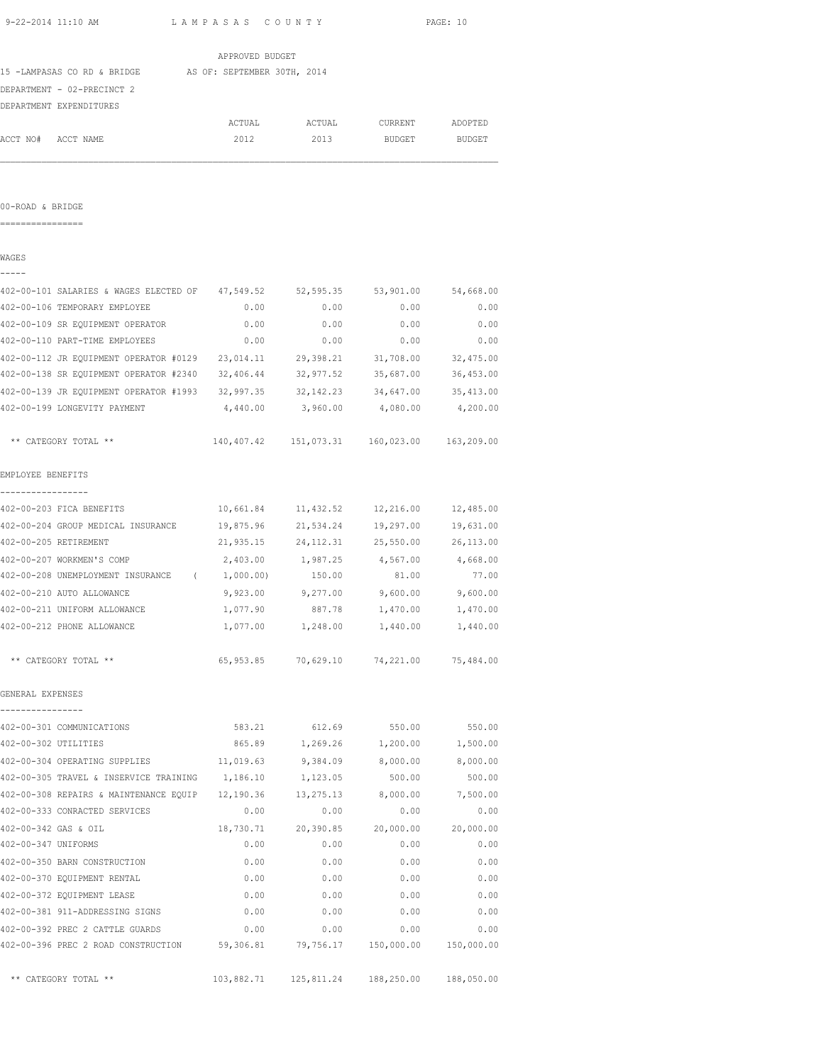LAMPASAS COUNTY

APPROVED BUDGET

15 -LAMPASAS CO RD & BRIDGE AS OF: SEPTEMBER 30TH, 2014

DEPARTMENT - 02-PRECINCT 2

DEPARTMENT EXPENDITURES

| ACCT NO# ACCT NAME | ACTUAL 2012 | ACTUAL 2013 | CURRENT BUDGET | ADOPTED BUDGET |
|---|---|---|---|---|

## 00-ROAD & BRIDGE

### WAGES

| ACCT NO# ACCT NAME | ACTUAL 2012 | ACTUAL 2013 | CURRENT BUDGET | ADOPTED BUDGET |
|---|---|---|---|---|
| 402-00-101 SALARIES & WAGES ELECTED OF | 47,549.52 | 52,595.35 | 53,901.00 | 54,668.00 |
| 402-00-106 TEMPORARY EMPLOYEE | 0.00 | 0.00 | 0.00 | 0.00 |
| 402-00-109 SR EQUIPMENT OPERATOR | 0.00 | 0.00 | 0.00 | 0.00 |
| 402-00-110 PART-TIME EMPLOYEES | 0.00 | 0.00 | 0.00 | 0.00 |
| 402-00-112 JR EQUIPMENT OPERATOR #0129 | 23,014.11 | 29,398.21 | 31,708.00 | 32,475.00 |
| 402-00-138 SR EQUIPMENT OPERATOR #2340 | 32,406.44 | 32,977.52 | 35,687.00 | 36,453.00 |
| 402-00-139 JR EQUIPMENT OPERATOR #1993 | 32,997.35 | 32,142.23 | 34,647.00 | 35,413.00 |
| 402-00-199 LONGEVITY PAYMENT | 4,440.00 | 3,960.00 | 4,080.00 | 4,200.00 |
| ** CATEGORY TOTAL ** | 140,407.42 | 151,073.31 | 160,023.00 | 163,209.00 |

### EMPLOYEE BENEFITS

| ACCT NO# ACCT NAME | ACTUAL 2012 | ACTUAL 2013 | CURRENT BUDGET | ADOPTED BUDGET |
|---|---|---|---|---|
| 402-00-203 FICA BENEFITS | 10,661.84 | 11,432.52 | 12,216.00 | 12,485.00 |
| 402-00-204 GROUP MEDICAL INSURANCE | 19,875.96 | 21,534.24 | 19,297.00 | 19,631.00 |
| 402-00-205 RETIREMENT | 21,935.15 | 24,112.31 | 25,550.00 | 26,113.00 |
| 402-00-207 WORKMEN'S COMP | 2,403.00 | 1,987.25 | 4,567.00 | 4,668.00 |
| 402-00-208 UNEMPLOYMENT INSURANCE | ( 1,000.00) | 150.00 | 81.00 | 77.00 |
| 402-00-210 AUTO ALLOWANCE | 9,923.00 | 9,277.00 | 9,600.00 | 9,600.00 |
| 402-00-211 UNIFORM ALLOWANCE | 1,077.90 | 887.78 | 1,470.00 | 1,470.00 |
| 402-00-212 PHONE ALLOWANCE | 1,077.00 | 1,248.00 | 1,440.00 | 1,440.00 |
| ** CATEGORY TOTAL ** | 65,953.85 | 70,629.10 | 74,221.00 | 75,484.00 |

### GENERAL EXPENSES

| ACCT NO# ACCT NAME | ACTUAL 2012 | ACTUAL 2013 | CURRENT BUDGET | ADOPTED BUDGET |
|---|---|---|---|---|
| 402-00-301 COMMUNICATIONS | 583.21 | 612.69 | 550.00 | 550.00 |
| 402-00-302 UTILITIES | 865.89 | 1,269.26 | 1,200.00 | 1,500.00 |
| 402-00-304 OPERATING SUPPLIES | 11,019.63 | 9,384.09 | 8,000.00 | 8,000.00 |
| 402-00-305 TRAVEL & INSERVICE TRAINING | 1,186.10 | 1,123.05 | 500.00 | 500.00 |
| 402-00-308 REPAIRS & MAINTENANCE EQUIP | 12,190.36 | 13,275.13 | 8,000.00 | 7,500.00 |
| 402-00-333 CONRACTED SERVICES | 0.00 | 0.00 | 0.00 | 0.00 |
| 402-00-342 GAS & OIL | 18,730.71 | 20,390.85 | 20,000.00 | 20,000.00 |
| 402-00-347 UNIFORMS | 0.00 | 0.00 | 0.00 | 0.00 |
| 402-00-350 BARN CONSTRUCTION | 0.00 | 0.00 | 0.00 | 0.00 |
| 402-00-370 EQUIPMENT RENTAL | 0.00 | 0.00 | 0.00 | 0.00 |
| 402-00-372 EQUIPMENT LEASE | 0.00 | 0.00 | 0.00 | 0.00 |
| 402-00-381 911-ADDRESSING SIGNS | 0.00 | 0.00 | 0.00 | 0.00 |
| 402-00-392 PREC 2 CATTLE GUARDS | 0.00 | 0.00 | 0.00 | 0.00 |
| 402-00-396 PREC 2 ROAD CONSTRUCTION | 59,306.81 | 79,756.17 | 150,000.00 | 150,000.00 |
| ** CATEGORY TOTAL ** | 103,882.71 | 125,811.24 | 188,250.00 | 188,050.00 |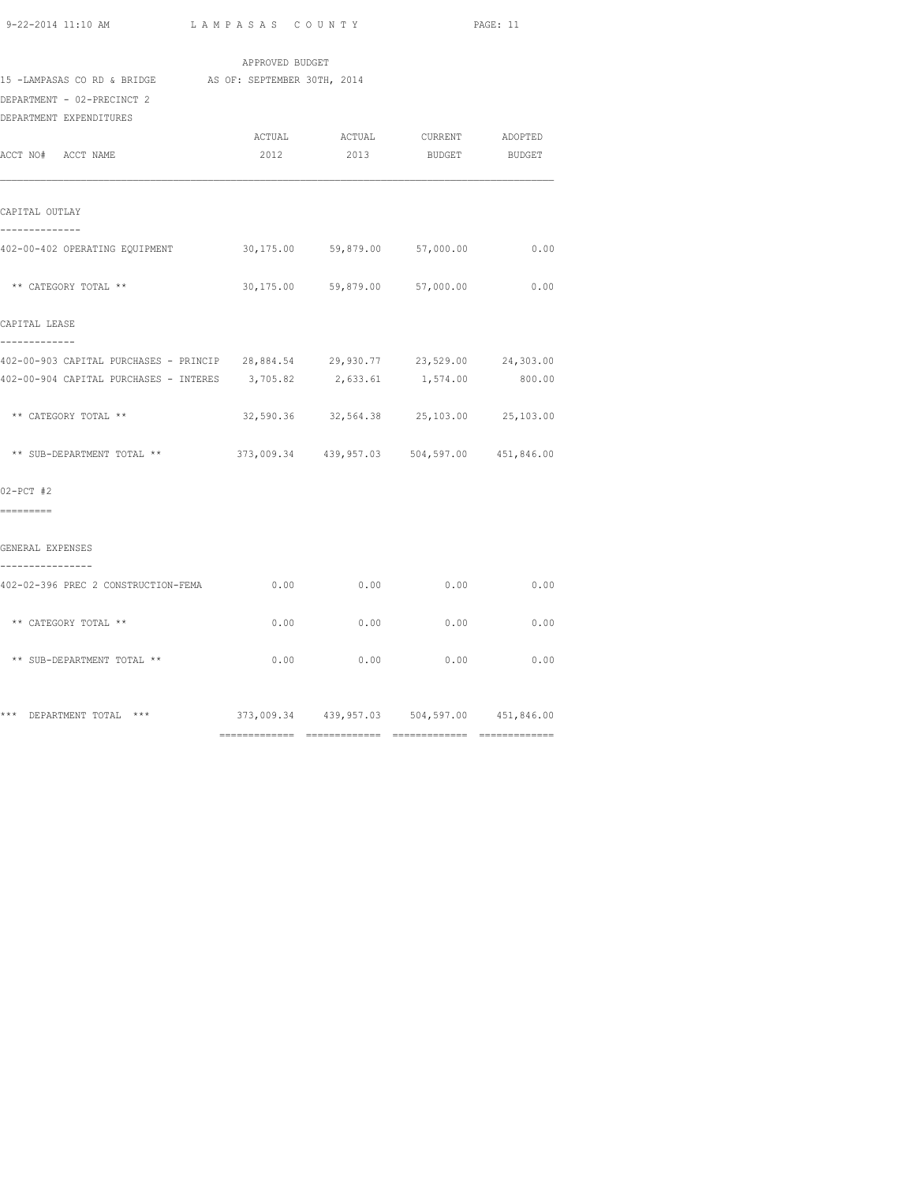APPROVED BUDGET

15 -LAMPASAS CO RD & BRIDGE AS OF: SEPTEMBER 30TH, 2014

DEPARTMENT - 02-PRECINCT 2

DEPARTMENT EXPENDITURES

| ACCT NO# ACCT NAME | ACTUAL 2012 | ACTUAL 2013 | CURRENT BUDGET | ADOPTED BUDGET |
|---|---|---|---|---|
| **CAPITAL OUTLAY** | | | | |
| 402-00-402 OPERATING EQUIPMENT | 30,175.00 | 59,879.00 | 57,000.00 | 0.00 |
| ** CATEGORY TOTAL ** | 30,175.00 | 59,879.00 | 57,000.00 | 0.00 |
| **CAPITAL LEASE** | | | | |
| 402-00-903 CAPITAL PURCHASES - PRINCIP | 28,884.54 | 29,930.77 | 23,529.00 | 24,303.00 |
| 402-00-904 CAPITAL PURCHASES - INTERES | 3,705.82 | 2,633.61 | 1,574.00 | 800.00 |
| ** CATEGORY TOTAL ** | 32,590.36 | 32,564.38 | 25,103.00 | 25,103.00 |
| ** SUB-DEPARTMENT TOTAL ** | 373,009.34 | 439,957.03 | 504,597.00 | 451,846.00 |
| **02-PCT #2** | | | | |
| **GENERAL EXPENSES** | | | | |
| 402-02-396 PREC 2 CONSTRUCTION-FEMA | 0.00 | 0.00 | 0.00 | 0.00 |
| ** CATEGORY TOTAL ** | 0.00 | 0.00 | 0.00 | 0.00 |
| ** SUB-DEPARTMENT TOTAL ** | 0.00 | 0.00 | 0.00 | 0.00 |
| *** DEPARTMENT TOTAL *** | 373,009.34 | 439,957.03 | 504,597.00 | 451,846.00 |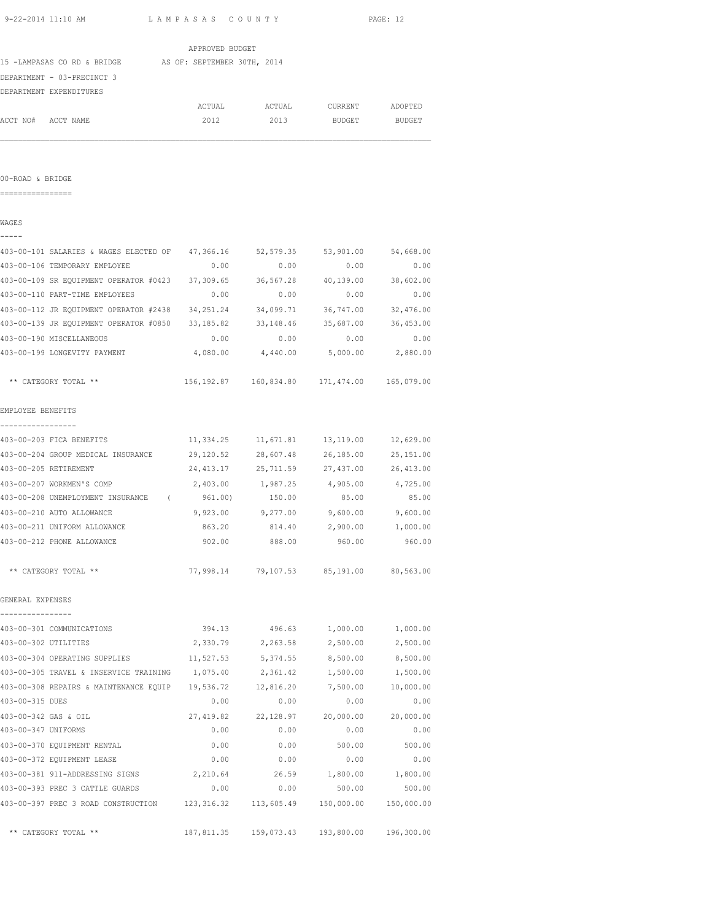APPROVED BUDGET

15 -LAMPASAS CO RD & BRIDGE AS OF: SEPTEMBER 30TH, 2014

DEPARTMENT - 03-PRECINCT 3

DEPARTMENT EXPENDITURES

| ACCT NO# ACCT NAME | ACTUAL 2012 | ACTUAL 2013 | CURRENT BUDGET | ADOPTED BUDGET |
|---|---|---|---|---|

## 00-ROAD & BRIDGE

### WAGES

| ACCT NO# ACCT NAME | ACTUAL 2012 | ACTUAL 2013 | CURRENT BUDGET | ADOPTED BUDGET |
|---|---|---|---|---|
| 403-00-101 SALARIES & WAGES ELECTED OF | 47,366.16 | 52,579.35 | 53,901.00 | 54,668.00 |
| 403-00-106 TEMPORARY EMPLOYEE | 0.00 | 0.00 | 0.00 | 0.00 |
| 403-00-109 SR EQUIPMENT OPERATOR #0423 | 37,309.65 | 36,567.28 | 40,139.00 | 38,602.00 |
| 403-00-110 PART-TIME EMPLOYEES | 0.00 | 0.00 | 0.00 | 0.00 |
| 403-00-112 JR EQUIPMENT OPERATOR #2438 | 34,251.24 | 34,099.71 | 36,747.00 | 32,476.00 |
| 403-00-139 JR EQUIPMENT OPERATOR #0850 | 33,185.82 | 33,148.46 | 35,687.00 | 36,453.00 |
| 403-00-190 MISCELLANEOUS | 0.00 | 0.00 | 0.00 | 0.00 |
| 403-00-199 LONGEVITY PAYMENT | 4,080.00 | 4,440.00 | 5,000.00 | 2,880.00 |
| ** CATEGORY TOTAL ** | 156,192.87 | 160,834.80 | 171,474.00 | 165,079.00 |

### EMPLOYEE BENEFITS

| ACCT NO# ACCT NAME | ACTUAL 2012 | ACTUAL 2013 | CURRENT BUDGET | ADOPTED BUDGET |
|---|---|---|---|---|
| 403-00-203 FICA BENEFITS | 11,334.25 | 11,671.81 | 13,119.00 | 12,629.00 |
| 403-00-204 GROUP MEDICAL INSURANCE | 29,120.52 | 28,607.48 | 26,185.00 | 25,151.00 |
| 403-00-205 RETIREMENT | 24,413.17 | 25,711.59 | 27,437.00 | 26,413.00 |
| 403-00-207 WORKMEN'S COMP | 2,403.00 | 1,987.25 | 4,905.00 | 4,725.00 |
| 403-00-208 UNEMPLOYMENT INSURANCE | ( 961.00) | 150.00 | 85.00 | 85.00 |
| 403-00-210 AUTO ALLOWANCE | 9,923.00 | 9,277.00 | 9,600.00 | 9,600.00 |
| 403-00-211 UNIFORM ALLOWANCE | 863.20 | 814.40 | 2,900.00 | 1,000.00 |
| 403-00-212 PHONE ALLOWANCE | 902.00 | 888.00 | 960.00 | 960.00 |
| ** CATEGORY TOTAL ** | 77,998.14 | 79,107.53 | 85,191.00 | 80,563.00 |

### GENERAL EXPENSES

| ACCT NO# ACCT NAME | ACTUAL 2012 | ACTUAL 2013 | CURRENT BUDGET | ADOPTED BUDGET |
|---|---|---|---|---|
| 403-00-301 COMMUNICATIONS | 394.13 | 496.63 | 1,000.00 | 1,000.00 |
| 403-00-302 UTILITIES | 2,330.79 | 2,263.58 | 2,500.00 | 2,500.00 |
| 403-00-304 OPERATING SUPPLIES | 11,527.53 | 5,374.55 | 8,500.00 | 8,500.00 |
| 403-00-305 TRAVEL & INSERVICE TRAINING | 1,075.40 | 2,361.42 | 1,500.00 | 1,500.00 |
| 403-00-308 REPAIRS & MAINTENANCE EQUIP | 19,536.72 | 12,816.20 | 7,500.00 | 10,000.00 |
| 403-00-315 DUES | 0.00 | 0.00 | 0.00 | 0.00 |
| 403-00-342 GAS & OIL | 27,419.82 | 22,128.97 | 20,000.00 | 20,000.00 |
| 403-00-347 UNIFORMS | 0.00 | 0.00 | 0.00 | 0.00 |
| 403-00-370 EQUIPMENT RENTAL | 0.00 | 0.00 | 500.00 | 500.00 |
| 403-00-372 EQUIPMENT LEASE | 0.00 | 0.00 | 0.00 | 0.00 |
| 403-00-381 911-ADDRESSING SIGNS | 2,210.64 | 26.59 | 1,800.00 | 1,800.00 |
| 403-00-393 PREC 3 CATTLE GUARDS | 0.00 | 0.00 | 500.00 | 500.00 |
| 403-00-397 PREC 3 ROAD CONSTRUCTION | 123,316.32 | 113,605.49 | 150,000.00 | 150,000.00 |
| ** CATEGORY TOTAL ** | 187,811.35 | 159,073.43 | 193,800.00 | 196,300.00 |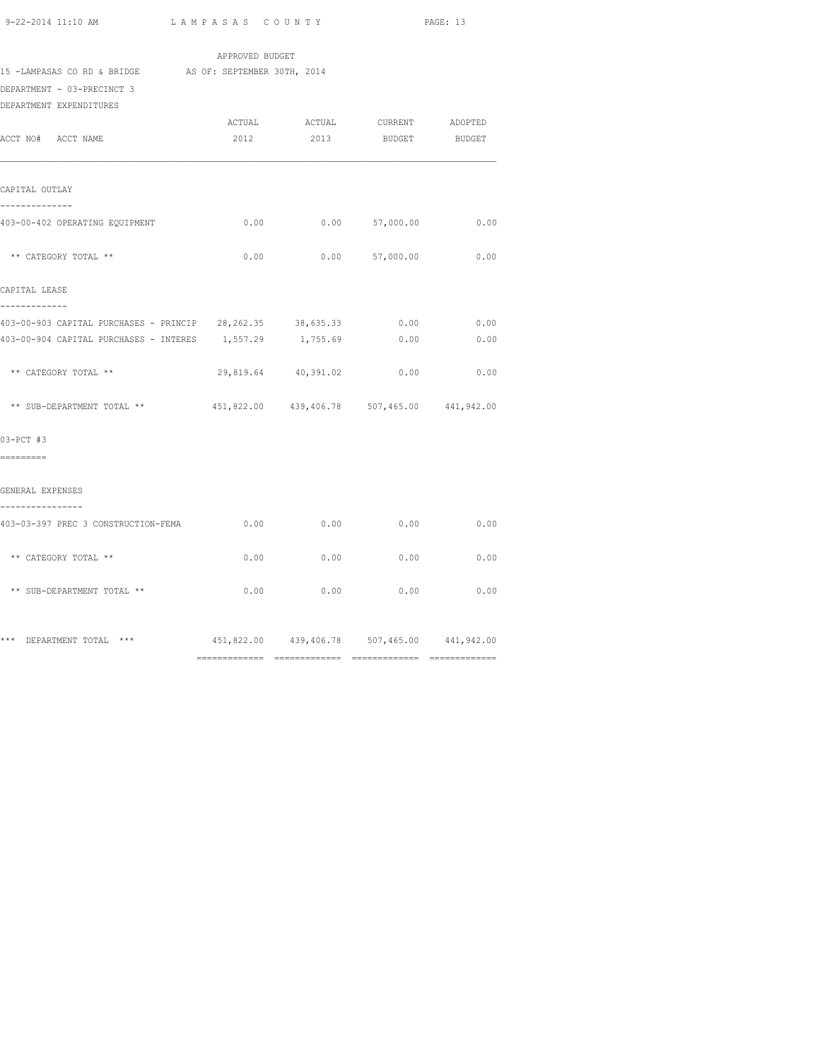APPROVED BUDGET

15 -LAMPASAS CO RD & BRIDGE AS OF: SEPTEMBER 30TH, 2014

DEPARTMENT - 03-PRECINCT 3

DEPARTMENT EXPENDITURES

| ACCT NO# ACCT NAME | ACTUAL 2012 | ACTUAL 2013 | CURRENT BUDGET | ADOPTED BUDGET |
|---|---|---|---|---|
| **CAPITAL OUTLAY** | | | | |
| 403-00-402 OPERATING EQUIPMENT | 0.00 | 0.00 | 57,000.00 | 0.00 |
| ** CATEGORY TOTAL ** | 0.00 | 0.00 | 57,000.00 | 0.00 |
| **CAPITAL LEASE** | | | | |
| 403-00-903 CAPITAL PURCHASES - PRINCIP | 28,262.35 | 38,635.33 | 0.00 | 0.00 |
| 403-00-904 CAPITAL PURCHASES - INTERES | 1,557.29 | 1,755.69 | 0.00 | 0.00 |
| ** CATEGORY TOTAL ** | 29,819.64 | 40,391.02 | 0.00 | 0.00 |
| ** SUB-DEPARTMENT TOTAL ** | 451,822.00 | 439,406.78 | 507,465.00 | 441,942.00 |
| **03-PCT #3** | | | | |
| **GENERAL EXPENSES** | | | | |
| 403-03-397 PREC 3 CONSTRUCTION-FEMA | 0.00 | 0.00 | 0.00 | 0.00 |
| ** CATEGORY TOTAL ** | 0.00 | 0.00 | 0.00 | 0.00 |
| ** SUB-DEPARTMENT TOTAL ** | 0.00 | 0.00 | 0.00 | 0.00 |
| *** DEPARTMENT TOTAL *** | 451,822.00 | 439,406.78 | 507,465.00 | 441,942.00 |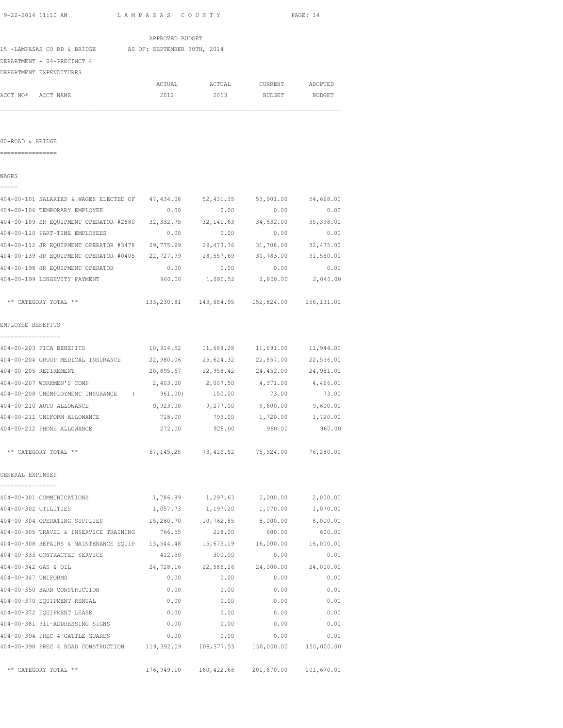APPROVED BUDGET

15 -LAMPASAS CO RD & BRIDGE    AS OF: SEPTEMBER 30TH, 2014

DEPARTMENT - 04-PRECINCT 4

DEPARTMENT EXPENDITURES

## 00-ROAD & BRIDGE

### WAGES

| ACCT NO# | ACCT NAME | ACTUAL 2012 | ACTUAL 2013 | CURRENT BUDGET | ADOPTED BUDGET |
|---|---|---|---|---|---|
| 404-00-101 | SALARIES & WAGES ELECTED OF | 47,434.08 | 52,431.35 | 53,901.00 | 54,668.00 |
| 404-00-106 | TEMPORARY EMPLOYEE | 0.00 | 0.00 | 0.00 | 0.00 |
| 404-00-109 | SR EQUIPMENT OPERATOR #2880 | 32,332.75 | 32,141.63 | 34,632.00 | 35,398.00 |
| 404-00-110 | PART-TIME EMPLOYEES | 0.00 | 0.00 | 0.00 | 0.00 |
| 404-00-112 | JR EQUIPMENT OPERATOR #3478 | 29,775.99 | 29,473.76 | 31,708.00 | 32,475.00 |
| 404-00-139 | JR EQUIPMENT OPERATOR #0405 | 22,727.99 | 28,557.69 | 30,783.00 | 31,550.00 |
| 404-00-198 | JR EQUIPMENT OPERATOR | 0.00 | 0.00 | 0.00 | 0.00 |
| 404-00-199 | LONGEVITY PAYMENT | 960.00 | 1,080.52 | 1,800.00 | 2,040.00 |
| | ** CATEGORY TOTAL ** | 133,230.81 | 143,684.95 | 152,824.00 | 156,131.00 |

### EMPLOYEE BENEFITS

| ACCT NO# | ACCT NAME | ACTUAL 2012 | ACTUAL 2013 | CURRENT BUDGET | ADOPTED BUDGET |
|---|---|---|---|---|---|
| 404-00-203 | FICA BENEFITS | 10,914.52 | 11,688.28 | 11,691.00 | 11,944.00 |
| 404-00-204 | GROUP MEDICAL INSURANCE | 22,980.06 | 25,624.32 | 22,657.00 | 22,536.00 |
| 404-00-205 | RETIREMENT | 20,895.67 | 22,958.42 | 24,452.00 | 24,981.00 |
| 404-00-207 | WORKMEN'S COMP | 2,403.00 | 2,007.50 | 4,371.00 | 4,466.00 |
| 404-00-208 | UNEMPLOYMENT INSURANCE | ( 961.00) | 150.00 | 73.00 | 73.00 |
| 404-00-210 | AUTO ALLOWANCE | 9,923.00 | 9,277.00 | 9,600.00 | 9,600.00 |
| 404-00-211 | UNIFORM ALLOWANCE | 718.00 | 793.00 | 1,720.00 | 1,720.00 |
| 404-00-212 | PHONE ALLOWANCE | 272.00 | 928.00 | 960.00 | 960.00 |
| | ** CATEGORY TOTAL ** | 67,145.25 | 73,426.52 | 75,524.00 | 76,280.00 |

### GENERAL EXPENSES

| ACCT NO# | ACCT NAME | ACTUAL 2012 | ACTUAL 2013 | CURRENT BUDGET | ADOPTED BUDGET |
|---|---|---|---|---|---|
| 404-00-301 | COMMUNICATIONS | 1,786.89 | 1,297.63 | 2,000.00 | 2,000.00 |
| 404-00-302 | UTILITIES | 1,057.73 | 1,197.20 | 1,070.00 | 1,070.00 |
| 404-00-304 | OPERATING SUPPLIES | 15,260.70 | 10,762.85 | 8,000.00 | 8,000.00 |
| 404-00-305 | TRAVEL & INSERVICE TRAINING | 766.55 | 228.00 | 600.00 | 600.00 |
| 404-00-308 | REPAIRS & MAINTENANCE EQUIP | 13,544.48 | 15,673.19 | 16,000.00 | 16,000.00 |
| 404-00-333 | CONTRACTED SERVICE | 412.50 | 300.00 | 0.00 | 0.00 |
| 404-00-342 | GAS & OIL | 24,728.16 | 22,586.26 | 24,000.00 | 24,000.00 |
| 404-00-347 | UNIFORMS | 0.00 | 0.00 | 0.00 | 0.00 |
| 404-00-350 | BARN CONSTRUCTION | 0.00 | 0.00 | 0.00 | 0.00 |
| 404-00-370 | EQUIPMENT RENTAL | 0.00 | 0.00 | 0.00 | 0.00 |
| 404-00-372 | EQUIPMENT LEASE | 0.00 | 0.00 | 0.00 | 0.00 |
| 404-00-381 | 911-ADDRESSING SIGNS | 0.00 | 0.00 | 0.00 | 0.00 |
| 404-00-394 | PREC 4 CATTLE GUARDS | 0.00 | 0.00 | 0.00 | 0.00 |
| 404-00-398 | PREC 4 ROAD CONSTRUCTION | 119,392.09 | 108,377.55 | 150,000.00 | 150,000.00 |
| | ** CATEGORY TOTAL ** | 176,949.10 | 160,422.68 | 201,670.00 | 201,670.00 |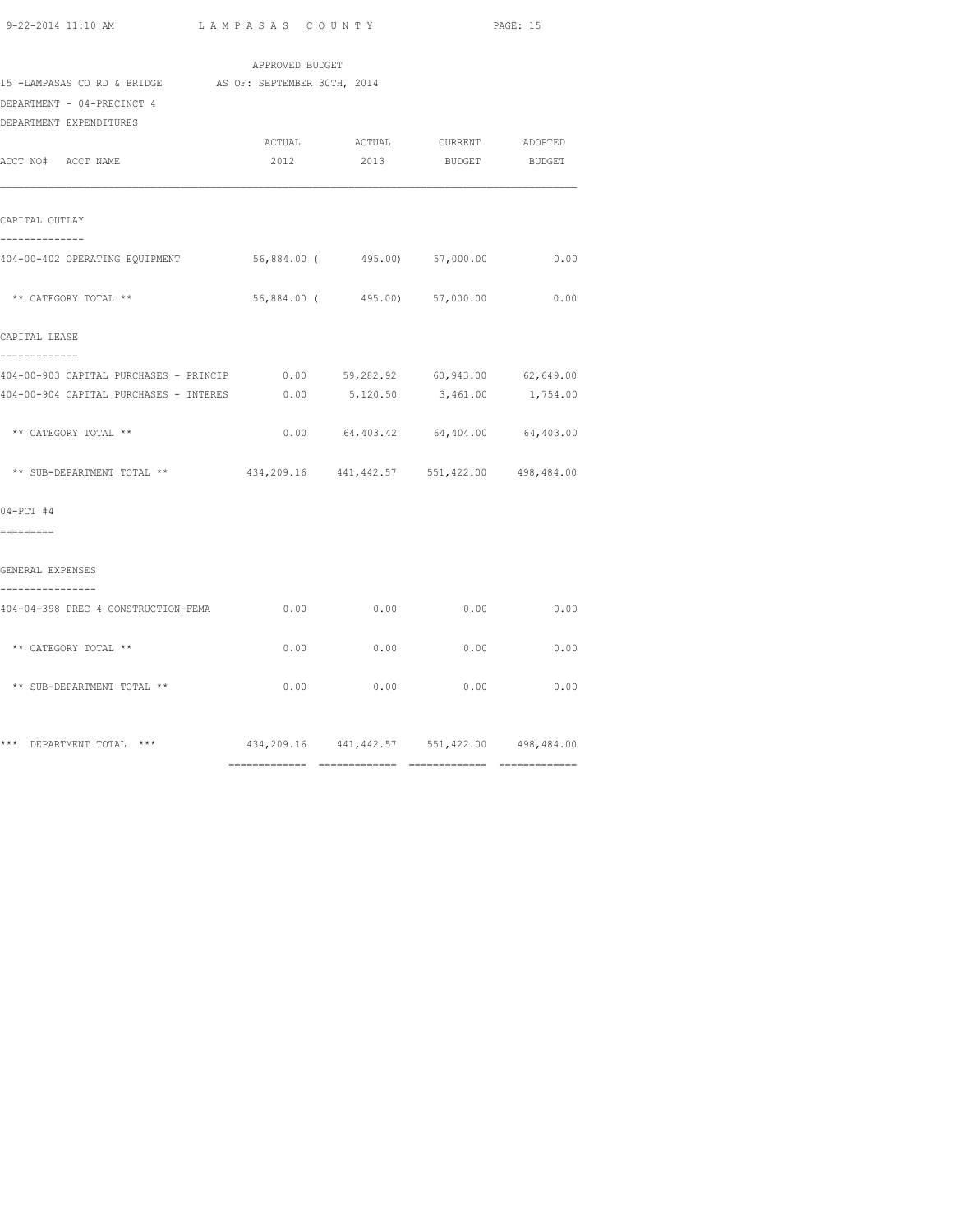APPROVED BUDGET

15 -LAMPASAS CO RD & BRIDGE AS OF: SEPTEMBER 30TH, 2014

DEPARTMENT - 04-PRECINCT 4

DEPARTMENT EXPENDITURES

| ACCT NO# ACCT NAME | ACTUAL 2012 | ACTUAL 2013 | CURRENT BUDGET | ADOPTED BUDGET |
|---|---|---|---|---|
| **CAPITAL OUTLAY** | | | | |
| 404-00-402 OPERATING EQUIPMENT | 56,884.00 | ( 495.00) | 57,000.00 | 0.00 |
| ** CATEGORY TOTAL ** | 56,884.00 | ( 495.00) | 57,000.00 | 0.00 |
| **CAPITAL LEASE** | | | | |
| 404-00-903 CAPITAL PURCHASES - PRINCIP | 0.00 | 59,282.92 | 60,943.00 | 62,649.00 |
| 404-00-904 CAPITAL PURCHASES - INTERES | 0.00 | 5,120.50 | 3,461.00 | 1,754.00 |
| ** CATEGORY TOTAL ** | 0.00 | 64,403.42 | 64,404.00 | 64,403.00 |
| ** SUB-DEPARTMENT TOTAL ** | 434,209.16 | 441,442.57 | 551,422.00 | 498,484.00 |
| **04-PCT #4** | | | | |
| **GENERAL EXPENSES** | | | | |
| 404-04-398 PREC 4 CONSTRUCTION-FEMA | 0.00 | 0.00 | 0.00 | 0.00 |
| ** CATEGORY TOTAL ** | 0.00 | 0.00 | 0.00 | 0.00 |
| ** SUB-DEPARTMENT TOTAL ** | 0.00 | 0.00 | 0.00 | 0.00 |
| *** DEPARTMENT TOTAL *** | 434,209.16 | 441,442.57 | 551,422.00 | 498,484.00 |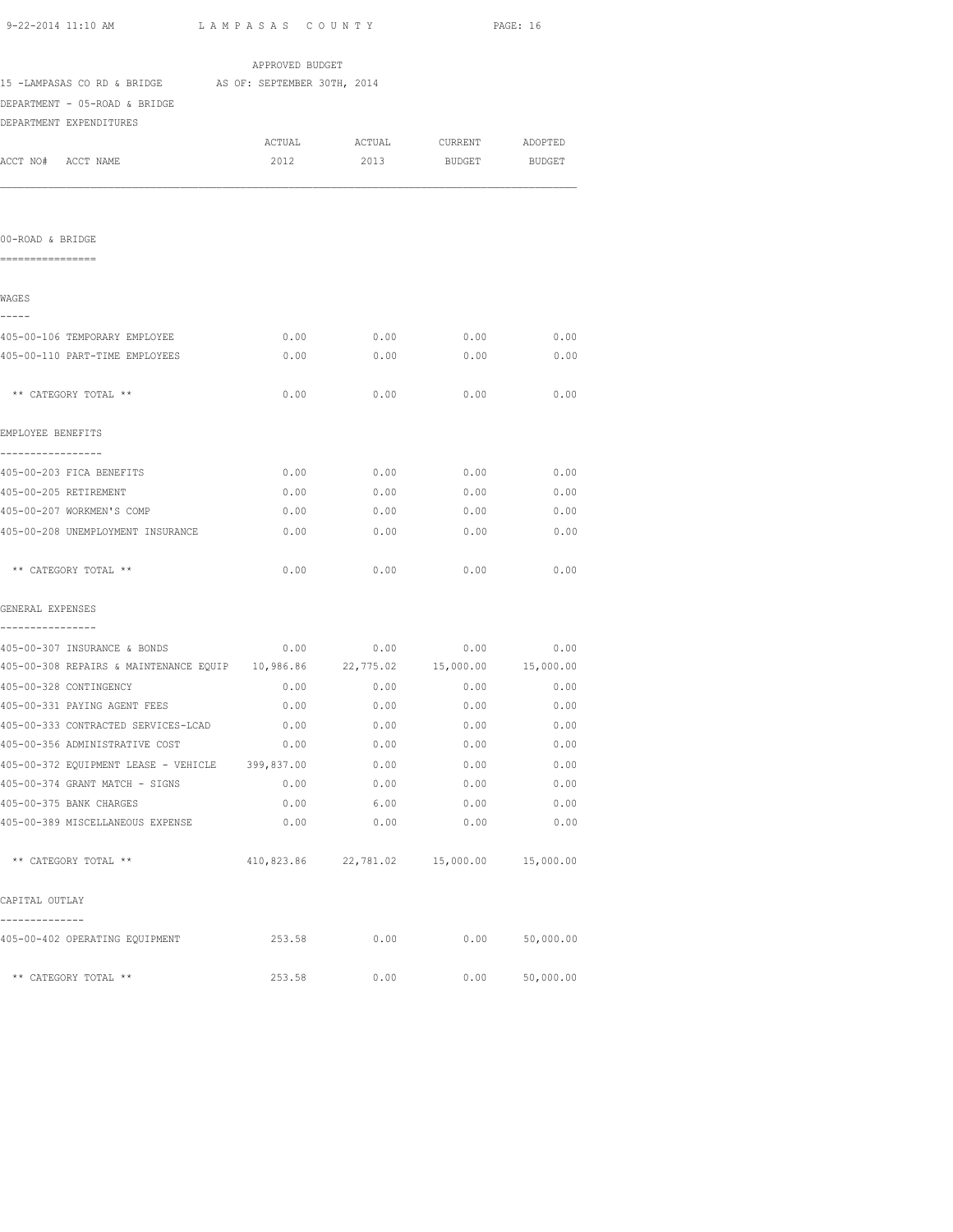LAMPASAS COUNTY

APPROVED BUDGET

15 -LAMPASAS CO RD & BRIDGE AS OF: SEPTEMBER 30TH, 2014

DEPARTMENT - 05-ROAD & BRIDGE

DEPARTMENT EXPENDITURES

| ACCT NO# ACCT NAME | ACTUAL 2012 | ACTUAL 2013 | CURRENT BUDGET | ADOPTED BUDGET |
|---|---|---|---|---|
| **00-ROAD & BRIDGE** | | | | |
| **WAGES** | | | | |
| 405-00-106 TEMPORARY EMPLOYEE | 0.00 | 0.00 | 0.00 | 0.00 |
| 405-00-110 PART-TIME EMPLOYEES | 0.00 | 0.00 | 0.00 | 0.00 |
| ** CATEGORY TOTAL ** | 0.00 | 0.00 | 0.00 | 0.00 |
| **EMPLOYEE BENEFITS** | | | | |
| 405-00-203 FICA BENEFITS | 0.00 | 0.00 | 0.00 | 0.00 |
| 405-00-205 RETIREMENT | 0.00 | 0.00 | 0.00 | 0.00 |
| 405-00-207 WORKMEN'S COMP | 0.00 | 0.00 | 0.00 | 0.00 |
| 405-00-208 UNEMPLOYMENT INSURANCE | 0.00 | 0.00 | 0.00 | 0.00 |
| ** CATEGORY TOTAL ** | 0.00 | 0.00 | 0.00 | 0.00 |
| **GENERAL EXPENSES** | | | | |
| 405-00-307 INSURANCE & BONDS | 0.00 | 0.00 | 0.00 | 0.00 |
| 405-00-308 REPAIRS & MAINTENANCE EQUIP | 10,986.86 | 22,775.02 | 15,000.00 | 15,000.00 |
| 405-00-328 CONTINGENCY | 0.00 | 0.00 | 0.00 | 0.00 |
| 405-00-331 PAYING AGENT FEES | 0.00 | 0.00 | 0.00 | 0.00 |
| 405-00-333 CONTRACTED SERVICES-LCAD | 0.00 | 0.00 | 0.00 | 0.00 |
| 405-00-356 ADMINISTRATIVE COST | 0.00 | 0.00 | 0.00 | 0.00 |
| 405-00-372 EQUIPMENT LEASE - VEHICLE | 399,837.00 | 0.00 | 0.00 | 0.00 |
| 405-00-374 GRANT MATCH - SIGNS | 0.00 | 0.00 | 0.00 | 0.00 |
| 405-00-375 BANK CHARGES | 0.00 | 6.00 | 0.00 | 0.00 |
| 405-00-389 MISCELLANEOUS EXPENSE | 0.00 | 0.00 | 0.00 | 0.00 |
| ** CATEGORY TOTAL ** | 410,823.86 | 22,781.02 | 15,000.00 | 15,000.00 |
| **CAPITAL OUTLAY** | | | | |
| 405-00-402 OPERATING EQUIPMENT | 253.58 | 0.00 | 0.00 | 50,000.00 |
| ** CATEGORY TOTAL ** | 253.58 | 0.00 | 0.00 | 50,000.00 |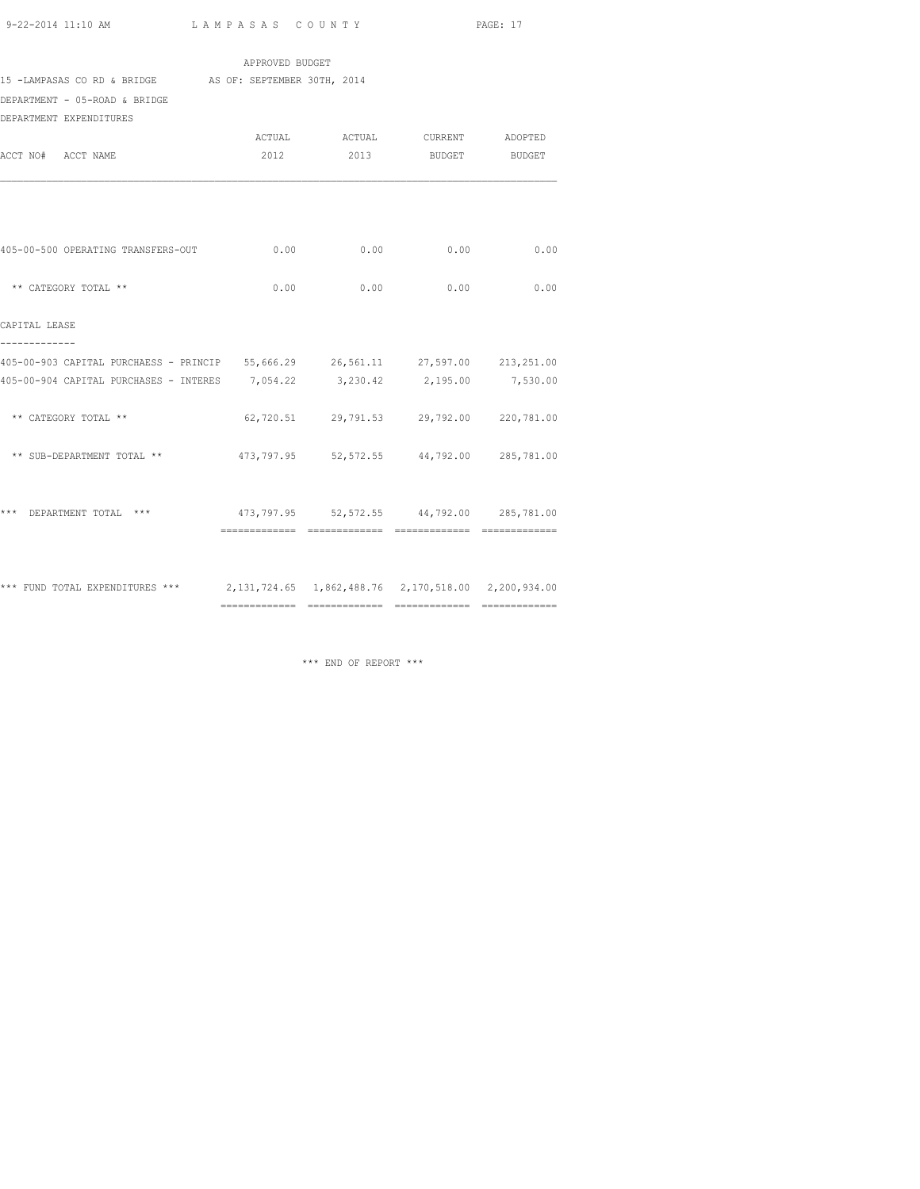APPROVED BUDGET

15 -LAMPASAS CO RD & BRIDGE AS OF: SEPTEMBER 30TH, 2014

DEPARTMENT - 05-ROAD & BRIDGE

DEPARTMENT EXPENDITURES

| ACCT NO# ACCT NAME | ACTUAL 2012 | ACTUAL 2013 | CURRENT BUDGET | ADOPTED BUDGET |
|---|---|---|---|---|
| 405-00-500 OPERATING TRANSFERS-OUT | 0.00 | 0.00 | 0.00 | 0.00 |
| ** CATEGORY TOTAL ** | 0.00 | 0.00 | 0.00 | 0.00 |
| **CAPITAL LEASE** | | | | |
| 405-00-903 CAPITAL PURCHAESS - PRINCIP | 55,666.29 | 26,561.11 | 27,597.00 | 213,251.00 |
| 405-00-904 CAPITAL PURCHASES - INTERES | 7,054.22 | 3,230.42 | 2,195.00 | 7,530.00 |
| ** CATEGORY TOTAL ** | 62,720.51 | 29,791.53 | 29,792.00 | 220,781.00 |
| ** SUB-DEPARTMENT TOTAL ** | 473,797.95 | 52,572.55 | 44,792.00 | 285,781.00 |
| *** DEPARTMENT TOTAL *** | 473,797.95 | 52,572.55 | 44,792.00 | 285,781.00 |
| *** FUND TOTAL EXPENDITURES *** | 2,131,724.65 | 1,862,488.76 | 2,170,518.00 | 2,200,934.00 |

*** END OF REPORT ***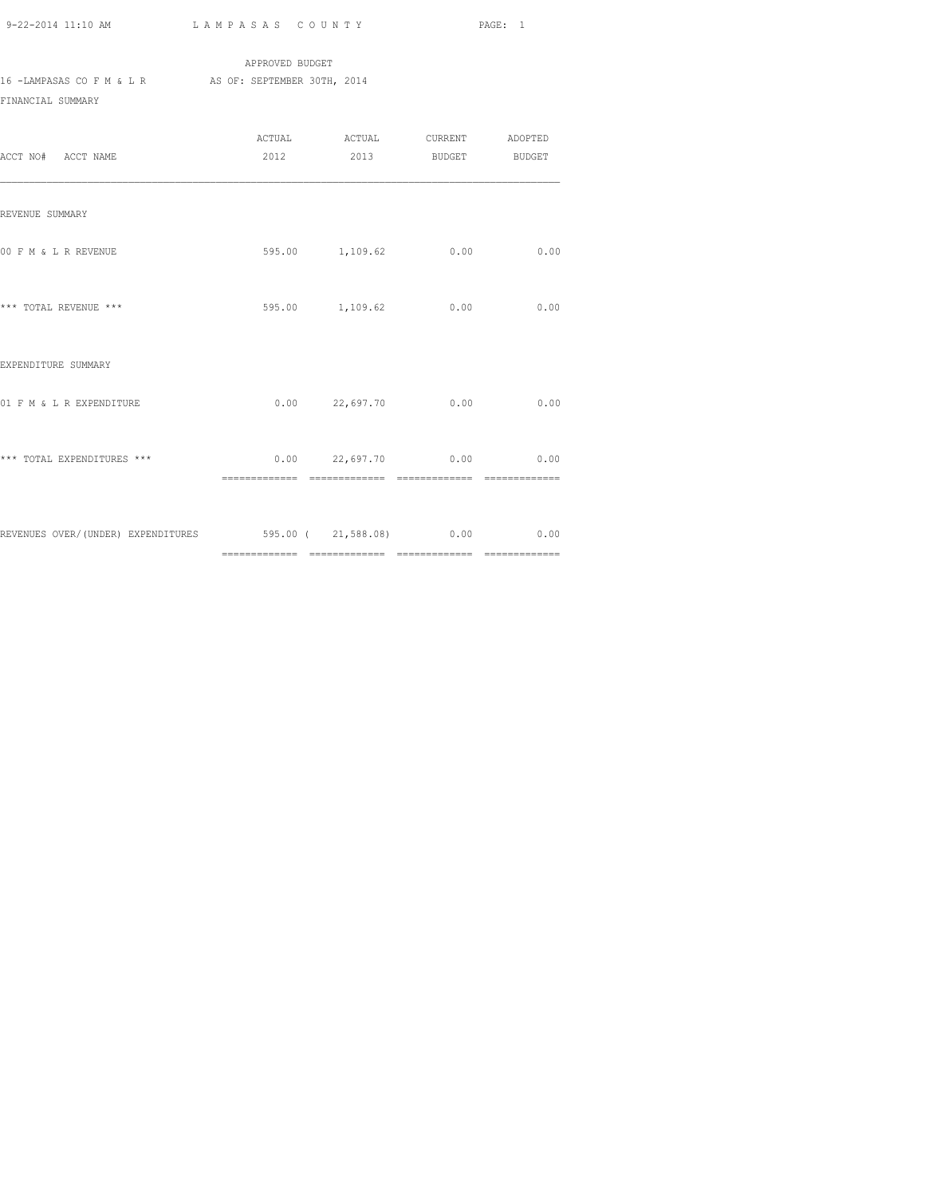APPROVED BUDGET

16 -LAMPASAS CO F M & L R AS OF: SEPTEMBER 30TH, 2014

FINANCIAL SUMMARY

| ACCT NO# ACCT NAME | ACTUAL 2012 | ACTUAL 2013 | CURRENT BUDGET | ADOPTED BUDGET |
|---|---|---|---|---|
| REVENUE SUMMARY | | | | |
| 00 F M & L R REVENUE | 595.00 | 1,109.62 | 0.00 | 0.00 |
| *** TOTAL REVENUE *** | 595.00 | 1,109.62 | 0.00 | 0.00 |
| EXPENDITURE SUMMARY | | | | |
| 01 F M & L R EXPENDITURE | 0.00 | 22,697.70 | 0.00 | 0.00 |
| *** TOTAL EXPENDITURES *** | 0.00 | 22,697.70 | 0.00 | 0.00 |
| REVENUES OVER/(UNDER) EXPENDITURES | 595.00 | ( 21,588.08) | 0.00 | 0.00 |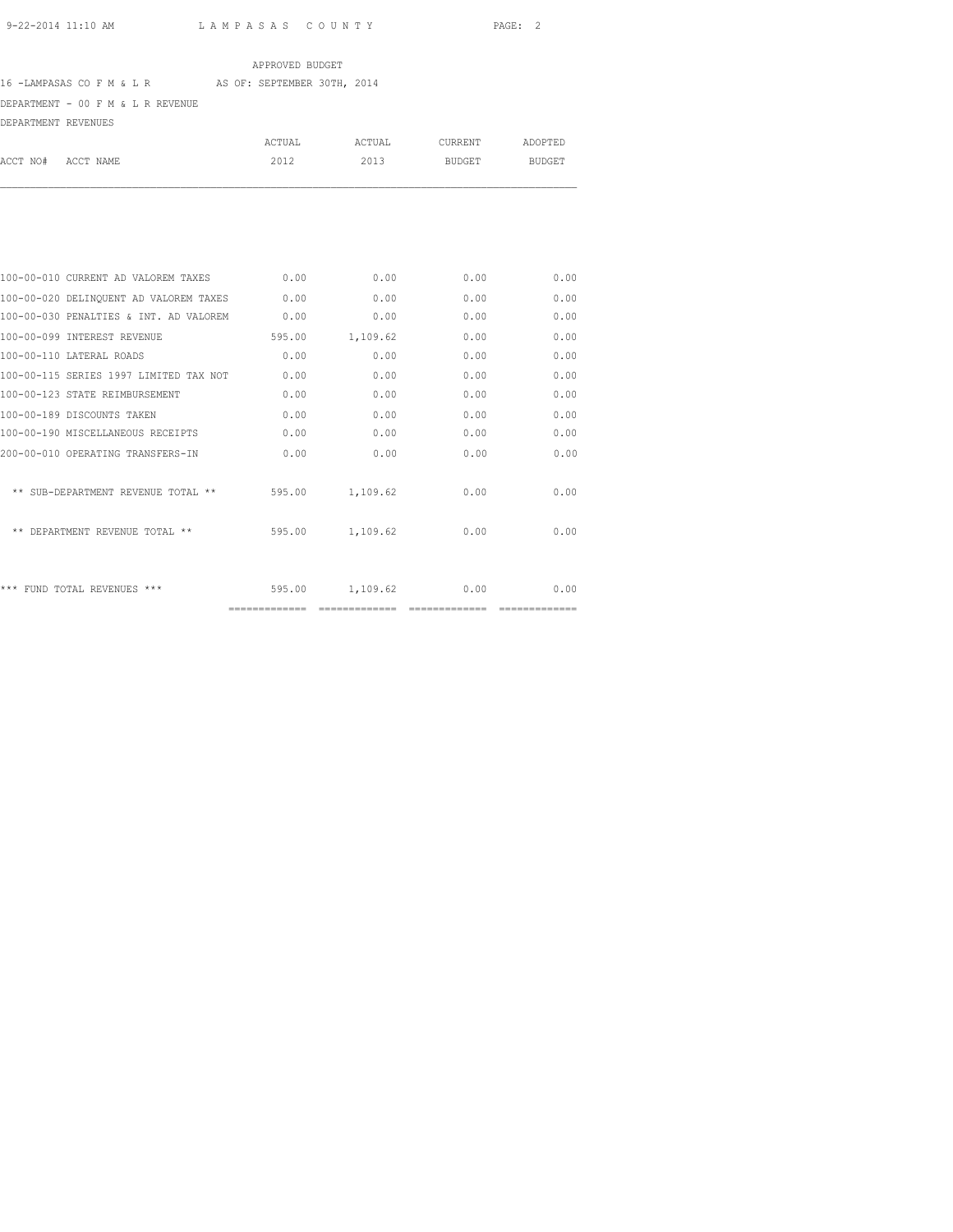APPROVED BUDGET

16 -LAMPASAS CO F M & L R AS OF: SEPTEMBER 30TH, 2014

DEPARTMENT - 00 F M & L R REVENUE

DEPARTMENT REVENUES

| ACCT NO# ACCT NAME | ACTUAL 2012 | ACTUAL 2013 | CURRENT BUDGET | ADOPTED BUDGET |
|---|---|---|---|---|
| 100-00-010 CURRENT AD VALOREM TAXES | 0.00 | 0.00 | 0.00 | 0.00 |
| 100-00-020 DELINQUENT AD VALOREM TAXES | 0.00 | 0.00 | 0.00 | 0.00 |
| 100-00-030 PENALTIES & INT. AD VALOREM | 0.00 | 0.00 | 0.00 | 0.00 |
| 100-00-099 INTEREST REVENUE | 595.00 | 1,109.62 | 0.00 | 0.00 |
| 100-00-110 LATERAL ROADS | 0.00 | 0.00 | 0.00 | 0.00 |
| 100-00-115 SERIES 1997 LIMITED TAX NOT | 0.00 | 0.00 | 0.00 | 0.00 |
| 100-00-123 STATE REIMBURSEMENT | 0.00 | 0.00 | 0.00 | 0.00 |
| 100-00-189 DISCOUNTS TAKEN | 0.00 | 0.00 | 0.00 | 0.00 |
| 100-00-190 MISCELLANEOUS RECEIPTS | 0.00 | 0.00 | 0.00 | 0.00 |
| 200-00-010 OPERATING TRANSFERS-IN | 0.00 | 0.00 | 0.00 | 0.00 |
| ** SUB-DEPARTMENT REVENUE TOTAL ** | 595.00 | 1,109.62 | 0.00 | 0.00 |
| ** DEPARTMENT REVENUE TOTAL ** | 595.00 | 1,109.62 | 0.00 | 0.00 |
| *** FUND TOTAL REVENUES *** | 595.00 | 1,109.62 | 0.00 | 0.00 |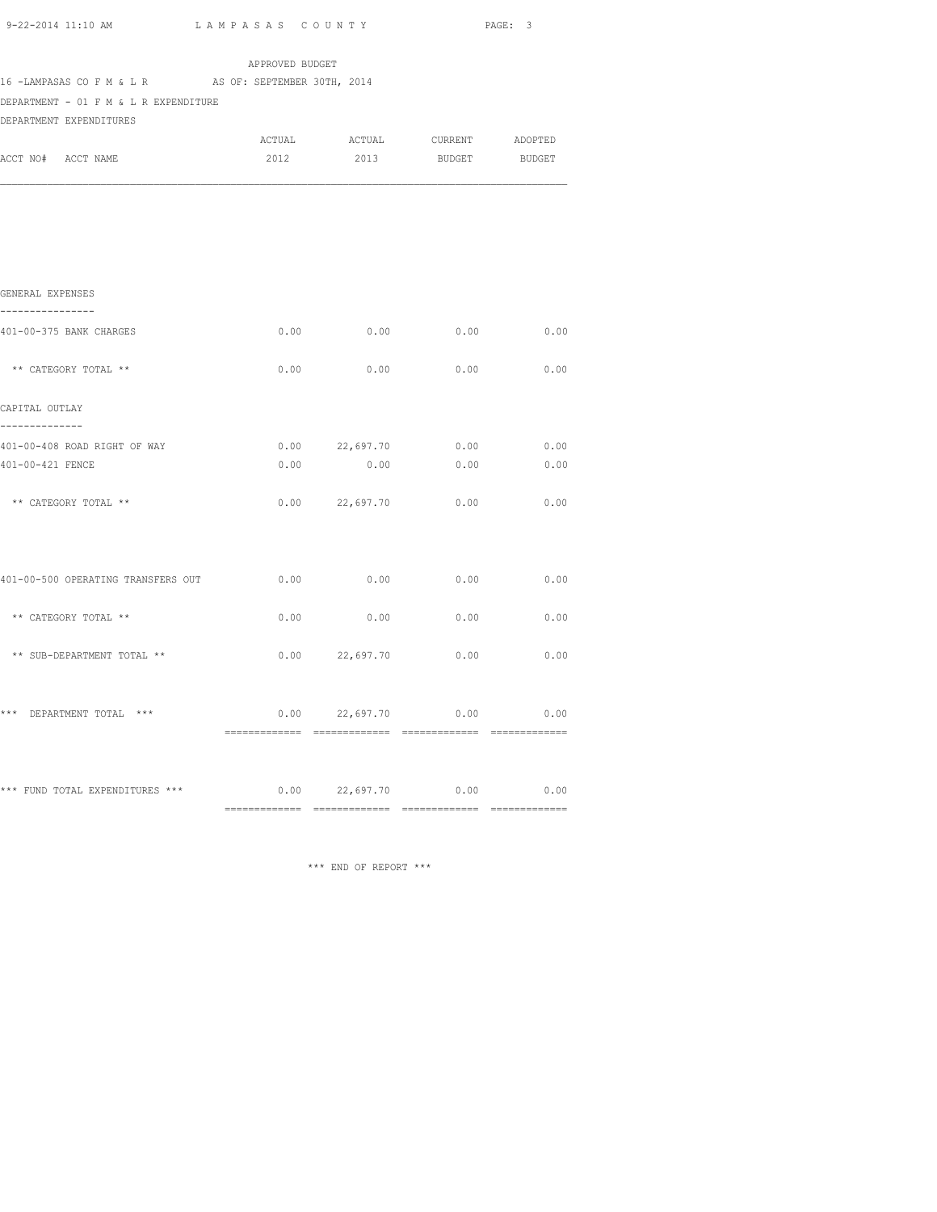LAMPASAS COUNTY

APPROVED BUDGET

16 -LAMPASAS CO F M & L R AS OF: SEPTEMBER 30TH, 2014

DEPARTMENT - 01 F M & L R EXPENDITURE

DEPARTMENT EXPENDITURES

| ACCT NO# ACCT NAME | ACTUAL 2012 | ACTUAL 2013 | CURRENT BUDGET | ADOPTED BUDGET |
|---|---|---|---|---|
| **GENERAL EXPENSES** | | | | |
| 401-00-375 BANK CHARGES | 0.00 | 0.00 | 0.00 | 0.00 |
| ** CATEGORY TOTAL ** | 0.00 | 0.00 | 0.00 | 0.00 |
| **CAPITAL OUTLAY** | | | | |
| 401-00-408 ROAD RIGHT OF WAY | 0.00 | 22,697.70 | 0.00 | 0.00 |
| 401-00-421 FENCE | 0.00 | 0.00 | 0.00 | 0.00 |
| ** CATEGORY TOTAL ** | 0.00 | 22,697.70 | 0.00 | 0.00 |
| 401-00-500 OPERATING TRANSFERS OUT | 0.00 | 0.00 | 0.00 | 0.00 |
| ** CATEGORY TOTAL ** | 0.00 | 0.00 | 0.00 | 0.00 |
| ** SUB-DEPARTMENT TOTAL ** | 0.00 | 22,697.70 | 0.00 | 0.00 |
| *** DEPARTMENT TOTAL *** | 0.00 | 22,697.70 | 0.00 | 0.00 |
| *** FUND TOTAL EXPENDITURES *** | 0.00 | 22,697.70 | 0.00 | 0.00 |

*** END OF REPORT ***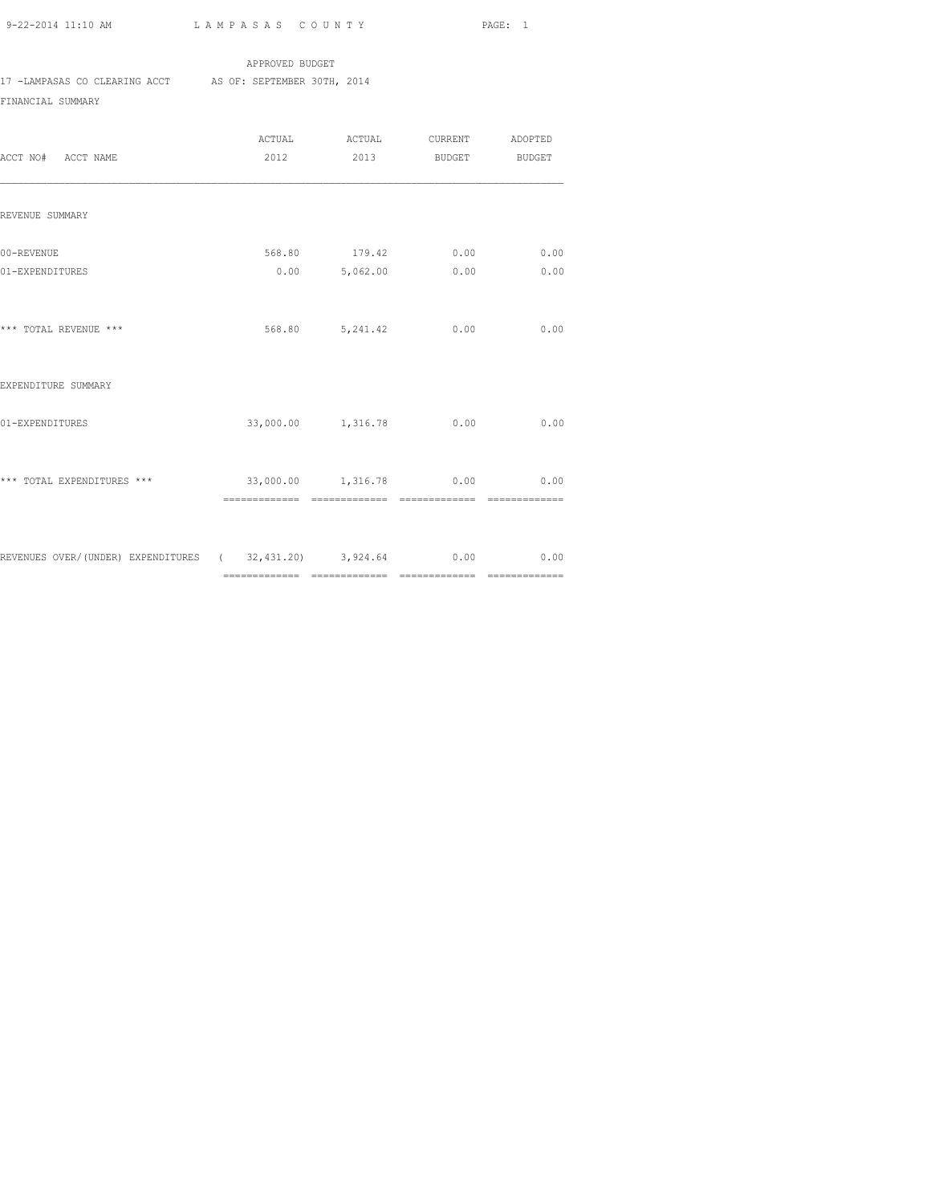APPROVED BUDGET

17 -LAMPASAS CO CLEARING ACCT AS OF: SEPTEMBER 30TH, 2014

FINANCIAL SUMMARY

| ACCT NO# ACCT NAME | ACTUAL 2012 | ACTUAL 2013 | CURRENT BUDGET | ADOPTED BUDGET |
|---|---|---|---|---|
| REVENUE SUMMARY | | | | |
| 00-REVENUE | 568.80 | 179.42 | 0.00 | 0.00 |
| 01-EXPENDITURES | 0.00 | 5,062.00 | 0.00 | 0.00 |
| *** TOTAL REVENUE *** | 568.80 | 5,241.42 | 0.00 | 0.00 |
| EXPENDITURE SUMMARY | | | | |
| 01-EXPENDITURES | 33,000.00 | 1,316.78 | 0.00 | 0.00 |
| *** TOTAL EXPENDITURES *** | 33,000.00 | 1,316.78 | 0.00 | 0.00 |
| REVENUES OVER/(UNDER) EXPENDITURES | ( 32,431.20) | 3,924.64 | 0.00 | 0.00 |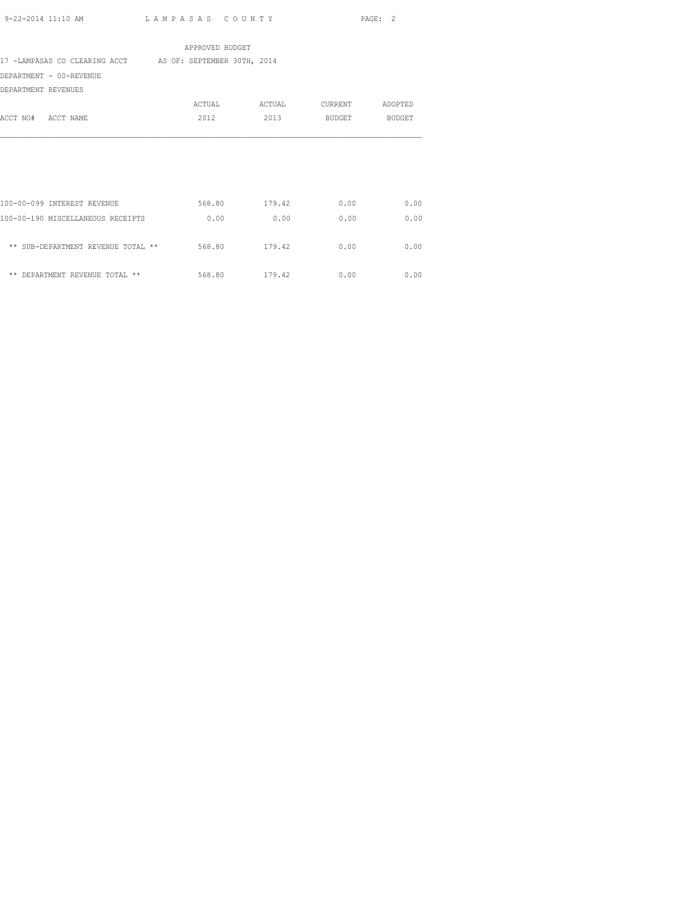APPROVED BUDGET

17 -LAMPASAS CO CLEARING ACCT AS OF: SEPTEMBER 30TH, 2014

DEPARTMENT - 00-REVENUE

DEPARTMENT REVENUES

| ACCT NO# ACCT NAME | ACTUAL 2012 | ACTUAL 2013 | CURRENT BUDGET | ADOPTED BUDGET |
|---|---|---|---|---|
| 100-00-099 INTEREST REVENUE | 568.80 | 179.42 | 0.00 | 0.00 |
| 100-00-190 MISCELLANEOUS RECEIPTS | 0.00 | 0.00 | 0.00 | 0.00 |
| ** SUB-DEPARTMENT REVENUE TOTAL ** | 568.80 | 179.42 | 0.00 | 0.00 |
| ** DEPARTMENT REVENUE TOTAL ** | 568.80 | 179.42 | 0.00 | 0.00 |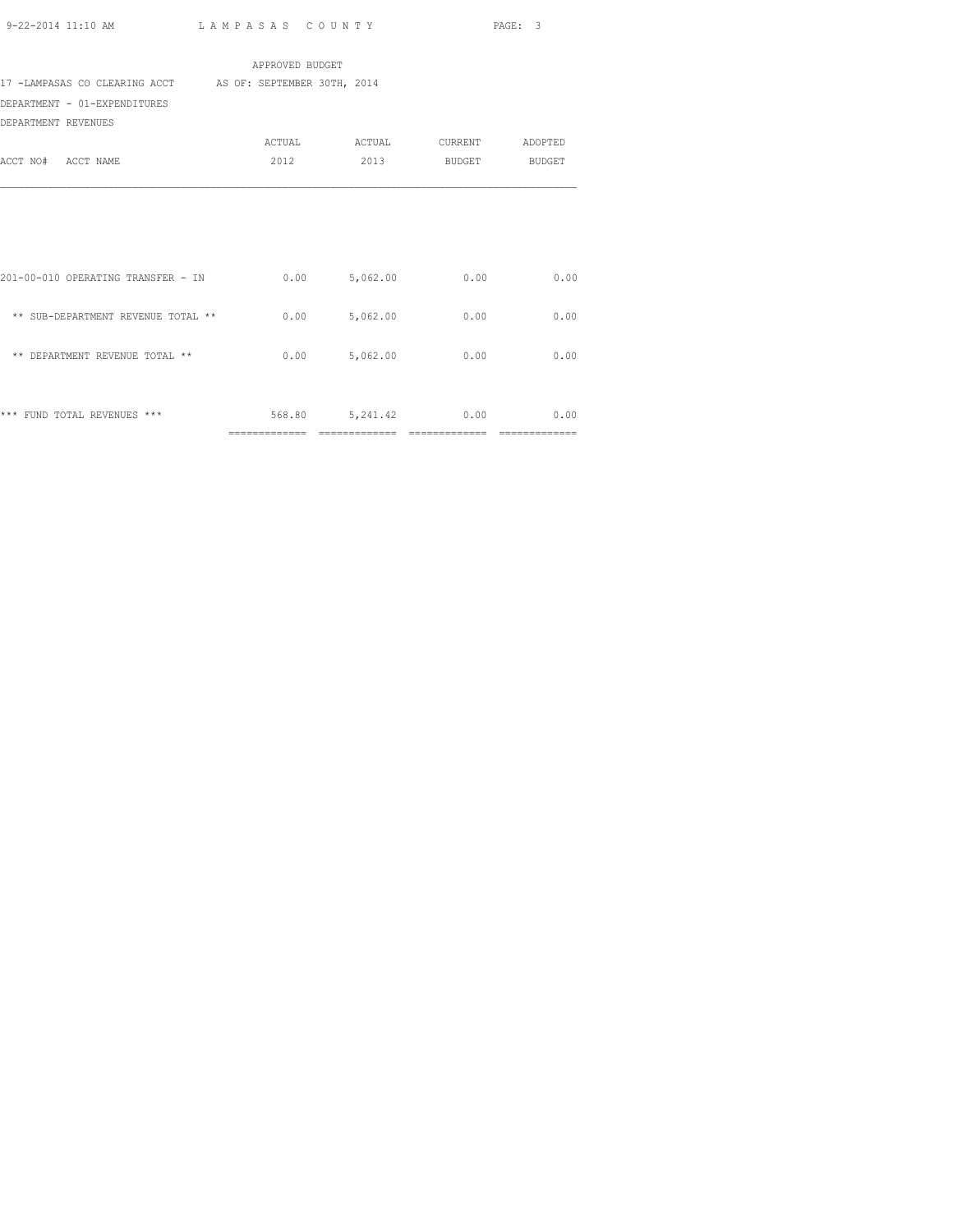APPROVED BUDGET

17 -LAMPASAS CO CLEARING ACCT AS OF: SEPTEMBER 30TH, 2014

DEPARTMENT - 01-EXPENDITURES

DEPARTMENT REVENUES

| ACCT NO# ACCT NAME | ACTUAL 2012 | ACTUAL 2013 | CURRENT BUDGET | ADOPTED BUDGET |
|---|---|---|---|---|
| 201-00-010 OPERATING TRANSFER - IN | 0.00 | 5,062.00 | 0.00 | 0.00 |
| ** SUB-DEPARTMENT REVENUE TOTAL ** | 0.00 | 5,062.00 | 0.00 | 0.00 |
| ** DEPARTMENT REVENUE TOTAL ** | 0.00 | 5,062.00 | 0.00 | 0.00 |
| *** FUND TOTAL REVENUES *** | 568.80 | 5,241.42 | 0.00 | 0.00 |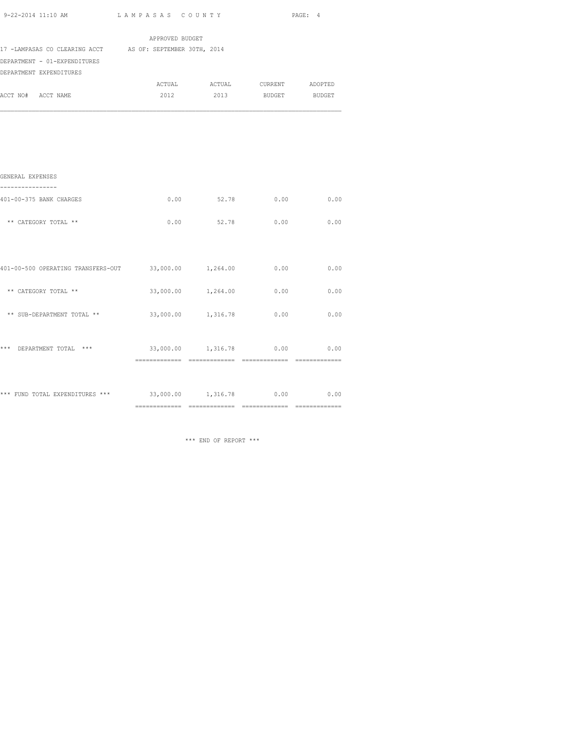APPROVED BUDGET

17 -LAMPASAS CO CLEARING ACCT AS OF: SEPTEMBER 30TH, 2014

DEPARTMENT - 01-EXPENDITURES

DEPARTMENT EXPENDITURES

| ACCT NO# ACCT NAME | ACTUAL 2012 | ACTUAL 2013 | CURRENT BUDGET | ADOPTED BUDGET |
|---|---|---|---|---|
| GENERAL EXPENSES | | | | |
| 401-00-375 BANK CHARGES | 0.00 | 52.78 | 0.00 | 0.00 |
| ** CATEGORY TOTAL ** | 0.00 | 52.78 | 0.00 | 0.00 |
| 401-00-500 OPERATING TRANSFERS-OUT | 33,000.00 | 1,264.00 | 0.00 | 0.00 |
| ** CATEGORY TOTAL ** | 33,000.00 | 1,264.00 | 0.00 | 0.00 |
| ** SUB-DEPARTMENT TOTAL ** | 33,000.00 | 1,316.78 | 0.00 | 0.00 |
| *** DEPARTMENT TOTAL *** | 33,000.00 | 1,316.78 | 0.00 | 0.00 |
| *** FUND TOTAL EXPENDITURES *** | 33,000.00 | 1,316.78 | 0.00 | 0.00 |

*** END OF REPORT ***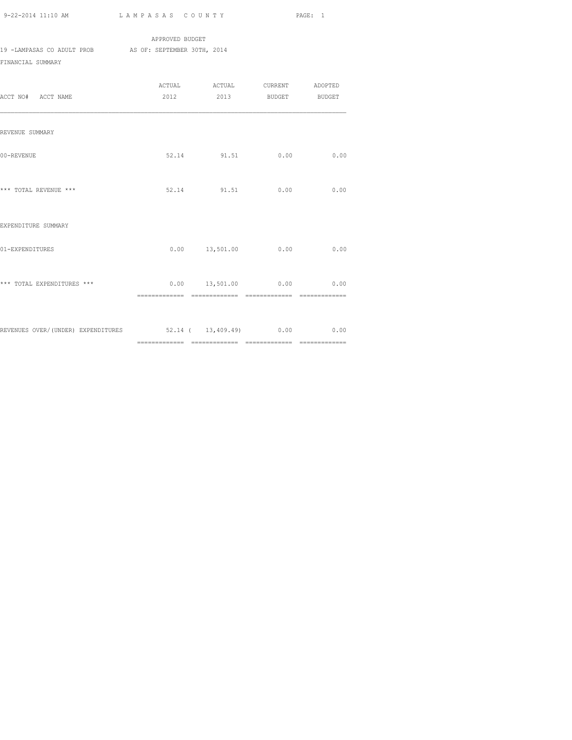LAMPASAS COUNTY

APPROVED BUDGET

19 -LAMPASAS CO ADULT PROB AS OF: SEPTEMBER 30TH, 2014

FINANCIAL SUMMARY

| ACCT NO# ACCT NAME | ACTUAL 2012 | ACTUAL 2013 | CURRENT BUDGET | ADOPTED BUDGET |
|---|---|---|---|---|
| REVENUE SUMMARY | | | | |
| 00-REVENUE | 52.14 | 91.51 | 0.00 | 0.00 |
| *** TOTAL REVENUE *** | 52.14 | 91.51 | 0.00 | 0.00 |
| EXPENDITURE SUMMARY | | | | |
| 01-EXPENDITURES | 0.00 | 13,501.00 | 0.00 | 0.00 |
| *** TOTAL EXPENDITURES *** | 0.00 | 13,501.00 | 0.00 | 0.00 |
| REVENUES OVER/(UNDER) EXPENDITURES | 52.14 | ( 13,409.49) | 0.00 | 0.00 |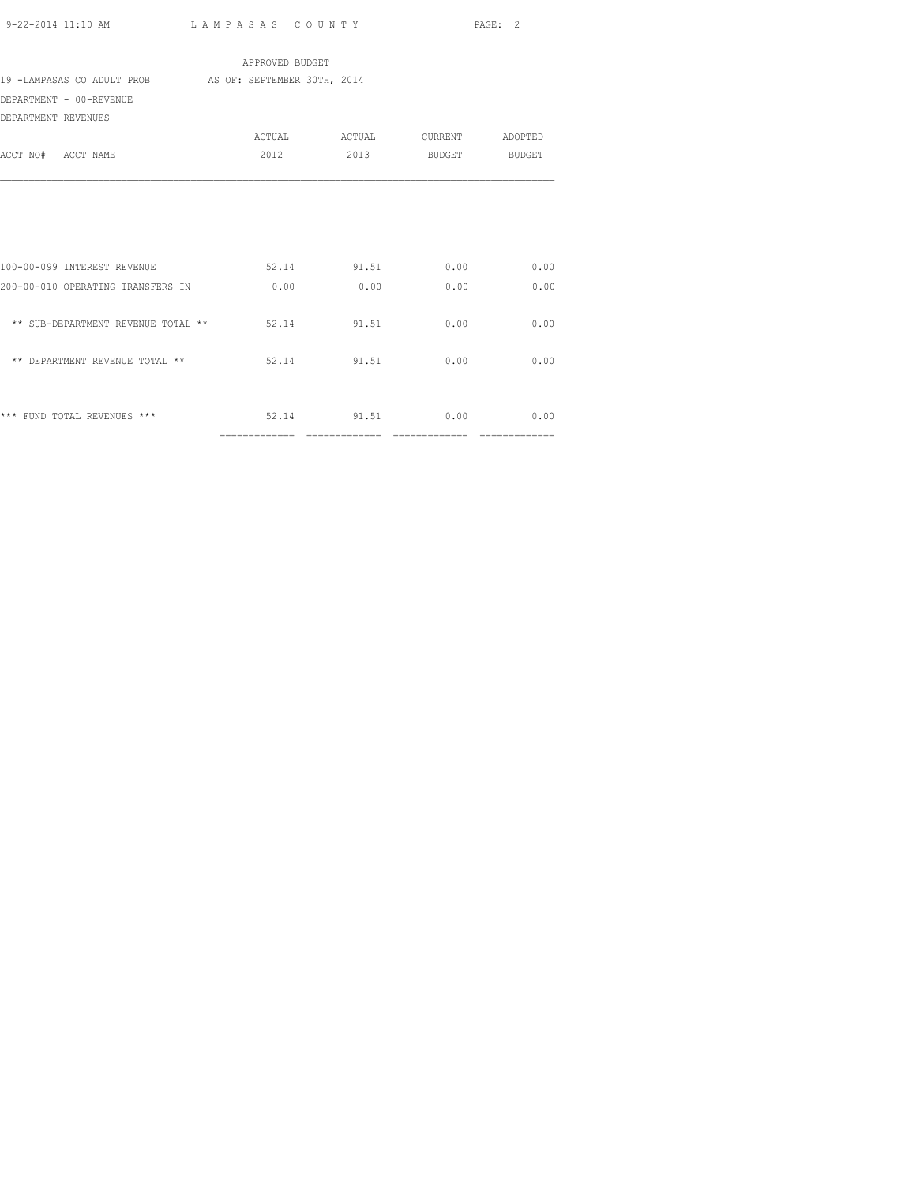APPROVED BUDGET

19 -LAMPASAS CO ADULT PROB AS OF: SEPTEMBER 30TH, 2014

DEPARTMENT - 00-REVENUE

DEPARTMENT REVENUES

| ACCT NO# ACCT NAME | ACTUAL 2012 | ACTUAL 2013 | CURRENT BUDGET | ADOPTED BUDGET |
|---|---|---|---|---|
| 100-00-099 INTEREST REVENUE | 52.14 | 91.51 | 0.00 | 0.00 |
| 200-00-010 OPERATING TRANSFERS IN | 0.00 | 0.00 | 0.00 | 0.00 |
| ** SUB-DEPARTMENT REVENUE TOTAL ** | 52.14 | 91.51 | 0.00 | 0.00 |
| ** DEPARTMENT REVENUE TOTAL ** | 52.14 | 91.51 | 0.00 | 0.00 |
| *** FUND TOTAL REVENUES *** | 52.14 | 91.51 | 0.00 | 0.00 |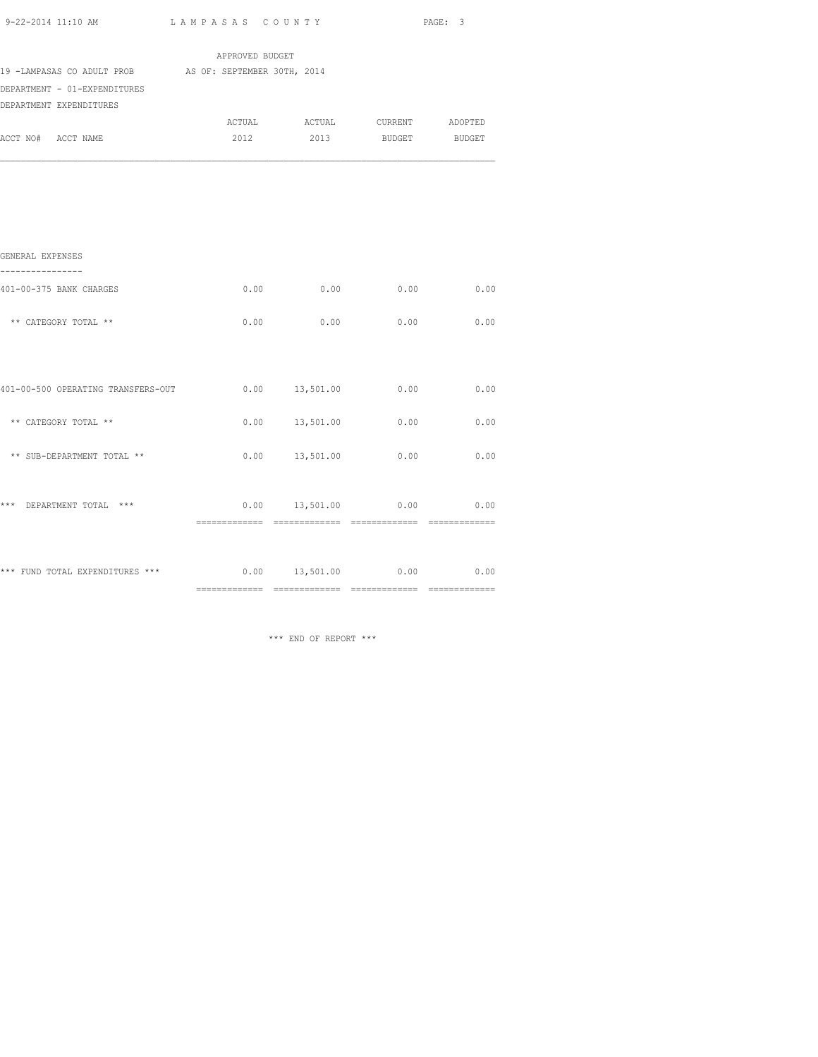APPROVED BUDGET

19 -LAMPASAS CO ADULT PROB AS OF: SEPTEMBER 30TH, 2014

DEPARTMENT - 01-EXPENDITURES

DEPARTMENT EXPENDITURES

| ACCT NO# ACCT NAME | ACTUAL 2012 | ACTUAL 2013 | CURRENT BUDGET | ADOPTED BUDGET |
|---|---|---|---|---|
| **GENERAL EXPENSES** | | | | |
| 401-00-375 BANK CHARGES | 0.00 | 0.00 | 0.00 | 0.00 |
| ** CATEGORY TOTAL ** | 0.00 | 0.00 | 0.00 | 0.00 |
| 401-00-500 OPERATING TRANSFERS-OUT | 0.00 | 13,501.00 | 0.00 | 0.00 |
| ** CATEGORY TOTAL ** | 0.00 | 13,501.00 | 0.00 | 0.00 |
| ** SUB-DEPARTMENT TOTAL ** | 0.00 | 13,501.00 | 0.00 | 0.00 |
| *** DEPARTMENT TOTAL *** | 0.00 | 13,501.00 | 0.00 | 0.00 |
| *** FUND TOTAL EXPENDITURES *** | 0.00 | 13,501.00 | 0.00 | 0.00 |

*** END OF REPORT ***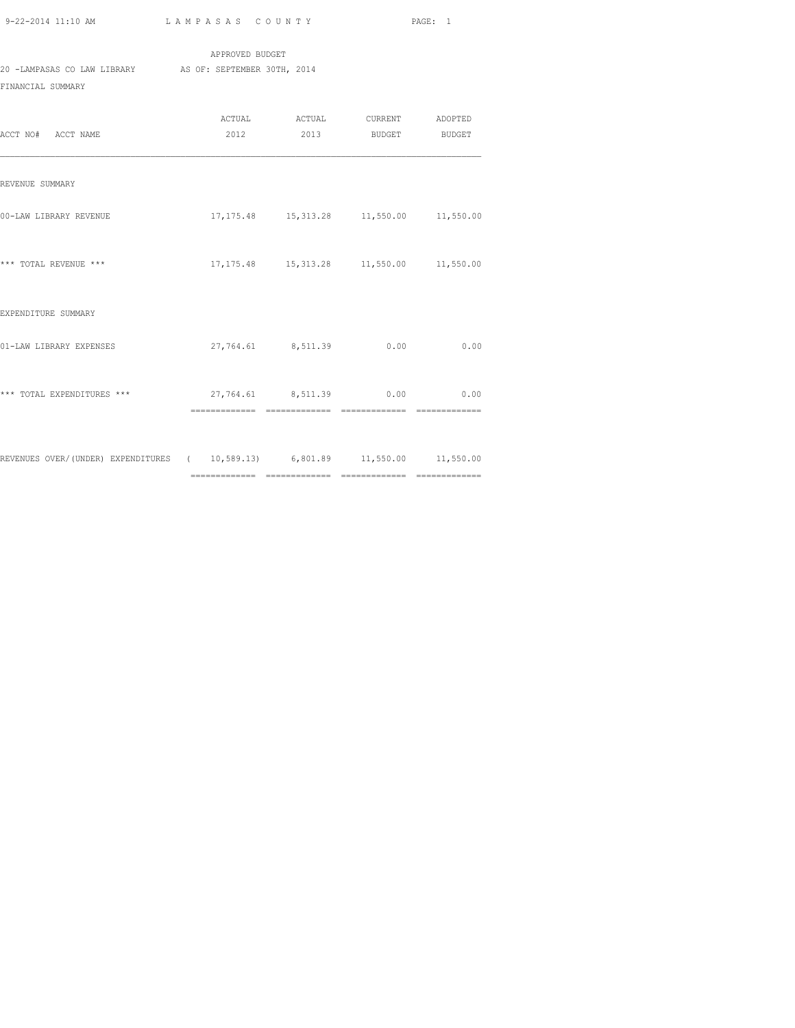APPROVED BUDGET

20 -LAMPASAS CO LAW LIBRARY AS OF: SEPTEMBER 30TH, 2014

FINANCIAL SUMMARY

| ACCT NO# ACCT NAME | ACTUAL 2012 | ACTUAL 2013 | CURRENT BUDGET | ADOPTED BUDGET |
|---|---|---|---|---|
| REVENUE SUMMARY | | | | |
| 00-LAW LIBRARY REVENUE | 17,175.48 | 15,313.28 | 11,550.00 | 11,550.00 |
| *** TOTAL REVENUE *** | 17,175.48 | 15,313.28 | 11,550.00 | 11,550.00 |
| EXPENDITURE SUMMARY | | | | |
| 01-LAW LIBRARY EXPENSES | 27,764.61 | 8,511.39 | 0.00 | 0.00 |
| *** TOTAL EXPENDITURES *** | 27,764.61 | 8,511.39 | 0.00 | 0.00 |
| REVENUES OVER/(UNDER) EXPENDITURES | ( 10,589.13) | 6,801.89 | 11,550.00 | 11,550.00 |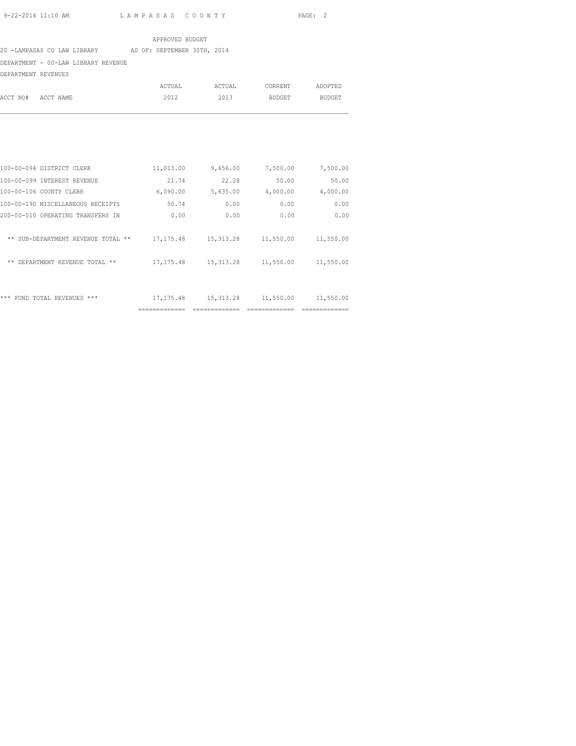APPROVED BUDGET

20 -LAMPASAS CO LAW LIBRARY AS OF: SEPTEMBER 30TH, 2014

DEPARTMENT - 00-LAW LIBRARY REVENUE

DEPARTMENT REVENUES

| ACCT NO# ACCT NAME | ACTUAL 2012 | ACTUAL 2013 | CURRENT BUDGET | ADOPTED BUDGET |
|---|---|---|---|---|
| 100-00-094 DISTRICT CLERK | 11,013.00 | 9,656.00 | 7,500.00 | 7,500.00 |
| 100-00-099 INTEREST REVENUE | 21.74 | 22.28 | 50.00 | 50.00 |
| 100-00-106 COUNTY CLERK | 6,090.00 | 5,635.00 | 4,000.00 | 4,000.00 |
| 100-00-190 MISCELLANEOUS RECEIPTS | 50.74 | 0.00 | 0.00 | 0.00 |
| 200-00-010 OPERATING TRANSFERS IN | 0.00 | 0.00 | 0.00 | 0.00 |
| ** SUB-DEPARTMENT REVENUE TOTAL ** | 17,175.48 | 15,313.28 | 11,550.00 | 11,550.00 |
| ** DEPARTMENT REVENUE TOTAL ** | 17,175.48 | 15,313.28 | 11,550.00 | 11,550.00 |
| *** FUND TOTAL REVENUES *** | 17,175.48 | 15,313.28 | 11,550.00 | 11,550.00 |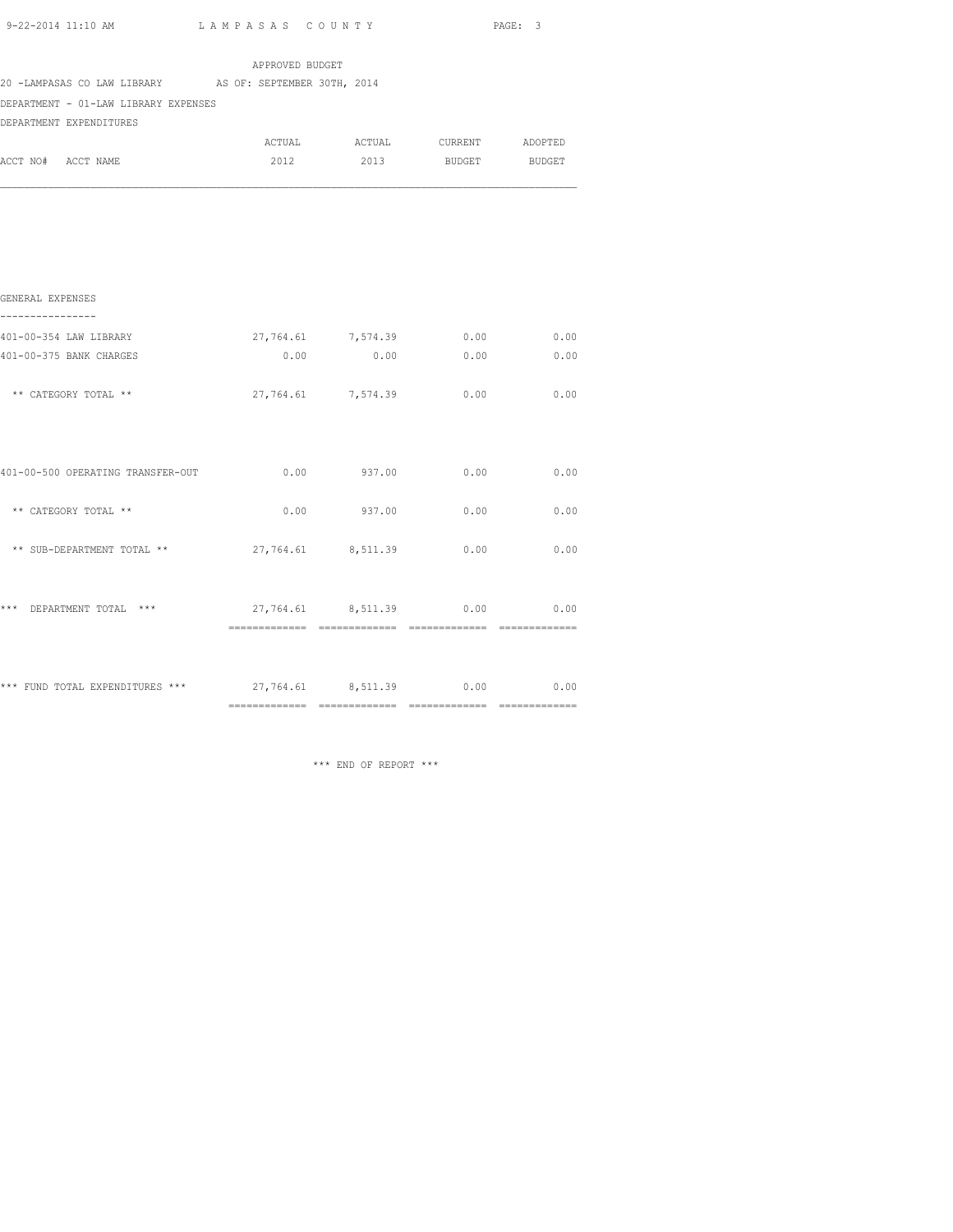APPROVED BUDGET

20 -LAMPASAS CO LAW LIBRARY AS OF: SEPTEMBER 30TH, 2014

DEPARTMENT - 01-LAW LIBRARY EXPENSES

DEPARTMENT EXPENDITURES

| ACCT NO# ACCT NAME | ACTUAL 2012 | ACTUAL 2013 | CURRENT BUDGET | ADOPTED BUDGET |
|---|---|---|---|---|
| **GENERAL EXPENSES** | | | | |
| 401-00-354 LAW LIBRARY | 27,764.61 | 7,574.39 | 0.00 | 0.00 |
| 401-00-375 BANK CHARGES | 0.00 | 0.00 | 0.00 | 0.00 |
| ** CATEGORY TOTAL ** | 27,764.61 | 7,574.39 | 0.00 | 0.00 |
| 401-00-500 OPERATING TRANSFER-OUT | 0.00 | 937.00 | 0.00 | 0.00 |
| ** CATEGORY TOTAL ** | 0.00 | 937.00 | 0.00 | 0.00 |
| ** SUB-DEPARTMENT TOTAL ** | 27,764.61 | 8,511.39 | 0.00 | 0.00 |
| *** DEPARTMENT TOTAL *** | 27,764.61 | 8,511.39 | 0.00 | 0.00 |
| *** FUND TOTAL EXPENDITURES *** | 27,764.61 | 8,511.39 | 0.00 | 0.00 |

*** END OF REPORT ***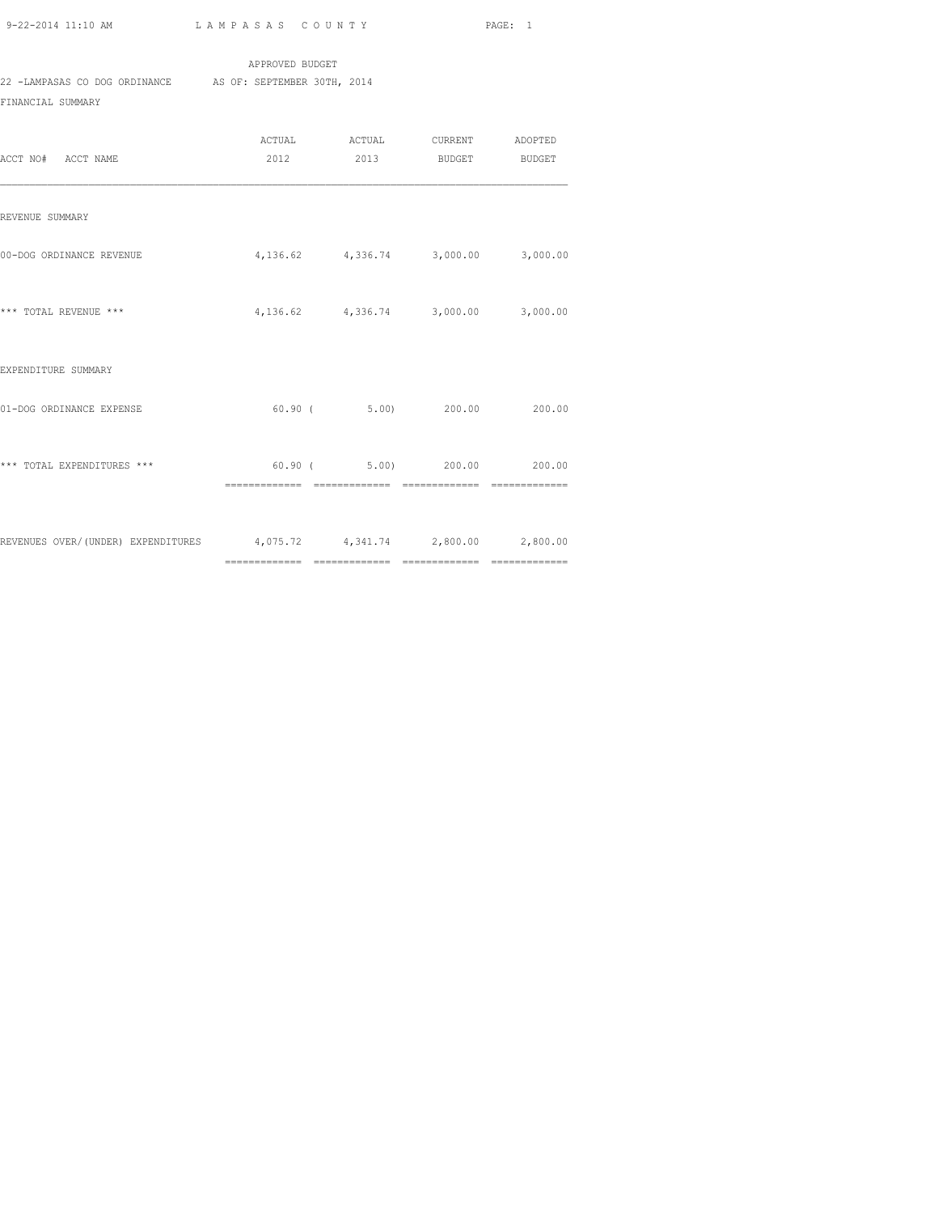APPROVED BUDGET

22 -LAMPASAS CO DOG ORDINANCE AS OF: SEPTEMBER 30TH, 2014

FINANCIAL SUMMARY

| ACCT NO# ACCT NAME | ACTUAL 2012 | ACTUAL 2013 | CURRENT BUDGET | ADOPTED BUDGET |
|---|---|---|---|---|
| REVENUE SUMMARY | | | | |
| 00-DOG ORDINANCE REVENUE | 4,136.62 | 4,336.74 | 3,000.00 | 3,000.00 |
| *** TOTAL REVENUE *** | 4,136.62 | 4,336.74 | 3,000.00 | 3,000.00 |
| EXPENDITURE SUMMARY | | | | |
| 01-DOG ORDINANCE EXPENSE | 60.90 | ( 5.00) | 200.00 | 200.00 |
| *** TOTAL EXPENDITURES *** | 60.90 | ( 5.00) | 200.00 | 200.00 |
| REVENUES OVER/(UNDER) EXPENDITURES | 4,075.72 | 4,341.74 | 2,800.00 | 2,800.00 |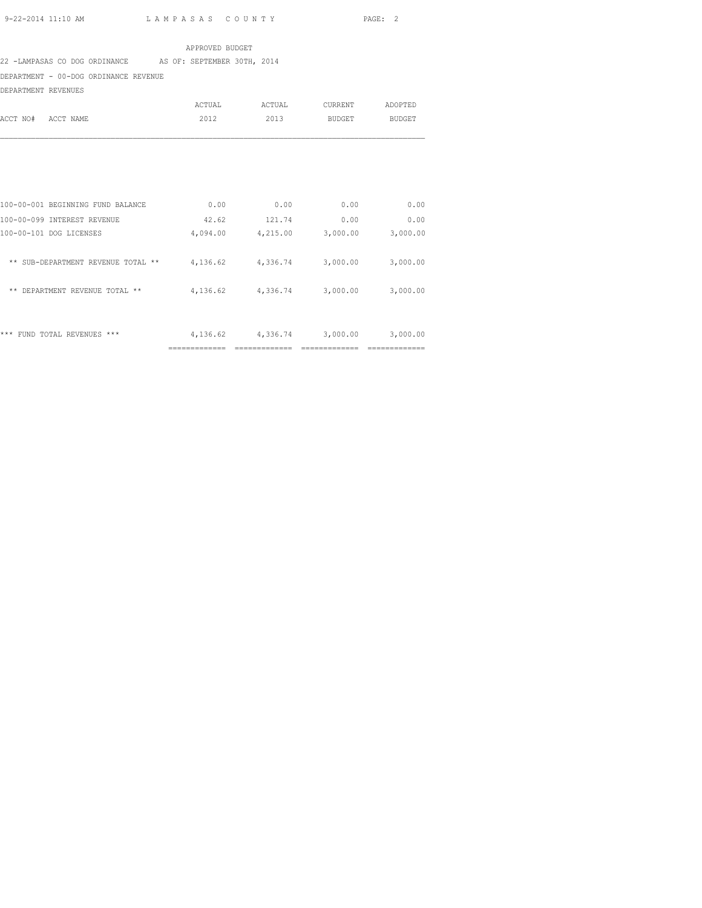APPROVED BUDGET

22 -LAMPASAS CO DOG ORDINANCE AS OF: SEPTEMBER 30TH, 2014

DEPARTMENT - 00-DOG ORDINANCE REVENUE

DEPARTMENT REVENUES

| ACCT NO# ACCT NAME | ACTUAL 2012 | ACTUAL 2013 | CURRENT BUDGET | ADOPTED BUDGET |
|---|---|---|---|---|
| 100-00-001 BEGINNING FUND BALANCE | 0.00 | 0.00 | 0.00 | 0.00 |
| 100-00-099 INTEREST REVENUE | 42.62 | 121.74 | 0.00 | 0.00 |
| 100-00-101 DOG LICENSES | 4,094.00 | 4,215.00 | 3,000.00 | 3,000.00 |
| ** SUB-DEPARTMENT REVENUE TOTAL ** | 4,136.62 | 4,336.74 | 3,000.00 | 3,000.00 |
| ** DEPARTMENT REVENUE TOTAL ** | 4,136.62 | 4,336.74 | 3,000.00 | 3,000.00 |
| *** FUND TOTAL REVENUES *** | 4,136.62 | 4,336.74 | 3,000.00 | 3,000.00 |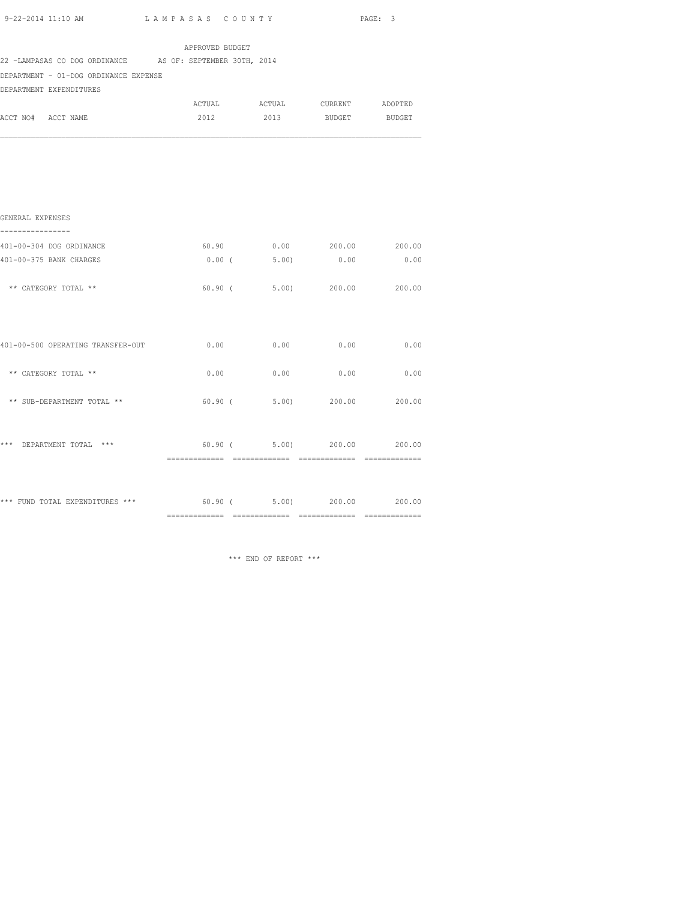APPROVED BUDGET

22 -LAMPASAS CO DOG ORDINANCE AS OF: SEPTEMBER 30TH, 2014

DEPARTMENT - 01-DOG ORDINANCE EXPENSE

DEPARTMENT EXPENDITURES

| ACCT NO# ACCT NAME | ACTUAL 2012 | ACTUAL 2013 | CURRENT BUDGET | ADOPTED BUDGET |
|---|---|---|---|---|
| **GENERAL EXPENSES** | | | | |
| 401-00-304 DOG ORDINANCE | 60.90 | 0.00 | 200.00 | 200.00 |
| 401-00-375 BANK CHARGES | 0.00 | ( 5.00) | 0.00 | 0.00 |
| ** CATEGORY TOTAL ** | 60.90 | ( 5.00) | 200.00 | 200.00 |
| 401-00-500 OPERATING TRANSFER-OUT | 0.00 | 0.00 | 0.00 | 0.00 |
| ** CATEGORY TOTAL ** | 0.00 | 0.00 | 0.00 | 0.00 |
| ** SUB-DEPARTMENT TOTAL ** | 60.90 | ( 5.00) | 200.00 | 200.00 |
| *** DEPARTMENT TOTAL *** | 60.90 | ( 5.00) | 200.00 | 200.00 |
| *** FUND TOTAL EXPENDITURES *** | 60.90 | ( 5.00) | 200.00 | 200.00 |

*** END OF REPORT ***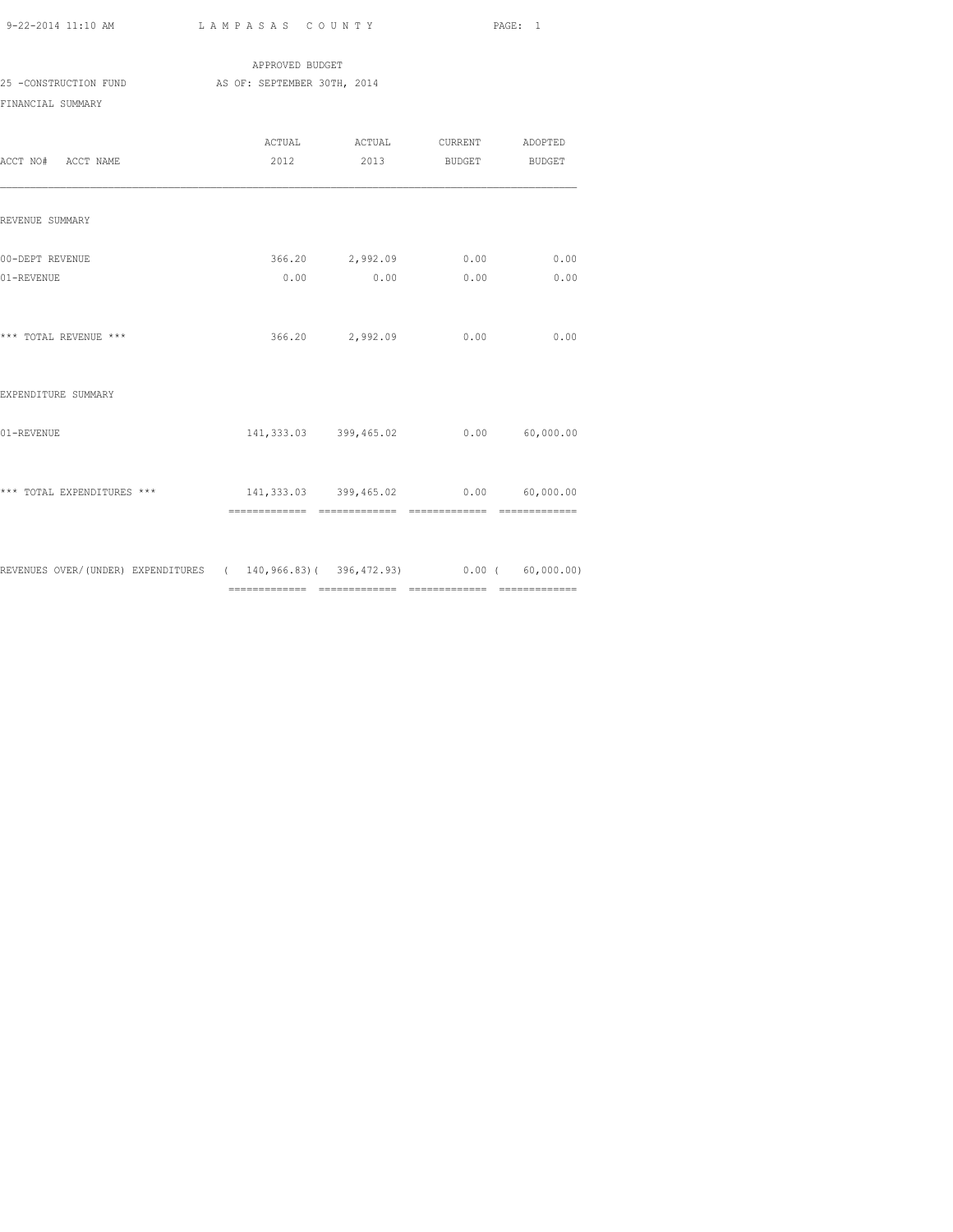LAMPASAS COUNTY

APPROVED BUDGET

25 -CONSTRUCTION FUND AS OF: SEPTEMBER 30TH, 2014

FINANCIAL SUMMARY

| ACCT NO# ACCT NAME | ACTUAL 2012 | ACTUAL 2013 | CURRENT BUDGET | ADOPTED BUDGET |
|---|---|---|---|---|
| REVENUE SUMMARY | | | | |
| 00-DEPT REVENUE | 366.20 | 2,992.09 | 0.00 | 0.00 |
| 01-REVENUE | 0.00 | 0.00 | 0.00 | 0.00 |
| *** TOTAL REVENUE *** | 366.20 | 2,992.09 | 0.00 | 0.00 |
| EXPENDITURE SUMMARY | | | | |
| 01-REVENUE | 141,333.03 | 399,465.02 | 0.00 | 60,000.00 |
| *** TOTAL EXPENDITURES *** | 141,333.03 | 399,465.02 | 0.00 | 60,000.00 |
| REVENUES OVER/(UNDER) EXPENDITURES | ( 140,966.83) | ( 396,472.93) | 0.00 | ( 60,000.00) |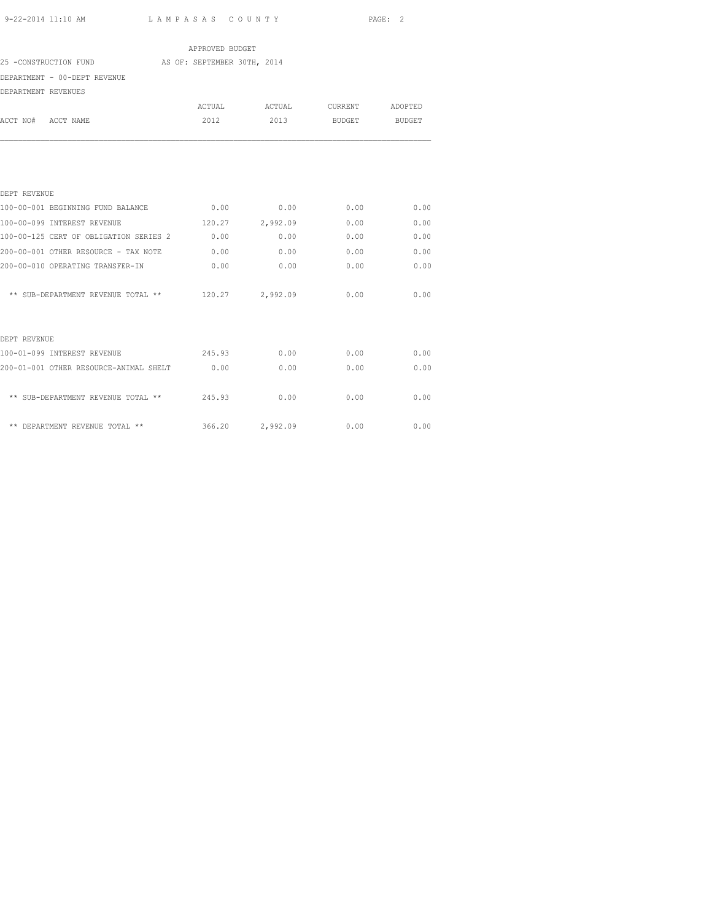APPROVED BUDGET

25 -CONSTRUCTION FUND AS OF: SEPTEMBER 30TH, 2014

DEPARTMENT - 00-DEPT REVENUE

DEPARTMENT REVENUES

| ACCT NO# ACCT NAME | ACTUAL 2012 | ACTUAL 2013 | CURRENT BUDGET | ADOPTED BUDGET |
|---|---|---|---|---|
| DEPT REVENUE | | | | |
| 100-00-001 BEGINNING FUND BALANCE | 0.00 | 0.00 | 0.00 | 0.00 |
| 100-00-099 INTEREST REVENUE | 120.27 | 2,992.09 | 0.00 | 0.00 |
| 100-00-125 CERT OF OBLIGATION SERIES 2 | 0.00 | 0.00 | 0.00 | 0.00 |
| 200-00-001 OTHER RESOURCE - TAX NOTE | 0.00 | 0.00 | 0.00 | 0.00 |
| 200-00-010 OPERATING TRANSFER-IN | 0.00 | 0.00 | 0.00 | 0.00 |
| ** SUB-DEPARTMENT REVENUE TOTAL ** | 120.27 | 2,992.09 | 0.00 | 0.00 |
| DEPT REVENUE | | | | |
| 100-01-099 INTEREST REVENUE | 245.93 | 0.00 | 0.00 | 0.00 |
| 200-01-001 OTHER RESOURCE-ANIMAL SHELT | 0.00 | 0.00 | 0.00 | 0.00 |
| ** SUB-DEPARTMENT REVENUE TOTAL ** | 245.93 | 0.00 | 0.00 | 0.00 |
| ** DEPARTMENT REVENUE TOTAL ** | 366.20 | 2,992.09 | 0.00 | 0.00 |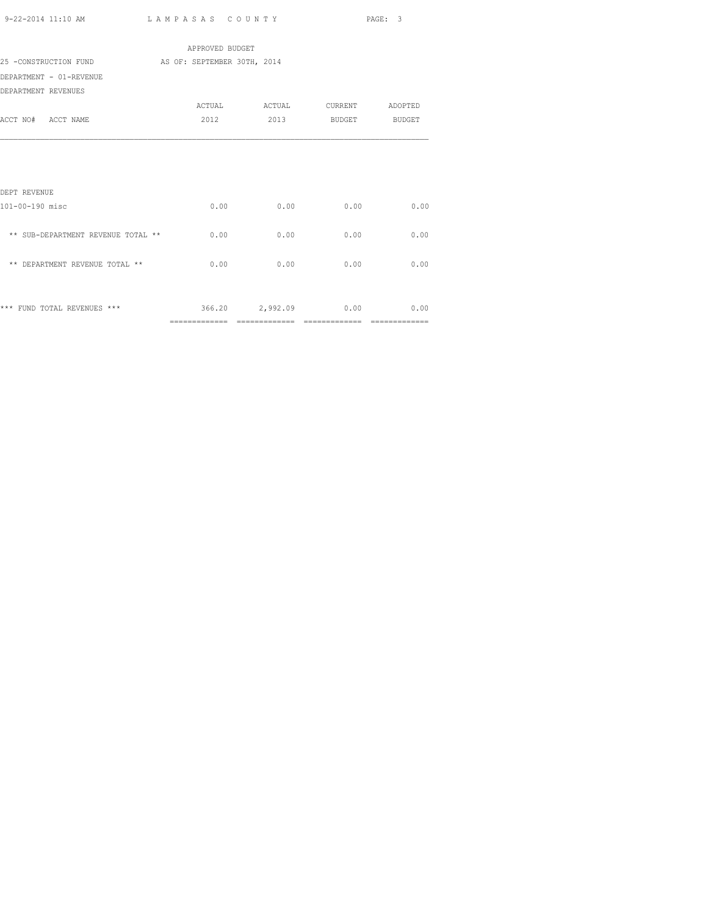LAMPASAS COUNTY

APPROVED BUDGET

25 -CONSTRUCTION FUND AS OF: SEPTEMBER 30TH, 2014

DEPARTMENT - 01-REVENUE

DEPARTMENT REVENUES

| ACCT NO# ACCT NAME | ACTUAL 2012 | ACTUAL 2013 | CURRENT BUDGET | ADOPTED BUDGET |
|---|---|---|---|---|
| DEPT REVENUE | | | | |
| 101-00-190 misc | 0.00 | 0.00 | 0.00 | 0.00 |
| ** SUB-DEPARTMENT REVENUE TOTAL ** | 0.00 | 0.00 | 0.00 | 0.00 |
| ** DEPARTMENT REVENUE TOTAL ** | 0.00 | 0.00 | 0.00 | 0.00 |
| *** FUND TOTAL REVENUES *** | 366.20 | 2,992.09 | 0.00 | 0.00 |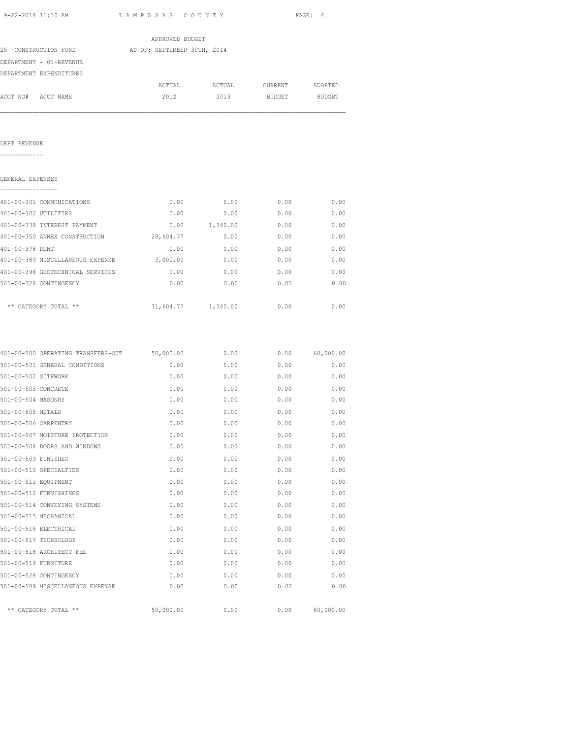APPROVED BUDGET

25 -CONSTRUCTION FUND AS OF: SEPTEMBER 30TH, 2014

DEPARTMENT - 01-REVENUE

DEPARTMENT EXPENDITURES

| ACCT NO# | ACCT NAME | ACTUAL 2012 | ACTUAL 2013 | CURRENT BUDGET | ADOPTED BUDGET |
|---|---|---|---|---|---|

## DEPT REVENUE

### GENERAL EXPENSES

| ACCT NO# | ACCT NAME | ACTUAL 2012 | ACTUAL 2013 | CURRENT BUDGET | ADOPTED BUDGET |
|---|---|---|---|---|---|
| 401-00-301 | COMMUNICATIONS | 0.00 | 0.00 | 0.00 | 0.00 |
| 401-00-302 | UTILITIES | 0.00 | 0.00 | 0.00 | 0.00 |
| 401-00-338 | INTEREST PAYMENT | 0.00 | 1,340.00 | 0.00 | 0.00 |
| 401-00-350 | ANNEX CONSTRUCTION | 28,604.77 | 0.00 | 0.00 | 0.00 |
| 401-00-378 | RENT | 0.00 | 0.00 | 0.00 | 0.00 |
| 401-00-389 | MISCELLANEOUS EXPENSE | 3,000.00 | 0.00 | 0.00 | 0.00 |
| 401-00-398 | GEOTECHNICAL SERVICES | 0.00 | 0.00 | 0.00 | 0.00 |
| 501-00-328 | CONTINGENCY | 0.00 | 0.00 | 0.00 | 0.00 |
| | ** CATEGORY TOTAL ** | 31,604.77 | 1,340.00 | 0.00 | 0.00 |

| ACCT NO# | ACCT NAME | ACTUAL 2012 | ACTUAL 2013 | CURRENT BUDGET | ADOPTED BUDGET |
|---|---|---|---|---|---|
| 401-00-500 | OPERATING TRANSFERS-OUT | 50,000.00 | 0.00 | 0.00 | 60,000.00 |
| 501-00-501 | GENERAL CONDITIONS | 0.00 | 0.00 | 0.00 | 0.00 |
| 501-00-502 | SITEWORK | 0.00 | 0.00 | 0.00 | 0.00 |
| 501-00-503 | CONCRETE | 0.00 | 0.00 | 0.00 | 0.00 |
| 501-00-504 | MASONRY | 0.00 | 0.00 | 0.00 | 0.00 |
| 501-00-505 | METALS | 0.00 | 0.00 | 0.00 | 0.00 |
| 501-00-506 | CARPENTRY | 0.00 | 0.00 | 0.00 | 0.00 |
| 501-00-507 | MOISTURE PROTECTION | 0.00 | 0.00 | 0.00 | 0.00 |
| 501-00-508 | DOORS AND WINDOWS | 0.00 | 0.00 | 0.00 | 0.00 |
| 501-00-509 | FINISHES | 0.00 | 0.00 | 0.00 | 0.00 |
| 501-00-510 | SPECIALTIES | 0.00 | 0.00 | 0.00 | 0.00 |
| 501-00-511 | EQUIPMENT | 0.00 | 0.00 | 0.00 | 0.00 |
| 501-00-512 | FURNISHINGS | 0.00 | 0.00 | 0.00 | 0.00 |
| 501-00-514 | CONVEYING SYSTEMS | 0.00 | 0.00 | 0.00 | 0.00 |
| 501-00-515 | MECHANICAL | 0.00 | 0.00 | 0.00 | 0.00 |
| 501-00-516 | ELECTRICAL | 0.00 | 0.00 | 0.00 | 0.00 |
| 501-00-517 | TECHNOLOGY | 0.00 | 0.00 | 0.00 | 0.00 |
| 501-00-518 | ARCHITECT FEE | 0.00 | 0.00 | 0.00 | 0.00 |
| 501-00-519 | FURNITURE | 0.00 | 0.00 | 0.00 | 0.00 |
| 501-00-528 | CONTINGENCY | 0.00 | 0.00 | 0.00 | 0.00 |
| 501-00-589 | MISCELLANEOUS EXPENSE | 0.00 | 0.00 | 0.00 | 0.00 |
| | ** CATEGORY TOTAL ** | 50,000.00 | 0.00 | 0.00 | 60,000.00 |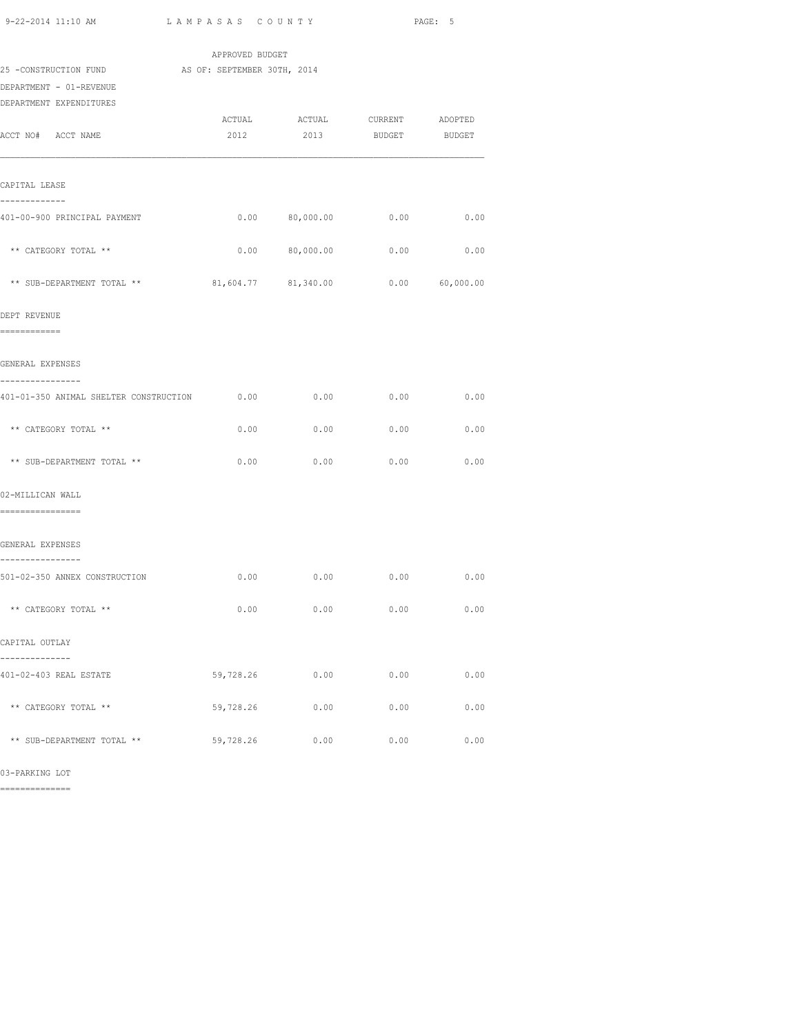APPROVED BUDGET

25 -CONSTRUCTION FUND AS OF: SEPTEMBER 30TH, 2014

DEPARTMENT - 01-REVENUE

DEPARTMENT EXPENDITURES

| ACCT NO# ACCT NAME | ACTUAL 2012 | ACTUAL 2013 | CURRENT BUDGET | ADOPTED BUDGET |
|---|---|---|---|---|
| **CAPITAL LEASE** | | | | |
| 401-00-900 PRINCIPAL PAYMENT | 0.00 | 80,000.00 | 0.00 | 0.00 |
| ** CATEGORY TOTAL ** | 0.00 | 80,000.00 | 0.00 | 0.00 |
| ** SUB-DEPARTMENT TOTAL ** | 81,604.77 | 81,340.00 | 0.00 | 60,000.00 |
| **DEPT REVENUE** | | | | |
| **GENERAL EXPENSES** | | | | |
| 401-01-350 ANIMAL SHELTER CONSTRUCTION | 0.00 | 0.00 | 0.00 | 0.00 |
| ** CATEGORY TOTAL ** | 0.00 | 0.00 | 0.00 | 0.00 |
| ** SUB-DEPARTMENT TOTAL ** | 0.00 | 0.00 | 0.00 | 0.00 |
| **02-MILLICAN WALL** | | | | |
| **GENERAL EXPENSES** | | | | |
| 501-02-350 ANNEX CONSTRUCTION | 0.00 | 0.00 | 0.00 | 0.00 |
| ** CATEGORY TOTAL ** | 0.00 | 0.00 | 0.00 | 0.00 |
| **CAPITAL OUTLAY** | | | | |
| 401-02-403 REAL ESTATE | 59,728.26 | 0.00 | 0.00 | 0.00 |
| ** CATEGORY TOTAL ** | 59,728.26 | 0.00 | 0.00 | 0.00 |
| ** SUB-DEPARTMENT TOTAL ** | 59,728.26 | 0.00 | 0.00 | 0.00 |

03-PARKING LOT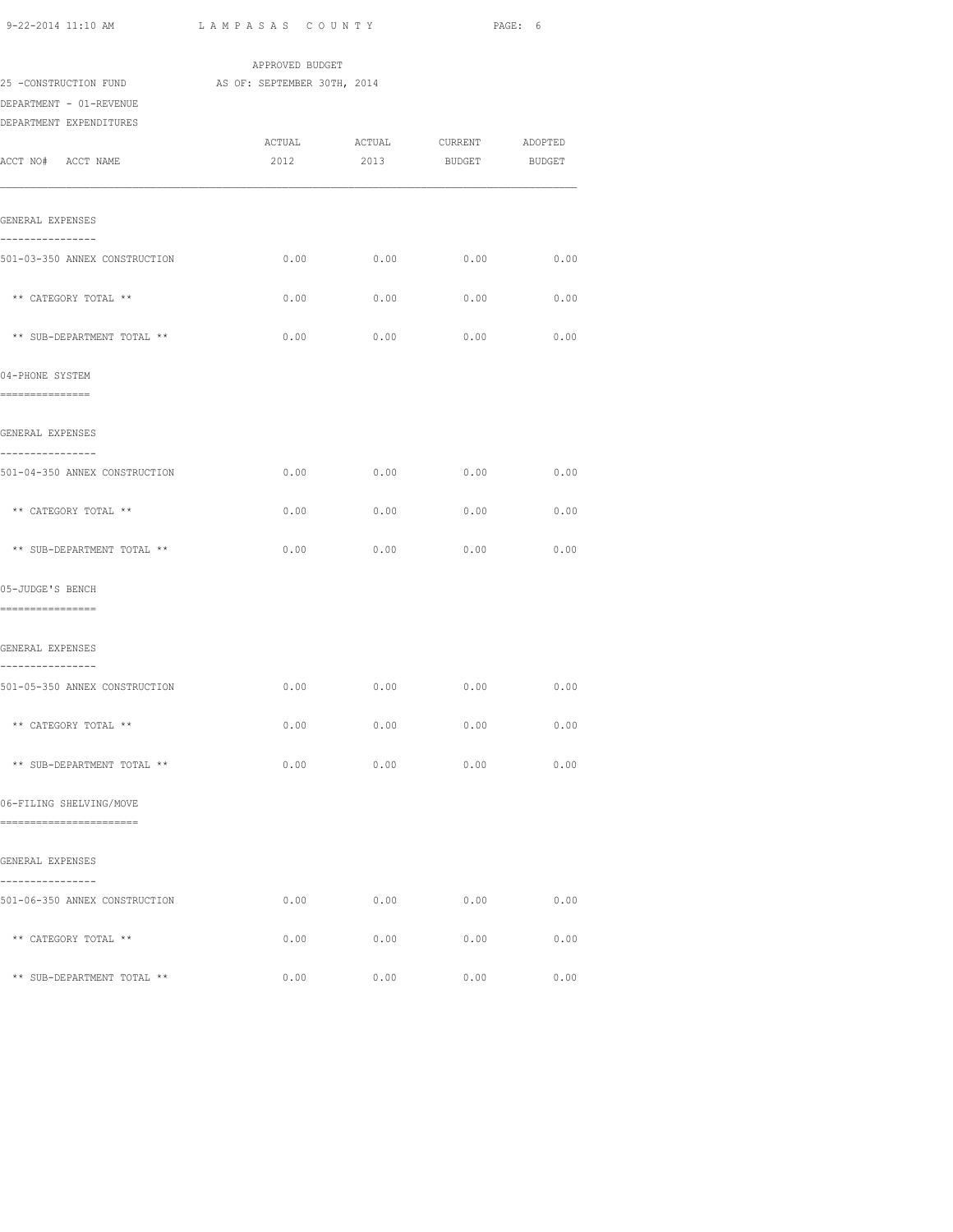APPROVED BUDGET

25 -CONSTRUCTION FUND AS OF: SEPTEMBER 30TH, 2014

DEPARTMENT - 01-REVENUE

DEPARTMENT EXPENDITURES

| ACCT NO# ACCT NAME | ACTUAL 2012 | ACTUAL 2013 | CURRENT BUDGET | ADOPTED BUDGET |
|---|---|---|---|---|
| GENERAL EXPENSES | | | | |
| 501-03-350 ANNEX CONSTRUCTION | 0.00 | 0.00 | 0.00 | 0.00 |
| ** CATEGORY TOTAL ** | 0.00 | 0.00 | 0.00 | 0.00 |
| ** SUB-DEPARTMENT TOTAL ** | 0.00 | 0.00 | 0.00 | 0.00 |
| 04-PHONE SYSTEM | | | | |
| GENERAL EXPENSES | | | | |
| 501-04-350 ANNEX CONSTRUCTION | 0.00 | 0.00 | 0.00 | 0.00 |
| ** CATEGORY TOTAL ** | 0.00 | 0.00 | 0.00 | 0.00 |
| ** SUB-DEPARTMENT TOTAL ** | 0.00 | 0.00 | 0.00 | 0.00 |
| 05-JUDGE'S BENCH | | | | |
| GENERAL EXPENSES | | | | |
| 501-05-350 ANNEX CONSTRUCTION | 0.00 | 0.00 | 0.00 | 0.00 |
| ** CATEGORY TOTAL ** | 0.00 | 0.00 | 0.00 | 0.00 |
| ** SUB-DEPARTMENT TOTAL ** | 0.00 | 0.00 | 0.00 | 0.00 |
| 06-FILING SHELVING/MOVE | | | | |
| GENERAL EXPENSES | | | | |
| 501-06-350 ANNEX CONSTRUCTION | 0.00 | 0.00 | 0.00 | 0.00 |
| ** CATEGORY TOTAL ** | 0.00 | 0.00 | 0.00 | 0.00 |
| ** SUB-DEPARTMENT TOTAL ** | 0.00 | 0.00 | 0.00 | 0.00 |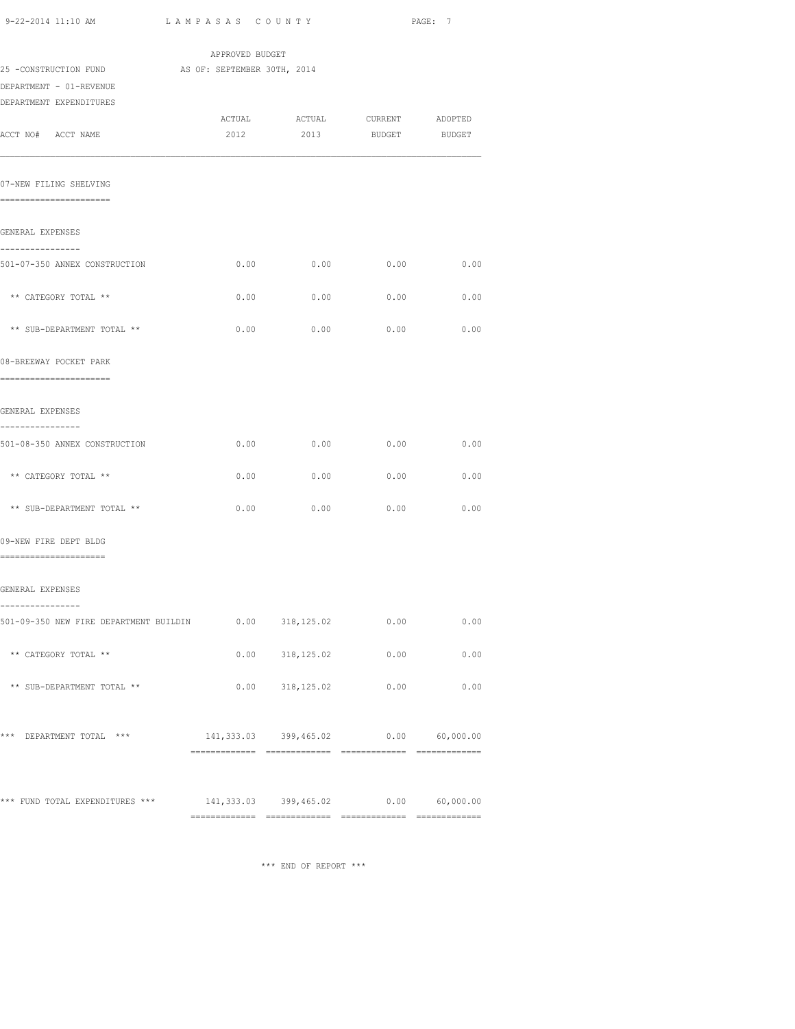APPROVED BUDGET

25 -CONSTRUCTION FUND AS OF: SEPTEMBER 30TH, 2014

DEPARTMENT - 01-REVENUE

DEPARTMENT EXPENDITURES

| ACCT NO# ACCT NAME | ACTUAL 2012 | ACTUAL 2013 | CURRENT BUDGET | ADOPTED BUDGET |
|---|---|---|---|---|
| **07-NEW FILING SHELVING** | | | | |
| GENERAL EXPENSES | | | | |
| 501-07-350 ANNEX CONSTRUCTION | 0.00 | 0.00 | 0.00 | 0.00 |
| ** CATEGORY TOTAL ** | 0.00 | 0.00 | 0.00 | 0.00 |
| ** SUB-DEPARTMENT TOTAL ** | 0.00 | 0.00 | 0.00 | 0.00 |
| **08-BREEWAY POCKET PARK** | | | | |
| GENERAL EXPENSES | | | | |
| 501-08-350 ANNEX CONSTRUCTION | 0.00 | 0.00 | 0.00 | 0.00 |
| ** CATEGORY TOTAL ** | 0.00 | 0.00 | 0.00 | 0.00 |
| ** SUB-DEPARTMENT TOTAL ** | 0.00 | 0.00 | 0.00 | 0.00 |
| **09-NEW FIRE DEPT BLDG** | | | | |
| GENERAL EXPENSES | | | | |
| 501-09-350 NEW FIRE DEPARTMENT BUILDIN | 0.00 | 318,125.02 | 0.00 | 0.00 |
| ** CATEGORY TOTAL ** | 0.00 | 318,125.02 | 0.00 | 0.00 |
| ** SUB-DEPARTMENT TOTAL ** | 0.00 | 318,125.02 | 0.00 | 0.00 |
| *** DEPARTMENT TOTAL *** | 141,333.03 | 399,465.02 | 0.00 | 60,000.00 |
| *** FUND TOTAL EXPENDITURES *** | 141,333.03 | 399,465.02 | 0.00 | 60,000.00 |

*** END OF REPORT ***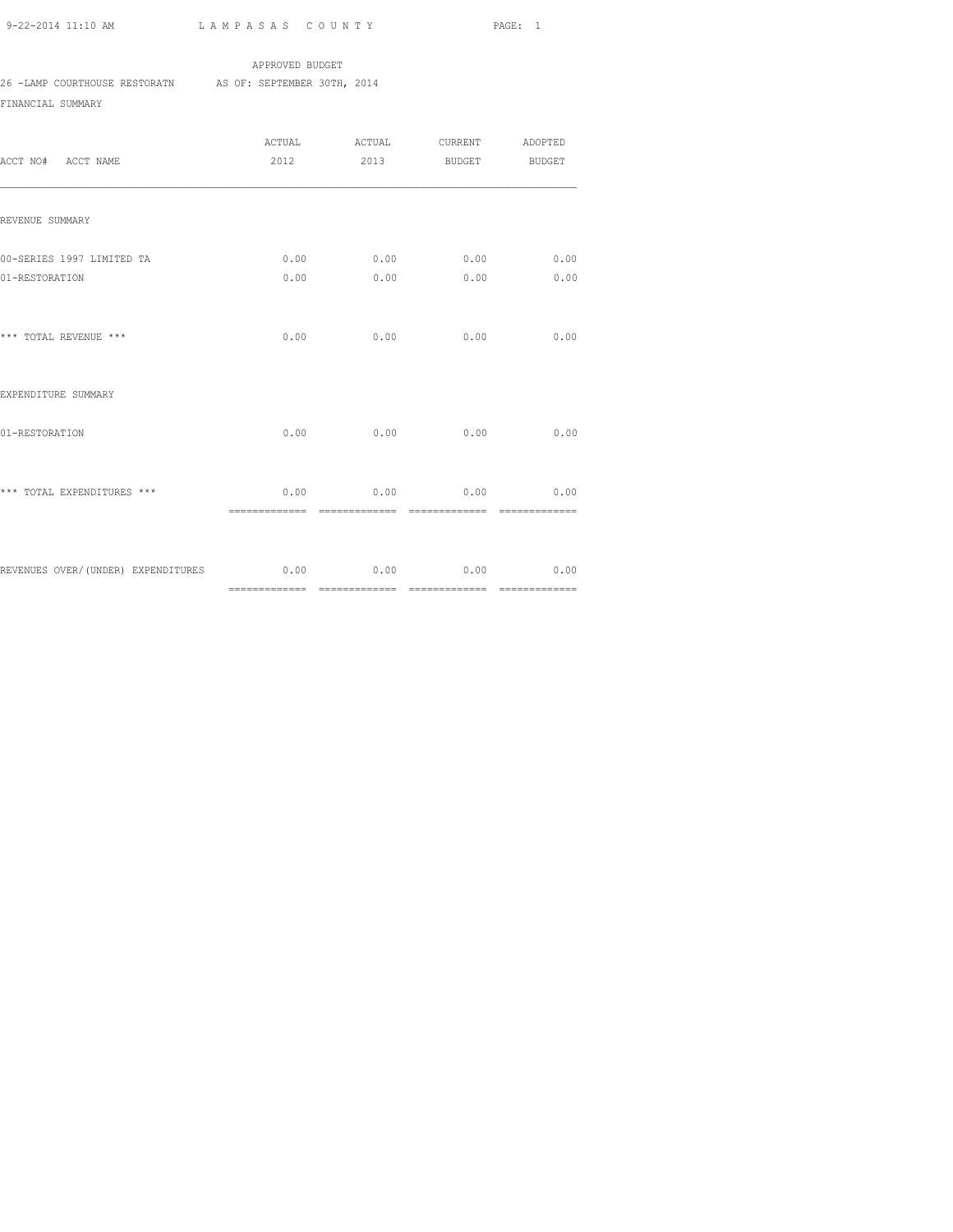APPROVED BUDGET

26 -LAMP COURTHOUSE RESTORATN AS OF: SEPTEMBER 30TH, 2014

FINANCIAL SUMMARY

| ACCT NO# ACCT NAME | ACTUAL 2012 | ACTUAL 2013 | CURRENT BUDGET | ADOPTED BUDGET |
|---|---|---|---|---|
| REVENUE SUMMARY | | | | |
| 00-SERIES 1997 LIMITED TA | 0.00 | 0.00 | 0.00 | 0.00 |
| 01-RESTORATION | 0.00 | 0.00 | 0.00 | 0.00 |
| *** TOTAL REVENUE *** | 0.00 | 0.00 | 0.00 | 0.00 |
| EXPENDITURE SUMMARY | | | | |
| 01-RESTORATION | 0.00 | 0.00 | 0.00 | 0.00 |
| *** TOTAL EXPENDITURES *** | 0.00 | 0.00 | 0.00 | 0.00 |
| REVENUES OVER/(UNDER) EXPENDITURES | 0.00 | 0.00 | 0.00 | 0.00 |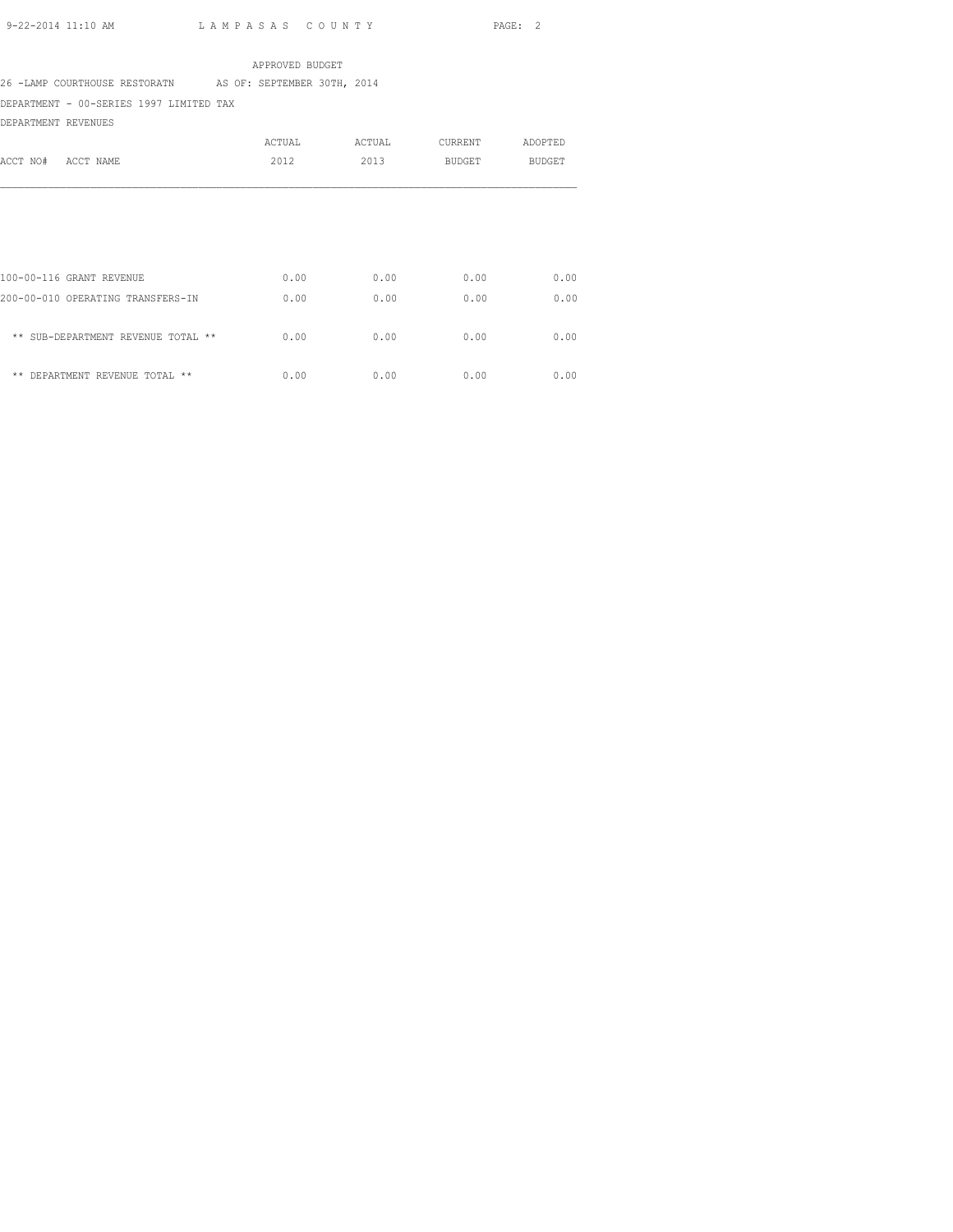APPROVED BUDGET

26 -LAMP COURTHOUSE RESTORATN AS OF: SEPTEMBER 30TH, 2014

DEPARTMENT - 00-SERIES 1997 LIMITED TAX

DEPARTMENT REVENUES

| ACCT NO# ACCT NAME | ACTUAL 2012 | ACTUAL 2013 | CURRENT BUDGET | ADOPTED BUDGET |
|---|---|---|---|---|
| 100-00-116 GRANT REVENUE | 0.00 | 0.00 | 0.00 | 0.00 |
| 200-00-010 OPERATING TRANSFERS-IN | 0.00 | 0.00 | 0.00 | 0.00 |
| ** SUB-DEPARTMENT REVENUE TOTAL ** | 0.00 | 0.00 | 0.00 | 0.00 |
| ** DEPARTMENT REVENUE TOTAL ** | 0.00 | 0.00 | 0.00 | 0.00 |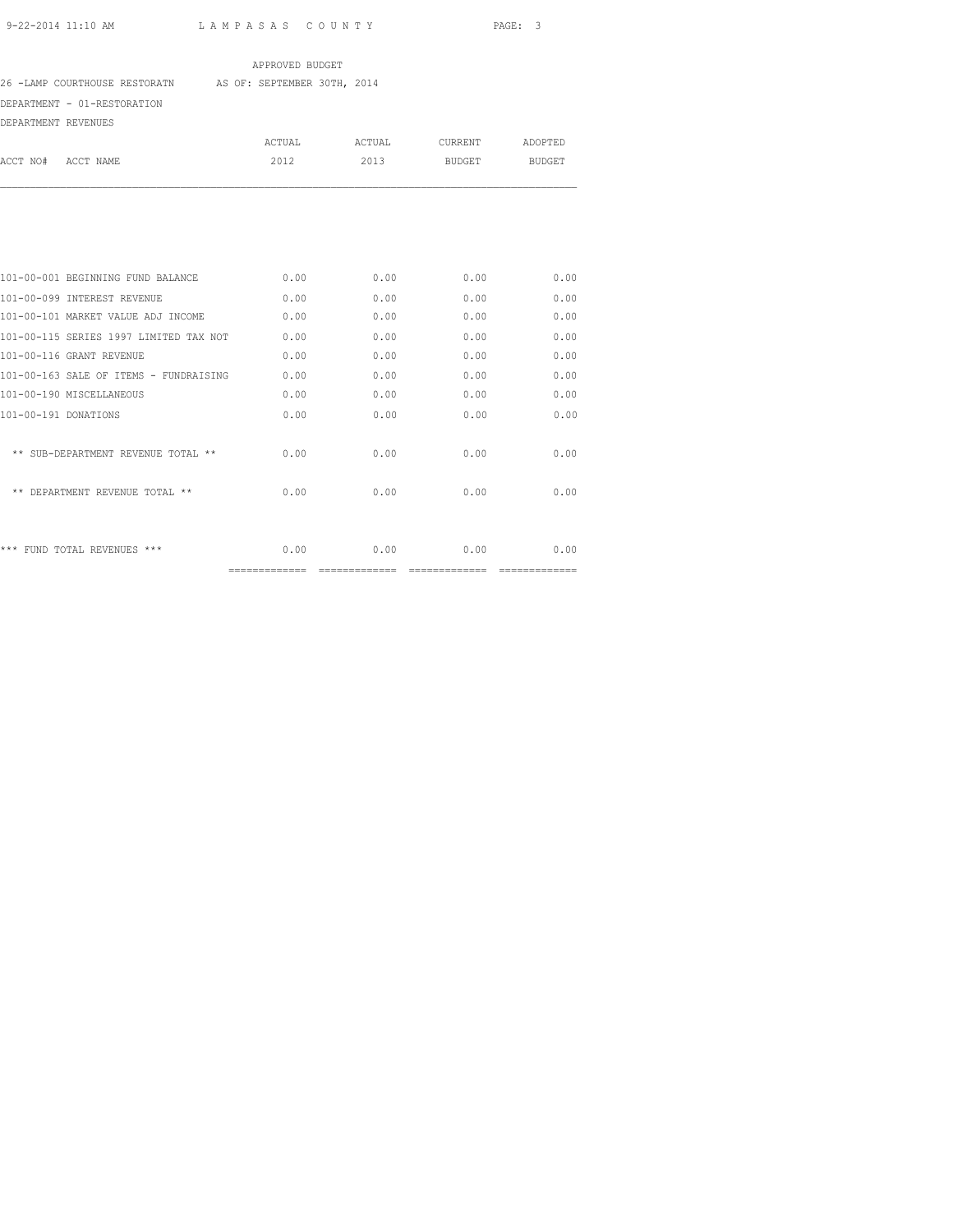APPROVED BUDGET

26 -LAMP COURTHOUSE RESTORATN AS OF: SEPTEMBER 30TH, 2014

DEPARTMENT - 01-RESTORATION

DEPARTMENT REVENUES

| ACCT NO# ACCT NAME | ACTUAL 2012 | ACTUAL 2013 | CURRENT BUDGET | ADOPTED BUDGET |
|---|---|---|---|---|
| 101-00-001 BEGINNING FUND BALANCE | 0.00 | 0.00 | 0.00 | 0.00 |
| 101-00-099 INTEREST REVENUE | 0.00 | 0.00 | 0.00 | 0.00 |
| 101-00-101 MARKET VALUE ADJ INCOME | 0.00 | 0.00 | 0.00 | 0.00 |
| 101-00-115 SERIES 1997 LIMITED TAX NOT | 0.00 | 0.00 | 0.00 | 0.00 |
| 101-00-116 GRANT REVENUE | 0.00 | 0.00 | 0.00 | 0.00 |
| 101-00-163 SALE OF ITEMS - FUNDRAISING | 0.00 | 0.00 | 0.00 | 0.00 |
| 101-00-190 MISCELLANEOUS | 0.00 | 0.00 | 0.00 | 0.00 |
| 101-00-191 DONATIONS | 0.00 | 0.00 | 0.00 | 0.00 |
| ** SUB-DEPARTMENT REVENUE TOTAL ** | 0.00 | 0.00 | 0.00 | 0.00 |
| ** DEPARTMENT REVENUE TOTAL ** | 0.00 | 0.00 | 0.00 | 0.00 |
| *** FUND TOTAL REVENUES *** | 0.00 | 0.00 | 0.00 | 0.00 |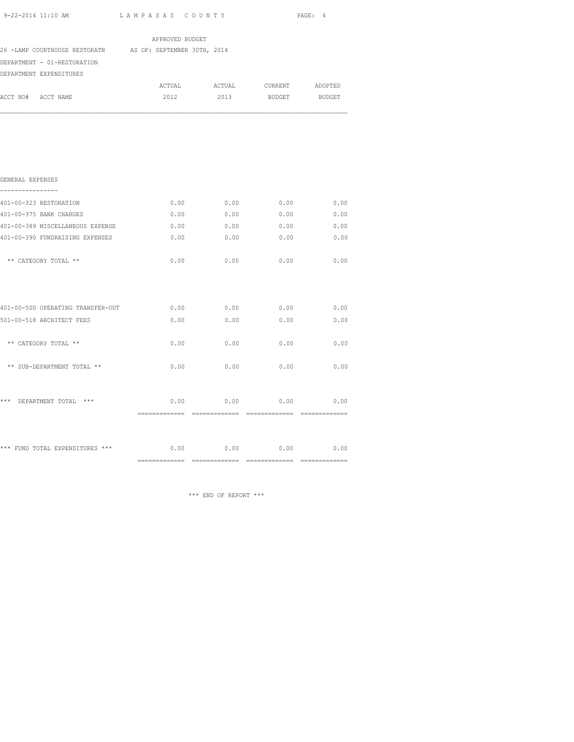APPROVED BUDGET

26 -LAMP COURTHOUSE RESTORATN AS OF: SEPTEMBER 30TH, 2014

DEPARTMENT - 01-RESTORATION

DEPARTMENT EXPENDITURES

| ACCT NO# ACCT NAME | ACTUAL 2012 | ACTUAL 2013 | CURRENT BUDGET | ADOPTED BUDGET |
|---|---|---|---|---|
| **GENERAL EXPENSES** | | | | |
| 401-00-323 RESTORATION | 0.00 | 0.00 | 0.00 | 0.00 |
| 401-00-375 BANK CHARGES | 0.00 | 0.00 | 0.00 | 0.00 |
| 401-00-389 MISCELLANEOUS EXPENSE | 0.00 | 0.00 | 0.00 | 0.00 |
| 401-00-390 FUNDRAISING EXPENSES | 0.00 | 0.00 | 0.00 | 0.00 |
| ** CATEGORY TOTAL ** | 0.00 | 0.00 | 0.00 | 0.00 |
| 401-00-500 OPERATING TRANSFER-OUT | 0.00 | 0.00 | 0.00 | 0.00 |
| 501-00-518 ARCHITECT FEES | 0.00 | 0.00 | 0.00 | 0.00 |
| ** CATEGORY TOTAL ** | 0.00 | 0.00 | 0.00 | 0.00 |
| ** SUB-DEPARTMENT TOTAL ** | 0.00 | 0.00 | 0.00 | 0.00 |
| *** DEPARTMENT TOTAL *** | 0.00 | 0.00 | 0.00 | 0.00 |
| *** FUND TOTAL EXPENDITURES *** | 0.00 | 0.00 | 0.00 | 0.00 |

*** END OF REPORT ***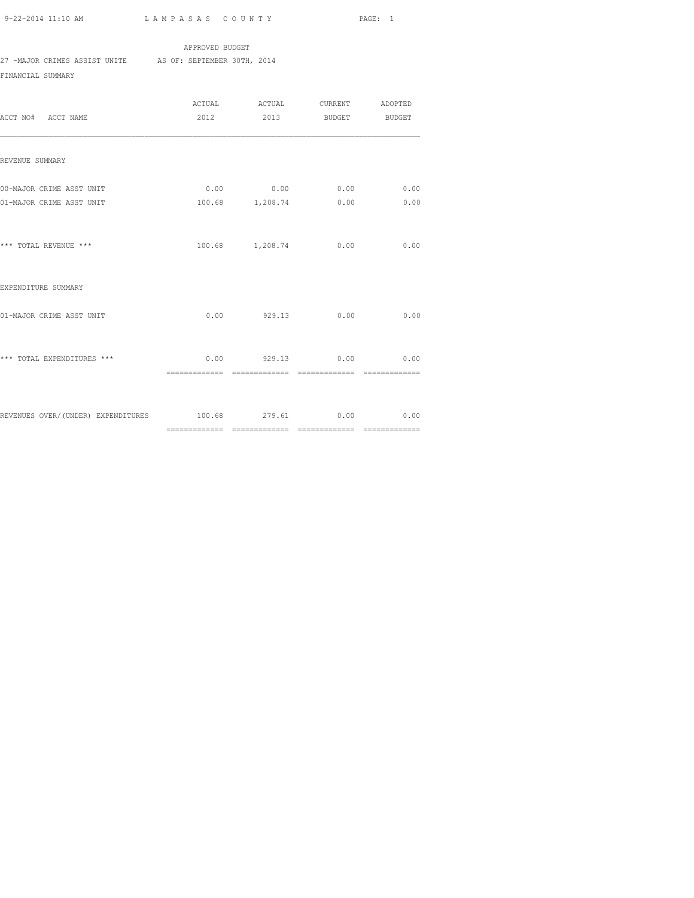APPROVED BUDGET

27 -MAJOR CRIMES ASSIST UNITE AS OF: SEPTEMBER 30TH, 2014

FINANCIAL SUMMARY

| ACCT NO# ACCT NAME | ACTUAL 2012 | ACTUAL 2013 | CURRENT BUDGET | ADOPTED BUDGET |
|---|---|---|---|---|
| REVENUE SUMMARY | | | | |
| 00-MAJOR CRIME ASST UNIT | 0.00 | 0.00 | 0.00 | 0.00 |
| 01-MAJOR CRIME ASST UNIT | 100.68 | 1,208.74 | 0.00 | 0.00 |
| *** TOTAL REVENUE *** | 100.68 | 1,208.74 | 0.00 | 0.00 |
| EXPENDITURE SUMMARY | | | | |
| 01-MAJOR CRIME ASST UNIT | 0.00 | 929.13 | 0.00 | 0.00 |
| *** TOTAL EXPENDITURES *** | 0.00 | 929.13 | 0.00 | 0.00 |
| REVENUES OVER/(UNDER) EXPENDITURES | 100.68 | 279.61 | 0.00 | 0.00 |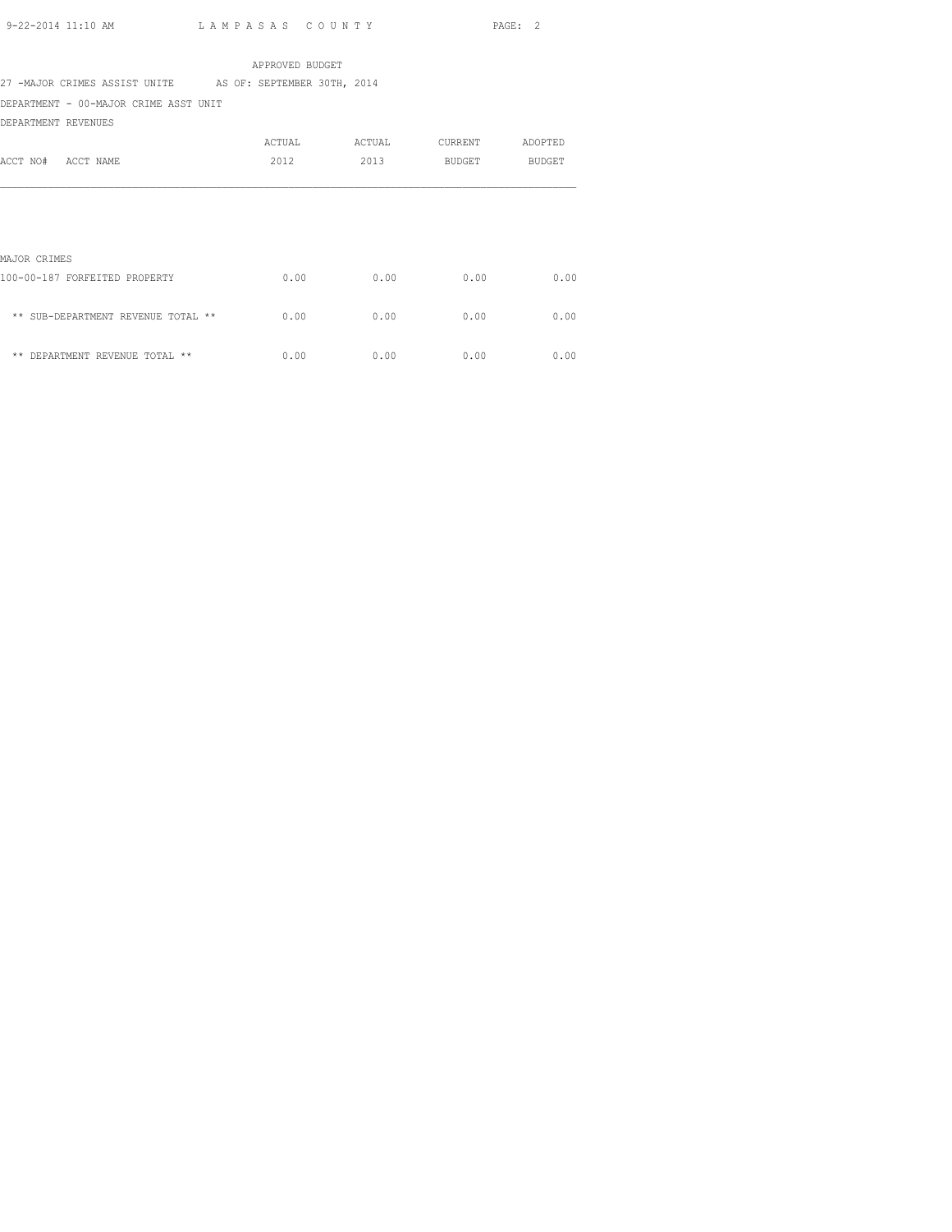APPROVED BUDGET

27 -MAJOR CRIMES ASSIST UNITE AS OF: SEPTEMBER 30TH, 2014

DEPARTMENT - 00-MAJOR CRIME ASST UNIT

DEPARTMENT REVENUES

| ACCT NO# ACCT NAME | ACTUAL 2012 | ACTUAL 2013 | CURRENT BUDGET | ADOPTED BUDGET |
|---|---|---|---|---|
| MAJOR CRIMES | | | | |
| 100-00-187 FORFEITED PROPERTY | 0.00 | 0.00 | 0.00 | 0.00 |
| ** SUB-DEPARTMENT REVENUE TOTAL ** | 0.00 | 0.00 | 0.00 | 0.00 |
| ** DEPARTMENT REVENUE TOTAL ** | 0.00 | 0.00 | 0.00 | 0.00 |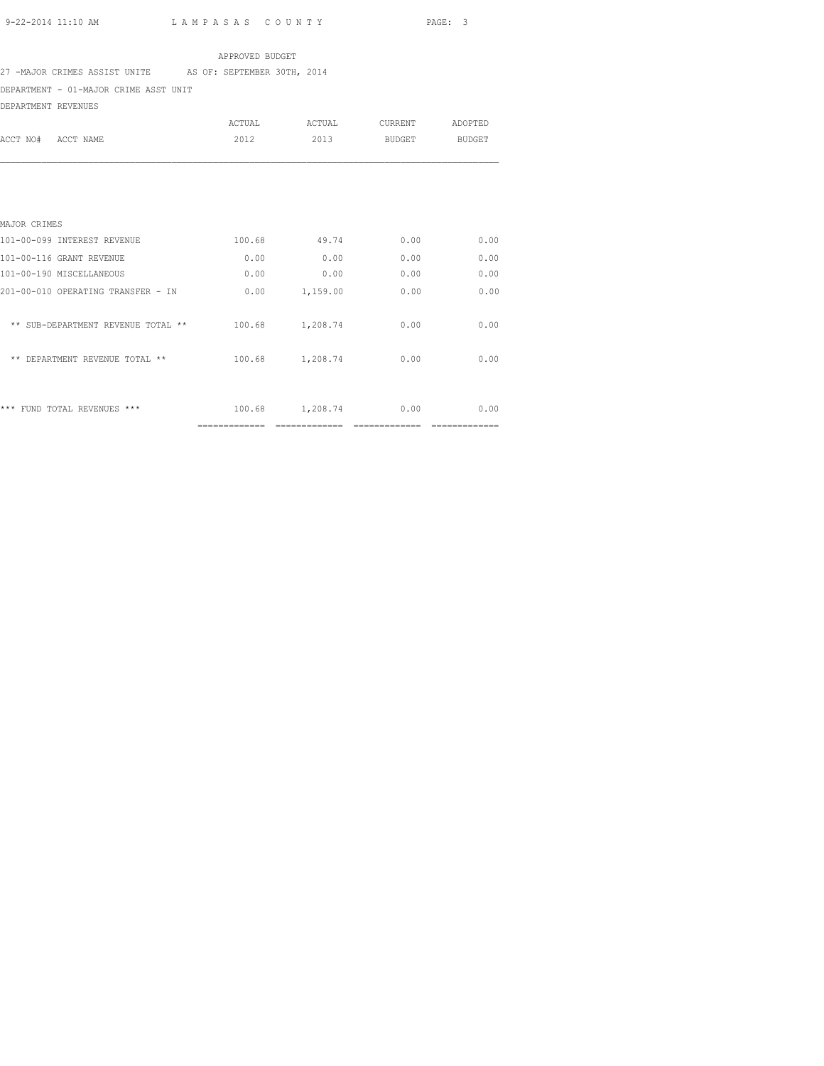APPROVED BUDGET

27 -MAJOR CRIMES ASSIST UNITE AS OF: SEPTEMBER 30TH, 2014

DEPARTMENT - 01-MAJOR CRIME ASST UNIT

DEPARTMENT REVENUES

| ACCT NO# ACCT NAME | ACTUAL 2012 | ACTUAL 2013 | CURRENT BUDGET | ADOPTED BUDGET |
|---|---|---|---|---|
| MAJOR CRIMES | | | | |
| 101-00-099 INTEREST REVENUE | 100.68 | 49.74 | 0.00 | 0.00 |
| 101-00-116 GRANT REVENUE | 0.00 | 0.00 | 0.00 | 0.00 |
| 101-00-190 MISCELLANEOUS | 0.00 | 0.00 | 0.00 | 0.00 |
| 201-00-010 OPERATING TRANSFER - IN | 0.00 | 1,159.00 | 0.00 | 0.00 |
| ** SUB-DEPARTMENT REVENUE TOTAL ** | 100.68 | 1,208.74 | 0.00 | 0.00 |
| ** DEPARTMENT REVENUE TOTAL ** | 100.68 | 1,208.74 | 0.00 | 0.00 |
| *** FUND TOTAL REVENUES *** | 100.68 | 1,208.74 | 0.00 | 0.00 |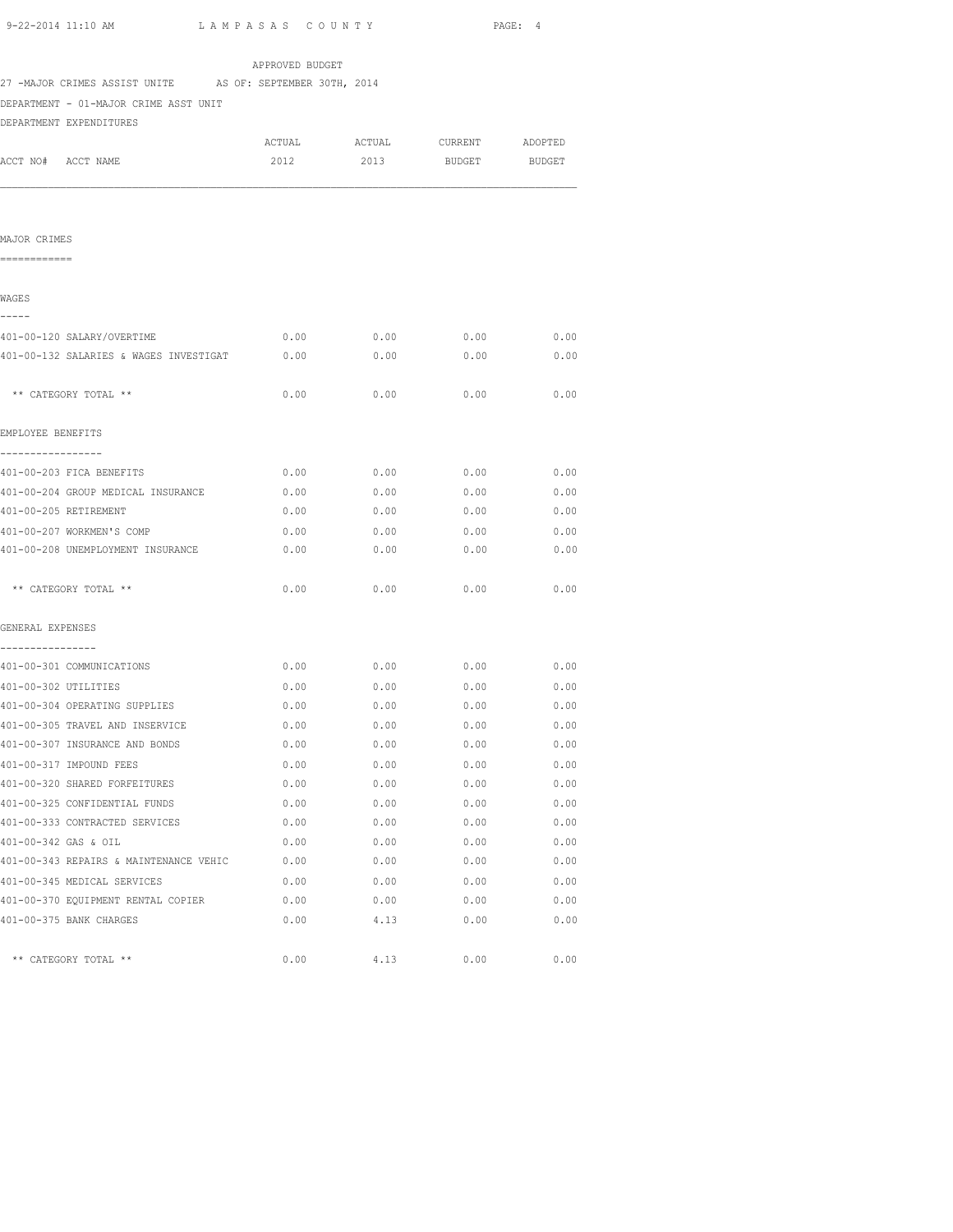APPROVED BUDGET

27 -MAJOR CRIMES ASSIST UNITE AS OF: SEPTEMBER 30TH, 2014

DEPARTMENT - 01-MAJOR CRIME ASST UNIT

DEPARTMENT EXPENDITURES

| ACCT NO# ACCT NAME | ACTUAL 2012 | ACTUAL 2013 | CURRENT BUDGET | ADOPTED BUDGET |
|---|---|---|---|---|
| **MAJOR CRIMES** | | | | |
| **WAGES** | | | | |
| 401-00-120 SALARY/OVERTIME | 0.00 | 0.00 | 0.00 | 0.00 |
| 401-00-132 SALARIES & WAGES INVESTIGAT | 0.00 | 0.00 | 0.00 | 0.00 |
| ** CATEGORY TOTAL ** | 0.00 | 0.00 | 0.00 | 0.00 |
| **EMPLOYEE BENEFITS** | | | | |
| 401-00-203 FICA BENEFITS | 0.00 | 0.00 | 0.00 | 0.00 |
| 401-00-204 GROUP MEDICAL INSURANCE | 0.00 | 0.00 | 0.00 | 0.00 |
| 401-00-205 RETIREMENT | 0.00 | 0.00 | 0.00 | 0.00 |
| 401-00-207 WORKMEN'S COMP | 0.00 | 0.00 | 0.00 | 0.00 |
| 401-00-208 UNEMPLOYMENT INSURANCE | 0.00 | 0.00 | 0.00 | 0.00 |
| ** CATEGORY TOTAL ** | 0.00 | 0.00 | 0.00 | 0.00 |
| **GENERAL EXPENSES** | | | | |
| 401-00-301 COMMUNICATIONS | 0.00 | 0.00 | 0.00 | 0.00 |
| 401-00-302 UTILITIES | 0.00 | 0.00 | 0.00 | 0.00 |
| 401-00-304 OPERATING SUPPLIES | 0.00 | 0.00 | 0.00 | 0.00 |
| 401-00-305 TRAVEL AND INSERVICE | 0.00 | 0.00 | 0.00 | 0.00 |
| 401-00-307 INSURANCE AND BONDS | 0.00 | 0.00 | 0.00 | 0.00 |
| 401-00-317 IMPOUND FEES | 0.00 | 0.00 | 0.00 | 0.00 |
| 401-00-320 SHARED FORFEITURES | 0.00 | 0.00 | 0.00 | 0.00 |
| 401-00-325 CONFIDENTIAL FUNDS | 0.00 | 0.00 | 0.00 | 0.00 |
| 401-00-333 CONTRACTED SERVICES | 0.00 | 0.00 | 0.00 | 0.00 |
| 401-00-342 GAS & OIL | 0.00 | 0.00 | 0.00 | 0.00 |
| 401-00-343 REPAIRS & MAINTENANCE VEHIC | 0.00 | 0.00 | 0.00 | 0.00 |
| 401-00-345 MEDICAL SERVICES | 0.00 | 0.00 | 0.00 | 0.00 |
| 401-00-370 EQUIPMENT RENTAL COPIER | 0.00 | 0.00 | 0.00 | 0.00 |
| 401-00-375 BANK CHARGES | 0.00 | 4.13 | 0.00 | 0.00 |
| ** CATEGORY TOTAL ** | 0.00 | 4.13 | 0.00 | 0.00 |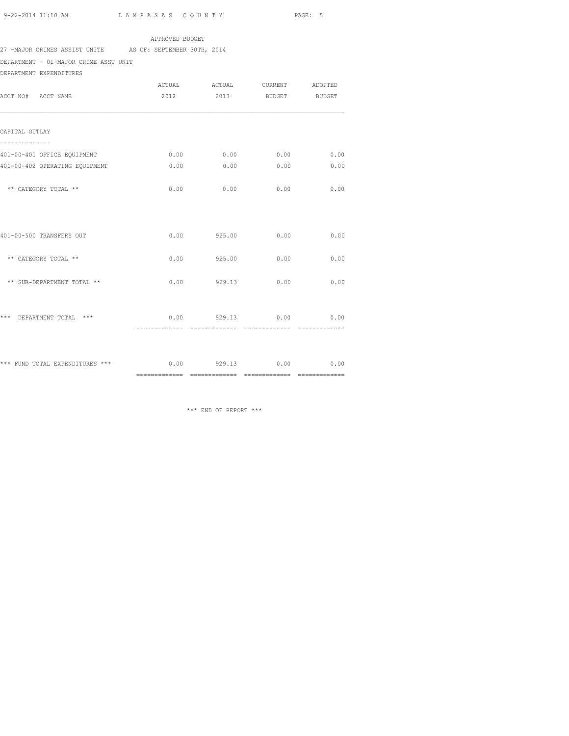APPROVED BUDGET

27 -MAJOR CRIMES ASSIST UNITE AS OF: SEPTEMBER 30TH, 2014

DEPARTMENT - 01-MAJOR CRIME ASST UNIT

DEPARTMENT EXPENDITURES

| ACCT NO# ACCT NAME | ACTUAL 2012 | ACTUAL 2013 | CURRENT BUDGET | ADOPTED BUDGET |
|---|---|---|---|---|
| **CAPITAL OUTLAY** | | | | |
| 401-00-401 OFFICE EQUIPMENT | 0.00 | 0.00 | 0.00 | 0.00 |
| 401-00-402 OPERATING EQUIPMENT | 0.00 | 0.00 | 0.00 | 0.00 |
| ** CATEGORY TOTAL ** | 0.00 | 0.00 | 0.00 | 0.00 |
| 401-00-500 TRANSFERS OUT | 0.00 | 925.00 | 0.00 | 0.00 |
| ** CATEGORY TOTAL ** | 0.00 | 925.00 | 0.00 | 0.00 |
| ** SUB-DEPARTMENT TOTAL ** | 0.00 | 929.13 | 0.00 | 0.00 |
| *** DEPARTMENT TOTAL *** | 0.00 | 929.13 | 0.00 | 0.00 |
| *** FUND TOTAL EXPENDITURES *** | 0.00 | 929.13 | 0.00 | 0.00 |

*** END OF REPORT ***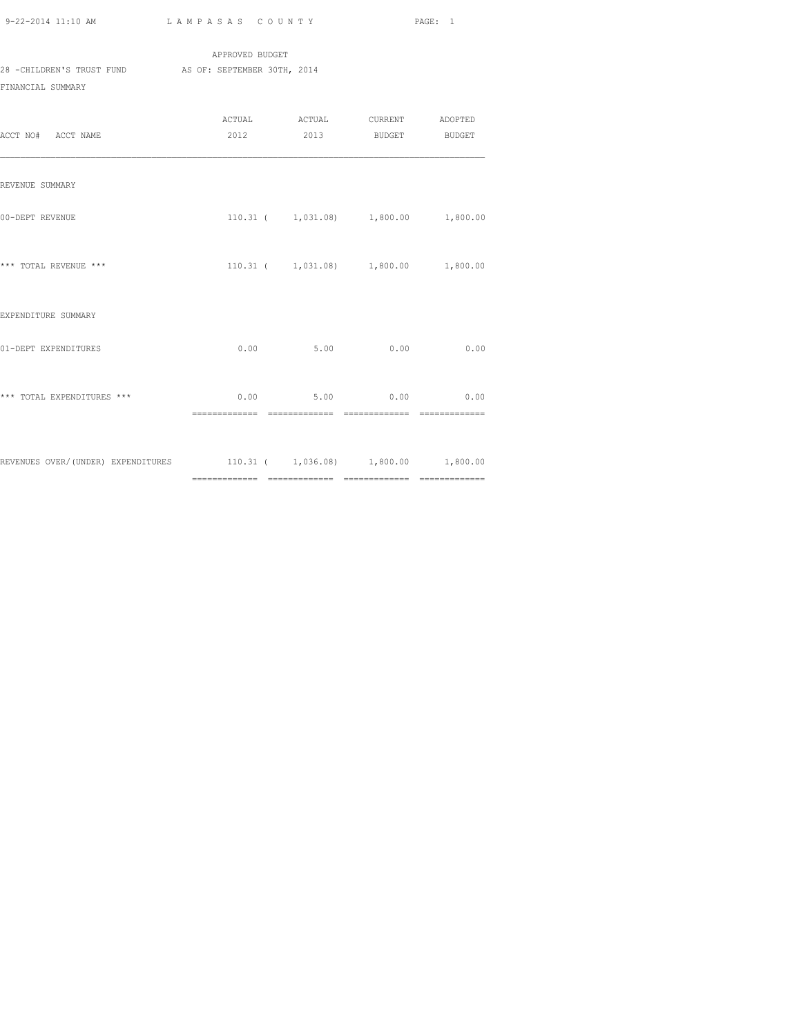LAMPASAS COUNTY

APPROVED BUDGET

28 -CHILDREN'S TRUST FUND AS OF: SEPTEMBER 30TH, 2014

FINANCIAL SUMMARY

| ACCT NO# ACCT NAME | ACTUAL 2012 | ACTUAL 2013 | CURRENT BUDGET | ADOPTED BUDGET |
|---|---|---|---|---|
| REVENUE SUMMARY | | | | |
| 00-DEPT REVENUE | 110.31 | ( 1,031.08) | 1,800.00 | 1,800.00 |
| *** TOTAL REVENUE *** | 110.31 | ( 1,031.08) | 1,800.00 | 1,800.00 |
| EXPENDITURE SUMMARY | | | | |
| 01-DEPT EXPENDITURES | 0.00 | 5.00 | 0.00 | 0.00 |
| *** TOTAL EXPENDITURES *** | 0.00 | 5.00 | 0.00 | 0.00 |
| REVENUES OVER/(UNDER) EXPENDITURES | 110.31 | ( 1,036.08) | 1,800.00 | 1,800.00 |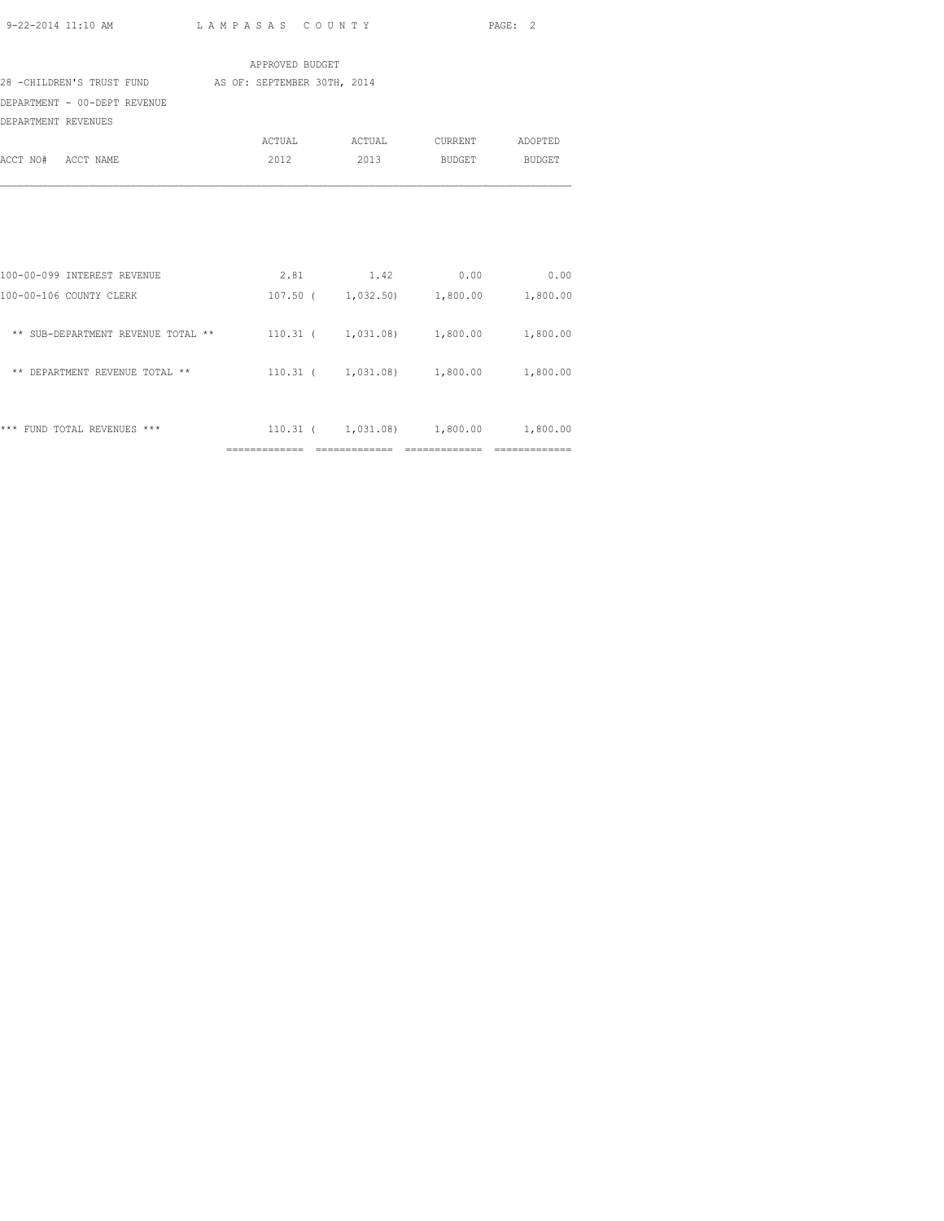APPROVED BUDGET

28 -CHILDREN'S TRUST FUND AS OF: SEPTEMBER 30TH, 2014

DEPARTMENT - 00-DEPT REVENUE

DEPARTMENT REVENUES

| ACCT NO# ACCT NAME | ACTUAL 2012 | ACTUAL 2013 | CURRENT BUDGET | ADOPTED BUDGET |
|---|---|---|---|---|
| 100-00-099 INTEREST REVENUE | 2.81 | 1.42 | 0.00 | 0.00 |
| 100-00-106 COUNTY CLERK | 107.50 | ( 1,032.50) | 1,800.00 | 1,800.00 |
| ** SUB-DEPARTMENT REVENUE TOTAL ** | 110.31 | ( 1,031.08) | 1,800.00 | 1,800.00 |
| ** DEPARTMENT REVENUE TOTAL ** | 110.31 | ( 1,031.08) | 1,800.00 | 1,800.00 |
| *** FUND TOTAL REVENUES *** | 110.31 | ( 1,031.08) | 1,800.00 | 1,800.00 |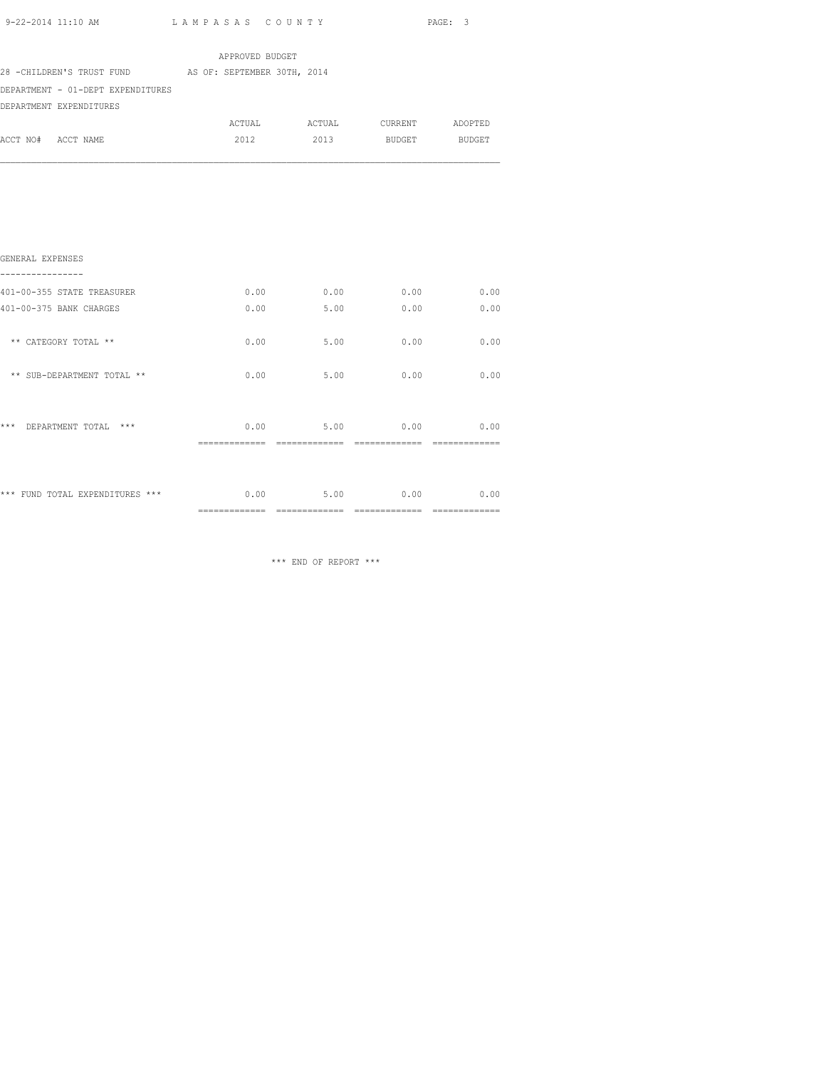APPROVED BUDGET

28 -CHILDREN'S TRUST FUND AS OF: SEPTEMBER 30TH, 2014

DEPARTMENT - 01-DEPT EXPENDITURES

DEPARTMENT EXPENDITURES

| ACCT NO# ACCT NAME | ACTUAL 2012 | ACTUAL 2013 | CURRENT BUDGET | ADOPTED BUDGET |
|---|---|---|---|---|
| **GENERAL EXPENSES** | | | | |
| 401-00-355 STATE TREASURER | 0.00 | 0.00 | 0.00 | 0.00 |
| 401-00-375 BANK CHARGES | 0.00 | 5.00 | 0.00 | 0.00 |
| ** CATEGORY TOTAL ** | 0.00 | 5.00 | 0.00 | 0.00 |
| ** SUB-DEPARTMENT TOTAL ** | 0.00 | 5.00 | 0.00 | 0.00 |
| *** DEPARTMENT TOTAL *** | 0.00 | 5.00 | 0.00 | 0.00 |
| *** FUND TOTAL EXPENDITURES *** | 0.00 | 5.00 | 0.00 | 0.00 |

*** END OF REPORT ***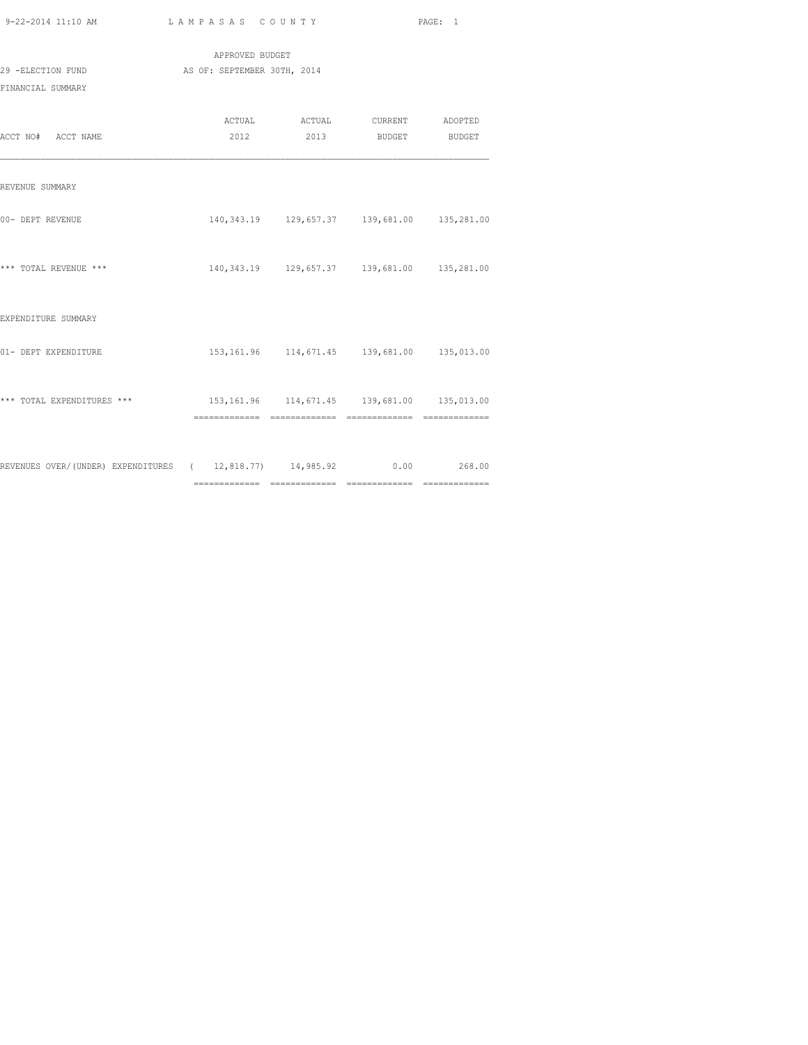LAMPASAS COUNTY

APPROVED BUDGET

29 -ELECTION FUND AS OF: SEPTEMBER 30TH, 2014

FINANCIAL SUMMARY

| ACCT NO# ACCT NAME | ACTUAL 2012 | ACTUAL 2013 | CURRENT BUDGET | ADOPTED BUDGET |
|---|---|---|---|---|
| REVENUE SUMMARY | | | | |
| 00- DEPT REVENUE | 140,343.19 | 129,657.37 | 139,681.00 | 135,281.00 |
| *** TOTAL REVENUE *** | 140,343.19 | 129,657.37 | 139,681.00 | 135,281.00 |
| EXPENDITURE SUMMARY | | | | |
| 01- DEPT EXPENDITURE | 153,161.96 | 114,671.45 | 139,681.00 | 135,013.00 |
| *** TOTAL EXPENDITURES *** | 153,161.96 | 114,671.45 | 139,681.00 | 135,013.00 |
| REVENUES OVER/(UNDER) EXPENDITURES | ( 12,818.77) | 14,985.92 | 0.00 | 268.00 |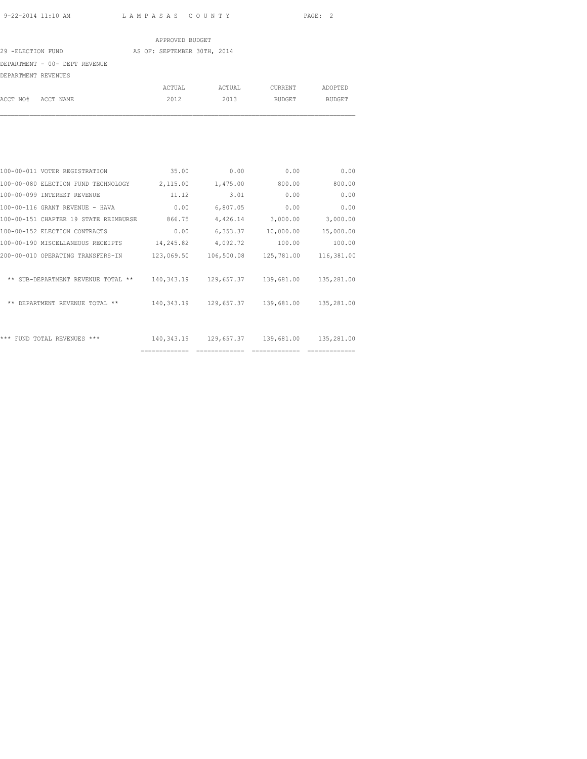LAMPASAS COUNTY

APPROVED BUDGET

29 -ELECTION FUND AS OF: SEPTEMBER 30TH, 2014

DEPARTMENT - 00- DEPT REVENUE

DEPARTMENT REVENUES

| ACCT NO# ACCT NAME | ACTUAL 2012 | ACTUAL 2013 | CURRENT BUDGET | ADOPTED BUDGET |
|---|---|---|---|---|
| 100-00-011 VOTER REGISTRATION | 35.00 | 0.00 | 0.00 | 0.00 |
| 100-00-080 ELECTION FUND TECHNOLOGY | 2,115.00 | 1,475.00 | 800.00 | 800.00 |
| 100-00-099 INTEREST REVENUE | 11.12 | 3.01 | 0.00 | 0.00 |
| 100-00-116 GRANT REVENUE - HAVA | 0.00 | 6,807.05 | 0.00 | 0.00 |
| 100-00-151 CHAPTER 19 STATE REIMBURSE | 866.75 | 4,426.14 | 3,000.00 | 3,000.00 |
| 100-00-152 ELECTION CONTRACTS | 0.00 | 6,353.37 | 10,000.00 | 15,000.00 |
| 100-00-190 MISCELLANEOUS RECEIPTS | 14,245.82 | 4,092.72 | 100.00 | 100.00 |
| 200-00-010 OPERATING TRANSFERS-IN | 123,069.50 | 106,500.08 | 125,781.00 | 116,381.00 |
| ** SUB-DEPARTMENT REVENUE TOTAL ** | 140,343.19 | 129,657.37 | 139,681.00 | 135,281.00 |
| ** DEPARTMENT REVENUE TOTAL ** | 140,343.19 | 129,657.37 | 139,681.00 | 135,281.00 |
| *** FUND TOTAL REVENUES *** | 140,343.19 | 129,657.37 | 139,681.00 | 135,281.00 |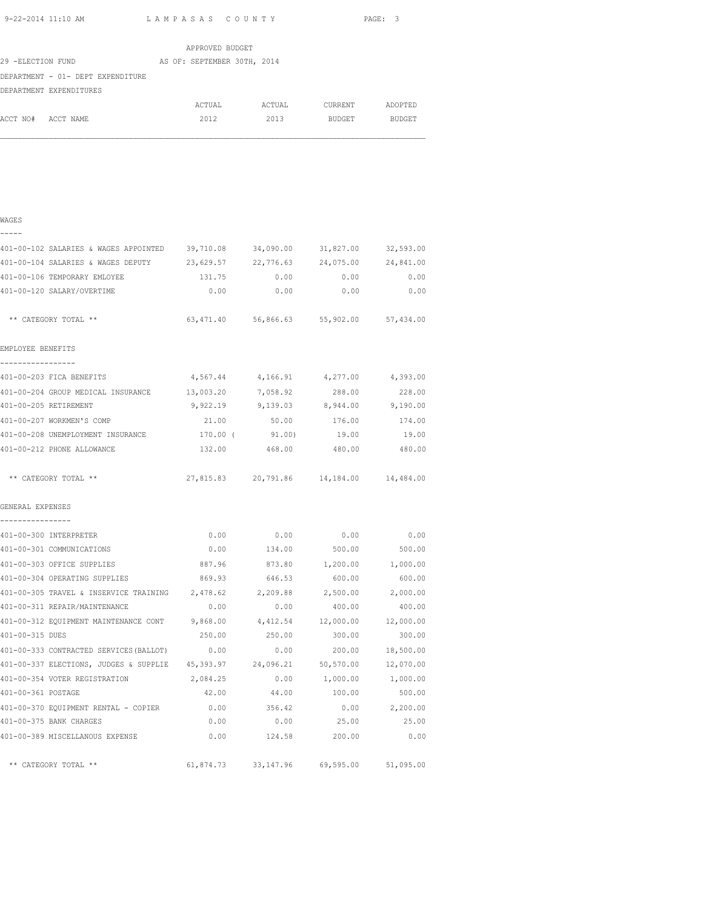APPROVED BUDGET

29 -ELECTION FUND AS OF: SEPTEMBER 30TH, 2014

DEPARTMENT - 01- DEPT EXPENDITURE

DEPARTMENT EXPENDITURES

| ACCT NO# | ACCT NAME | ACTUAL 2012 | ACTUAL 2013 | CURRENT BUDGET | ADOPTED BUDGET |
|---|---|---|---|---|---|
| **WAGES** | | | | | |
| 401-00-102 | SALARIES & WAGES APPOINTED | 39,710.08 | 34,090.00 | 31,827.00 | 32,593.00 |
| 401-00-104 | SALARIES & WAGES DEPUTY | 23,629.57 | 22,776.63 | 24,075.00 | 24,841.00 |
| 401-00-106 | TEMPORARY EMLOYEE | 131.75 | 0.00 | 0.00 | 0.00 |
| 401-00-120 | SALARY/OVERTIME | 0.00 | 0.00 | 0.00 | 0.00 |
| | ** CATEGORY TOTAL ** | 63,471.40 | 56,866.63 | 55,902.00 | 57,434.00 |
| **EMPLOYEE BENEFITS** | | | | | |
| 401-00-203 | FICA BENEFITS | 4,567.44 | 4,166.91 | 4,277.00 | 4,393.00 |
| 401-00-204 | GROUP MEDICAL INSURANCE | 13,003.20 | 7,058.92 | 288.00 | 228.00 |
| 401-00-205 | RETIREMENT | 9,922.19 | 9,139.03 | 8,944.00 | 9,190.00 |
| 401-00-207 | WORKMEN'S COMP | 21.00 | 50.00 | 176.00 | 174.00 |
| 401-00-208 | UNEMPLOYMENT INSURANCE | 170.00 | ( 91.00) | 19.00 | 19.00 |
| 401-00-212 | PHONE ALLOWANCE | 132.00 | 468.00 | 480.00 | 480.00 |
| | ** CATEGORY TOTAL ** | 27,815.83 | 20,791.86 | 14,184.00 | 14,484.00 |
| **GENERAL EXPENSES** | | | | | |
| 401-00-300 | INTERPRETER | 0.00 | 0.00 | 0.00 | 0.00 |
| 401-00-301 | COMMUNICATIONS | 0.00 | 134.00 | 500.00 | 500.00 |
| 401-00-303 | OFFICE SUPPLIES | 887.96 | 873.80 | 1,200.00 | 1,000.00 |
| 401-00-304 | OPERATING SUPPLIES | 869.93 | 646.53 | 600.00 | 600.00 |
| 401-00-305 | TRAVEL & INSERVICE TRAINING | 2,478.62 | 2,209.88 | 2,500.00 | 2,000.00 |
| 401-00-311 | REPAIR/MAINTENANCE | 0.00 | 0.00 | 400.00 | 400.00 |
| 401-00-312 | EQUIPMENT MAINTENANCE CONT | 9,868.00 | 4,412.54 | 12,000.00 | 12,000.00 |
| 401-00-315 | DUES | 250.00 | 250.00 | 300.00 | 300.00 |
| 401-00-333 | CONTRACTED SERVICES(BALLOT) | 0.00 | 0.00 | 200.00 | 18,500.00 |
| 401-00-337 | ELECTIONS, JUDGES & SUPPLIE | 45,393.97 | 24,096.21 | 50,570.00 | 12,070.00 |
| 401-00-354 | VOTER REGISTRATION | 2,084.25 | 0.00 | 1,000.00 | 1,000.00 |
| 401-00-361 | POSTAGE | 42.00 | 44.00 | 100.00 | 500.00 |
| 401-00-370 | EQUIPMENT RENTAL - COPIER | 0.00 | 356.42 | 0.00 | 2,200.00 |
| 401-00-375 | BANK CHARGES | 0.00 | 0.00 | 25.00 | 25.00 |
| 401-00-389 | MISCELLANOUS EXPENSE | 0.00 | 124.58 | 200.00 | 0.00 |
| | ** CATEGORY TOTAL ** | 61,874.73 | 33,147.96 | 69,595.00 | 51,095.00 |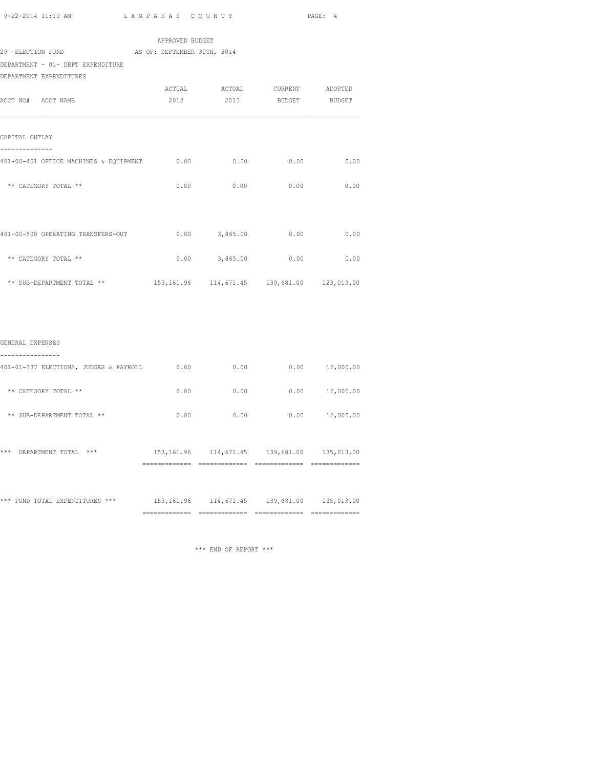APPROVED BUDGET

29 -ELECTION FUND AS OF: SEPTEMBER 30TH, 2014

DEPARTMENT - 01- DEPT EXPENDITURE

DEPARTMENT EXPENDITURES

| ACCT NO# ACCT NAME | ACTUAL 2012 | ACTUAL 2013 | CURRENT BUDGET | ADOPTED BUDGET |
|---|---|---|---|---|
| **CAPITAL OUTLAY** | | | | |
| 401-00-401 OFFICE MACHINES & EQUIPMENT | 0.00 | 0.00 | 0.00 | 0.00 |
| ** CATEGORY TOTAL ** | 0.00 | 0.00 | 0.00 | 0.00 |
| 401-00-500 OPERATING TRANSFERS-OUT | 0.00 | 3,865.00 | 0.00 | 0.00 |
| ** CATEGORY TOTAL ** | 0.00 | 3,865.00 | 0.00 | 0.00 |
| ** SUB-DEPARTMENT TOTAL ** | 153,161.96 | 114,671.45 | 139,681.00 | 123,013.00 |
| **GENERAL EXPENSES** | | | | |
| 401-01-337 ELECTIONS, JUDGES & PAYROLL | 0.00 | 0.00 | 0.00 | 12,000.00 |
| ** CATEGORY TOTAL ** | 0.00 | 0.00 | 0.00 | 12,000.00 |
| ** SUB-DEPARTMENT TOTAL ** | 0.00 | 0.00 | 0.00 | 12,000.00 |
| *** DEPARTMENT TOTAL *** | 153,161.96 | 114,671.45 | 139,681.00 | 135,013.00 |
| *** FUND TOTAL EXPENDITURES *** | 153,161.96 | 114,671.45 | 139,681.00 | 135,013.00 |

*** END OF REPORT ***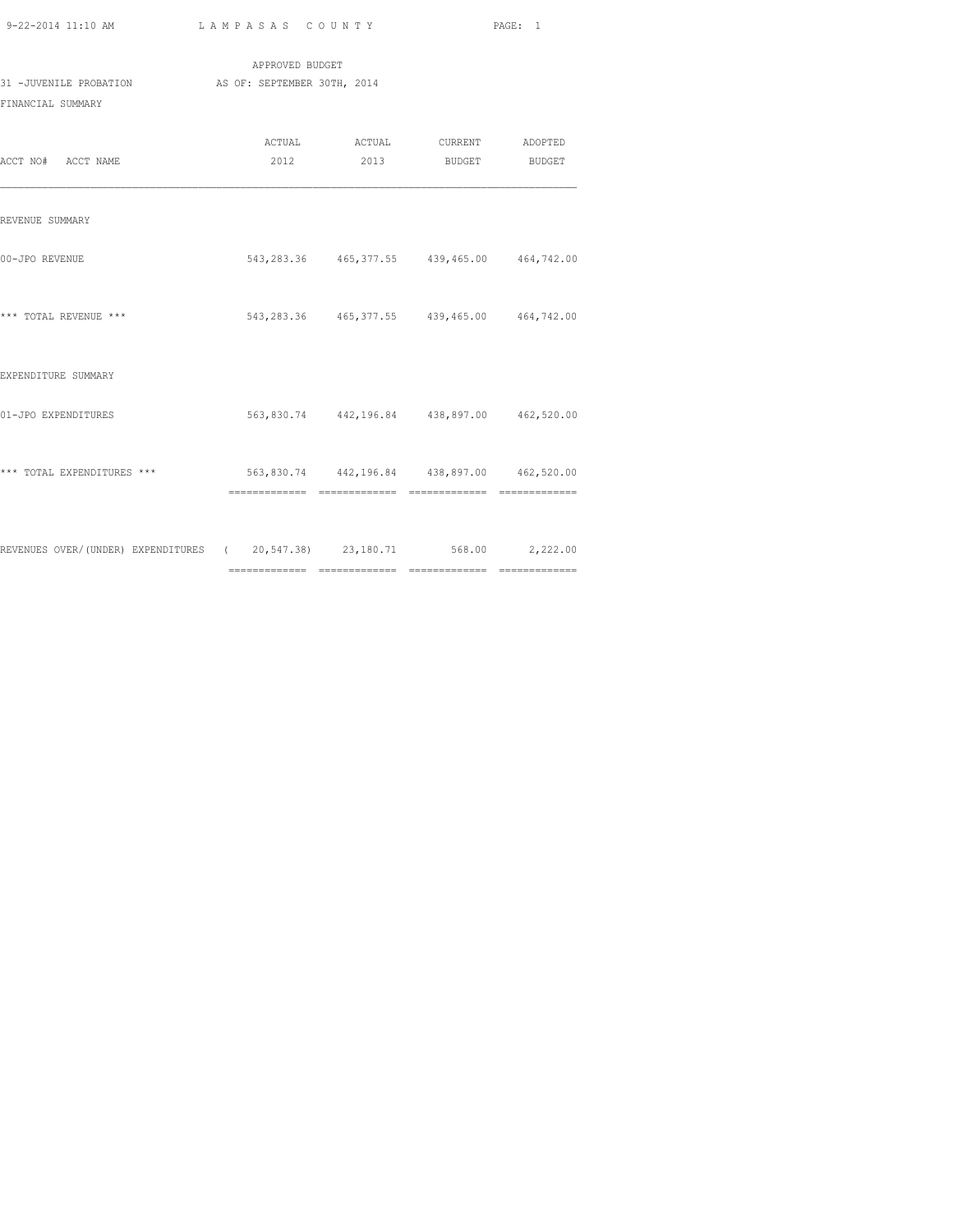LAMPASAS COUNTY

APPROVED BUDGET

31 -JUVENILE PROBATION AS OF: SEPTEMBER 30TH, 2014

FINANCIAL SUMMARY

| ACCT NO# ACCT NAME | ACTUAL 2012 | ACTUAL 2013 | CURRENT BUDGET | ADOPTED BUDGET |
|---|---|---|---|---|
| REVENUE SUMMARY | | | | |
| 00-JPO REVENUE | 543,283.36 | 465,377.55 | 439,465.00 | 464,742.00 |
| *** TOTAL REVENUE *** | 543,283.36 | 465,377.55 | 439,465.00 | 464,742.00 |
| EXPENDITURE SUMMARY | | | | |
| 01-JPO EXPENDITURES | 563,830.74 | 442,196.84 | 438,897.00 | 462,520.00 |
| *** TOTAL EXPENDITURES *** | 563,830.74 | 442,196.84 | 438,897.00 | 462,520.00 |
| REVENUES OVER/(UNDER) EXPENDITURES | ( 20,547.38) | 23,180.71 | 568.00 | 2,222.00 |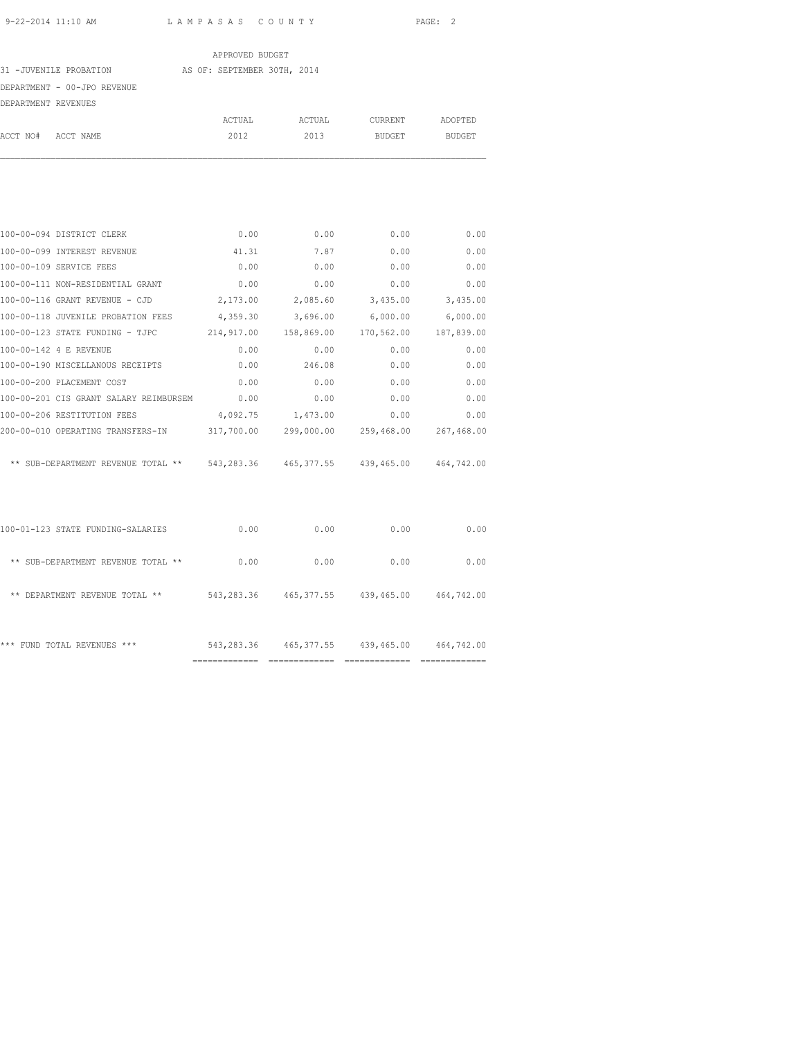LAMPASAS COUNTY

APPROVED BUDGET

31 -JUVENILE PROBATION AS OF: SEPTEMBER 30TH, 2014

DEPARTMENT - 00-JPO REVENUE

DEPARTMENT REVENUES

| ACCT NO# | ACCT NAME | ACTUAL 2012 | ACTUAL 2013 | CURRENT BUDGET | ADOPTED BUDGET |
|---|---|---|---|---|---|
| 100-00-094 | DISTRICT CLERK | 0.00 | 0.00 | 0.00 | 0.00 |
| 100-00-099 | INTEREST REVENUE | 41.31 | 7.87 | 0.00 | 0.00 |
| 100-00-109 | SERVICE FEES | 0.00 | 0.00 | 0.00 | 0.00 |
| 100-00-111 | NON-RESIDENTIAL GRANT | 0.00 | 0.00 | 0.00 | 0.00 |
| 100-00-116 | GRANT REVENUE - CJD | 2,173.00 | 2,085.60 | 3,435.00 | 3,435.00 |
| 100-00-118 | JUVENILE PROBATION FEES | 4,359.30 | 3,696.00 | 6,000.00 | 6,000.00 |
| 100-00-123 | STATE FUNDING - TJPC | 214,917.00 | 158,869.00 | 170,562.00 | 187,839.00 |
| 100-00-142 | 4 E REVENUE | 0.00 | 0.00 | 0.00 | 0.00 |
| 100-00-190 | MISCELLANOUS RECEIPTS | 0.00 | 246.08 | 0.00 | 0.00 |
| 100-00-200 | PLACEMENT COST | 0.00 | 0.00 | 0.00 | 0.00 |
| 100-00-201 | CIS GRANT SALARY REIMBURSEM | 0.00 | 0.00 | 0.00 | 0.00 |
| 100-00-206 | RESTITUTION FEES | 4,092.75 | 1,473.00 | 0.00 | 0.00 |
| 200-00-010 | OPERATING TRANSFERS-IN | 317,700.00 | 299,000.00 | 259,468.00 | 267,468.00 |
| | ** SUB-DEPARTMENT REVENUE TOTAL ** | 543,283.36 | 465,377.55 | 439,465.00 | 464,742.00 |
| 100-01-123 | STATE FUNDING-SALARIES | 0.00 | 0.00 | 0.00 | 0.00 |
| | ** SUB-DEPARTMENT REVENUE TOTAL ** | 0.00 | 0.00 | 0.00 | 0.00 |
| | ** DEPARTMENT REVENUE TOTAL ** | 543,283.36 | 465,377.55 | 439,465.00 | 464,742.00 |
| | *** FUND TOTAL REVENUES *** | 543,283.36 | 465,377.55 | 439,465.00 | 464,742.00 |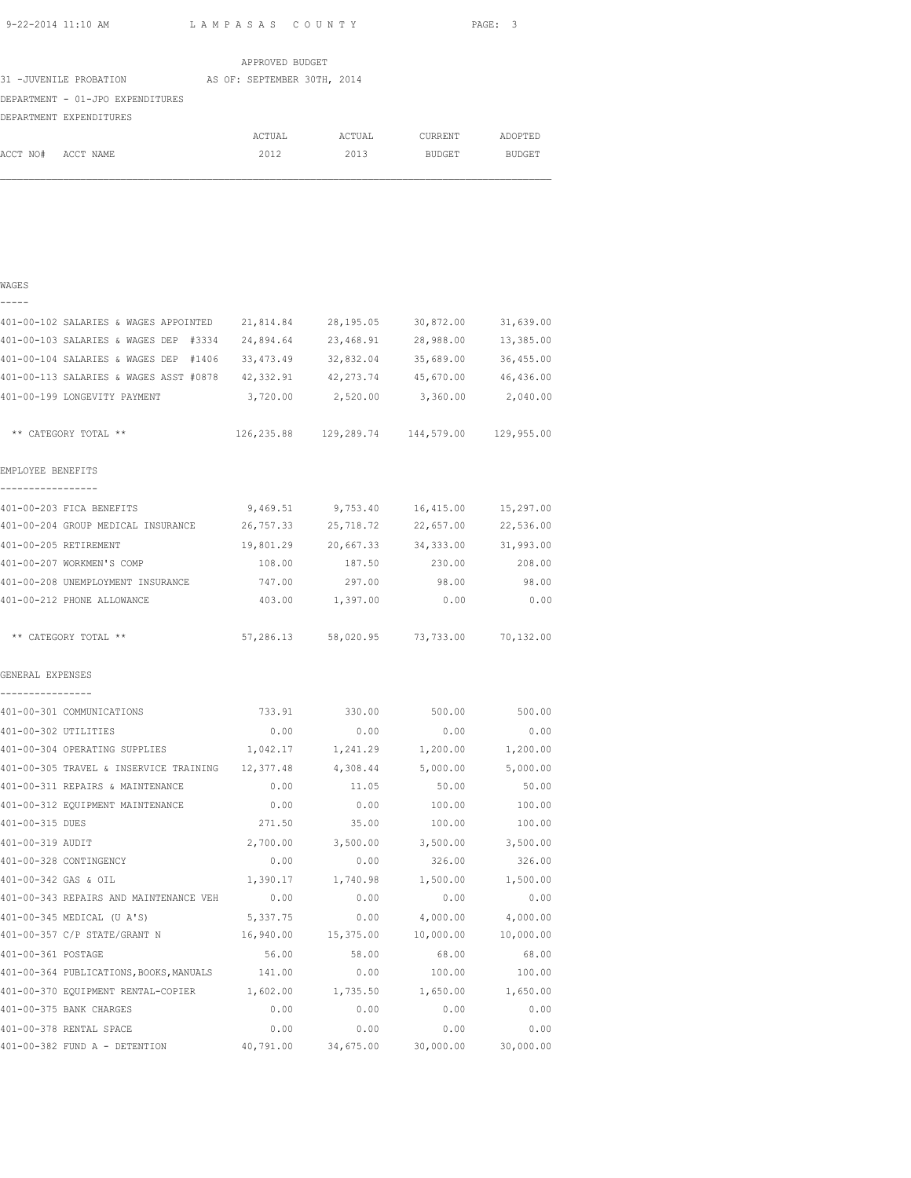APPROVED BUDGET

31 -JUVENILE PROBATION AS OF: SEPTEMBER 30TH, 2014

DEPARTMENT - 01-JPO EXPENDITURES

DEPARTMENT EXPENDITURES

| ACCT NO# ACCT NAME | ACTUAL 2012 | ACTUAL 2013 | CURRENT BUDGET | ADOPTED BUDGET |
|---|---|---|---|---|
| **WAGES** | | | | |
| 401-00-102 SALARIES & WAGES APPOINTED | 21,814.84 | 28,195.05 | 30,872.00 | 31,639.00 |
| 401-00-103 SALARIES & WAGES DEP #3334 | 24,894.64 | 23,468.91 | 28,988.00 | 13,385.00 |
| 401-00-104 SALARIES & WAGES DEP #1406 | 33,473.49 | 32,832.04 | 35,689.00 | 36,455.00 |
| 401-00-113 SALARIES & WAGES ASST #0878 | 42,332.91 | 42,273.74 | 45,670.00 | 46,436.00 |
| 401-00-199 LONGEVITY PAYMENT | 3,720.00 | 2,520.00 | 3,360.00 | 2,040.00 |
| ** CATEGORY TOTAL ** | 126,235.88 | 129,289.74 | 144,579.00 | 129,955.00 |
| **EMPLOYEE BENEFITS** | | | | |
| 401-00-203 FICA BENEFITS | 9,469.51 | 9,753.40 | 16,415.00 | 15,297.00 |
| 401-00-204 GROUP MEDICAL INSURANCE | 26,757.33 | 25,718.72 | 22,657.00 | 22,536.00 |
| 401-00-205 RETIREMENT | 19,801.29 | 20,667.33 | 34,333.00 | 31,993.00 |
| 401-00-207 WORKMEN'S COMP | 108.00 | 187.50 | 230.00 | 208.00 |
| 401-00-208 UNEMPLOYMENT INSURANCE | 747.00 | 297.00 | 98.00 | 98.00 |
| 401-00-212 PHONE ALLOWANCE | 403.00 | 1,397.00 | 0.00 | 0.00 |
| ** CATEGORY TOTAL ** | 57,286.13 | 58,020.95 | 73,733.00 | 70,132.00 |
| **GENERAL EXPENSES** | | | | |
| 401-00-301 COMMUNICATIONS | 733.91 | 330.00 | 500.00 | 500.00 |
| 401-00-302 UTILITIES | 0.00 | 0.00 | 0.00 | 0.00 |
| 401-00-304 OPERATING SUPPLIES | 1,042.17 | 1,241.29 | 1,200.00 | 1,200.00 |
| 401-00-305 TRAVEL & INSERVICE TRAINING | 12,377.48 | 4,308.44 | 5,000.00 | 5,000.00 |
| 401-00-311 REPAIRS & MAINTENANCE | 0.00 | 11.05 | 50.00 | 50.00 |
| 401-00-312 EQUIPMENT MAINTENANCE | 0.00 | 0.00 | 100.00 | 100.00 |
| 401-00-315 DUES | 271.50 | 35.00 | 100.00 | 100.00 |
| 401-00-319 AUDIT | 2,700.00 | 3,500.00 | 3,500.00 | 3,500.00 |
| 401-00-328 CONTINGENCY | 0.00 | 0.00 | 326.00 | 326.00 |
| 401-00-342 GAS & OIL | 1,390.17 | 1,740.98 | 1,500.00 | 1,500.00 |
| 401-00-343 REPAIRS AND MAINTENANCE VEH | 0.00 | 0.00 | 0.00 | 0.00 |
| 401-00-345 MEDICAL (U A'S) | 5,337.75 | 0.00 | 4,000.00 | 4,000.00 |
| 401-00-357 C/P STATE/GRANT N | 16,940.00 | 15,375.00 | 10,000.00 | 10,000.00 |
| 401-00-361 POSTAGE | 56.00 | 58.00 | 68.00 | 68.00 |
| 401-00-364 PUBLICATIONS,BOOKS,MANUALS | 141.00 | 0.00 | 100.00 | 100.00 |
| 401-00-370 EQUIPMENT RENTAL-COPIER | 1,602.00 | 1,735.50 | 1,650.00 | 1,650.00 |
| 401-00-375 BANK CHARGES | 0.00 | 0.00 | 0.00 | 0.00 |
| 401-00-378 RENTAL SPACE | 0.00 | 0.00 | 0.00 | 0.00 |
| 401-00-382 FUND A - DETENTION | 40,791.00 | 34,675.00 | 30,000.00 | 30,000.00 |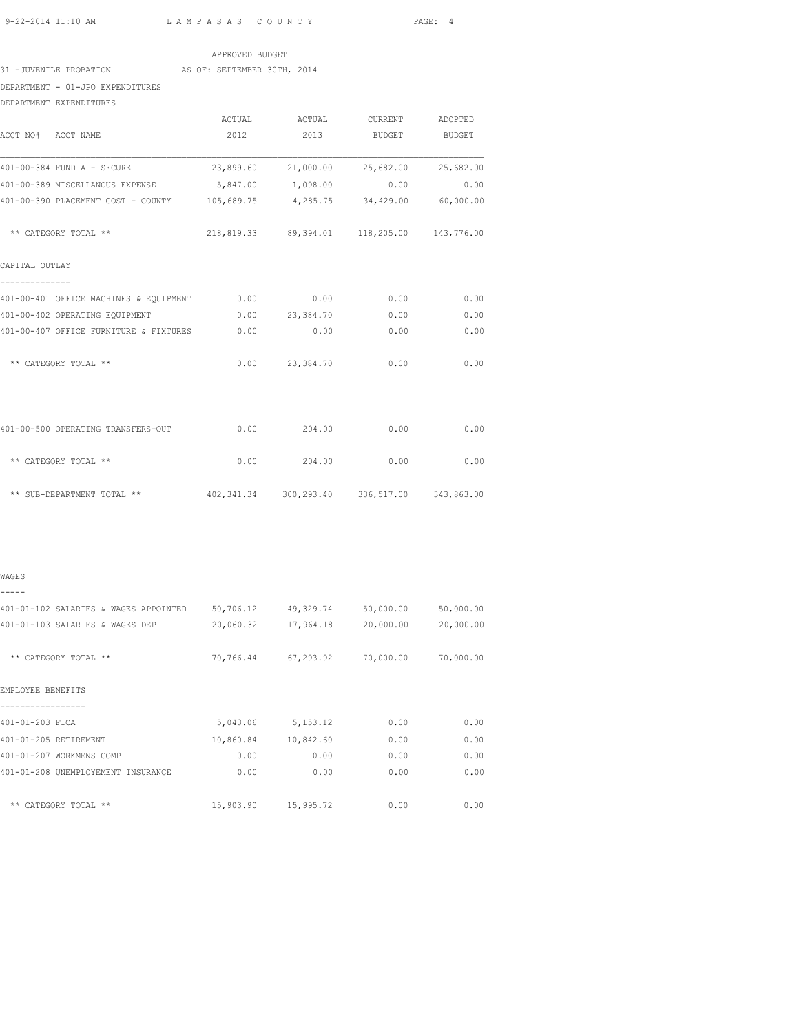APPROVED BUDGET

31 -JUVENILE PROBATION AS OF: SEPTEMBER 30TH, 2014

DEPARTMENT - 01-JPO EXPENDITURES

DEPARTMENT EXPENDITURES

| ACCT NO# ACCT NAME | ACTUAL 2012 | ACTUAL 2013 | CURRENT BUDGET | ADOPTED BUDGET |
|---|---|---|---|---|
| 401-00-384 FUND A - SECURE | 23,899.60 | 21,000.00 | 25,682.00 | 25,682.00 |
| 401-00-389 MISCELLANOUS EXPENSE | 5,847.00 | 1,098.00 | 0.00 | 0.00 |
| 401-00-390 PLACEMENT COST - COUNTY | 105,689.75 | 4,285.75 | 34,429.00 | 60,000.00 |
| ** CATEGORY TOTAL ** | 218,819.33 | 89,394.01 | 118,205.00 | 143,776.00 |
| **CAPITAL OUTLAY** | | | | |
| 401-00-401 OFFICE MACHINES & EQUIPMENT | 0.00 | 0.00 | 0.00 | 0.00 |
| 401-00-402 OPERATING EQUIPMENT | 0.00 | 23,384.70 | 0.00 | 0.00 |
| 401-00-407 OFFICE FURNITURE & FIXTURES | 0.00 | 0.00 | 0.00 | 0.00 |
| ** CATEGORY TOTAL ** | 0.00 | 23,384.70 | 0.00 | 0.00 |
| 401-00-500 OPERATING TRANSFERS-OUT | 0.00 | 204.00 | 0.00 | 0.00 |
| ** CATEGORY TOTAL ** | 0.00 | 204.00 | 0.00 | 0.00 |
| ** SUB-DEPARTMENT TOTAL ** | 402,341.34 | 300,293.40 | 336,517.00 | 343,863.00 |
| **WAGES** | | | | |
| 401-01-102 SALARIES & WAGES APPOINTED | 50,706.12 | 49,329.74 | 50,000.00 | 50,000.00 |
| 401-01-103 SALARIES & WAGES DEP | 20,060.32 | 17,964.18 | 20,000.00 | 20,000.00 |
| ** CATEGORY TOTAL ** | 70,766.44 | 67,293.92 | 70,000.00 | 70,000.00 |
| **EMPLOYEE BENEFITS** | | | | |
| 401-01-203 FICA | 5,043.06 | 5,153.12 | 0.00 | 0.00 |
| 401-01-205 RETIREMENT | 10,860.84 | 10,842.60 | 0.00 | 0.00 |
| 401-01-207 WORKMENS COMP | 0.00 | 0.00 | 0.00 | 0.00 |
| 401-01-208 UNEMPLOYEMENT INSURANCE | 0.00 | 0.00 | 0.00 | 0.00 |
| ** CATEGORY TOTAL ** | 15,903.90 | 15,995.72 | 0.00 | 0.00 |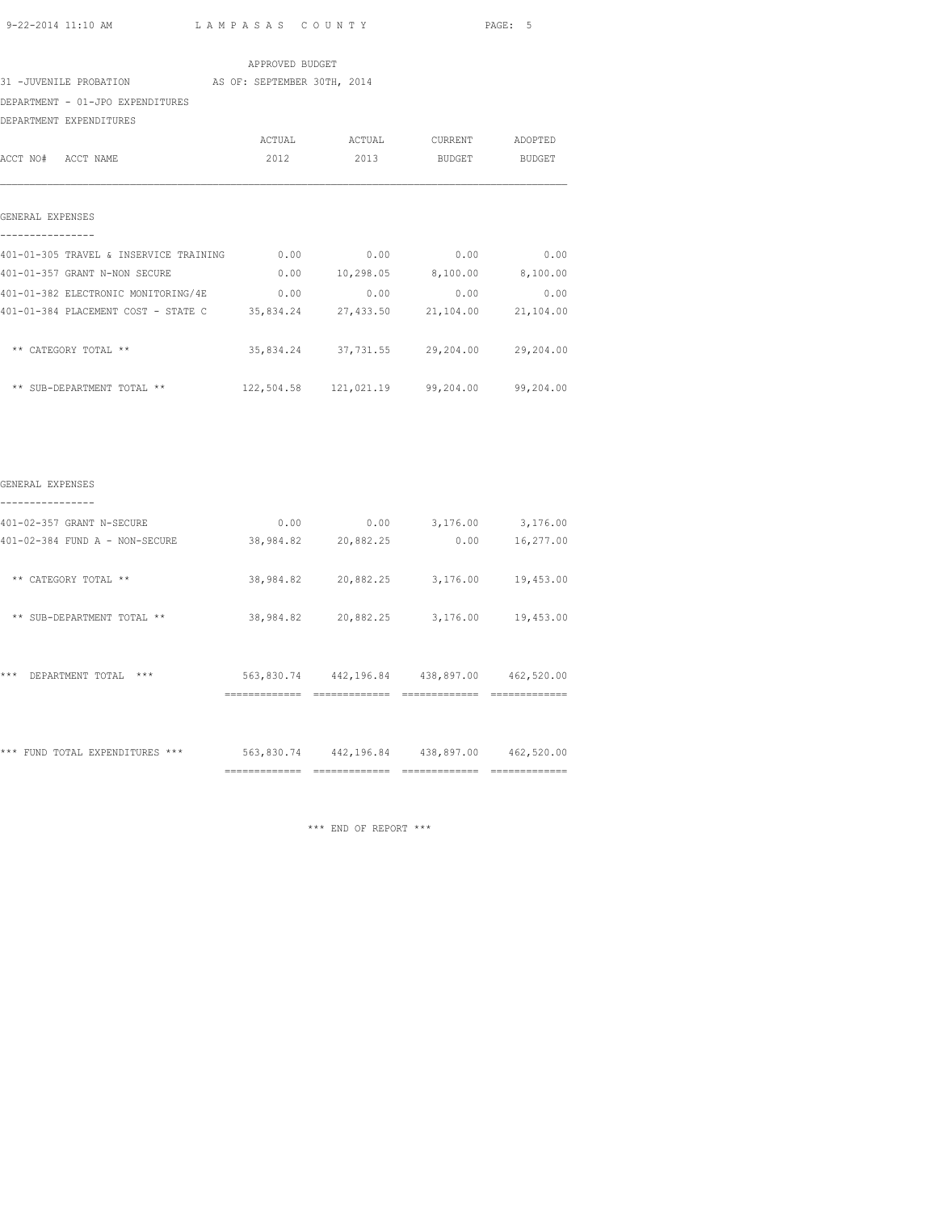APPROVED BUDGET

31 -JUVENILE PROBATION AS OF: SEPTEMBER 30TH, 2014

DEPARTMENT - 01-JPO EXPENDITURES

DEPARTMENT EXPENDITURES

| ACCT NO# ACCT NAME | ACTUAL 2012 | ACTUAL 2013 | CURRENT BUDGET | ADOPTED BUDGET |
|---|---|---|---|---|
| **GENERAL EXPENSES** | | | | |
| 401-01-305 TRAVEL & INSERVICE TRAINING | 0.00 | 0.00 | 0.00 | 0.00 |
| 401-01-357 GRANT N-NON SECURE | 0.00 | 10,298.05 | 8,100.00 | 8,100.00 |
| 401-01-382 ELECTRONIC MONITORING/4E | 0.00 | 0.00 | 0.00 | 0.00 |
| 401-01-384 PLACEMENT COST - STATE C | 35,834.24 | 27,433.50 | 21,104.00 | 21,104.00 |
| ** CATEGORY TOTAL ** | 35,834.24 | 37,731.55 | 29,204.00 | 29,204.00 |
| ** SUB-DEPARTMENT TOTAL ** | 122,504.58 | 121,021.19 | 99,204.00 | 99,204.00 |
| **GENERAL EXPENSES** | | | | |
| 401-02-357 GRANT N-SECURE | 0.00 | 0.00 | 3,176.00 | 3,176.00 |
| 401-02-384 FUND A - NON-SECURE | 38,984.82 | 20,882.25 | 0.00 | 16,277.00 |
| ** CATEGORY TOTAL ** | 38,984.82 | 20,882.25 | 3,176.00 | 19,453.00 |
| ** SUB-DEPARTMENT TOTAL ** | 38,984.82 | 20,882.25 | 3,176.00 | 19,453.00 |
| *** DEPARTMENT TOTAL *** | 563,830.74 | 442,196.84 | 438,897.00 | 462,520.00 |
| *** FUND TOTAL EXPENDITURES *** | 563,830.74 | 442,196.84 | 438,897.00 | 462,520.00 |

*** END OF REPORT ***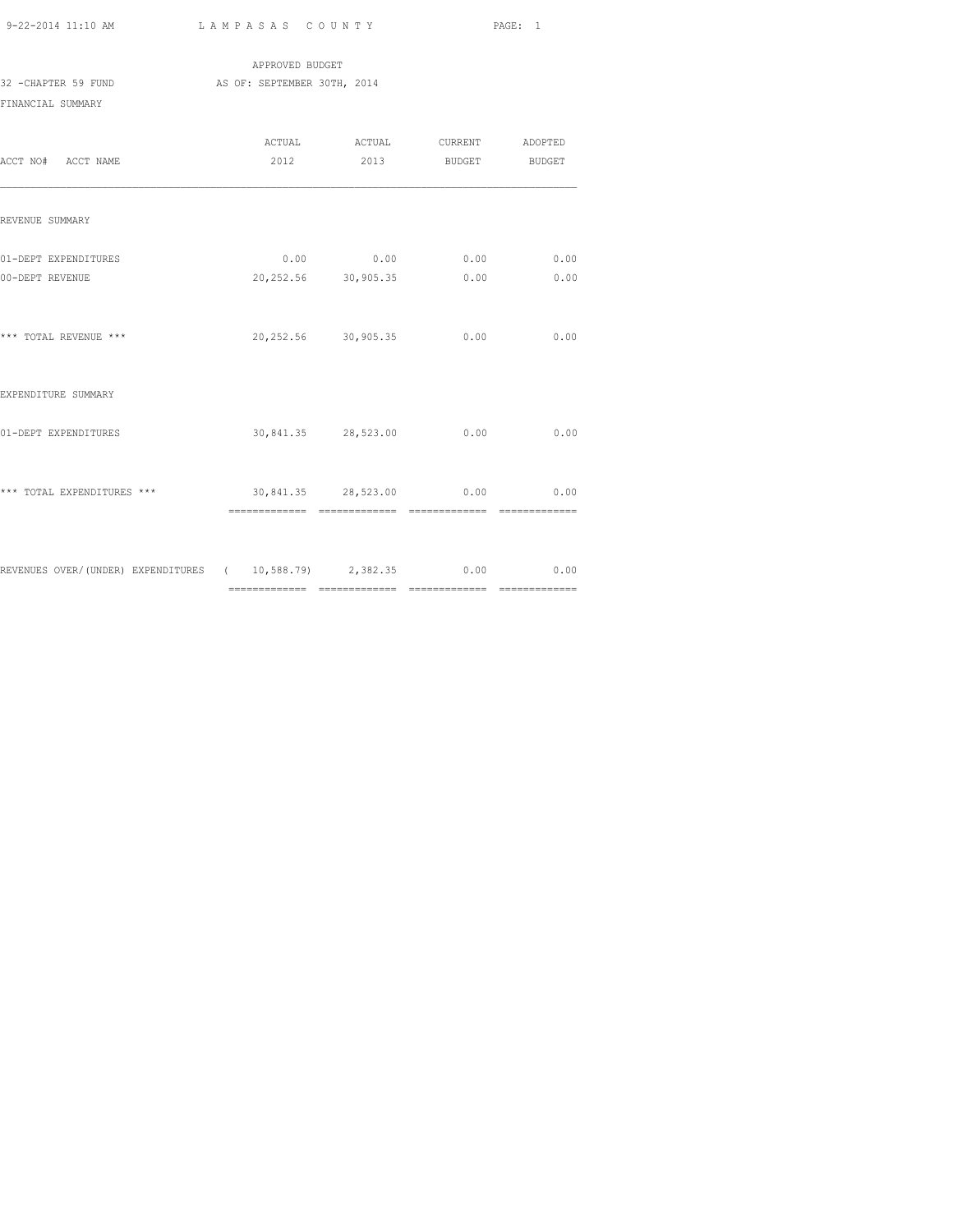LAMPASAS COUNTY

APPROVED BUDGET

32 -CHAPTER 59 FUND AS OF: SEPTEMBER 30TH, 2014

FINANCIAL SUMMARY

| ACCT NO# ACCT NAME | ACTUAL 2012 | ACTUAL 2013 | CURRENT BUDGET | ADOPTED BUDGET |
|---|---|---|---|---|
| REVENUE SUMMARY | | | | |
| 01-DEPT EXPENDITURES | 0.00 | 0.00 | 0.00 | 0.00 |
| 00-DEPT REVENUE | 20,252.56 | 30,905.35 | 0.00 | 0.00 |
| *** TOTAL REVENUE *** | 20,252.56 | 30,905.35 | 0.00 | 0.00 |
| EXPENDITURE SUMMARY | | | | |
| 01-DEPT EXPENDITURES | 30,841.35 | 28,523.00 | 0.00 | 0.00 |
| *** TOTAL EXPENDITURES *** | 30,841.35 | 28,523.00 | 0.00 | 0.00 |
| REVENUES OVER/(UNDER) EXPENDITURES | ( 10,588.79) | 2,382.35 | 0.00 | 0.00 |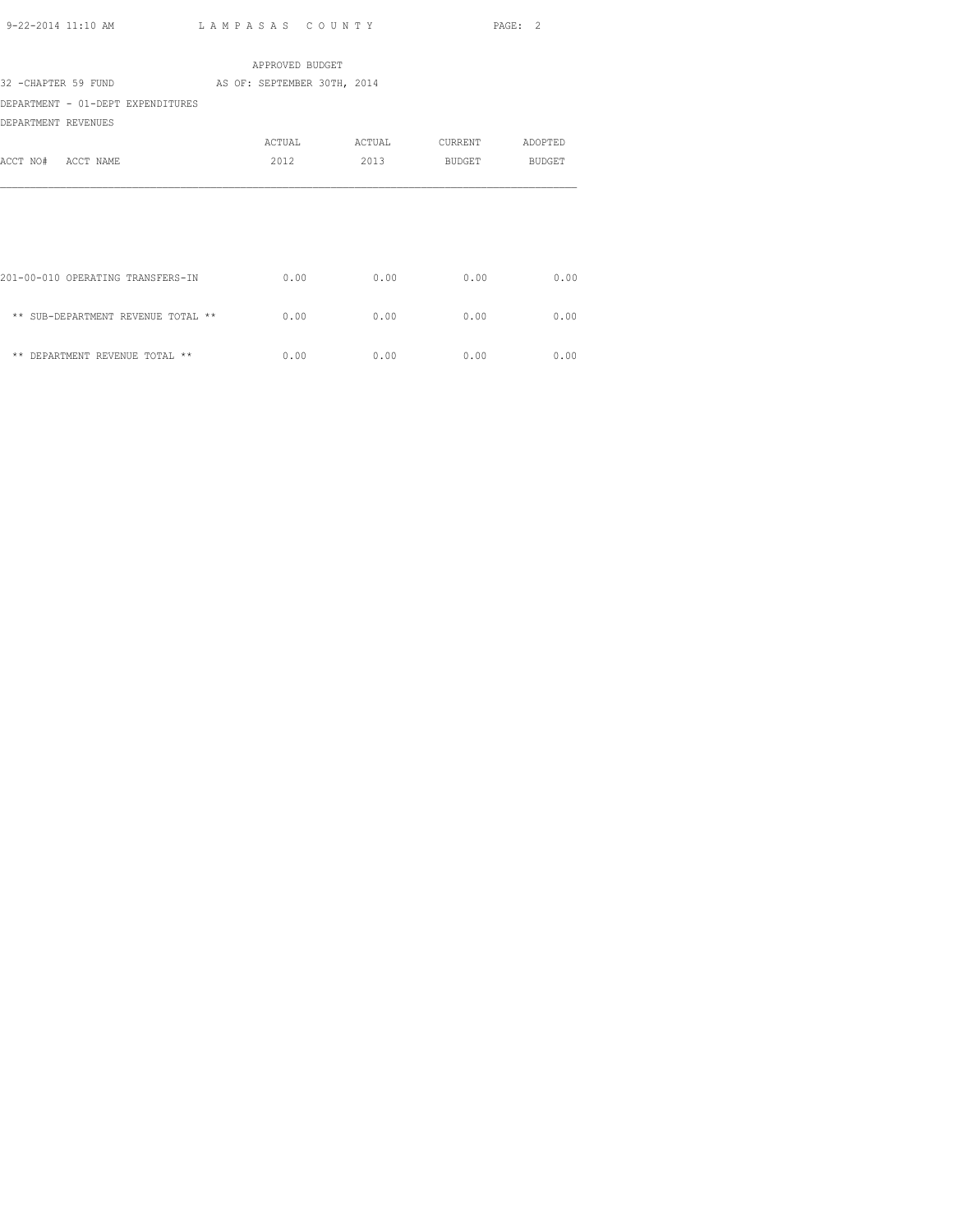APPROVED BUDGET

32 -CHAPTER 59 FUND AS OF: SEPTEMBER 30TH, 2014

DEPARTMENT - 01-DEPT EXPENDITURES

DEPARTMENT REVENUES

| ACCT NO# ACCT NAME | ACTUAL 2012 | ACTUAL 2013 | CURRENT BUDGET | ADOPTED BUDGET |
|---|---|---|---|---|
| 201-00-010 OPERATING TRANSFERS-IN | 0.00 | 0.00 | 0.00 | 0.00 |
| ** SUB-DEPARTMENT REVENUE TOTAL ** | 0.00 | 0.00 | 0.00 | 0.00 |
| ** DEPARTMENT REVENUE TOTAL ** | 0.00 | 0.00 | 0.00 | 0.00 |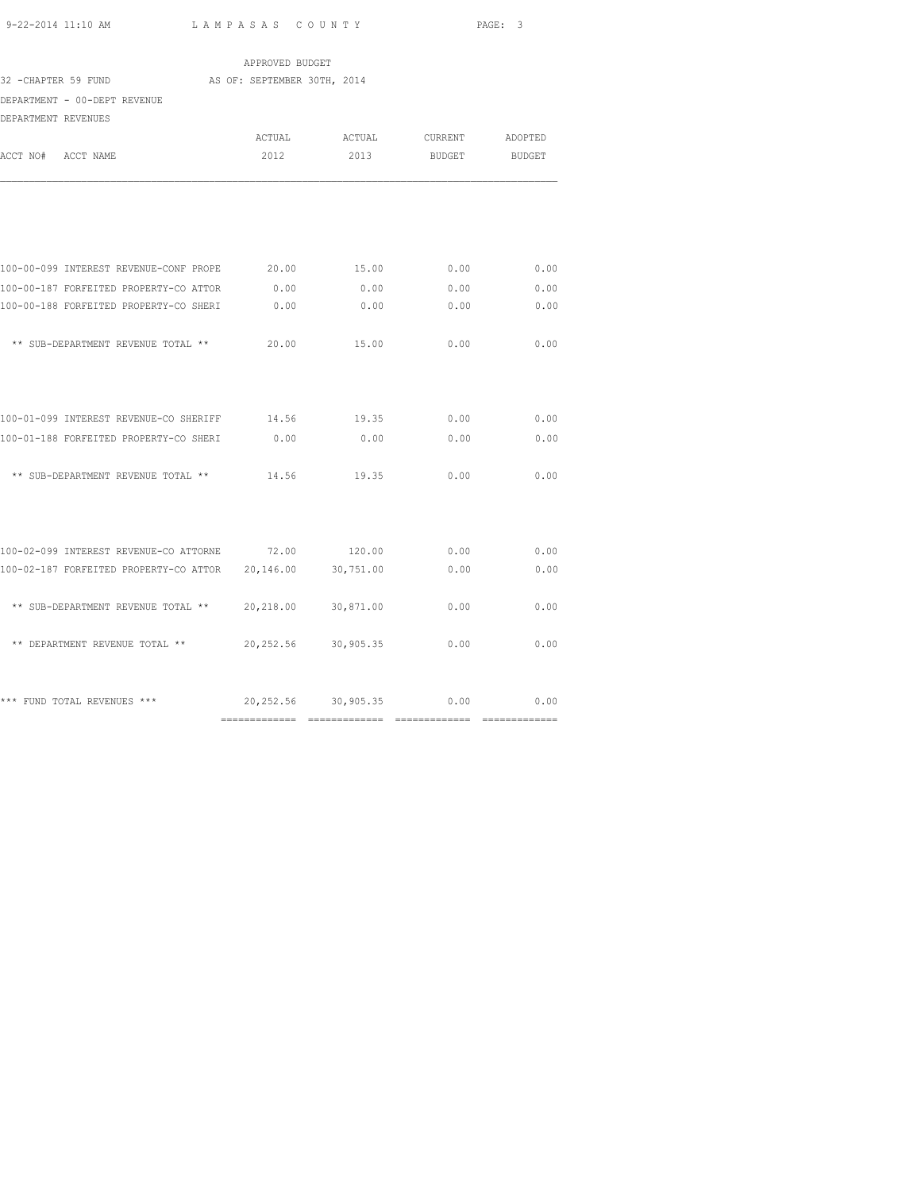9-22-2014 11:10 AM LAMPASAS COUNTY

APPROVED BUDGET

32 -CHAPTER 59 FUND AS OF: SEPTEMBER 30TH, 2014

DEPARTMENT - 00-DEPT REVENUE

DEPARTMENT REVENUES

| ACCT NO# ACCT NAME | ACTUAL 2012 | ACTUAL 2013 | CURRENT BUDGET | ADOPTED BUDGET |
|---|---|---|---|---|
| 100-00-099 INTEREST REVENUE-CONF PROPE | 20.00 | 15.00 | 0.00 | 0.00 |
| 100-00-187 FORFEITED PROPERTY-CO ATTOR | 0.00 | 0.00 | 0.00 | 0.00 |
| 100-00-188 FORFEITED PROPERTY-CO SHERI | 0.00 | 0.00 | 0.00 | 0.00 |
| ** SUB-DEPARTMENT REVENUE TOTAL ** | 20.00 | 15.00 | 0.00 | 0.00 |
| 100-01-099 INTEREST REVENUE-CO SHERIFF | 14.56 | 19.35 | 0.00 | 0.00 |
| 100-01-188 FORFEITED PROPERTY-CO SHERI | 0.00 | 0.00 | 0.00 | 0.00 |
| ** SUB-DEPARTMENT REVENUE TOTAL ** | 14.56 | 19.35 | 0.00 | 0.00 |
| 100-02-099 INTEREST REVENUE-CO ATTORNE | 72.00 | 120.00 | 0.00 | 0.00 |
| 100-02-187 FORFEITED PROPERTY-CO ATTOR | 20,146.00 | 30,751.00 | 0.00 | 0.00 |
| ** SUB-DEPARTMENT REVENUE TOTAL ** | 20,218.00 | 30,871.00 | 0.00 | 0.00 |
| ** DEPARTMENT REVENUE TOTAL ** | 20,252.56 | 30,905.35 | 0.00 | 0.00 |
| *** FUND TOTAL REVENUES *** | 20,252.56 | 30,905.35 | 0.00 | 0.00 |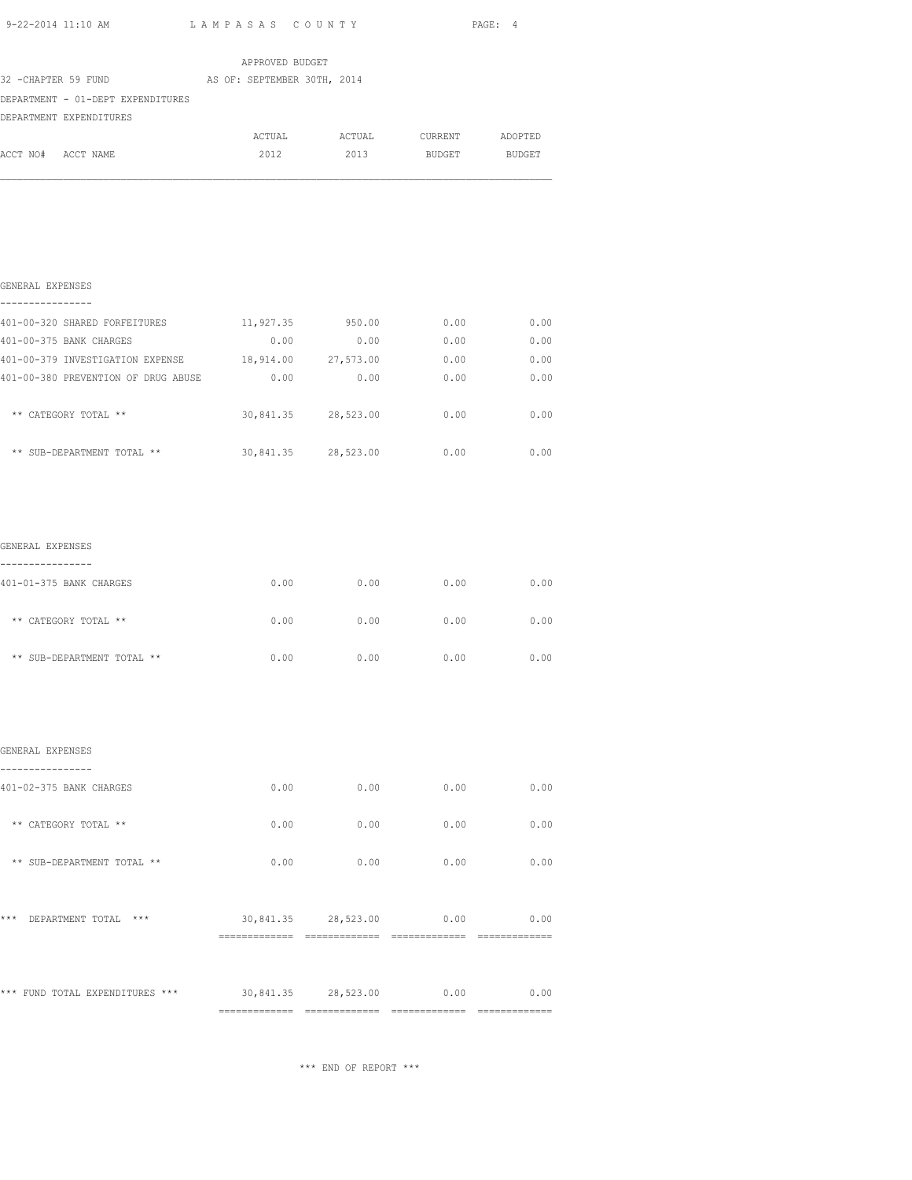APPROVED BUDGET

32 -CHAPTER 59 FUND AS OF: SEPTEMBER 30TH, 2014

DEPARTMENT - 01-DEPT EXPENDITURES

DEPARTMENT EXPENDITURES

| ACCT NO# ACCT NAME | ACTUAL 2012 | ACTUAL 2013 | CURRENT BUDGET | ADOPTED BUDGET |
|---|---|---|---|---|
| **GENERAL EXPENSES** | | | | |
| 401-00-320 SHARED FORFEITURES | 11,927.35 | 950.00 | 0.00 | 0.00 |
| 401-00-375 BANK CHARGES | 0.00 | 0.00 | 0.00 | 0.00 |
| 401-00-379 INVESTIGATION EXPENSE | 18,914.00 | 27,573.00 | 0.00 | 0.00 |
| 401-00-380 PREVENTION OF DRUG ABUSE | 0.00 | 0.00 | 0.00 | 0.00 |
| ** CATEGORY TOTAL ** | 30,841.35 | 28,523.00 | 0.00 | 0.00 |
| ** SUB-DEPARTMENT TOTAL ** | 30,841.35 | 28,523.00 | 0.00 | 0.00 |
| **GENERAL EXPENSES** | | | | |
| 401-01-375 BANK CHARGES | 0.00 | 0.00 | 0.00 | 0.00 |
| ** CATEGORY TOTAL ** | 0.00 | 0.00 | 0.00 | 0.00 |
| ** SUB-DEPARTMENT TOTAL ** | 0.00 | 0.00 | 0.00 | 0.00 |
| **GENERAL EXPENSES** | | | | |
| 401-02-375 BANK CHARGES | 0.00 | 0.00 | 0.00 | 0.00 |
| ** CATEGORY TOTAL ** | 0.00 | 0.00 | 0.00 | 0.00 |
| ** SUB-DEPARTMENT TOTAL ** | 0.00 | 0.00 | 0.00 | 0.00 |
| *** DEPARTMENT TOTAL *** | 30,841.35 | 28,523.00 | 0.00 | 0.00 |
| *** FUND TOTAL EXPENDITURES *** | 30,841.35 | 28,523.00 | 0.00 | 0.00 |

*** END OF REPORT ***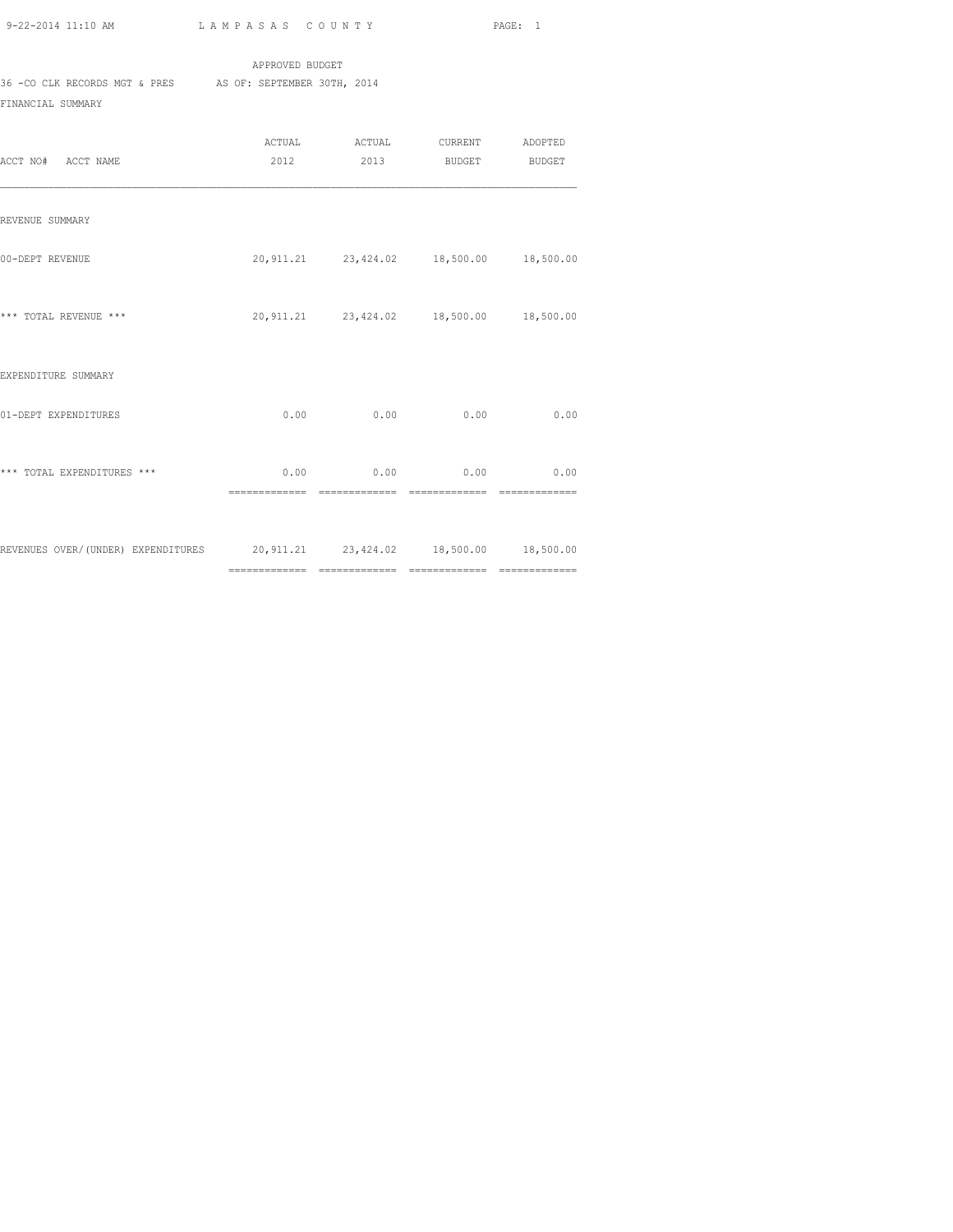APPROVED BUDGET

36 -CO CLK RECORDS MGT & PRES AS OF: SEPTEMBER 30TH, 2014

FINANCIAL SUMMARY

| ACCT NO# ACCT NAME | ACTUAL 2012 | ACTUAL 2013 | CURRENT BUDGET | ADOPTED BUDGET |
|---|---|---|---|---|
| REVENUE SUMMARY | | | | |
| 00-DEPT REVENUE | 20,911.21 | 23,424.02 | 18,500.00 | 18,500.00 |
| *** TOTAL REVENUE *** | 20,911.21 | 23,424.02 | 18,500.00 | 18,500.00 |
| EXPENDITURE SUMMARY | | | | |
| 01-DEPT EXPENDITURES | 0.00 | 0.00 | 0.00 | 0.00 |
| *** TOTAL EXPENDITURES *** | 0.00 | 0.00 | 0.00 | 0.00 |
| REVENUES OVER/(UNDER) EXPENDITURES | 20,911.21 | 23,424.02 | 18,500.00 | 18,500.00 |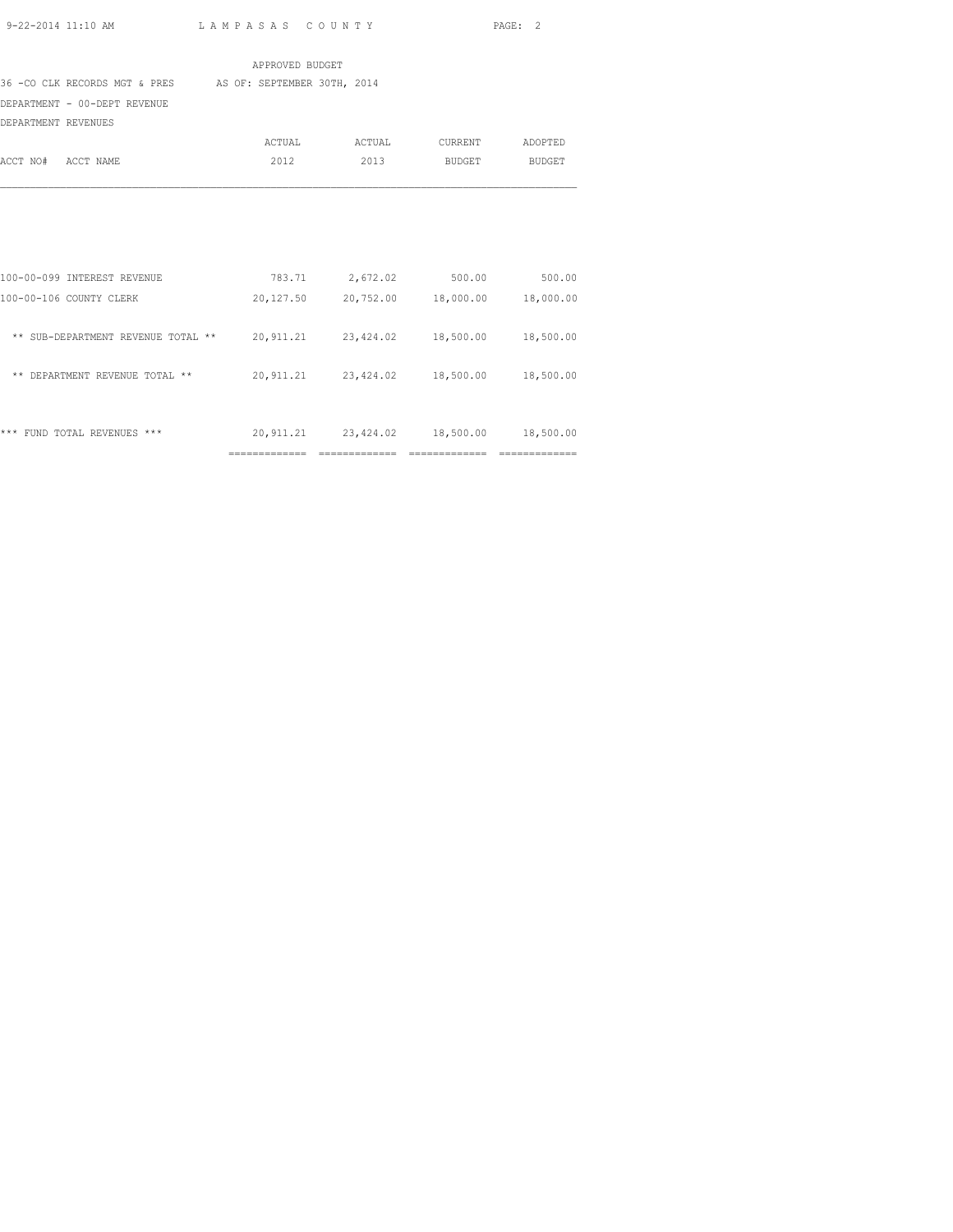APPROVED BUDGET

36 -CO CLK RECORDS MGT & PRES AS OF: SEPTEMBER 30TH, 2014

DEPARTMENT - 00-DEPT REVENUE

DEPARTMENT REVENUES

| ACCT NO# ACCT NAME | ACTUAL 2012 | ACTUAL 2013 | CURRENT BUDGET | ADOPTED BUDGET |
|---|---|---|---|---|
| 100-00-099 INTEREST REVENUE | 783.71 | 2,672.02 | 500.00 | 500.00 |
| 100-00-106 COUNTY CLERK | 20,127.50 | 20,752.00 | 18,000.00 | 18,000.00 |
| ** SUB-DEPARTMENT REVENUE TOTAL ** | 20,911.21 | 23,424.02 | 18,500.00 | 18,500.00 |
| ** DEPARTMENT REVENUE TOTAL ** | 20,911.21 | 23,424.02 | 18,500.00 | 18,500.00 |
| *** FUND TOTAL REVENUES *** | 20,911.21 | 23,424.02 | 18,500.00 | 18,500.00 |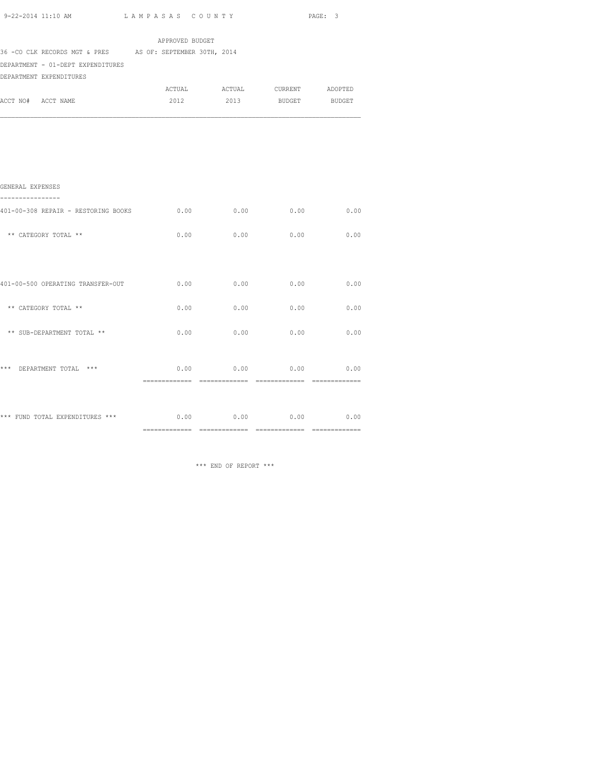APPROVED BUDGET

36 -CO CLK RECORDS MGT & PRES AS OF: SEPTEMBER 30TH, 2014

DEPARTMENT - 01-DEPT EXPENDITURES

DEPARTMENT EXPENDITURES

| ACCT NO# ACCT NAME | ACTUAL 2012 | ACTUAL 2013 | CURRENT BUDGET | ADOPTED BUDGET |
|---|---|---|---|---|
| GENERAL EXPENSES | | | | |
| 401-00-308 REPAIR - RESTORING BOOKS | 0.00 | 0.00 | 0.00 | 0.00 |
| ** CATEGORY TOTAL ** | 0.00 | 0.00 | 0.00 | 0.00 |
| 401-00-500 OPERATING TRANSFER-OUT | 0.00 | 0.00 | 0.00 | 0.00 |
| ** CATEGORY TOTAL ** | 0.00 | 0.00 | 0.00 | 0.00 |
| ** SUB-DEPARTMENT TOTAL ** | 0.00 | 0.00 | 0.00 | 0.00 |
| *** DEPARTMENT TOTAL *** | 0.00 | 0.00 | 0.00 | 0.00 |
| *** FUND TOTAL EXPENDITURES *** | 0.00 | 0.00 | 0.00 | 0.00 |

*** END OF REPORT ***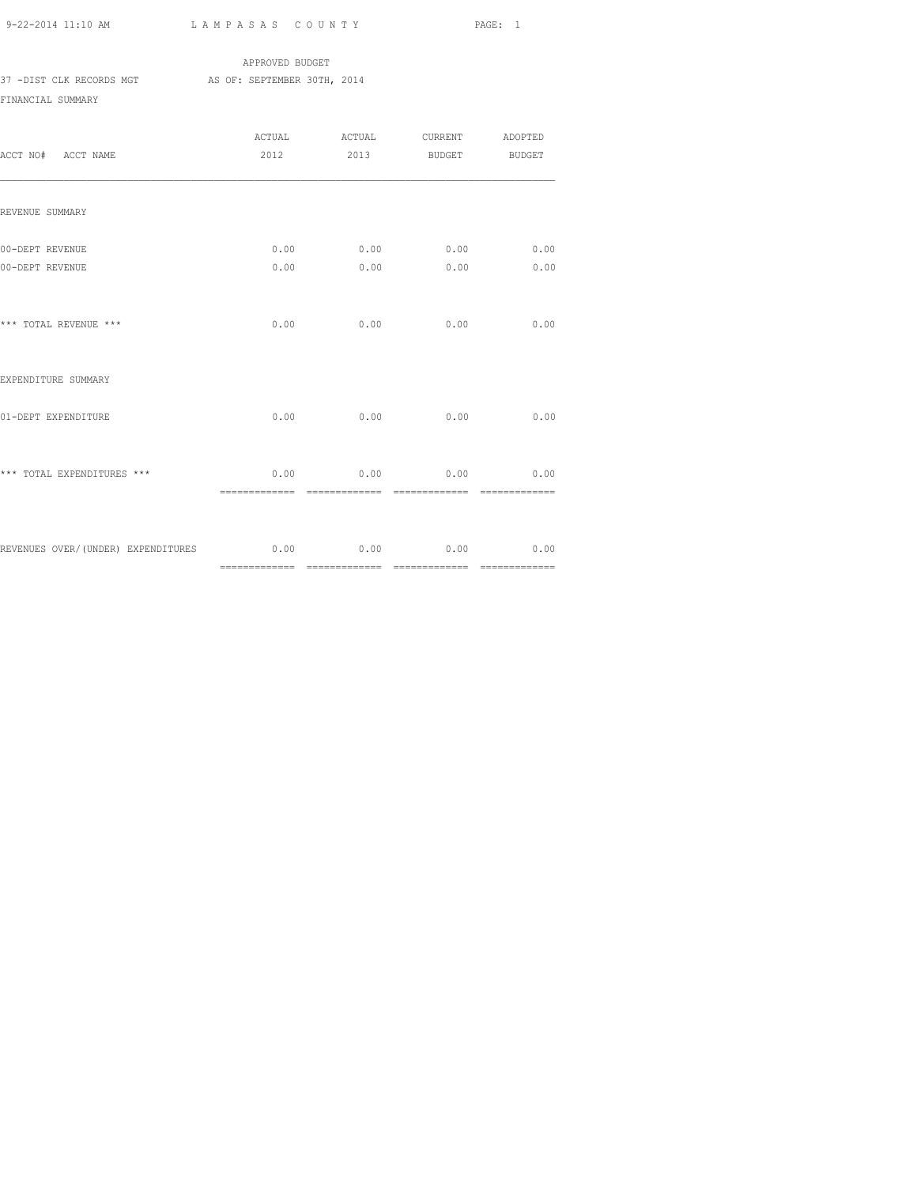LAMPASAS COUNTY

APPROVED BUDGET

37 -DIST CLK RECORDS MGT AS OF: SEPTEMBER 30TH, 2014

FINANCIAL SUMMARY

| ACCT NO# ACCT NAME | ACTUAL 2012 | ACTUAL 2013 | CURRENT BUDGET | ADOPTED BUDGET |
|---|---|---|---|---|
| REVENUE SUMMARY | | | | |
| 00-DEPT REVENUE | 0.00 | 0.00 | 0.00 | 0.00 |
| 00-DEPT REVENUE | 0.00 | 0.00 | 0.00 | 0.00 |
| *** TOTAL REVENUE *** | 0.00 | 0.00 | 0.00 | 0.00 |
| EXPENDITURE SUMMARY | | | | |
| 01-DEPT EXPENDITURE | 0.00 | 0.00 | 0.00 | 0.00 |
| *** TOTAL EXPENDITURES *** | 0.00 | 0.00 | 0.00 | 0.00 |
| REVENUES OVER/(UNDER) EXPENDITURES | 0.00 | 0.00 | 0.00 | 0.00 |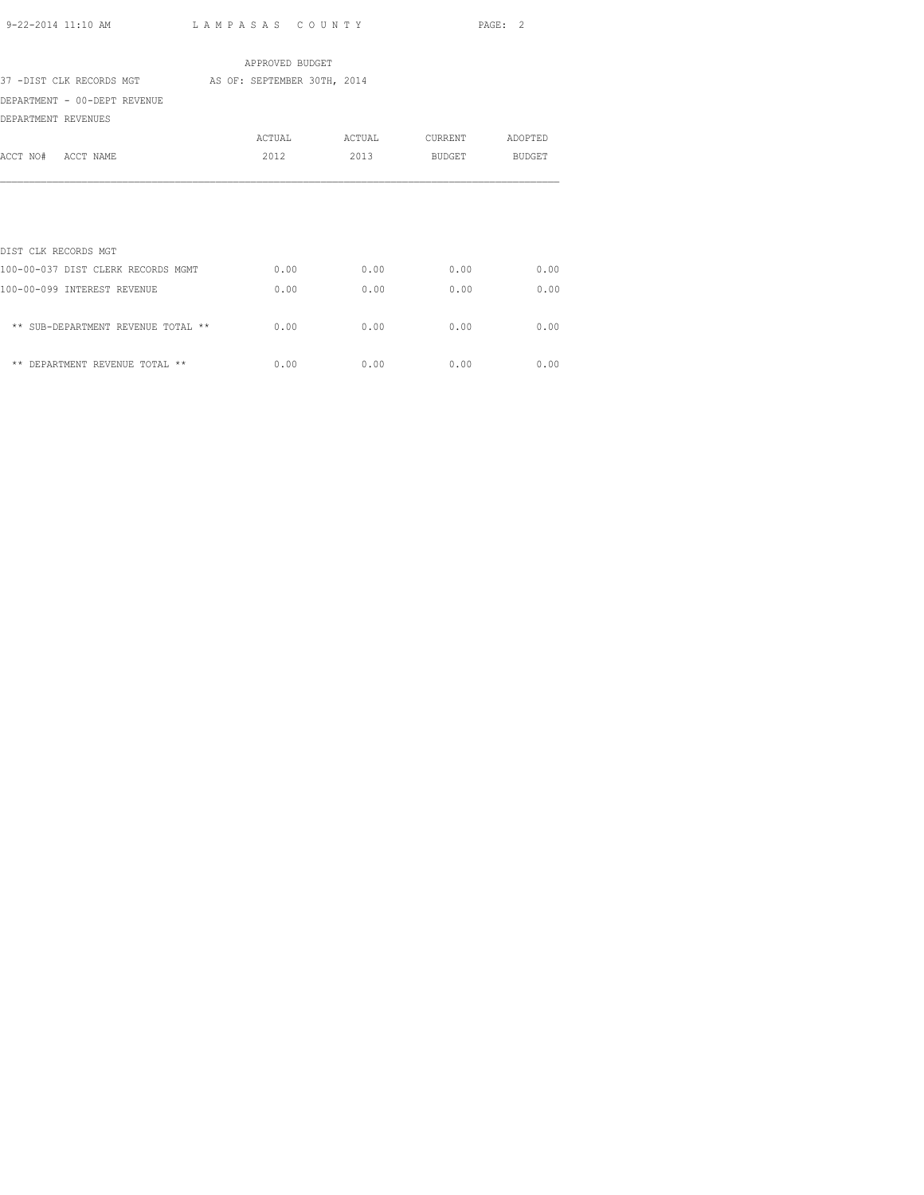APPROVED BUDGET

37 -DIST CLK RECORDS MGT AS OF: SEPTEMBER 30TH, 2014

DEPARTMENT - 00-DEPT REVENUE

DEPARTMENT REVENUES

| ACCT NO# ACCT NAME | ACTUAL 2012 | ACTUAL 2013 | CURRENT BUDGET | ADOPTED BUDGET |
|---|---|---|---|---|
| DIST CLK RECORDS MGT | | | | |
| 100-00-037 DIST CLERK RECORDS MGMT | 0.00 | 0.00 | 0.00 | 0.00 |
| 100-00-099 INTEREST REVENUE | 0.00 | 0.00 | 0.00 | 0.00 |
| ** SUB-DEPARTMENT REVENUE TOTAL ** | 0.00 | 0.00 | 0.00 | 0.00 |
| ** DEPARTMENT REVENUE TOTAL ** | 0.00 | 0.00 | 0.00 | 0.00 |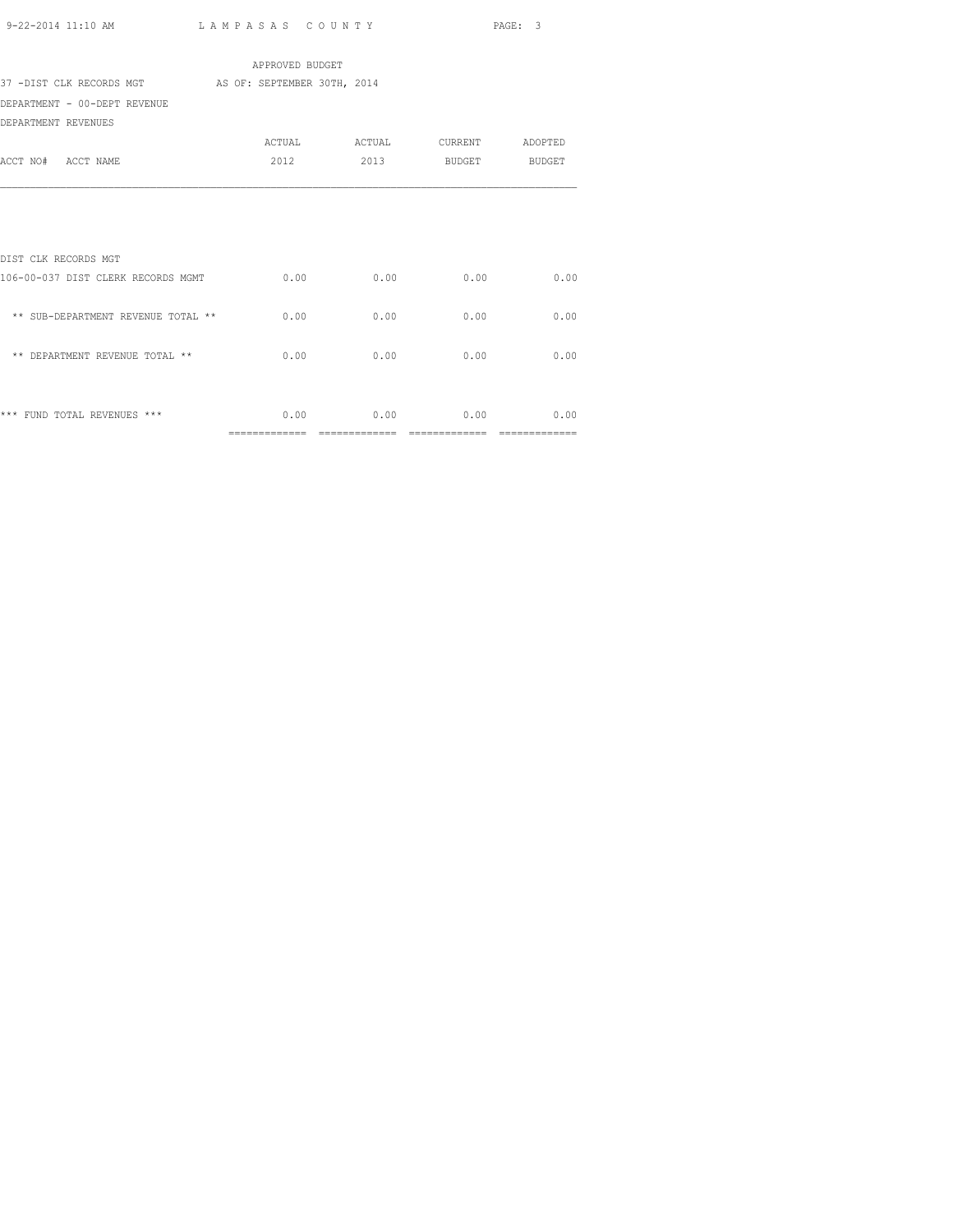APPROVED BUDGET

37 -DIST CLK RECORDS MGT AS OF: SEPTEMBER 30TH, 2014

DEPARTMENT - 00-DEPT REVENUE

DEPARTMENT REVENUES

| ACCT NO# ACCT NAME | ACTUAL 2012 | ACTUAL 2013 | CURRENT BUDGET | ADOPTED BUDGET |
|---|---|---|---|---|
| DIST CLK RECORDS MGT | | | | |
| 106-00-037 DIST CLERK RECORDS MGMT | 0.00 | 0.00 | 0.00 | 0.00 |
| ** SUB-DEPARTMENT REVENUE TOTAL ** | 0.00 | 0.00 | 0.00 | 0.00 |
| ** DEPARTMENT REVENUE TOTAL ** | 0.00 | 0.00 | 0.00 | 0.00 |
| *** FUND TOTAL REVENUES *** | 0.00 | 0.00 | 0.00 | 0.00 |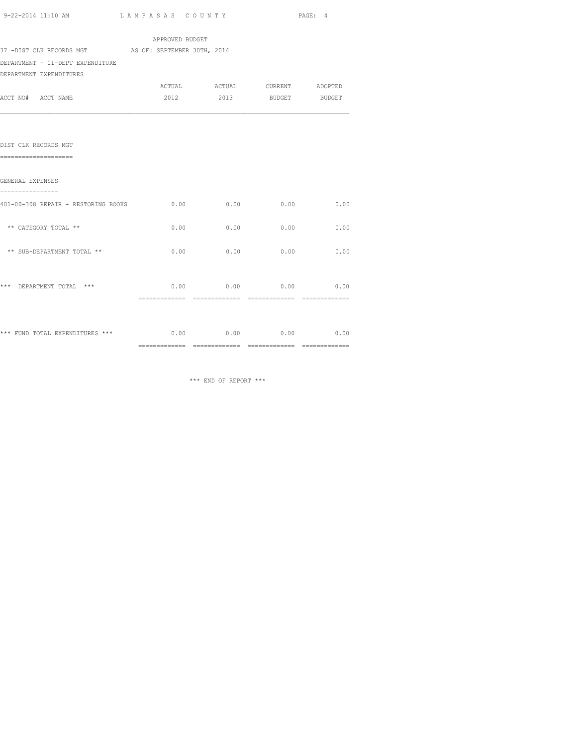APPROVED BUDGET

37 -DIST CLK RECORDS MGT AS OF: SEPTEMBER 30TH, 2014

DEPARTMENT - 01-DEPT EXPENDITURE

DEPARTMENT EXPENDITURES

| ACCT NO# ACCT NAME | ACTUAL 2012 | ACTUAL 2013 | CURRENT BUDGET | ADOPTED BUDGET |
|---|---|---|---|---|
| **DIST CLK RECORDS MGT** | | | | |
| **GENERAL EXPENSES** | | | | |
| 401-00-308 REPAIR - RESTORING BOOKS | 0.00 | 0.00 | 0.00 | 0.00 |
| ** CATEGORY TOTAL ** | 0.00 | 0.00 | 0.00 | 0.00 |
| ** SUB-DEPARTMENT TOTAL ** | 0.00 | 0.00 | 0.00 | 0.00 |
| *** DEPARTMENT TOTAL *** | 0.00 | 0.00 | 0.00 | 0.00 |
| *** FUND TOTAL EXPENDITURES *** | 0.00 | 0.00 | 0.00 | 0.00 |

*** END OF REPORT ***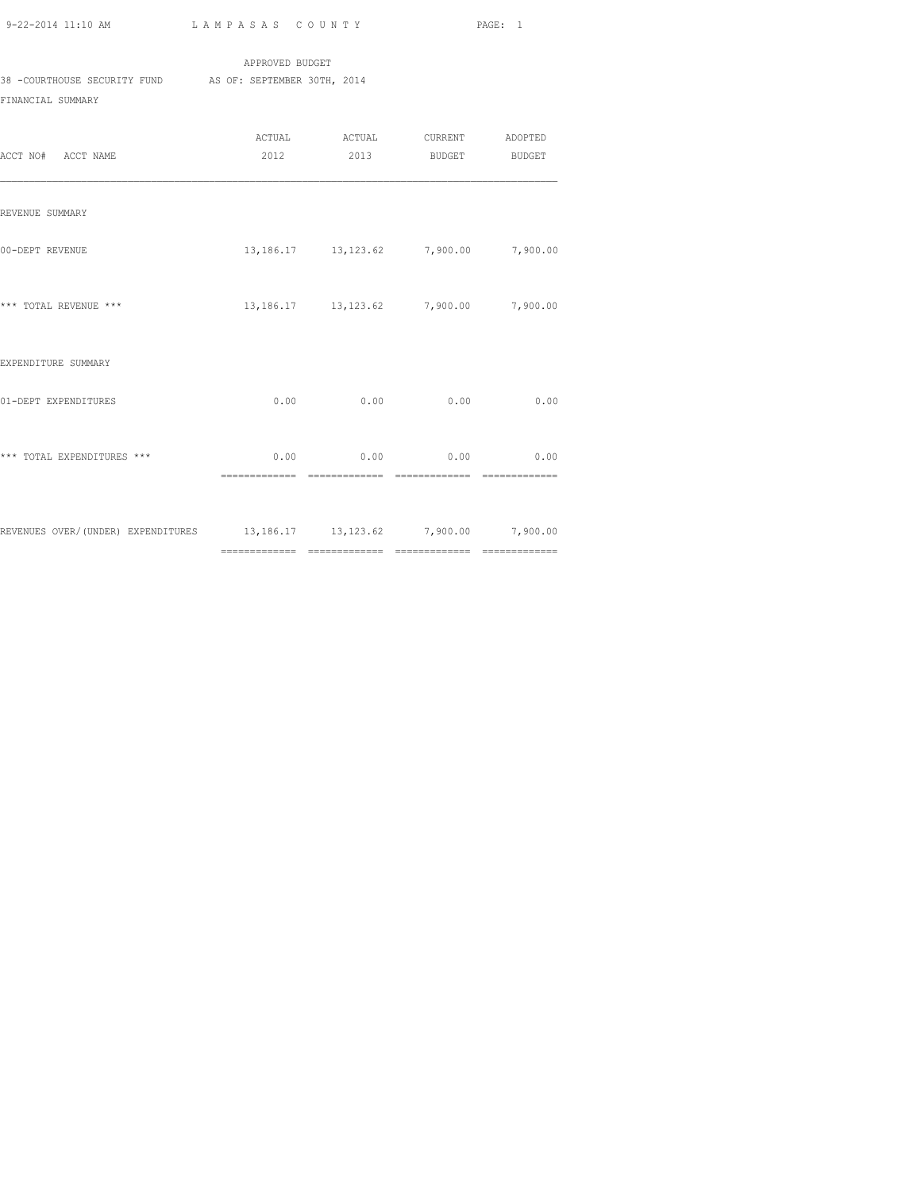LAMPASAS COUNTY

APPROVED BUDGET

38 -COURTHOUSE SECURITY FUND    AS OF: SEPTEMBER 30TH, 2014

FINANCIAL SUMMARY

| ACCT NO# ACCT NAME | ACTUAL 2012 | ACTUAL 2013 | CURRENT BUDGET | ADOPTED BUDGET |
|---|---|---|---|---|
| REVENUE SUMMARY | | | | |
| 00-DEPT REVENUE | 13,186.17 | 13,123.62 | 7,900.00 | 7,900.00 |
| *** TOTAL REVENUE *** | 13,186.17 | 13,123.62 | 7,900.00 | 7,900.00 |
| EXPENDITURE SUMMARY | | | | |
| 01-DEPT EXPENDITURES | 0.00 | 0.00 | 0.00 | 0.00 |
| *** TOTAL EXPENDITURES *** | 0.00 | 0.00 | 0.00 | 0.00 |
| REVENUES OVER/(UNDER) EXPENDITURES | 13,186.17 | 13,123.62 | 7,900.00 | 7,900.00 |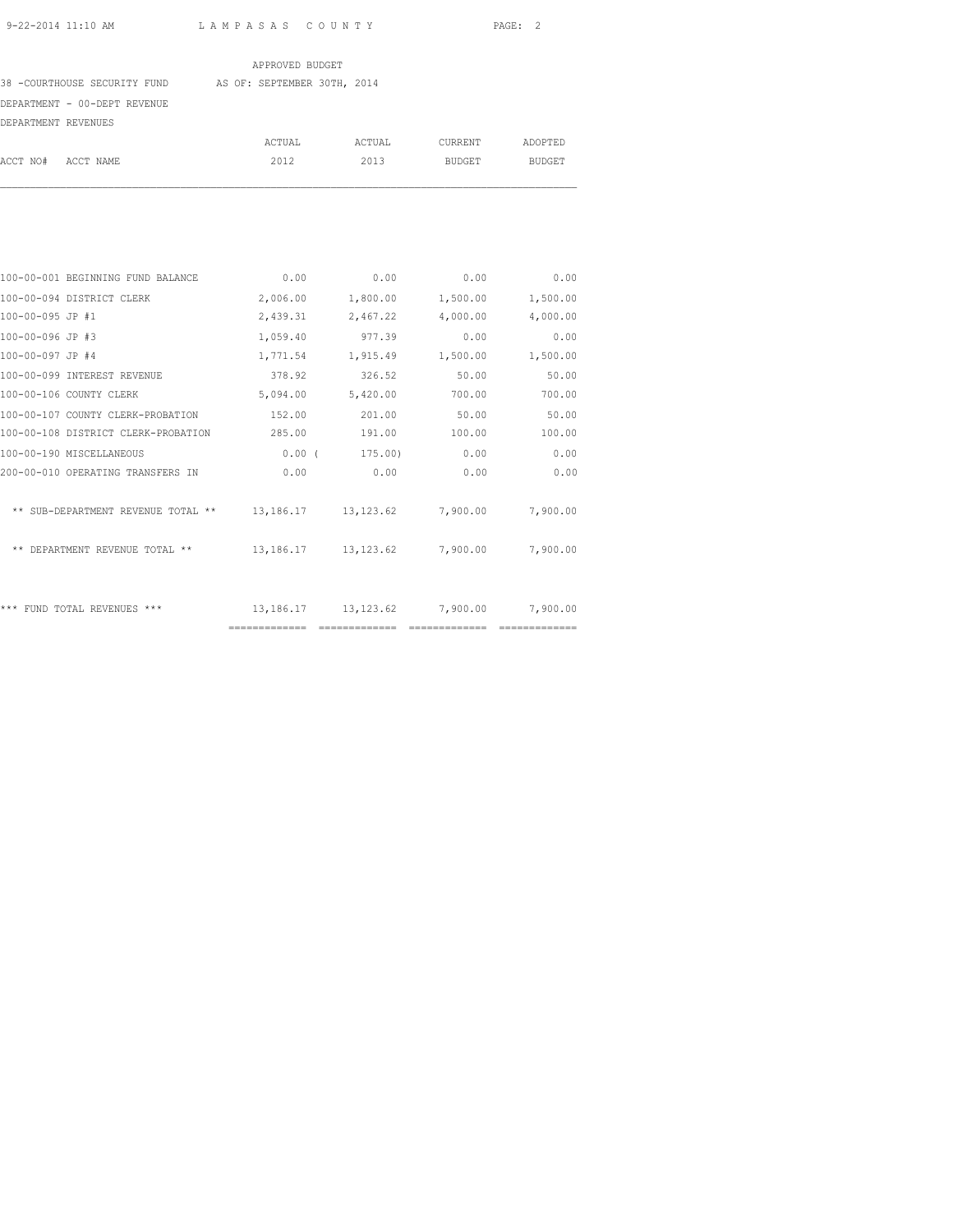LAMPASAS COUNTY

APPROVED BUDGET

38 -COURTHOUSE SECURITY FUND AS OF: SEPTEMBER 30TH, 2014

DEPARTMENT - 00-DEPT REVENUE

DEPARTMENT REVENUES

| ACCT NO# | ACCT NAME | ACTUAL 2012 | ACTUAL 2013 | CURRENT BUDGET | ADOPTED BUDGET |
|---|---|---|---|---|---|
| 100-00-001 | BEGINNING FUND BALANCE | 0.00 | 0.00 | 0.00 | 0.00 |
| 100-00-094 | DISTRICT CLERK | 2,006.00 | 1,800.00 | 1,500.00 | 1,500.00 |
| 100-00-095 | JP #1 | 2,439.31 | 2,467.22 | 4,000.00 | 4,000.00 |
| 100-00-096 | JP #3 | 1,059.40 | 977.39 | 0.00 | 0.00 |
| 100-00-097 | JP #4 | 1,771.54 | 1,915.49 | 1,500.00 | 1,500.00 |
| 100-00-099 | INTEREST REVENUE | 378.92 | 326.52 | 50.00 | 50.00 |
| 100-00-106 | COUNTY CLERK | 5,094.00 | 5,420.00 | 700.00 | 700.00 |
| 100-00-107 | COUNTY CLERK-PROBATION | 152.00 | 201.00 | 50.00 | 50.00 |
| 100-00-108 | DISTRICT CLERK-PROBATION | 285.00 | 191.00 | 100.00 | 100.00 |
| 100-00-190 | MISCELLANEOUS | 0.00 | ( 175.00) | 0.00 | 0.00 |
| 200-00-010 | OPERATING TRANSFERS IN | 0.00 | 0.00 | 0.00 | 0.00 |
| | ** SUB-DEPARTMENT REVENUE TOTAL ** | 13,186.17 | 13,123.62 | 7,900.00 | 7,900.00 |
| | ** DEPARTMENT REVENUE TOTAL ** | 13,186.17 | 13,123.62 | 7,900.00 | 7,900.00 |
| | *** FUND TOTAL REVENUES *** | 13,186.17 | 13,123.62 | 7,900.00 | 7,900.00 |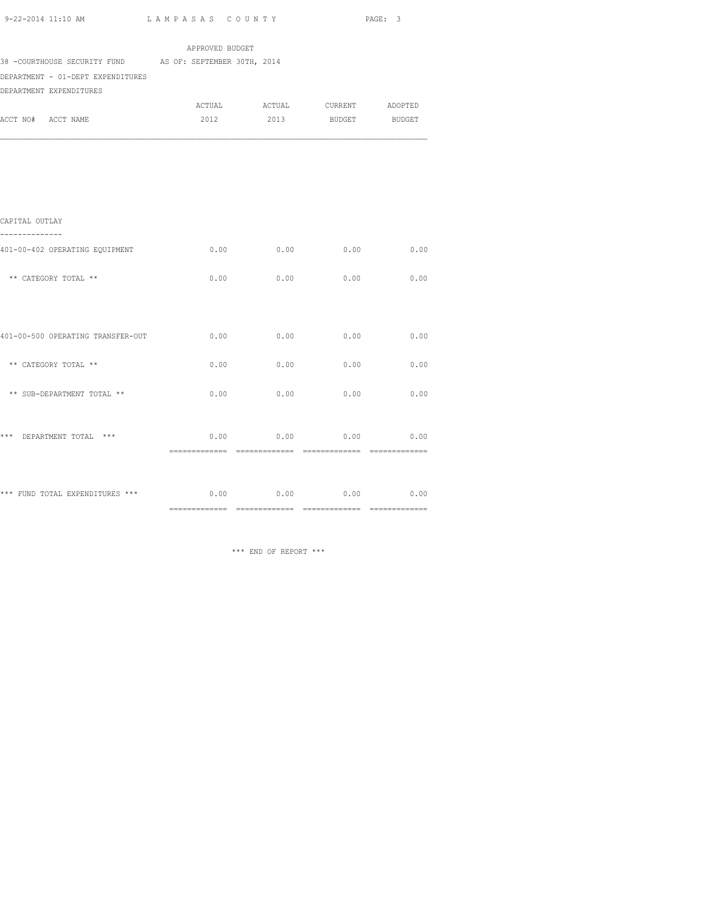APPROVED BUDGET

38 -COURTHOUSE SECURITY FUND AS OF: SEPTEMBER 30TH, 2014

DEPARTMENT - 01-DEPT EXPENDITURES

DEPARTMENT EXPENDITURES

| ACCT NO# ACCT NAME | ACTUAL 2012 | ACTUAL 2013 | CURRENT BUDGET | ADOPTED BUDGET |
|---|---|---|---|---|
| **CAPITAL OUTLAY** | | | | |
| 401-00-402 OPERATING EQUIPMENT | 0.00 | 0.00 | 0.00 | 0.00 |
| ** CATEGORY TOTAL ** | 0.00 | 0.00 | 0.00 | 0.00 |
| 401-00-500 OPERATING TRANSFER-OUT | 0.00 | 0.00 | 0.00 | 0.00 |
| ** CATEGORY TOTAL ** | 0.00 | 0.00 | 0.00 | 0.00 |
| ** SUB-DEPARTMENT TOTAL ** | 0.00 | 0.00 | 0.00 | 0.00 |
| *** DEPARTMENT TOTAL *** | 0.00 | 0.00 | 0.00 | 0.00 |
| *** FUND TOTAL EXPENDITURES *** | 0.00 | 0.00 | 0.00 | 0.00 |

*** END OF REPORT ***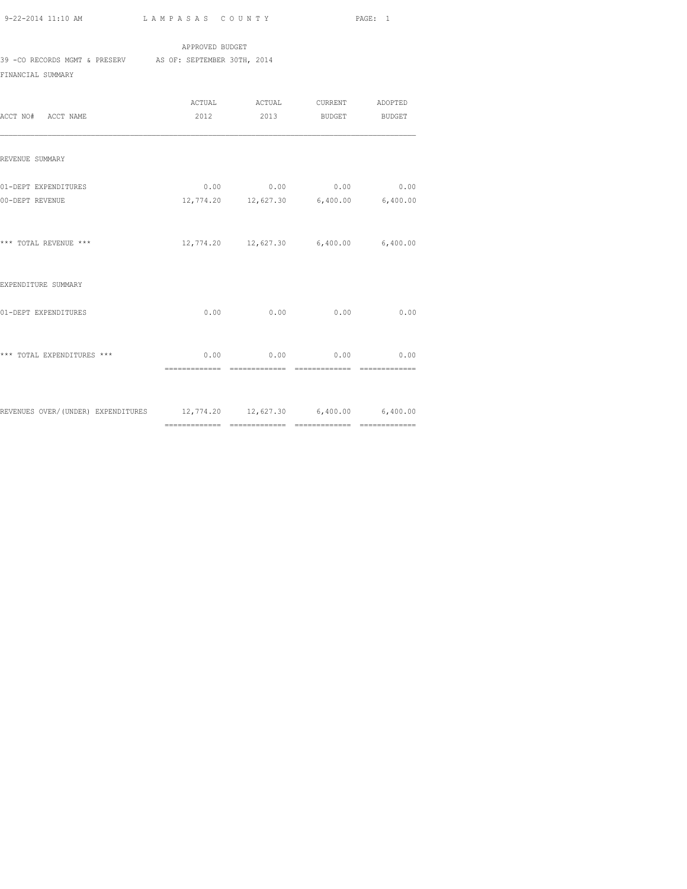APPROVED BUDGET

39 -CO RECORDS MGMT & PRESERV AS OF: SEPTEMBER 30TH, 2014

FINANCIAL SUMMARY

| ACCT NO# ACCT NAME | ACTUAL 2012 | ACTUAL 2013 | CURRENT BUDGET | ADOPTED BUDGET |
|---|---|---|---|---|
| REVENUE SUMMARY | | | | |
| 01-DEPT EXPENDITURES | 0.00 | 0.00 | 0.00 | 0.00 |
| 00-DEPT REVENUE | 12,774.20 | 12,627.30 | 6,400.00 | 6,400.00 |
| *** TOTAL REVENUE *** | 12,774.20 | 12,627.30 | 6,400.00 | 6,400.00 |
| EXPENDITURE SUMMARY | | | | |
| 01-DEPT EXPENDITURES | 0.00 | 0.00 | 0.00 | 0.00 |
| *** TOTAL EXPENDITURES *** | 0.00 | 0.00 | 0.00 | 0.00 |
| REVENUES OVER/(UNDER) EXPENDITURES | 12,774.20 | 12,627.30 | 6,400.00 | 6,400.00 |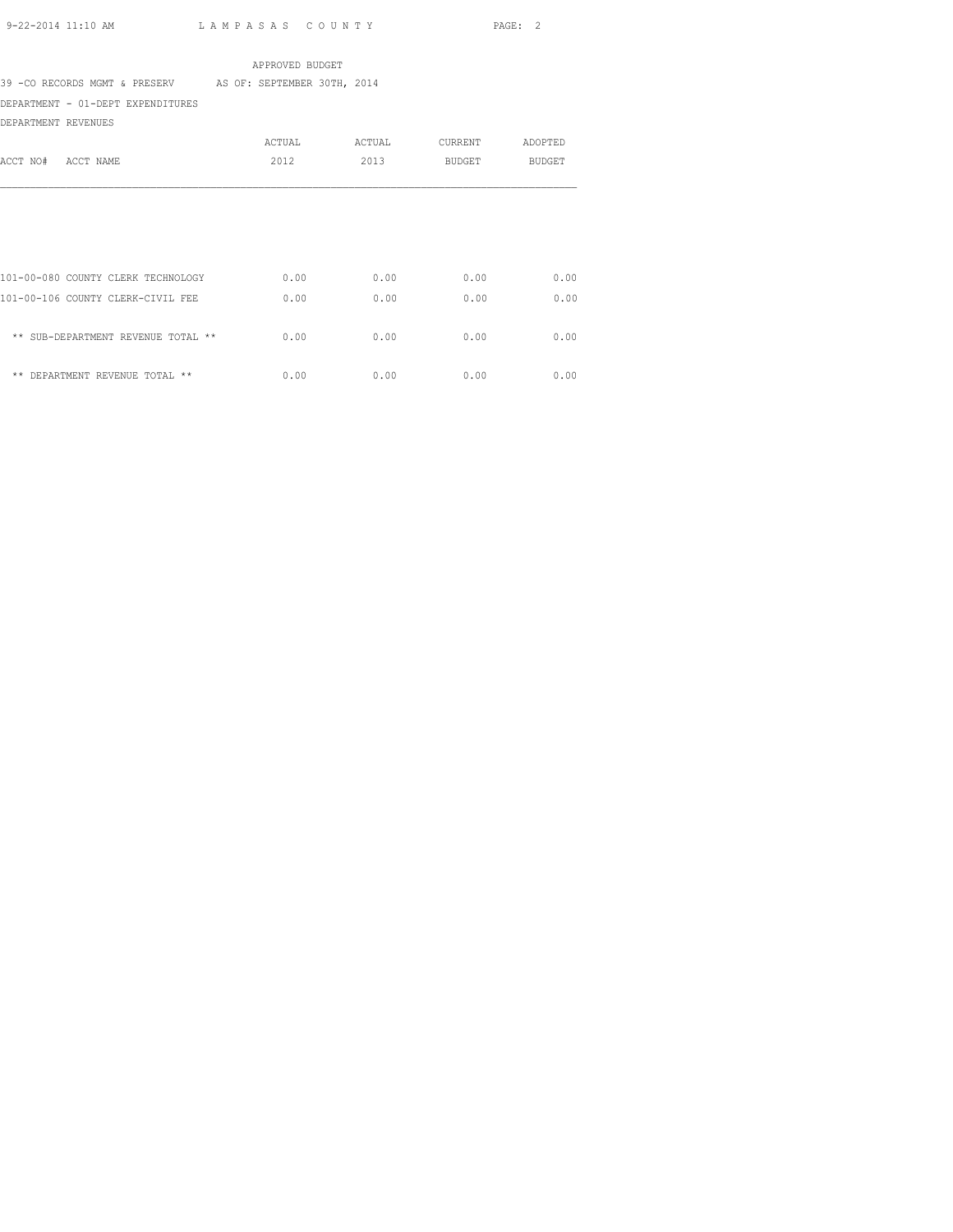APPROVED BUDGET

39 -CO RECORDS MGMT & PRESERV AS OF: SEPTEMBER 30TH, 2014

DEPARTMENT - 01-DEPT EXPENDITURES

DEPARTMENT REVENUES

| ACCT NO# ACCT NAME | ACTUAL 2012 | ACTUAL 2013 | CURRENT BUDGET | ADOPTED BUDGET |
|---|---|---|---|---|
| 101-00-080 COUNTY CLERK TECHNOLOGY | 0.00 | 0.00 | 0.00 | 0.00 |
| 101-00-106 COUNTY CLERK-CIVIL FEE | 0.00 | 0.00 | 0.00 | 0.00 |
| ** SUB-DEPARTMENT REVENUE TOTAL ** | 0.00 | 0.00 | 0.00 | 0.00 |
| ** DEPARTMENT REVENUE TOTAL ** | 0.00 | 0.00 | 0.00 | 0.00 |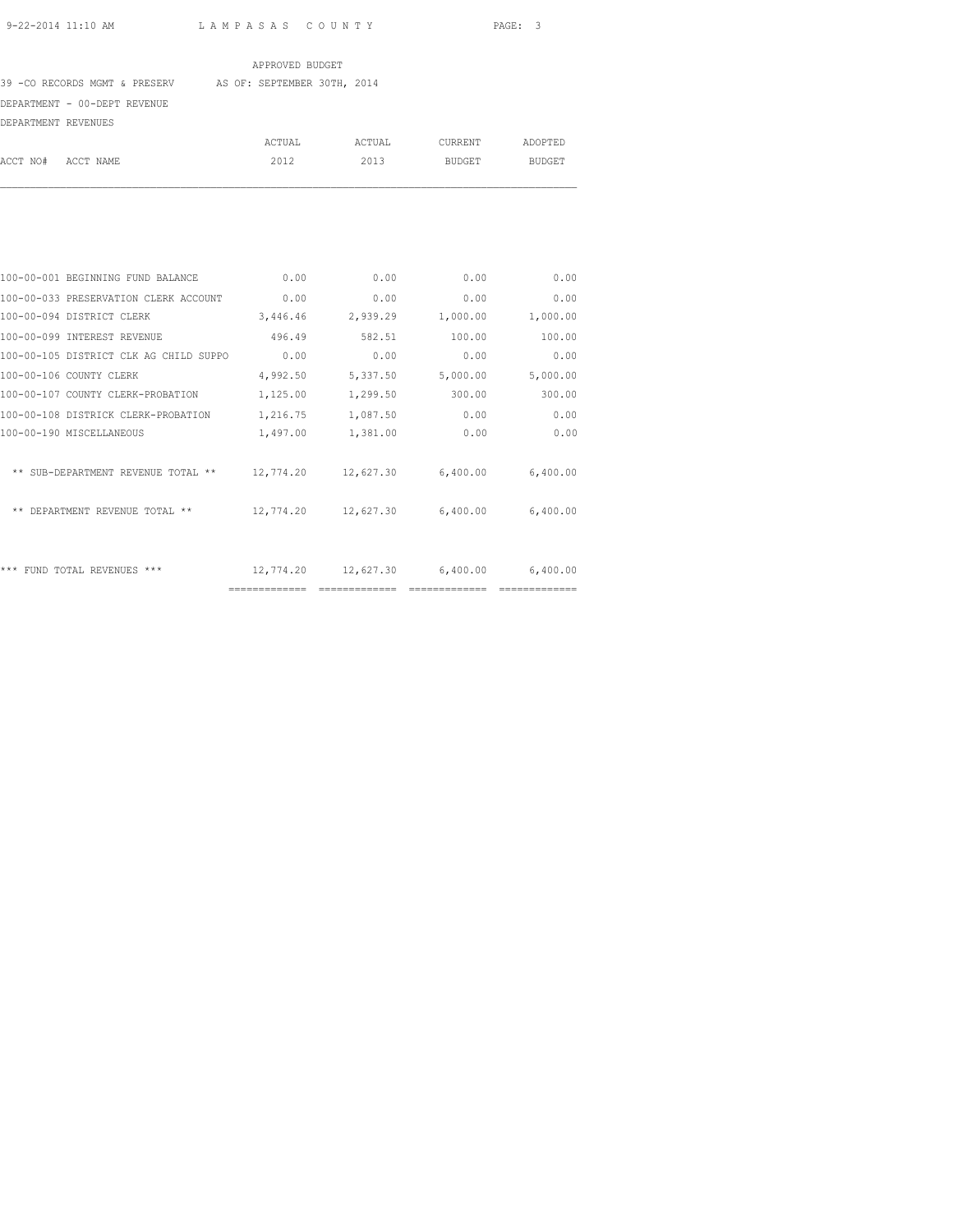APPROVED BUDGET

39 -CO RECORDS MGMT & PRESERV AS OF: SEPTEMBER 30TH, 2014

DEPARTMENT - 00-DEPT REVENUE

DEPARTMENT REVENUES

| ACCT NO# ACCT NAME | ACTUAL 2012 | ACTUAL 2013 | CURRENT BUDGET | ADOPTED BUDGET |
|---|---|---|---|---|
| 100-00-001 BEGINNING FUND BALANCE | 0.00 | 0.00 | 0.00 | 0.00 |
| 100-00-033 PRESERVATION CLERK ACCOUNT | 0.00 | 0.00 | 0.00 | 0.00 |
| 100-00-094 DISTRICT CLERK | 3,446.46 | 2,939.29 | 1,000.00 | 1,000.00 |
| 100-00-099 INTEREST REVENUE | 496.49 | 582.51 | 100.00 | 100.00 |
| 100-00-105 DISTRICT CLK AG CHILD SUPPO | 0.00 | 0.00 | 0.00 | 0.00 |
| 100-00-106 COUNTY CLERK | 4,992.50 | 5,337.50 | 5,000.00 | 5,000.00 |
| 100-00-107 COUNTY CLERK-PROBATION | 1,125.00 | 1,299.50 | 300.00 | 300.00 |
| 100-00-108 DISTRICK CLERK-PROBATION | 1,216.75 | 1,087.50 | 0.00 | 0.00 |
| 100-00-190 MISCELLANEOUS | 1,497.00 | 1,381.00 | 0.00 | 0.00 |
| ** SUB-DEPARTMENT REVENUE TOTAL ** | 12,774.20 | 12,627.30 | 6,400.00 | 6,400.00 |
| ** DEPARTMENT REVENUE TOTAL ** | 12,774.20 | 12,627.30 | 6,400.00 | 6,400.00 |
| *** FUND TOTAL REVENUES *** | 12,774.20 | 12,627.30 | 6,400.00 | 6,400.00 |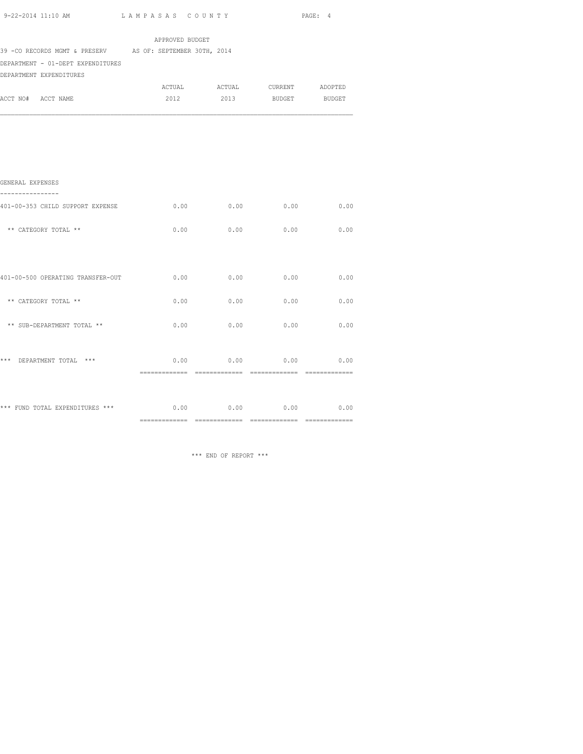APPROVED BUDGET

39 -CO RECORDS MGMT & PRESERV    AS OF: SEPTEMBER 30TH, 2014

DEPARTMENT - 01-DEPT EXPENDITURES

DEPARTMENT EXPENDITURES

| ACCT NO# ACCT NAME | ACTUAL 2012 | ACTUAL 2013 | CURRENT BUDGET | ADOPTED BUDGET |
|---|---|---|---|---|
| GENERAL EXPENSES | | | | |
| 401-00-353 CHILD SUPPORT EXPENSE | 0.00 | 0.00 | 0.00 | 0.00 |
| ** CATEGORY TOTAL ** | 0.00 | 0.00 | 0.00 | 0.00 |
| 401-00-500 OPERATING TRANSFER-OUT | 0.00 | 0.00 | 0.00 | 0.00 |
| ** CATEGORY TOTAL ** | 0.00 | 0.00 | 0.00 | 0.00 |
| ** SUB-DEPARTMENT TOTAL ** | 0.00 | 0.00 | 0.00 | 0.00 |
| *** DEPARTMENT TOTAL *** | 0.00 | 0.00 | 0.00 | 0.00 |
| *** FUND TOTAL EXPENDITURES *** | 0.00 | 0.00 | 0.00 | 0.00 |

*** END OF REPORT ***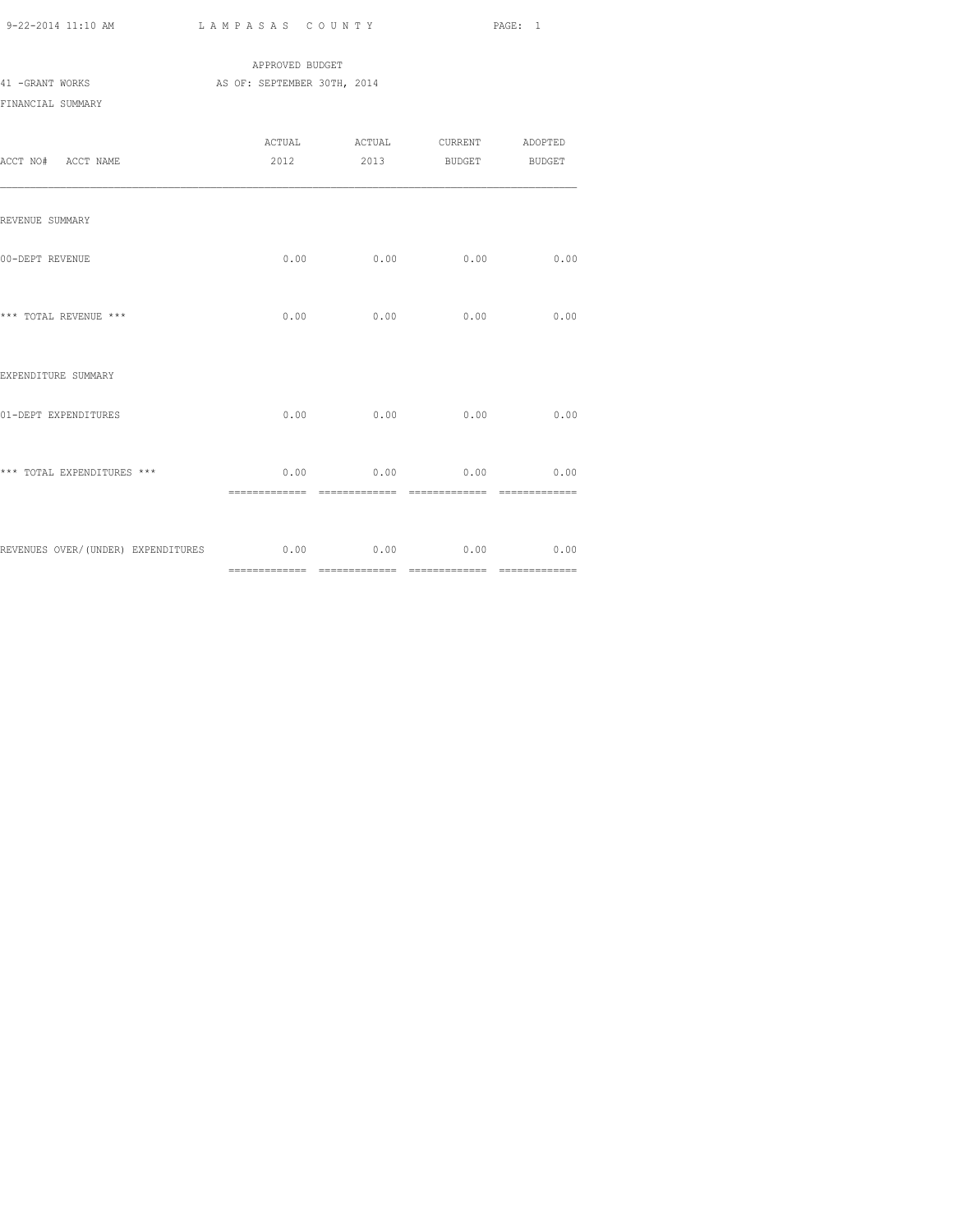APPROVED BUDGET

41 -GRANT WORKS AS OF: SEPTEMBER 30TH, 2014

FINANCIAL SUMMARY

| ACCT NO# ACCT NAME | ACTUAL 2012 | ACTUAL 2013 | CURRENT BUDGET | ADOPTED BUDGET |
|---|---|---|---|---|
| REVENUE SUMMARY | | | | |
| 00-DEPT REVENUE | 0.00 | 0.00 | 0.00 | 0.00 |
| *** TOTAL REVENUE *** | 0.00 | 0.00 | 0.00 | 0.00 |
| EXPENDITURE SUMMARY | | | | |
| 01-DEPT EXPENDITURES | 0.00 | 0.00 | 0.00 | 0.00 |
| *** TOTAL EXPENDITURES *** | 0.00 | 0.00 | 0.00 | 0.00 |
| REVENUES OVER/(UNDER) EXPENDITURES | 0.00 | 0.00 | 0.00 | 0.00 |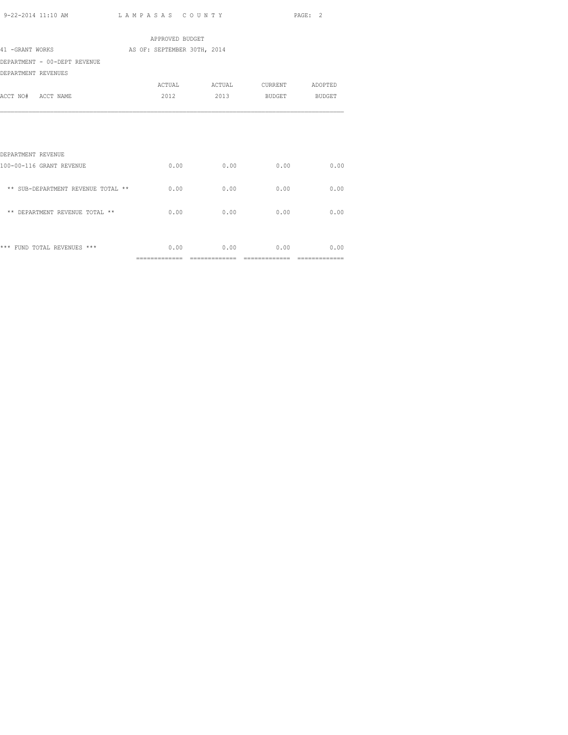APPROVED BUDGET

41 -GRANT WORKS AS OF: SEPTEMBER 30TH, 2014

DEPARTMENT - 00-DEPT REVENUE

DEPARTMENT REVENUES

| ACCT NO# ACCT NAME | ACTUAL 2012 | ACTUAL 2013 | CURRENT BUDGET | ADOPTED BUDGET |
|---|---|---|---|---|
| DEPARTMENT REVENUE | | | | |
| 100-00-116 GRANT REVENUE | 0.00 | 0.00 | 0.00 | 0.00 |
| ** SUB-DEPARTMENT REVENUE TOTAL ** | 0.00 | 0.00 | 0.00 | 0.00 |
| ** DEPARTMENT REVENUE TOTAL ** | 0.00 | 0.00 | 0.00 | 0.00 |
| *** FUND TOTAL REVENUES *** | 0.00 | 0.00 | 0.00 | 0.00 |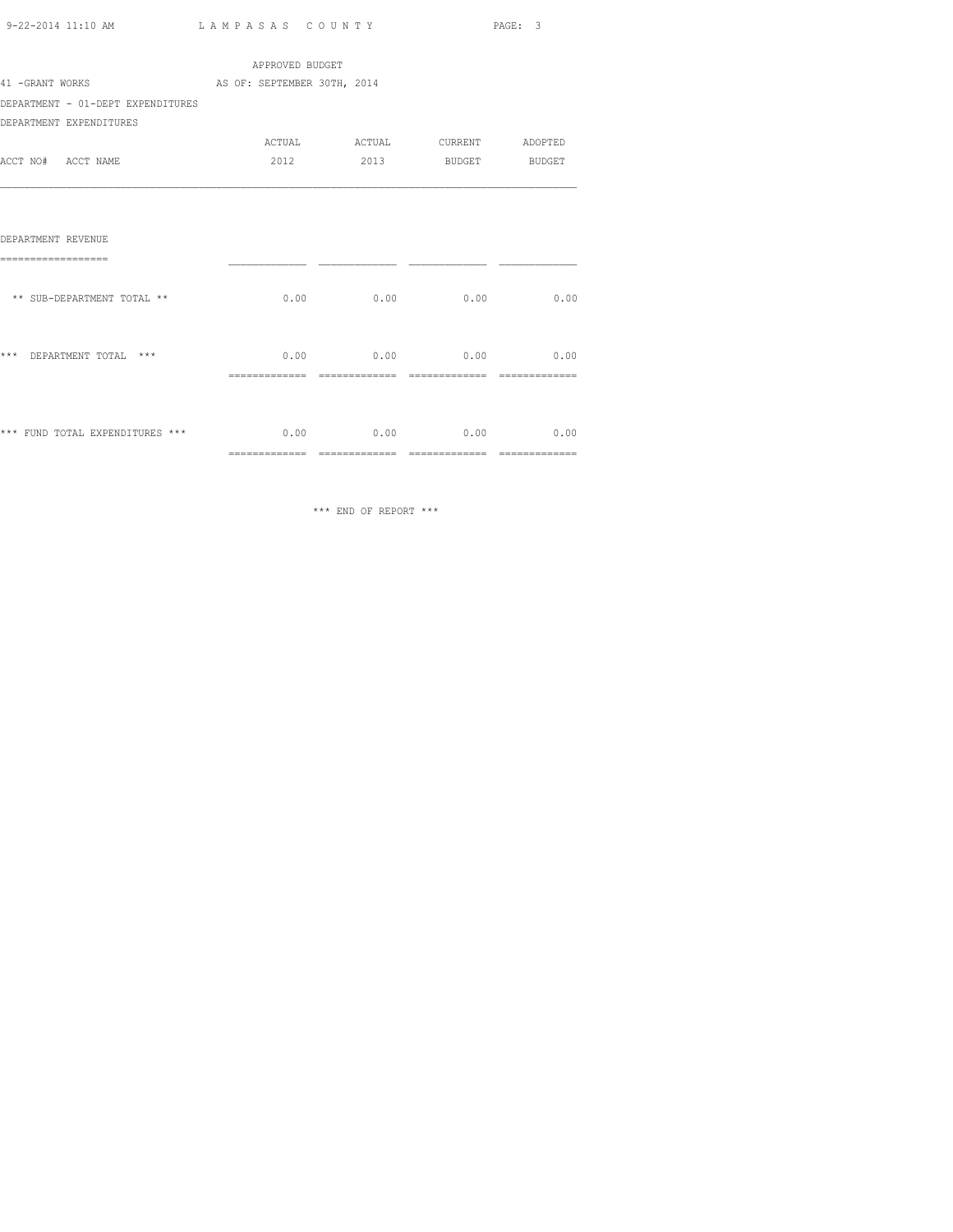APPROVED BUDGET

41 -GRANT WORKS AS OF: SEPTEMBER 30TH, 2014

DEPARTMENT - 01-DEPT EXPENDITURES

DEPARTMENT EXPENDITURES

| ACCT NO# ACCT NAME | ACTUAL 2012 | ACTUAL 2013 | CURRENT BUDGET | ADOPTED BUDGET |
|---|---|---|---|---|
| DEPARTMENT REVENUE | | | | |
| ** SUB-DEPARTMENT TOTAL ** | 0.00 | 0.00 | 0.00 | 0.00 |
| *** DEPARTMENT TOTAL *** | 0.00 | 0.00 | 0.00 | 0.00 |
| *** FUND TOTAL EXPENDITURES *** | 0.00 | 0.00 | 0.00 | 0.00 |

*** END OF REPORT ***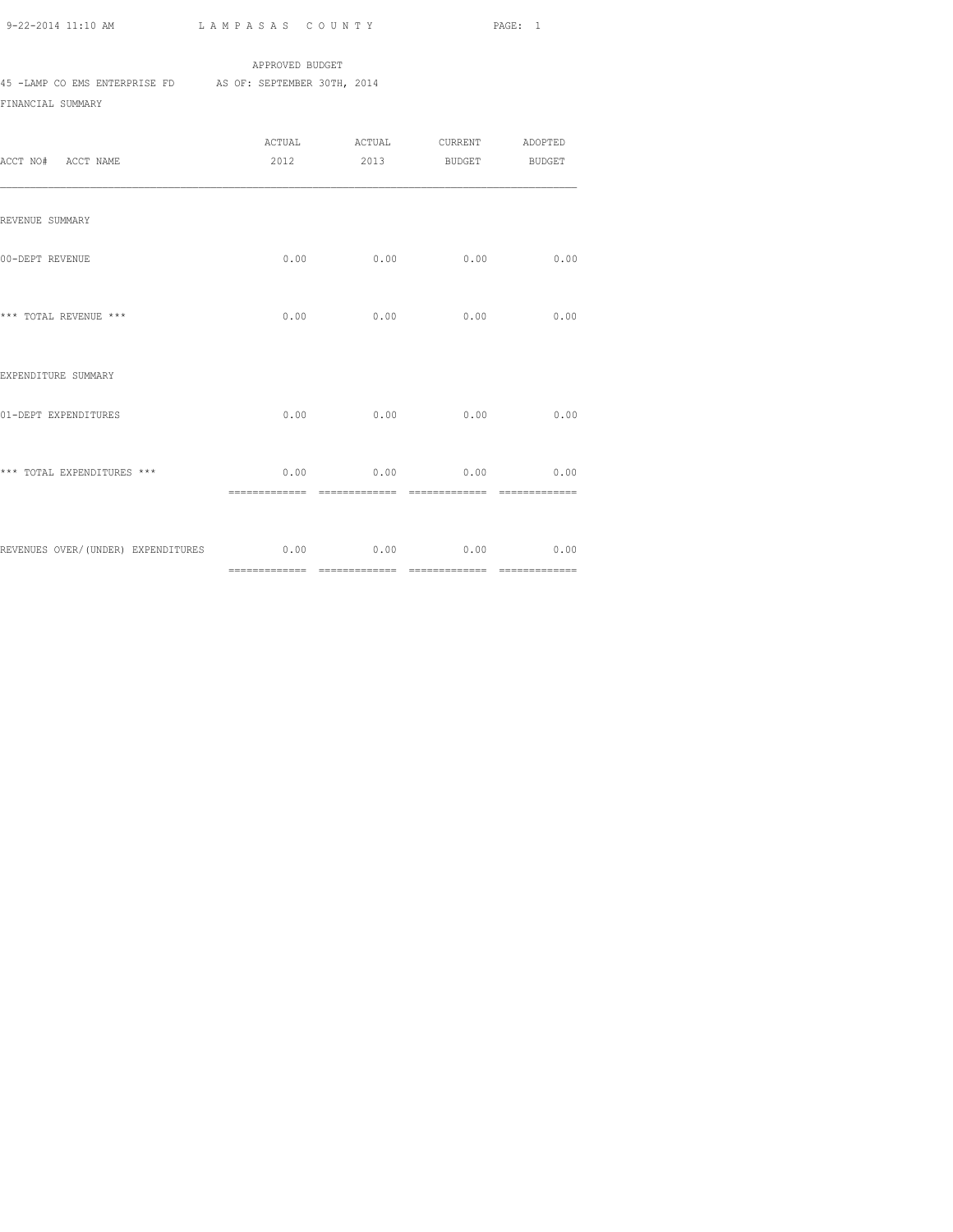9-22-2014 11:10 AM L A M P A S A S C O U N T Y

APPROVED BUDGET

45 -LAMP CO EMS ENTERPRISE FD AS OF: SEPTEMBER 30TH, 2014

FINANCIAL SUMMARY

| ACCT NO# ACCT NAME | ACTUAL 2012 | ACTUAL 2013 | CURRENT BUDGET | ADOPTED BUDGET |
|---|---|---|---|---|
| REVENUE SUMMARY | | | | |
| 00-DEPT REVENUE | 0.00 | 0.00 | 0.00 | 0.00 |
| *** TOTAL REVENUE *** | 0.00 | 0.00 | 0.00 | 0.00 |
| EXPENDITURE SUMMARY | | | | |
| 01-DEPT EXPENDITURES | 0.00 | 0.00 | 0.00 | 0.00 |
| *** TOTAL EXPENDITURES *** | 0.00 | 0.00 | 0.00 | 0.00 |
| REVENUES OVER/(UNDER) EXPENDITURES | 0.00 | 0.00 | 0.00 | 0.00 |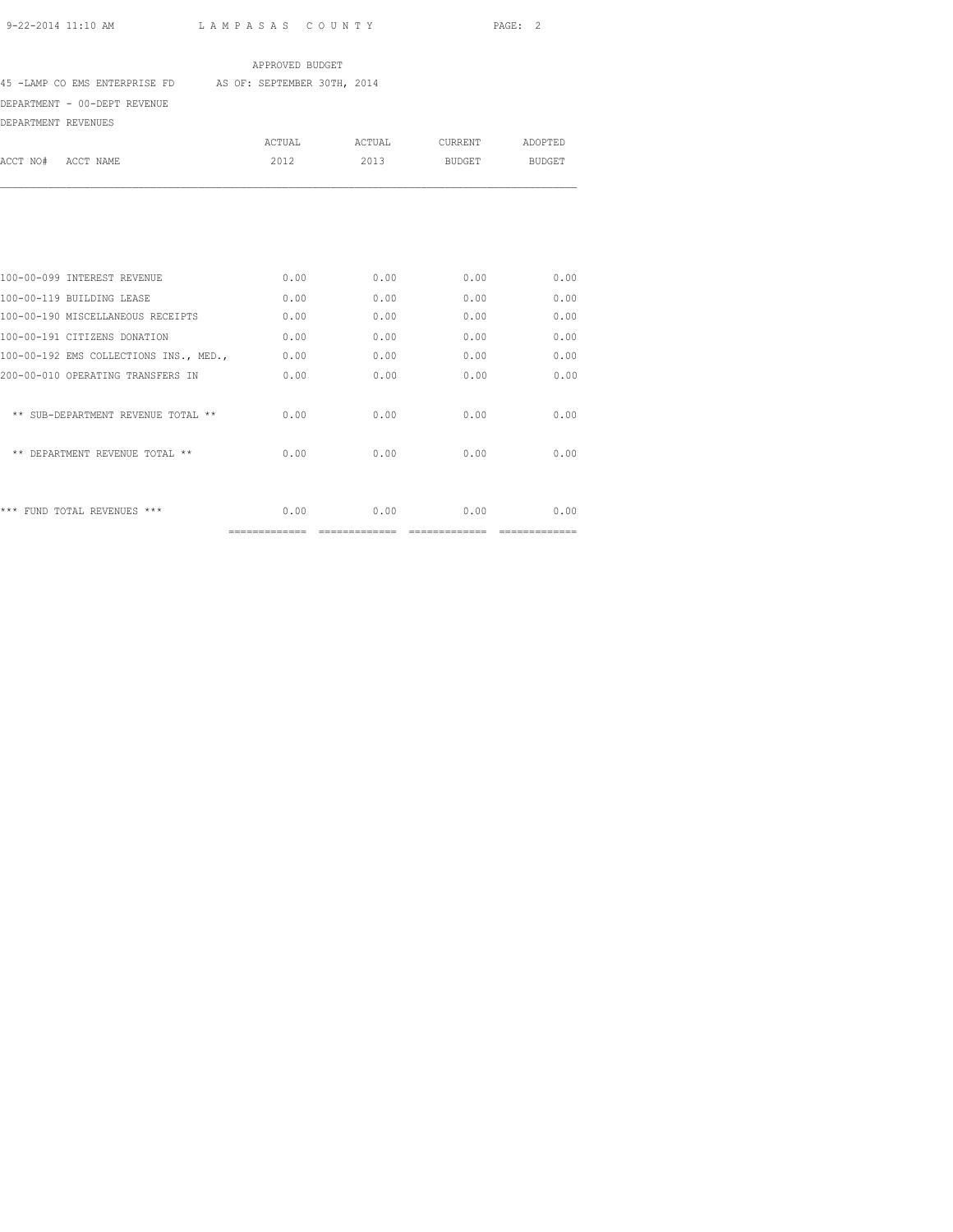APPROVED BUDGET

45 -LAMP CO EMS ENTERPRISE FD AS OF: SEPTEMBER 30TH, 2014

DEPARTMENT - 00-DEPT REVENUE

DEPARTMENT REVENUES

| ACCT NO# ACCT NAME | ACTUAL 2012 | ACTUAL 2013 | CURRENT BUDGET | ADOPTED BUDGET |
|---|---|---|---|---|
| 100-00-099 INTEREST REVENUE | 0.00 | 0.00 | 0.00 | 0.00 |
| 100-00-119 BUILDING LEASE | 0.00 | 0.00 | 0.00 | 0.00 |
| 100-00-190 MISCELLANEOUS RECEIPTS | 0.00 | 0.00 | 0.00 | 0.00 |
| 100-00-191 CITIZENS DONATION | 0.00 | 0.00 | 0.00 | 0.00 |
| 100-00-192 EMS COLLECTIONS INS., MED., | 0.00 | 0.00 | 0.00 | 0.00 |
| 200-00-010 OPERATING TRANSFERS IN | 0.00 | 0.00 | 0.00 | 0.00 |
| ** SUB-DEPARTMENT REVENUE TOTAL ** | 0.00 | 0.00 | 0.00 | 0.00 |
| ** DEPARTMENT REVENUE TOTAL ** | 0.00 | 0.00 | 0.00 | 0.00 |
| *** FUND TOTAL REVENUES *** | 0.00 | 0.00 | 0.00 | 0.00 |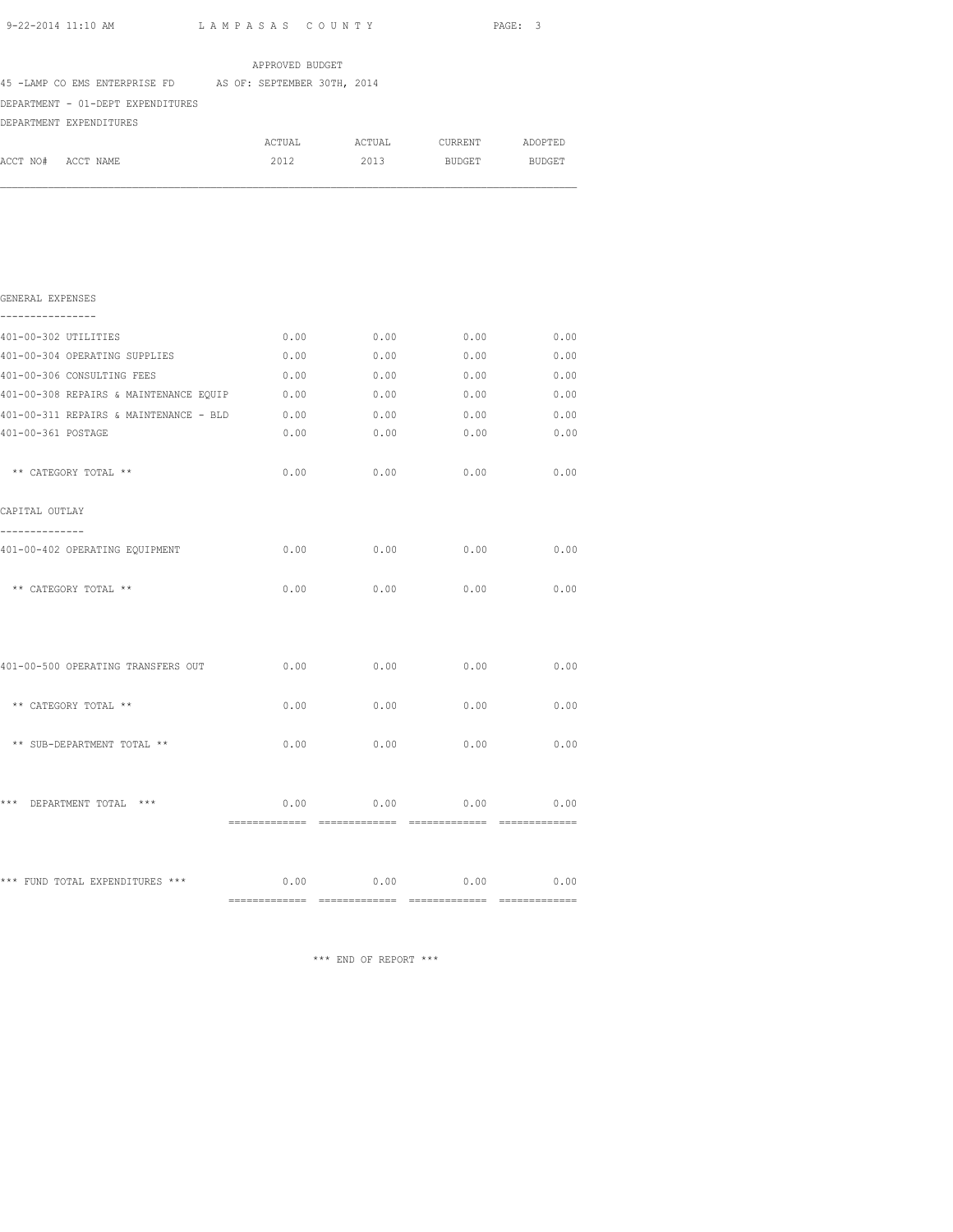APPROVED BUDGET

45 -LAMP CO EMS ENTERPRISE FD AS OF: SEPTEMBER 30TH, 2014

DEPARTMENT - 01-DEPT EXPENDITURES

DEPARTMENT EXPENDITURES

| ACCT NO# ACCT NAME | ACTUAL 2012 | ACTUAL 2013 | CURRENT BUDGET | ADOPTED BUDGET |
|---|---|---|---|---|
| **GENERAL EXPENSES** | | | | |
| 401-00-302 UTILITIES | 0.00 | 0.00 | 0.00 | 0.00 |
| 401-00-304 OPERATING SUPPLIES | 0.00 | 0.00 | 0.00 | 0.00 |
| 401-00-306 CONSULTING FEES | 0.00 | 0.00 | 0.00 | 0.00 |
| 401-00-308 REPAIRS & MAINTENANCE EQUIP | 0.00 | 0.00 | 0.00 | 0.00 |
| 401-00-311 REPAIRS & MAINTENANCE - BLD | 0.00 | 0.00 | 0.00 | 0.00 |
| 401-00-361 POSTAGE | 0.00 | 0.00 | 0.00 | 0.00 |
| ** CATEGORY TOTAL ** | 0.00 | 0.00 | 0.00 | 0.00 |
| **CAPITAL OUTLAY** | | | | |
| 401-00-402 OPERATING EQUIPMENT | 0.00 | 0.00 | 0.00 | 0.00 |
| ** CATEGORY TOTAL ** | 0.00 | 0.00 | 0.00 | 0.00 |
| 401-00-500 OPERATING TRANSFERS OUT | 0.00 | 0.00 | 0.00 | 0.00 |
| ** CATEGORY TOTAL ** | 0.00 | 0.00 | 0.00 | 0.00 |
| ** SUB-DEPARTMENT TOTAL ** | 0.00 | 0.00 | 0.00 | 0.00 |
| *** DEPARTMENT TOTAL *** | 0.00 | 0.00 | 0.00 | 0.00 |
| *** FUND TOTAL EXPENDITURES *** | 0.00 | 0.00 | 0.00 | 0.00 |

*** END OF REPORT ***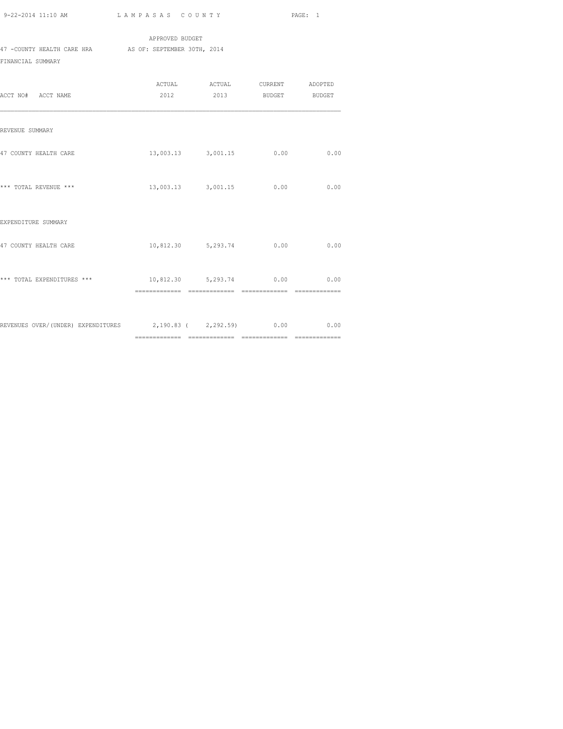9-22-2014 11:10 AM LAMPASAS COUNTY PAGE: 1

APPROVED BUDGET

47 -COUNTY HEALTH CARE HRA AS OF: SEPTEMBER 30TH, 2014

FINANCIAL SUMMARY

| ACCT NO# ACCT NAME | ACTUAL 2012 | ACTUAL 2013 | CURRENT BUDGET | ADOPTED BUDGET |
|---|---|---|---|---|
| REVENUE SUMMARY | | | | |
| 47 COUNTY HEALTH CARE | 13,003.13 | 3,001.15 | 0.00 | 0.00 |
| *** TOTAL REVENUE *** | 13,003.13 | 3,001.15 | 0.00 | 0.00 |
| EXPENDITURE SUMMARY | | | | |
| 47 COUNTY HEALTH CARE | 10,812.30 | 5,293.74 | 0.00 | 0.00 |
| *** TOTAL EXPENDITURES *** | 10,812.30 | 5,293.74 | 0.00 | 0.00 |
| REVENUES OVER/(UNDER) EXPENDITURES | 2,190.83 | ( 2,292.59) | 0.00 | 0.00 |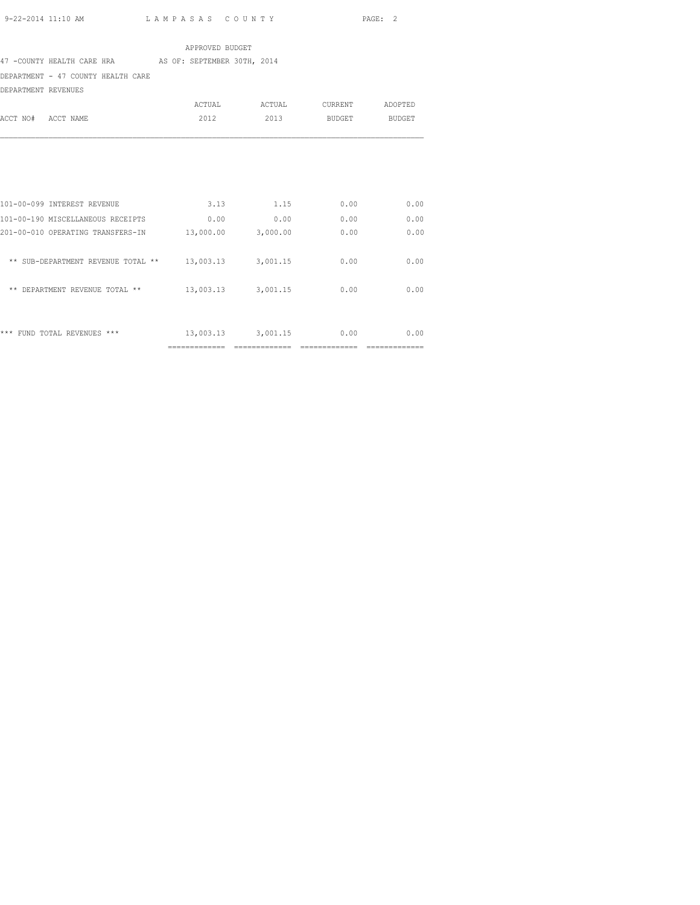APPROVED BUDGET

47 -COUNTY HEALTH CARE HRA AS OF: SEPTEMBER 30TH, 2014

DEPARTMENT - 47 COUNTY HEALTH CARE

DEPARTMENT REVENUES

| ACCT NO# ACCT NAME | ACTUAL 2012 | ACTUAL 2013 | CURRENT BUDGET | ADOPTED BUDGET |
|---|---|---|---|---|
| 101-00-099 INTEREST REVENUE | 3.13 | 1.15 | 0.00 | 0.00 |
| 101-00-190 MISCELLANEOUS RECEIPTS | 0.00 | 0.00 | 0.00 | 0.00 |
| 201-00-010 OPERATING TRANSFERS-IN | 13,000.00 | 3,000.00 | 0.00 | 0.00 |
| ** SUB-DEPARTMENT REVENUE TOTAL ** | 13,003.13 | 3,001.15 | 0.00 | 0.00 |
| ** DEPARTMENT REVENUE TOTAL ** | 13,003.13 | 3,001.15 | 0.00 | 0.00 |
| *** FUND TOTAL REVENUES *** | 13,003.13 | 3,001.15 | 0.00 | 0.00 |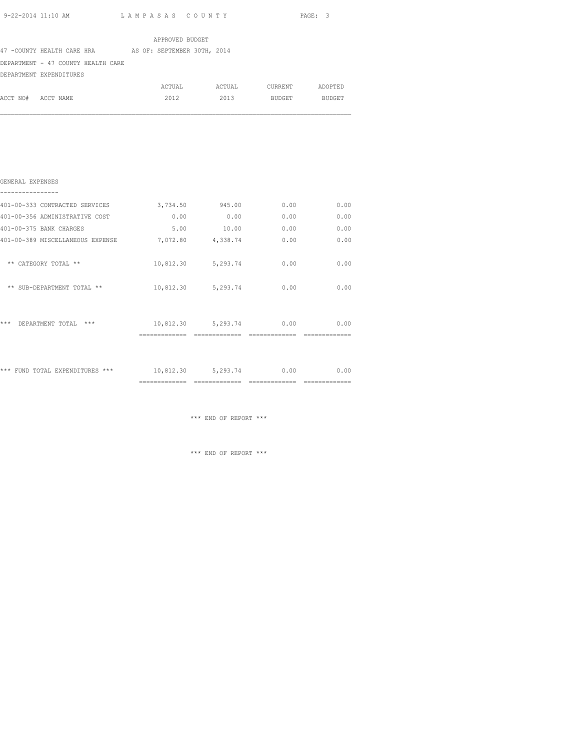APPROVED BUDGET

47 -COUNTY HEALTH CARE HRA AS OF: SEPTEMBER 30TH, 2014

DEPARTMENT - 47 COUNTY HEALTH CARE

DEPARTMENT EXPENDITURES

| ACCT NO# ACCT NAME | ACTUAL 2012 | ACTUAL 2013 | CURRENT BUDGET | ADOPTED BUDGET |
|---|---|---|---|---|
| **GENERAL EXPENSES** | | | | |
| 401-00-333 CONTRACTED SERVICES | 3,734.50 | 945.00 | 0.00 | 0.00 |
| 401-00-356 ADMINISTRATIVE COST | 0.00 | 0.00 | 0.00 | 0.00 |
| 401-00-375 BANK CHARGES | 5.00 | 10.00 | 0.00 | 0.00 |
| 401-00-389 MISCELLANEOUS EXPENSE | 7,072.80 | 4,338.74 | 0.00 | 0.00 |
| ** CATEGORY TOTAL ** | 10,812.30 | 5,293.74 | 0.00 | 0.00 |
| ** SUB-DEPARTMENT TOTAL ** | 10,812.30 | 5,293.74 | 0.00 | 0.00 |
| *** DEPARTMENT TOTAL *** | 10,812.30 | 5,293.74 | 0.00 | 0.00 |
| *** FUND TOTAL EXPENDITURES *** | 10,812.30 | 5,293.74 | 0.00 | 0.00 |

*** END OF REPORT ***

*** END OF REPORT ***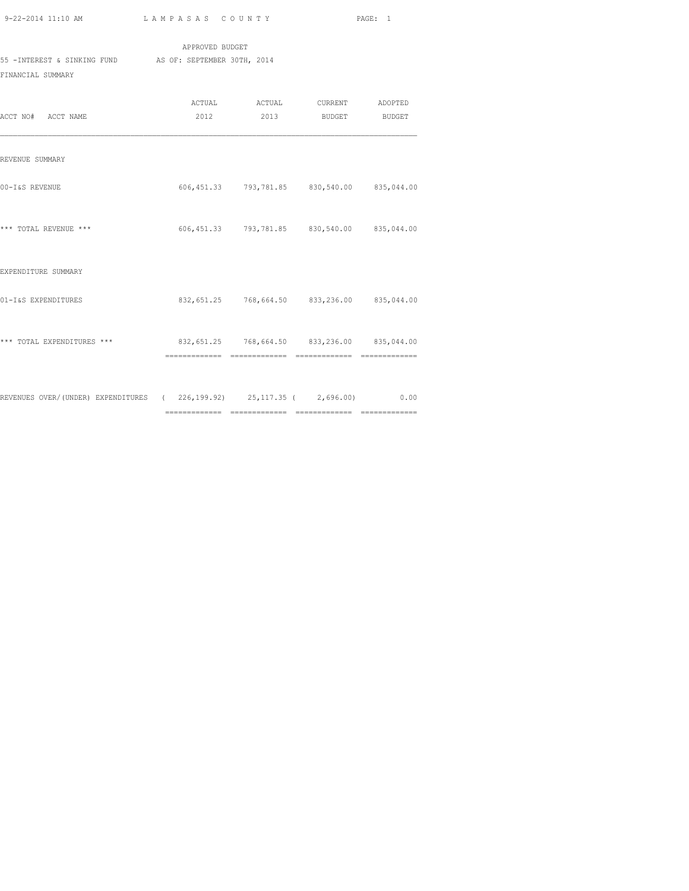APPROVED BUDGET

55 -INTEREST & SINKING FUND AS OF: SEPTEMBER 30TH, 2014

FINANCIAL SUMMARY

| ACCT NO# ACCT NAME | ACTUAL 2012 | ACTUAL 2013 | CURRENT BUDGET | ADOPTED BUDGET |
|---|---|---|---|---|
| REVENUE SUMMARY | | | | |
| 00-I&S REVENUE | 606,451.33 | 793,781.85 | 830,540.00 | 835,044.00 |
| *** TOTAL REVENUE *** | 606,451.33 | 793,781.85 | 830,540.00 | 835,044.00 |
| EXPENDITURE SUMMARY | | | | |
| 01-I&S EXPENDITURES | 832,651.25 | 768,664.50 | 833,236.00 | 835,044.00 |
| *** TOTAL EXPENDITURES *** | 832,651.25 | 768,664.50 | 833,236.00 | 835,044.00 |
| REVENUES OVER/(UNDER) EXPENDITURES | ( 226,199.92) | 25,117.35 | ( 2,696.00) | 0.00 |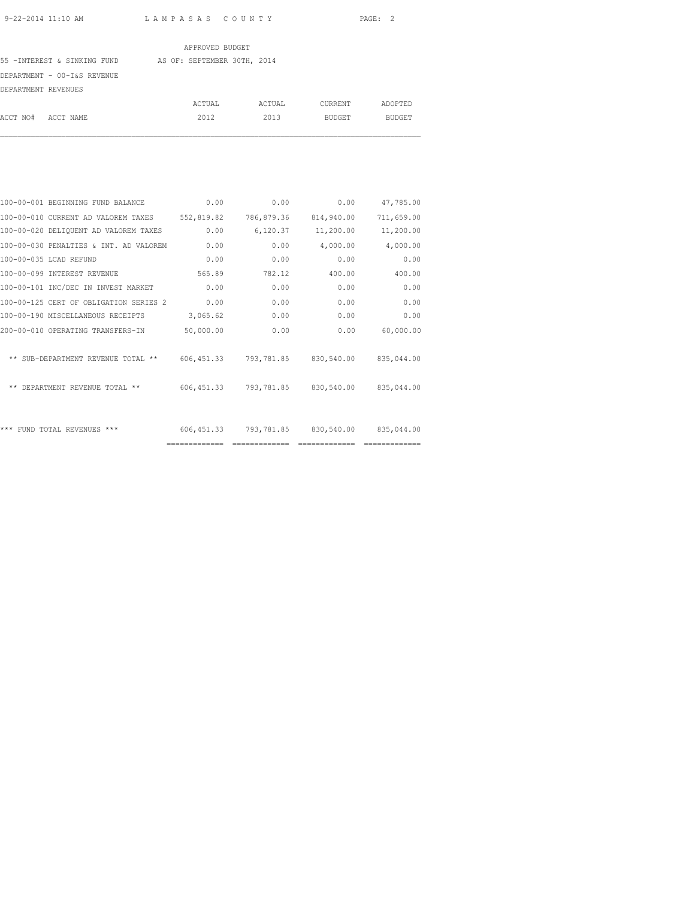APPROVED BUDGET

55 -INTEREST & SINKING FUND AS OF: SEPTEMBER 30TH, 2014

DEPARTMENT - 00-I&S REVENUE

DEPARTMENT REVENUES

| ACCT NO# | ACCT NAME | ACTUAL 2012 | ACTUAL 2013 | CURRENT BUDGET | ADOPTED BUDGET |
|---|---|---|---|---|---|
| 100-00-001 | BEGINNING FUND BALANCE | 0.00 | 0.00 | 0.00 | 47,785.00 |
| 100-00-010 | CURRENT AD VALOREM TAXES | 552,819.82 | 786,879.36 | 814,940.00 | 711,659.00 |
| 100-00-020 | DELIQUENT AD VALOREM TAXES | 0.00 | 6,120.37 | 11,200.00 | 11,200.00 |
| 100-00-030 | PENALTIES & INT. AD VALOREM | 0.00 | 0.00 | 4,000.00 | 4,000.00 |
| 100-00-035 | LCAD REFUND | 0.00 | 0.00 | 0.00 | 0.00 |
| 100-00-099 | INTEREST REVENUE | 565.89 | 782.12 | 400.00 | 400.00 |
| 100-00-101 | INC/DEC IN INVEST MARKET | 0.00 | 0.00 | 0.00 | 0.00 |
| 100-00-125 | CERT OF OBLIGATION SERIES 2 | 0.00 | 0.00 | 0.00 | 0.00 |
| 100-00-190 | MISCELLANEOUS RECEIPTS | 3,065.62 | 0.00 | 0.00 | 0.00 |
| 200-00-010 | OPERATING TRANSFERS-IN | 50,000.00 | 0.00 | 0.00 | 60,000.00 |
| | ** SUB-DEPARTMENT REVENUE TOTAL ** | 606,451.33 | 793,781.85 | 830,540.00 | 835,044.00 |
| | ** DEPARTMENT REVENUE TOTAL ** | 606,451.33 | 793,781.85 | 830,540.00 | 835,044.00 |
| | *** FUND TOTAL REVENUES *** | 606,451.33 | 793,781.85 | 830,540.00 | 835,044.00 |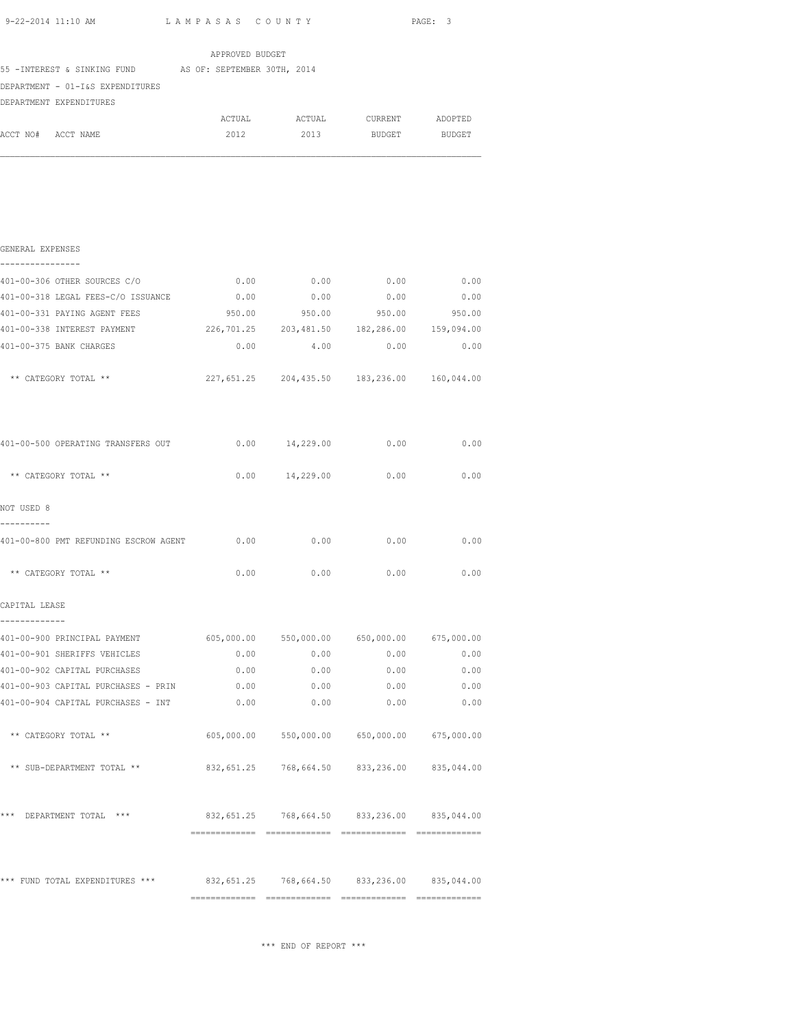APPROVED BUDGET

55 -INTEREST & SINKING FUND AS OF: SEPTEMBER 30TH, 2014

DEPARTMENT - 01-I&S EXPENDITURES

DEPARTMENT EXPENDITURES

| ACCT NO# ACCT NAME | ACTUAL 2012 | ACTUAL 2013 | CURRENT BUDGET | ADOPTED BUDGET |
|---|---|---|---|---|
| **GENERAL EXPENSES** | | | | |
| 401-00-306 OTHER SOURCES C/O | 0.00 | 0.00 | 0.00 | 0.00 |
| 401-00-318 LEGAL FEES-C/O ISSUANCE | 0.00 | 0.00 | 0.00 | 0.00 |
| 401-00-331 PAYING AGENT FEES | 950.00 | 950.00 | 950.00 | 950.00 |
| 401-00-338 INTEREST PAYMENT | 226,701.25 | 203,481.50 | 182,286.00 | 159,094.00 |
| 401-00-375 BANK CHARGES | 0.00 | 4.00 | 0.00 | 0.00 |
| ** CATEGORY TOTAL ** | 227,651.25 | 204,435.50 | 183,236.00 | 160,044.00 |
| 401-00-500 OPERATING TRANSFERS OUT | 0.00 | 14,229.00 | 0.00 | 0.00 |
| ** CATEGORY TOTAL ** | 0.00 | 14,229.00 | 0.00 | 0.00 |
| **NOT USED 8** | | | | |
| 401-00-800 PMT REFUNDING ESCROW AGENT | 0.00 | 0.00 | 0.00 | 0.00 |
| ** CATEGORY TOTAL ** | 0.00 | 0.00 | 0.00 | 0.00 |
| **CAPITAL LEASE** | | | | |
| 401-00-900 PRINCIPAL PAYMENT | 605,000.00 | 550,000.00 | 650,000.00 | 675,000.00 |
| 401-00-901 SHERIFFS VEHICLES | 0.00 | 0.00 | 0.00 | 0.00 |
| 401-00-902 CAPITAL PURCHASES | 0.00 | 0.00 | 0.00 | 0.00 |
| 401-00-903 CAPITAL PURCHASES - PRIN | 0.00 | 0.00 | 0.00 | 0.00 |
| 401-00-904 CAPITAL PURCHASES - INT | 0.00 | 0.00 | 0.00 | 0.00 |
| ** CATEGORY TOTAL ** | 605,000.00 | 550,000.00 | 650,000.00 | 675,000.00 |
| ** SUB-DEPARTMENT TOTAL ** | 832,651.25 | 768,664.50 | 833,236.00 | 835,044.00 |
| *** DEPARTMENT TOTAL *** | 832,651.25 | 768,664.50 | 833,236.00 | 835,044.00 |
| *** FUND TOTAL EXPENDITURES *** | 832,651.25 | 768,664.50 | 833,236.00 | 835,044.00 |

*** END OF REPORT ***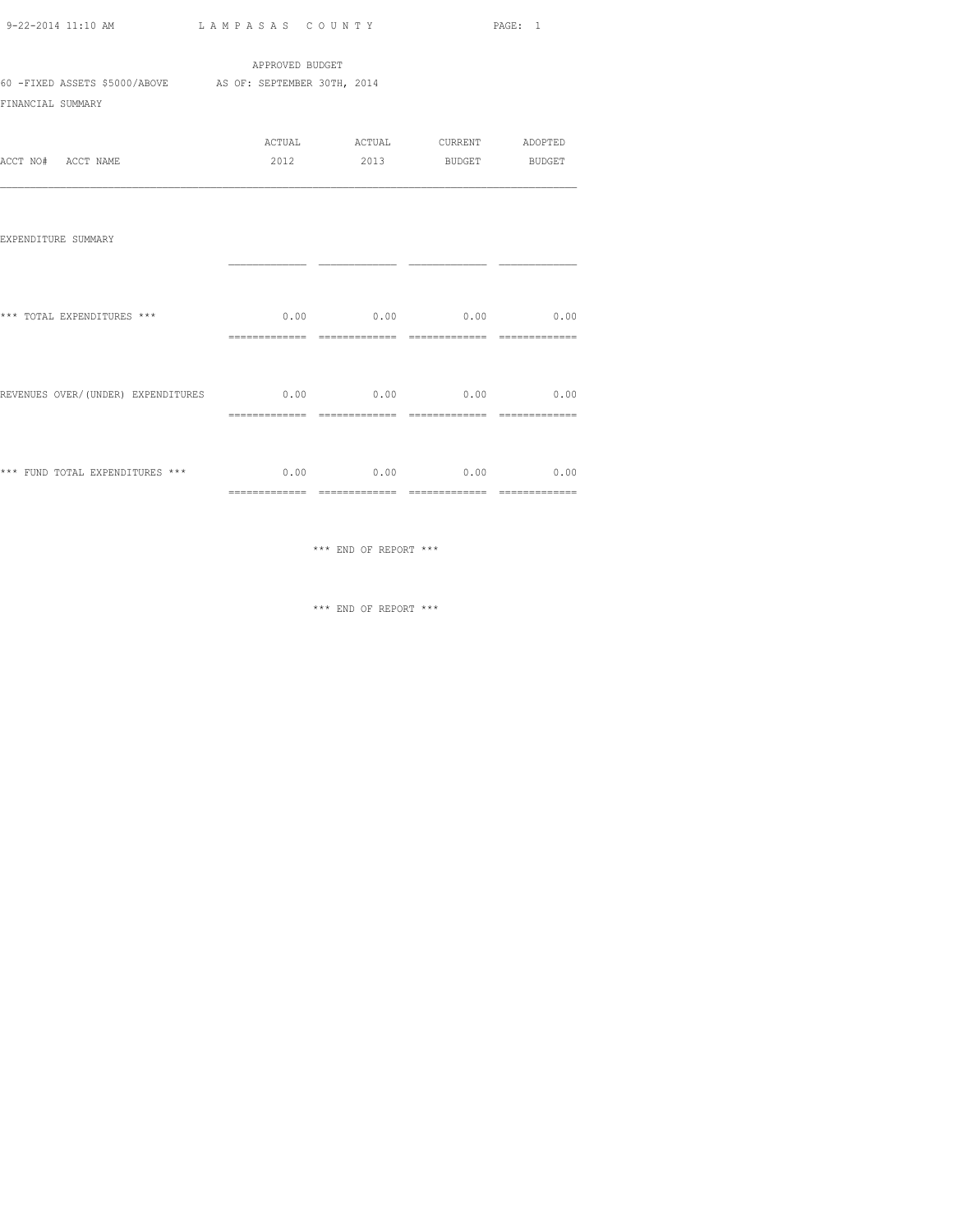APPROVED BUDGET

60 -FIXED ASSETS $5000/ABOVE AS OF: SEPTEMBER 30TH, 2014

FINANCIAL SUMMARY

| ACCT NO# ACCT NAME | ACTUAL 2012 | ACTUAL 2013 | CURRENT BUDGET | ADOPTED BUDGET |
|---|---|---|---|---|
| EXPENDITURE SUMMARY | | | | |
| *** TOTAL EXPENDITURES *** | 0.00 | 0.00 | 0.00 | 0.00 |
| REVENUES OVER/(UNDER) EXPENDITURES | 0.00 | 0.00 | 0.00 | 0.00 |
| *** FUND TOTAL EXPENDITURES *** | 0.00 | 0.00 | 0.00 | 0.00 |

*** END OF REPORT ***

*** END OF REPORT ***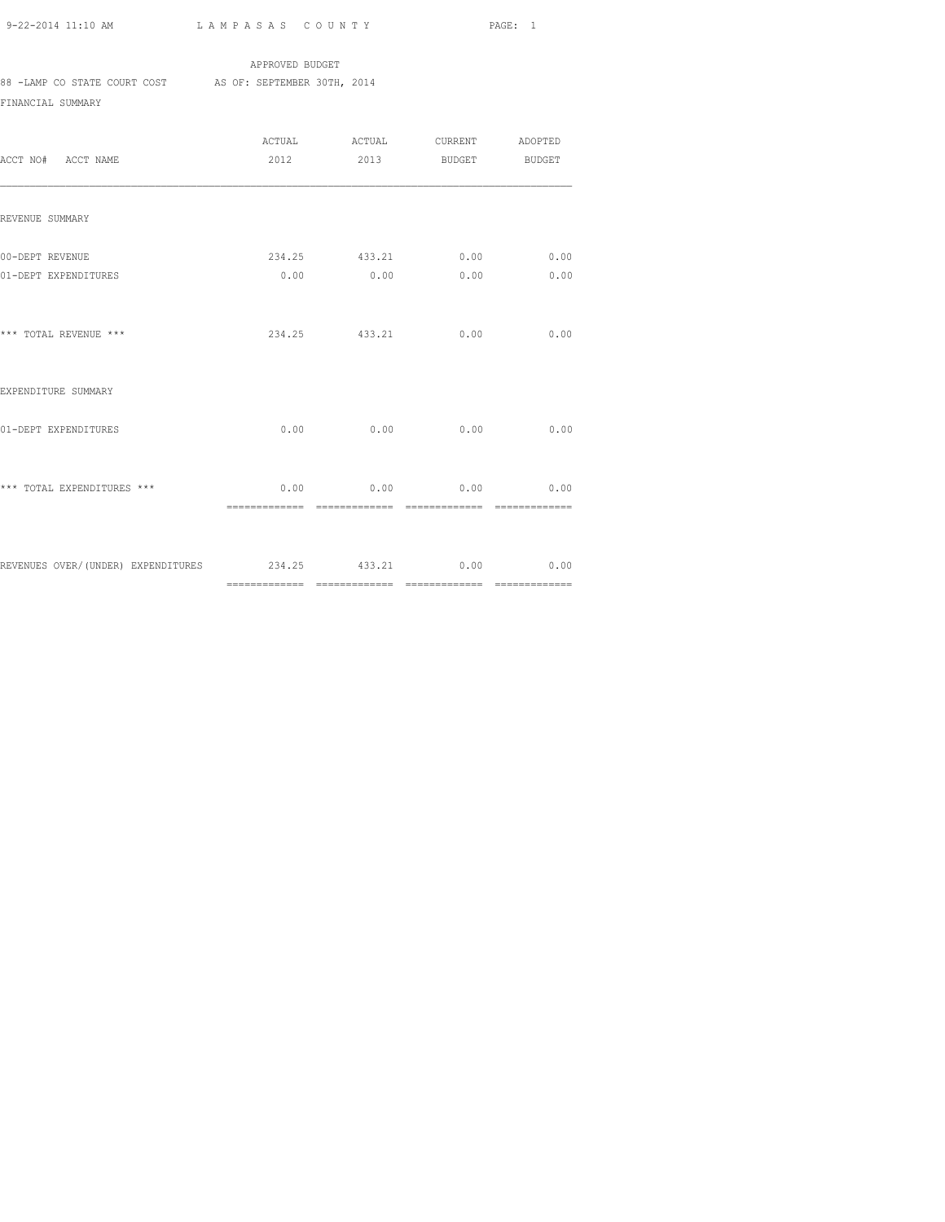APPROVED BUDGET

88 -LAMP CO STATE COURT COST AS OF: SEPTEMBER 30TH, 2014

FINANCIAL SUMMARY

| ACCT NO# ACCT NAME | ACTUAL 2012 | ACTUAL 2013 | CURRENT BUDGET | ADOPTED BUDGET |
|---|---|---|---|---|
| REVENUE SUMMARY | | | | |
| 00-DEPT REVENUE | 234.25 | 433.21 | 0.00 | 0.00 |
| 01-DEPT EXPENDITURES | 0.00 | 0.00 | 0.00 | 0.00 |
| *** TOTAL REVENUE *** | 234.25 | 433.21 | 0.00 | 0.00 |
| EXPENDITURE SUMMARY | | | | |
| 01-DEPT EXPENDITURES | 0.00 | 0.00 | 0.00 | 0.00 |
| *** TOTAL EXPENDITURES *** | 0.00 | 0.00 | 0.00 | 0.00 |
| REVENUES OVER/(UNDER) EXPENDITURES | 234.25 | 433.21 | 0.00 | 0.00 |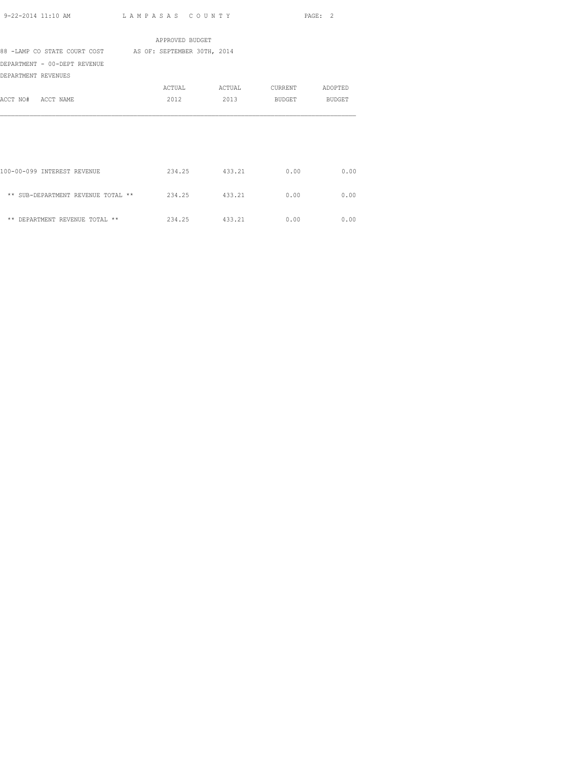APPROVED BUDGET

88 -LAMP CO STATE COURT COST AS OF: SEPTEMBER 30TH, 2014

DEPARTMENT - 00-DEPT REVENUE

DEPARTMENT REVENUES

| ACCT NO# ACCT NAME | ACTUAL 2012 | ACTUAL 2013 | CURRENT BUDGET | ADOPTED BUDGET |
|---|---|---|---|---|
| 100-00-099 INTEREST REVENUE | 234.25 | 433.21 | 0.00 | 0.00 |
| ** SUB-DEPARTMENT REVENUE TOTAL ** | 234.25 | 433.21 | 0.00 | 0.00 |
| ** DEPARTMENT REVENUE TOTAL ** | 234.25 | 433.21 | 0.00 | 0.00 |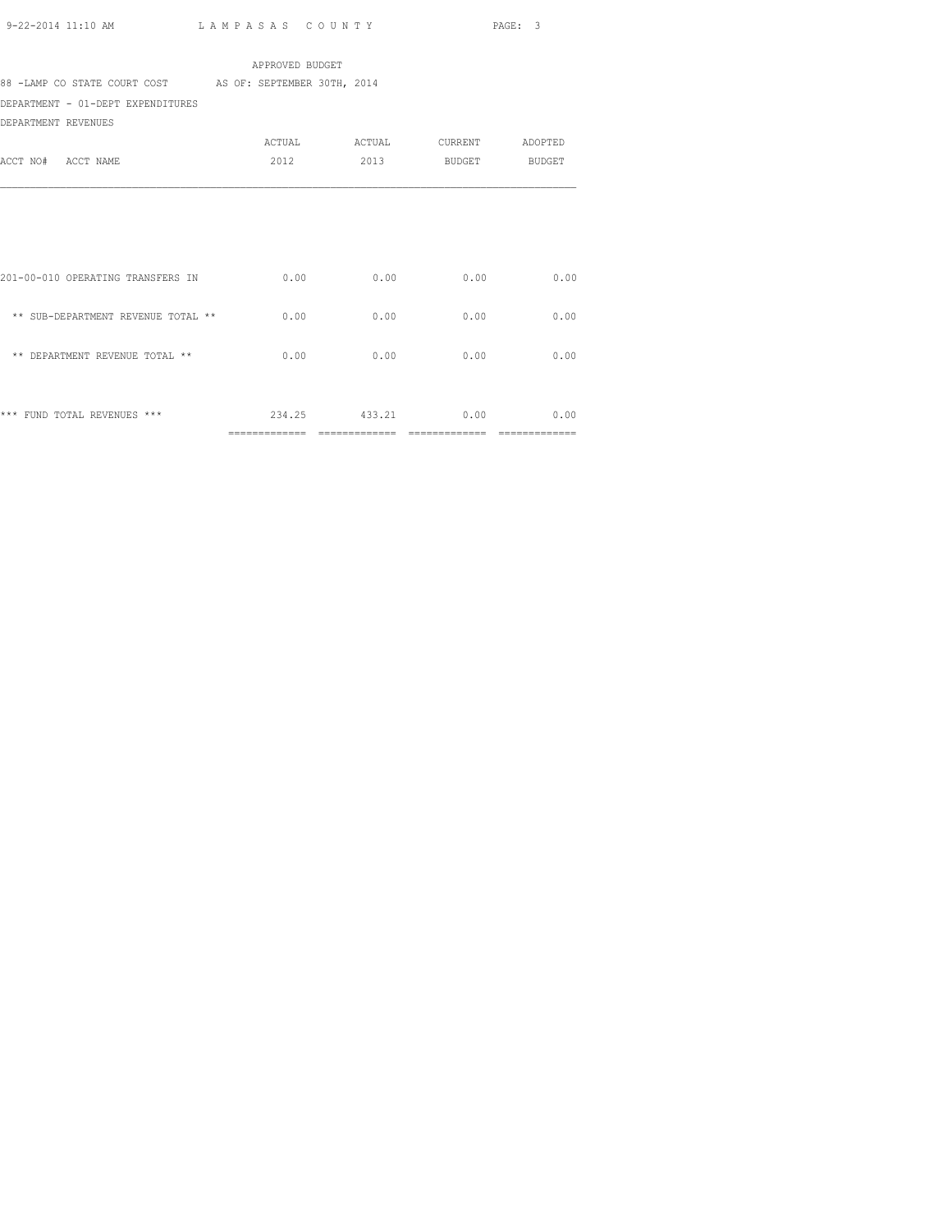APPROVED BUDGET

88 -LAMP CO STATE COURT COST AS OF: SEPTEMBER 30TH, 2014

DEPARTMENT - 01-DEPT EXPENDITURES

DEPARTMENT REVENUES

| ACCT NO# ACCT NAME | ACTUAL 2012 | ACTUAL 2013 | CURRENT BUDGET | ADOPTED BUDGET |
|---|---|---|---|---|
| 201-00-010 OPERATING TRANSFERS IN | 0.00 | 0.00 | 0.00 | 0.00 |
| ** SUB-DEPARTMENT REVENUE TOTAL ** | 0.00 | 0.00 | 0.00 | 0.00 |
| ** DEPARTMENT REVENUE TOTAL ** | 0.00 | 0.00 | 0.00 | 0.00 |
| *** FUND TOTAL REVENUES *** | 234.25 | 433.21 | 0.00 | 0.00 |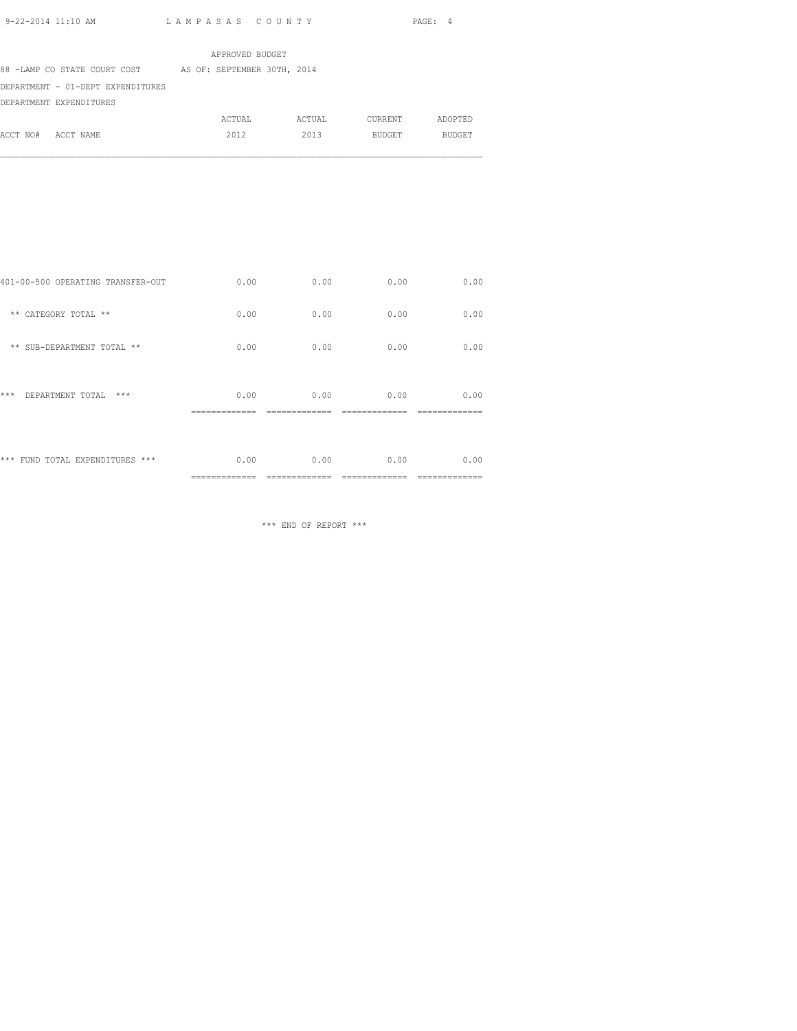APPROVED BUDGET

88 -LAMP CO STATE COURT COST AS OF: SEPTEMBER 30TH, 2014

DEPARTMENT - 01-DEPT EXPENDITURES

DEPARTMENT EXPENDITURES

| ACCT NO# ACCT NAME | ACTUAL 2012 | ACTUAL 2013 | CURRENT BUDGET | ADOPTED BUDGET |
|---|---|---|---|---|
| 401-00-500 OPERATING TRANSFER-OUT | 0.00 | 0.00 | 0.00 | 0.00 |
| ** CATEGORY TOTAL ** | 0.00 | 0.00 | 0.00 | 0.00 |
| ** SUB-DEPARTMENT TOTAL ** | 0.00 | 0.00 | 0.00 | 0.00 |
| *** DEPARTMENT TOTAL *** | 0.00 | 0.00 | 0.00 | 0.00 |
| *** FUND TOTAL EXPENDITURES *** | 0.00 | 0.00 | 0.00 | 0.00 |

*** END OF REPORT ***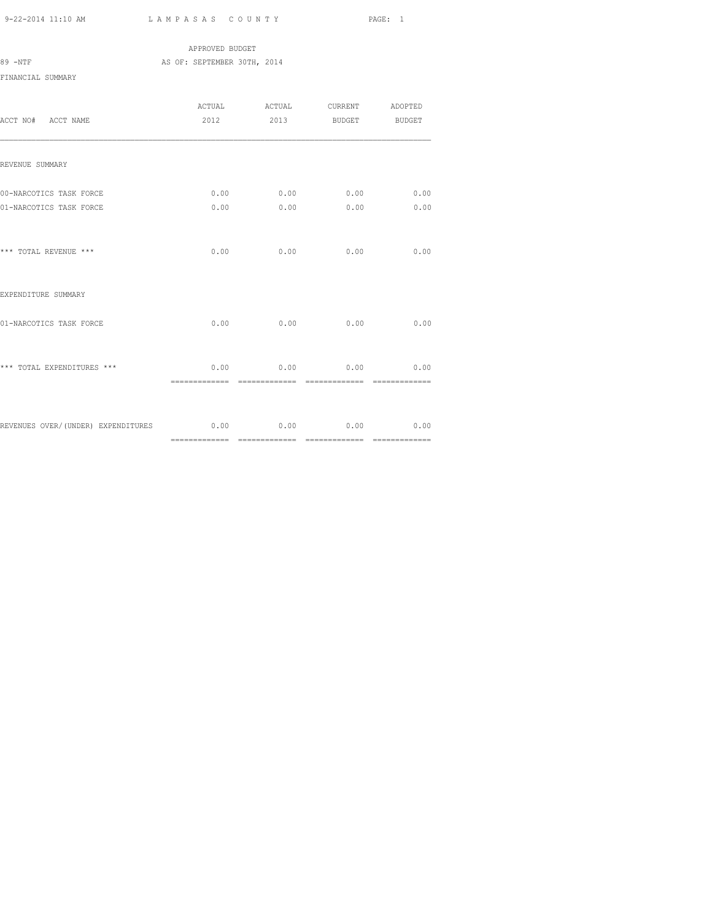LAMPASAS COUNTY

APPROVED BUDGET

89 -NTF AS OF: SEPTEMBER 30TH, 2014

FINANCIAL SUMMARY

| ACCT NO# ACCT NAME | ACTUAL 2012 | ACTUAL 2013 | CURRENT BUDGET | ADOPTED BUDGET |
|---|---|---|---|---|
| REVENUE SUMMARY | | | | |
| 00-NARCOTICS TASK FORCE | 0.00 | 0.00 | 0.00 | 0.00 |
| 01-NARCOTICS TASK FORCE | 0.00 | 0.00 | 0.00 | 0.00 |
| *** TOTAL REVENUE *** | 0.00 | 0.00 | 0.00 | 0.00 |
| EXPENDITURE SUMMARY | | | | |
| 01-NARCOTICS TASK FORCE | 0.00 | 0.00 | 0.00 | 0.00 |
| *** TOTAL EXPENDITURES *** | 0.00 | 0.00 | 0.00 | 0.00 |
| REVENUES OVER/(UNDER) EXPENDITURES | 0.00 | 0.00 | 0.00 | 0.00 |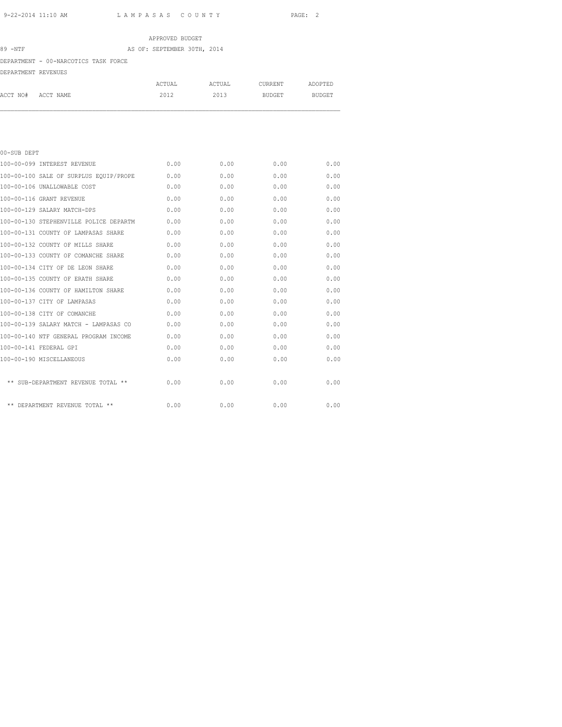APPROVED BUDGET

89 -NTF AS OF: SEPTEMBER 30TH, 2014

DEPARTMENT - 00-NARCOTICS TASK FORCE

DEPARTMENT REVENUES

| ACCT NO# | ACCT NAME | ACTUAL 2012 | ACTUAL 2013 | CURRENT BUDGET | ADOPTED BUDGET |
|---|---|---|---|---|---|
| 00-SUB DEPT | | | | | |
| 100-00-099 | INTEREST REVENUE | 0.00 | 0.00 | 0.00 | 0.00 |
| 100-00-100 | SALE OF SURPLUS EQUIP/PROPE | 0.00 | 0.00 | 0.00 | 0.00 |
| 100-00-106 | UNALLOWABLE COST | 0.00 | 0.00 | 0.00 | 0.00 |
| 100-00-116 | GRANT REVENUE | 0.00 | 0.00 | 0.00 | 0.00 |
| 100-00-129 | SALARY MATCH-DPS | 0.00 | 0.00 | 0.00 | 0.00 |
| 100-00-130 | STEPHENVILLE POLICE DEPARTM | 0.00 | 0.00 | 0.00 | 0.00 |
| 100-00-131 | COUNTY OF LAMPASAS SHARE | 0.00 | 0.00 | 0.00 | 0.00 |
| 100-00-132 | COUNTY OF MILLS SHARE | 0.00 | 0.00 | 0.00 | 0.00 |
| 100-00-133 | COUNTY OF COMANCHE SHARE | 0.00 | 0.00 | 0.00 | 0.00 |
| 100-00-134 | CITY OF DE LEON SHARE | 0.00 | 0.00 | 0.00 | 0.00 |
| 100-00-135 | COUNTY OF ERATH SHARE | 0.00 | 0.00 | 0.00 | 0.00 |
| 100-00-136 | COUNTY OF HAMILTON SHARE | 0.00 | 0.00 | 0.00 | 0.00 |
| 100-00-137 | CITY OF LAMPASAS | 0.00 | 0.00 | 0.00 | 0.00 |
| 100-00-138 | CITY OF COMANCHE | 0.00 | 0.00 | 0.00 | 0.00 |
| 100-00-139 | SALARY MATCH - LAMPASAS CO | 0.00 | 0.00 | 0.00 | 0.00 |
| 100-00-140 | NTF GENERAL PROGRAM INCOME | 0.00 | 0.00 | 0.00 | 0.00 |
| 100-00-141 | FEDERAL GPI | 0.00 | 0.00 | 0.00 | 0.00 |
| 100-00-190 | MISCELLANEOUS | 0.00 | 0.00 | 0.00 | 0.00 |
| | ** SUB-DEPARTMENT REVENUE TOTAL ** | 0.00 | 0.00 | 0.00 | 0.00 |
| | ** DEPARTMENT REVENUE TOTAL ** | 0.00 | 0.00 | 0.00 | 0.00 |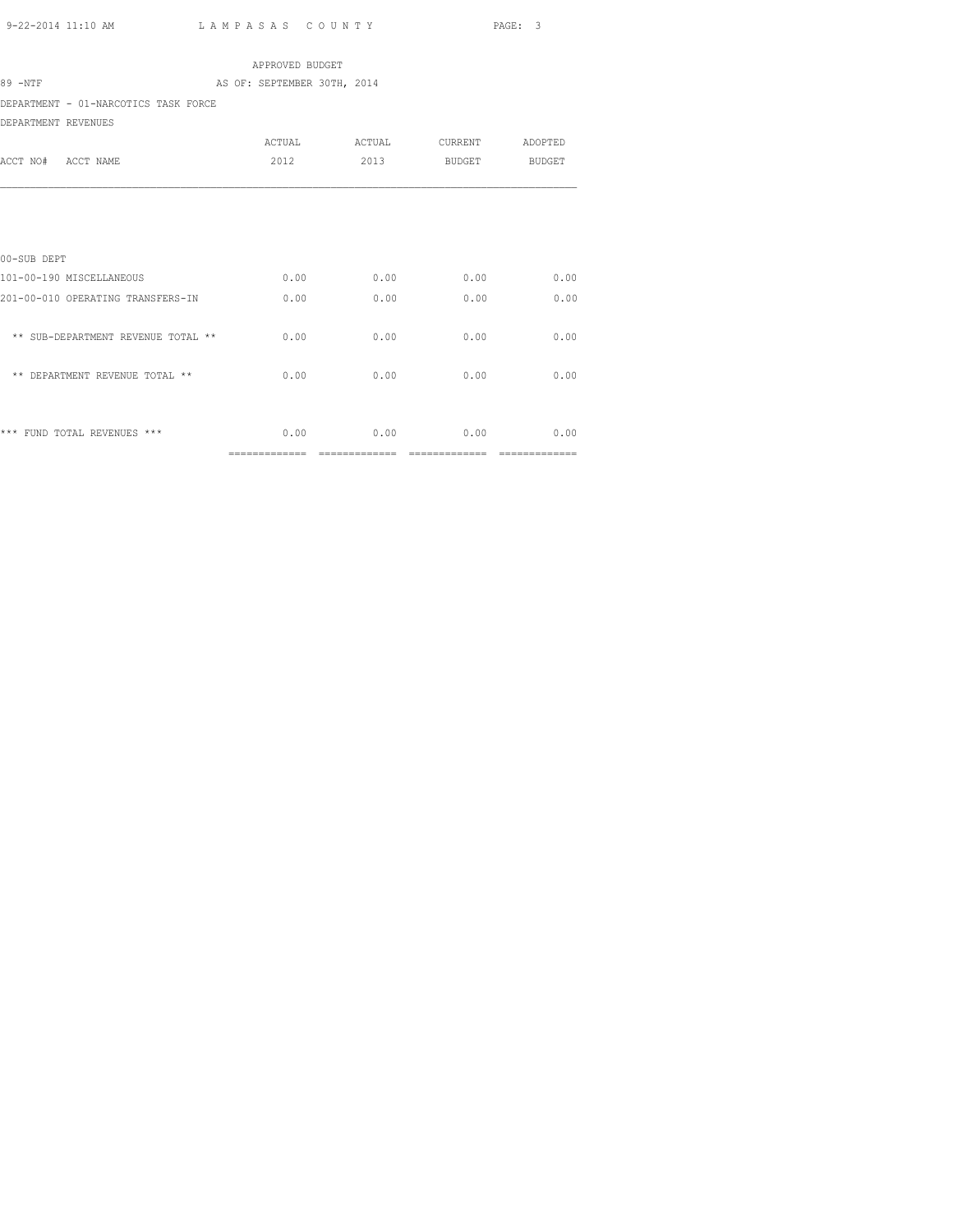APPROVED BUDGET

89 -NTF AS OF: SEPTEMBER 30TH, 2014

DEPARTMENT - 01-NARCOTICS TASK FORCE

DEPARTMENT REVENUES

| ACCT NO# ACCT NAME | ACTUAL 2012 | ACTUAL 2013 | CURRENT BUDGET | ADOPTED BUDGET |
|---|---|---|---|---|
| 00-SUB DEPT | | | | |
| 101-00-190 MISCELLANEOUS | 0.00 | 0.00 | 0.00 | 0.00 |
| 201-00-010 OPERATING TRANSFERS-IN | 0.00 | 0.00 | 0.00 | 0.00 |
| ** SUB-DEPARTMENT REVENUE TOTAL ** | 0.00 | 0.00 | 0.00 | 0.00 |
| ** DEPARTMENT REVENUE TOTAL ** | 0.00 | 0.00 | 0.00 | 0.00 |
| *** FUND TOTAL REVENUES *** | 0.00 | 0.00 | 0.00 | 0.00 |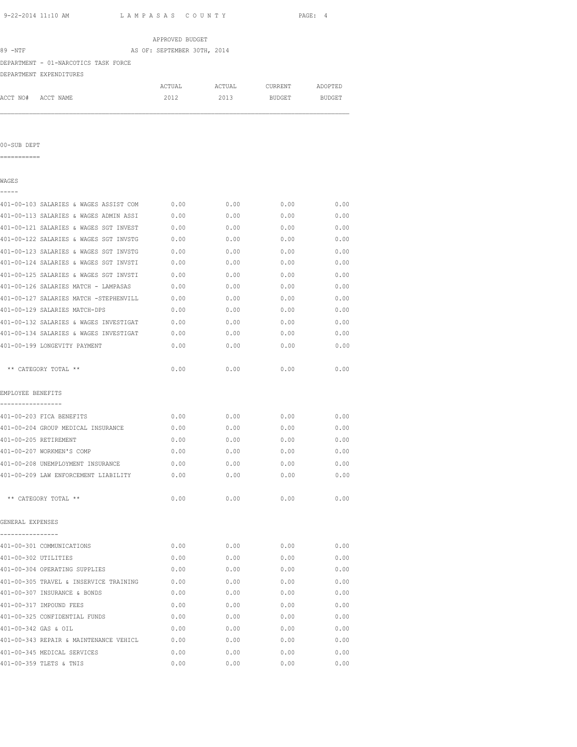APPROVED BUDGET

89 -NTF AS OF: SEPTEMBER 30TH, 2014

DEPARTMENT - 01-NARCOTICS TASK FORCE

DEPARTMENT EXPENDITURES

| ACCT NO# ACCT NAME | ACTUAL 2012 | ACTUAL 2013 | CURRENT BUDGET | ADOPTED BUDGET |
|---|---|---|---|---|
| **00-SUB DEPT** | | | | |
| **WAGES** | | | | |
| 401-00-103 SALARIES & WAGES ASSIST COM | 0.00 | 0.00 | 0.00 | 0.00 |
| 401-00-113 SALARIES & WAGES ADMIN ASSI | 0.00 | 0.00 | 0.00 | 0.00 |
| 401-00-121 SALARIES & WAGES SGT INVEST | 0.00 | 0.00 | 0.00 | 0.00 |
| 401-00-122 SALARIES & WAGES SGT INVSTG | 0.00 | 0.00 | 0.00 | 0.00 |
| 401-00-123 SALARIES & WAGES SGT INVSTG | 0.00 | 0.00 | 0.00 | 0.00 |
| 401-00-124 SALARIES & WAGES SGT INVSTI | 0.00 | 0.00 | 0.00 | 0.00 |
| 401-00-125 SALARIES & WAGES SGT INVSTI | 0.00 | 0.00 | 0.00 | 0.00 |
| 401-00-126 SALARIES MATCH - LAMPASAS | 0.00 | 0.00 | 0.00 | 0.00 |
| 401-00-127 SALARIES MATCH -STEPHENVILL | 0.00 | 0.00 | 0.00 | 0.00 |
| 401-00-129 SALARIES MATCH-DPS | 0.00 | 0.00 | 0.00 | 0.00 |
| 401-00-132 SALARIES & WAGES INVESTIGAT | 0.00 | 0.00 | 0.00 | 0.00 |
| 401-00-134 SALARIES & WAGES INVESTIGAT | 0.00 | 0.00 | 0.00 | 0.00 |
| 401-00-199 LONGEVITY PAYMENT | 0.00 | 0.00 | 0.00 | 0.00 |
| ** CATEGORY TOTAL ** | 0.00 | 0.00 | 0.00 | 0.00 |
| **EMPLOYEE BENEFITS** | | | | |
| 401-00-203 FICA BENEFITS | 0.00 | 0.00 | 0.00 | 0.00 |
| 401-00-204 GROUP MEDICAL INSURANCE | 0.00 | 0.00 | 0.00 | 0.00 |
| 401-00-205 RETIREMENT | 0.00 | 0.00 | 0.00 | 0.00 |
| 401-00-207 WORKMEN'S COMP | 0.00 | 0.00 | 0.00 | 0.00 |
| 401-00-208 UNEMPLOYMENT INSURANCE | 0.00 | 0.00 | 0.00 | 0.00 |
| 401-00-209 LAW ENFORCEMENT LIABILITY | 0.00 | 0.00 | 0.00 | 0.00 |
| ** CATEGORY TOTAL ** | 0.00 | 0.00 | 0.00 | 0.00 |
| **GENERAL EXPENSES** | | | | |
| 401-00-301 COMMUNICATIONS | 0.00 | 0.00 | 0.00 | 0.00 |
| 401-00-302 UTILITIES | 0.00 | 0.00 | 0.00 | 0.00 |
| 401-00-304 OPERATING SUPPLIES | 0.00 | 0.00 | 0.00 | 0.00 |
| 401-00-305 TRAVEL & INSERVICE TRAINING | 0.00 | 0.00 | 0.00 | 0.00 |
| 401-00-307 INSURANCE & BONDS | 0.00 | 0.00 | 0.00 | 0.00 |
| 401-00-317 IMPOUND FEES | 0.00 | 0.00 | 0.00 | 0.00 |
| 401-00-325 CONFIDENTIAL FUNDS | 0.00 | 0.00 | 0.00 | 0.00 |
| 401-00-342 GAS & OIL | 0.00 | 0.00 | 0.00 | 0.00 |
| 401-00-343 REPAIR & MAINTENANCE VEHICL | 0.00 | 0.00 | 0.00 | 0.00 |
| 401-00-345 MEDICAL SERVICES | 0.00 | 0.00 | 0.00 | 0.00 |
| 401-00-359 TLETS & TNIS | 0.00 | 0.00 | 0.00 | 0.00 |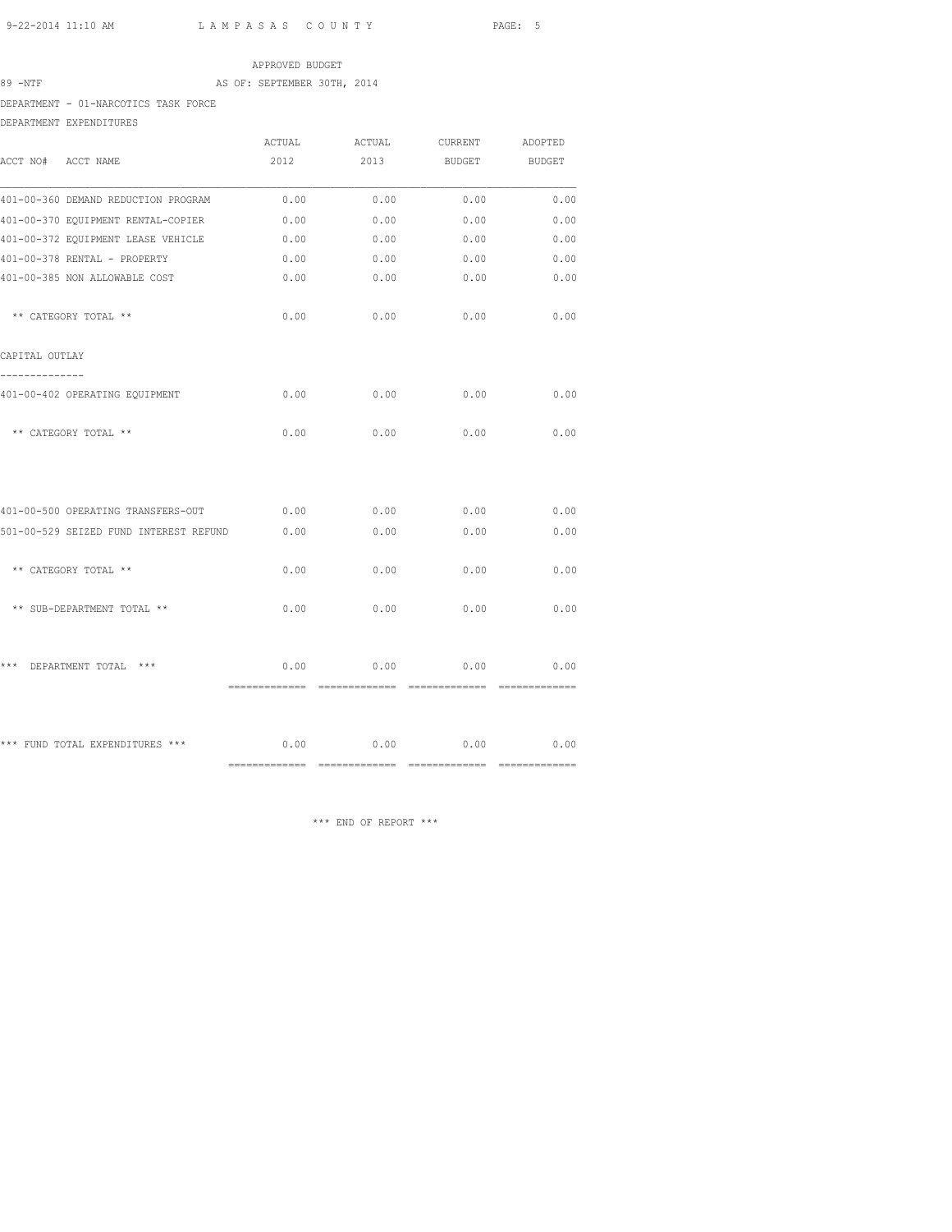APPROVED BUDGET

89 -NTF AS OF: SEPTEMBER 30TH, 2014

DEPARTMENT - 01-NARCOTICS TASK FORCE

DEPARTMENT EXPENDITURES

| ACCT NO# ACCT NAME | ACTUAL 2012 | ACTUAL 2013 | CURRENT BUDGET | ADOPTED BUDGET |
|---|---|---|---|---|
| 401-00-360 DEMAND REDUCTION PROGRAM | 0.00 | 0.00 | 0.00 | 0.00 |
| 401-00-370 EQUIPMENT RENTAL-COPIER | 0.00 | 0.00 | 0.00 | 0.00 |
| 401-00-372 EQUIPMENT LEASE VEHICLE | 0.00 | 0.00 | 0.00 | 0.00 |
| 401-00-378 RENTAL - PROPERTY | 0.00 | 0.00 | 0.00 | 0.00 |
| 401-00-385 NON ALLOWABLE COST | 0.00 | 0.00 | 0.00 | 0.00 |
| ** CATEGORY TOTAL ** | 0.00 | 0.00 | 0.00 | 0.00 |
| CAPITAL OUTLAY | | | | |
| 401-00-402 OPERATING EQUIPMENT | 0.00 | 0.00 | 0.00 | 0.00 |
| ** CATEGORY TOTAL ** | 0.00 | 0.00 | 0.00 | 0.00 |
| 401-00-500 OPERATING TRANSFERS-OUT | 0.00 | 0.00 | 0.00 | 0.00 |
| 501-00-529 SEIZED FUND INTEREST REFUND | 0.00 | 0.00 | 0.00 | 0.00 |
| ** CATEGORY TOTAL ** | 0.00 | 0.00 | 0.00 | 0.00 |
| ** SUB-DEPARTMENT TOTAL ** | 0.00 | 0.00 | 0.00 | 0.00 |
| *** DEPARTMENT TOTAL *** | 0.00 | 0.00 | 0.00 | 0.00 |
| *** FUND TOTAL EXPENDITURES *** | 0.00 | 0.00 | 0.00 | 0.00 |

*** END OF REPORT ***